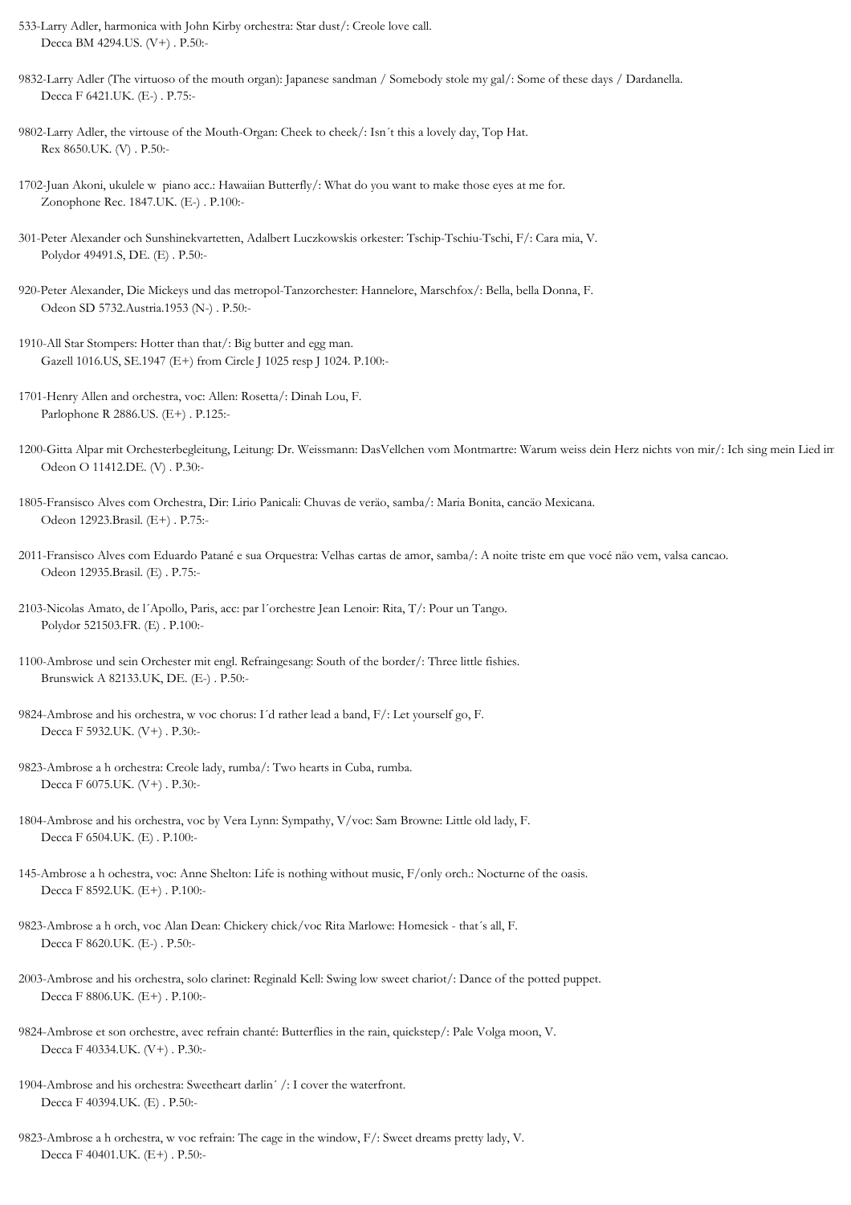533-Larry Adler, harmonica with John Kirby orchestra: Star dust/: Creole love call.
Decca BM 4294.US. (V+) . P.50:-

9832-Larry Adler (The virtuoso of the mouth organ): Japanese sandman / Somebody stole my gal/: Some of these days / Dardanella.
Decca F 6421.UK. (E-) . P.75:-

9802-Larry Adler, the virtouse of the Mouth-Organ: Cheek to cheek/: Isn´t this a lovely day, Top Hat.
Rex 8650.UK. (V) . P.50:-

1702-Juan Akoni, ukulele w piano acc.: Hawaiian Butterfly/: What do you want to make those eyes at me for.
Zonophone Rec. 1847.UK. (E-) . P.100:-

301-Peter Alexander och Sunshinekvartetten, Adalbert Luczkowskis orkester: Tschip-Tschiu-Tschi, F/: Cara mia, V.
Polydor 49491.S, DE. (E) . P.50:-

920-Peter Alexander, Die Mickeys und das metropol-Tanzorchester: Hannelore, Marschfox/: Bella, bella Donna, F.
Odeon SD 5732.Austria.1953 (N-) . P.50:-

1910-All Star Stompers: Hotter than that/: Big butter and egg man.
Gazell 1016.US, SE.1947 (E+) from Circle J 1025 resp J 1024. P.100:-

1701-Henry Allen and orchestra, voc: Allen: Rosetta/: Dinah Lou, F.
Parlophone R 2886.US. (E+) . P.125:-

1200-Gitta Alpar mit Orchesterbegleitung, Leitung: Dr. Weissmann: DasVellchen vom Montmartre: Warum weiss dein Herz nichts von mir/: Ich sing mein Lied im
Odeon O 11412.DE. (V) . P.30:-

1805-Fransisco Alves com Orchestra, Dir: Lirio Panicali: Chuvas de verão, samba/: Maria Bonita, cancão Mexicana.
Odeon 12923.Brasil. (E+) . P.75:-

2011-Fransisco Alves com Eduardo Patané e sua Orquestra: Velhas cartas de amor, samba/: A noite triste em que vocé não vem, valsa cancao.
Odeon 12935.Brasil. (E) . P.75:-

2103-Nicolas Amato, de l´Apollo, Paris, acc: par l´orchestre Jean Lenoir: Rita, T/: Pour un Tango.
Polydor 521503.FR. (E) . P.100:-

1100-Ambrose und sein Orchester mit engl. Refraingesang: South of the border/: Three little fishies.
Brunswick A 82133.UK, DE. (E-) . P.50:-

9824-Ambrose and his orchestra, w voc chorus: I´d rather lead a band, F/: Let yourself go, F.
Decca F 5932.UK. (V+) . P.30:-

9823-Ambrose a h orchestra: Creole lady, rumba/: Two hearts in Cuba, rumba.
Decca F 6075.UK. (V+) . P.30:-

1804-Ambrose and his orchestra, voc by Vera Lynn: Sympathy, V/voc: Sam Browne: Little old lady, F.
Decca F 6504.UK. (E) . P.100:-

145-Ambrose a h ochestra, voc: Anne Shelton: Life is nothing without music, F/only orch.: Nocturne of the oasis.
Decca F 8592.UK. (E+) . P.100:-

9823-Ambrose a h orch, voc Alan Dean: Chickery chick/voc Rita Marlowe: Homesick - that´s all, F.
Decca F 8620.UK. (E-) . P.50:-

2003-Ambrose and his orchestra, solo clarinet: Reginald Kell: Swing low sweet chariot/: Dance of the potted puppet.
Decca F 8806.UK. (E+) . P.100:-

9824-Ambrose et son orchestre, avec refrain chanté: Butterflies in the rain, quickstep/: Pale Volga moon, V.
Decca F 40334.UK. (V+) . P.30:-

1904-Ambrose and his orchestra: Sweetheart darlin´ /: I cover the waterfront.
Decca F 40394.UK. (E) . P.50:-

9823-Ambrose a h orchestra, w voc refrain: The cage in the window, F/: Sweet dreams pretty lady, V.
Decca F 40401.UK. (E+) . P.50:-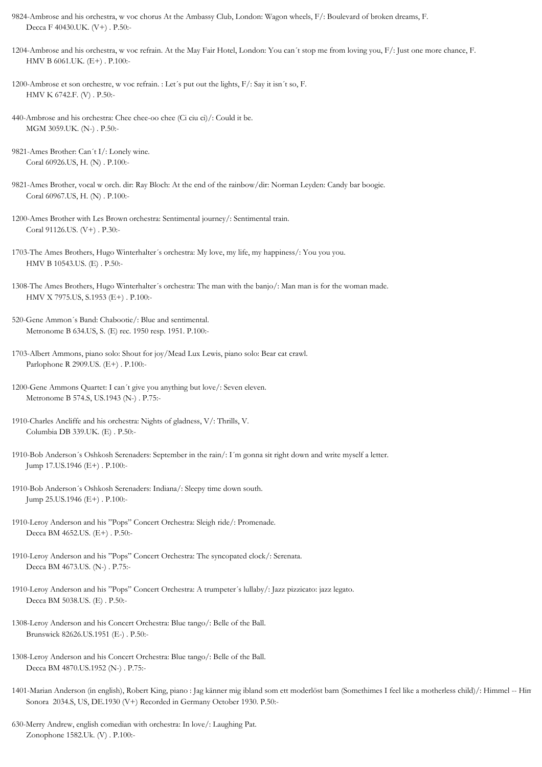9824-Ambrose and his orchestra, w voc chorus At the Ambassy Club, London: Wagon wheels, F/: Boulevard of broken dreams, F.
Decca F 40430.UK. (V+) . P.50:-

1204-Ambrose and his orchestra, w voc refrain. At the May Fair Hotel, London: You can´t stop me from loving you, F/: Just one more chance, F.
HMV B 6061.UK. (E+) . P.100:-

1200-Ambrose et son orchestre, w voc refrain. : Let´s put out the lights, F/: Say it isn´t so, F.
HMV K 6742.F. (V) . P.50:-

440-Ambrose and his orchestra: Chee chee-oo chee (Ci ciu ci)/: Could it be.
MGM 3059.UK. (N-) . P.50:-

9821-Ames Brother: Can´t I/: Lonely wine.
Coral 60926.US, H. (N) . P.100:-

9821-Ames Brother, vocal w orch. dir: Ray Bloch: At the end of the rainbow/dir: Norman Leyden: Candy bar boogie.
Coral 60967.US, H. (N) . P.100:-

1200-Ames Brother with Les Brown orchestra: Sentimental journey/: Sentimental train.
Coral 91126.US. (V+) . P.30:-

1703-The Ames Brothers, Hugo Winterhalter´s orchestra: My love, my life, my happiness/: You you you.
HMV B 10543.US. (E) . P.50:-

1308-The Ames Brothers, Hugo Winterhalter´s orchestra: The man with the banjo/: Man man is for the woman made.
HMV X 7975.US, S.1953 (E+) . P.100:-

520-Gene Ammon´s Band: Chabootie/: Blue and sentimental.
Metronome B 634.US, S. (E) rec. 1950 resp. 1951. P.100:-

1703-Albert Ammons, piano solo: Shout for joy/Mead Lux Lewis, piano solo: Bear cat crawl.
Parlophone R 2909.US. (E+) . P.100:-

1200-Gene Ammons Quartet: I can´t give you anything but love/: Seven eleven.
Metronome B 574.S, US.1943 (N-) . P.75:-

1910-Charles Ancliffe and his orchestra: Nights of gladness, V/: Thrills, V.
Columbia DB 339.UK. (E) . P.50:-

1910-Bob Anderson´s Oshkosh Serenaders: September in the rain/: I´m gonna sit right down and write myself a letter.
Jump 17.US.1946 (E+) . P.100:-

1910-Bob Anderson´s Oshkosh Serenaders: Indiana/: Sleepy time down south.
Jump 25.US.1946 (E+) . P.100:-

1910-Leroy Anderson and his "Pops" Concert Orchestra: Sleigh ride/: Promenade.
Decca BM 4652.US. (E+) . P.50:-

1910-Leroy Anderson and his "Pops" Concert Orchestra: The syncopated clock/: Serenata.
Decca BM 4673.US. (N-) . P.75:-

1910-Leroy Anderson and his "Pops" Concert Orchestra: A trumpeter´s lullaby/: Jazz pizzicato: jazz legato.
Decca BM 5038.US. (E) . P.50:-

1308-Leroy Anderson and his Concert Orchestra: Blue tango/: Belle of the Ball.
Brunswick 82626.US.1951 (E-) . P.50:-

1308-Leroy Anderson and his Concert Orchestra: Blue tango/: Belle of the Ball.
Decca BM 4870.US.1952 (N-) . P.75:-

1401-Marian Anderson (in english), Robert King, piano : Jag känner mig ibland som ett moderlöst barn (Somethimes I feel like a motherless child)/: Himmel -- Him
Sonora 2034.S, US, DE.1930 (V+) Recorded in Germany October 1930. P.50:-

630-Merry Andrew, english comedian with orchestra: In love/: Laughing Pat.
Zonophone 1582.Uk. (V) . P.100:-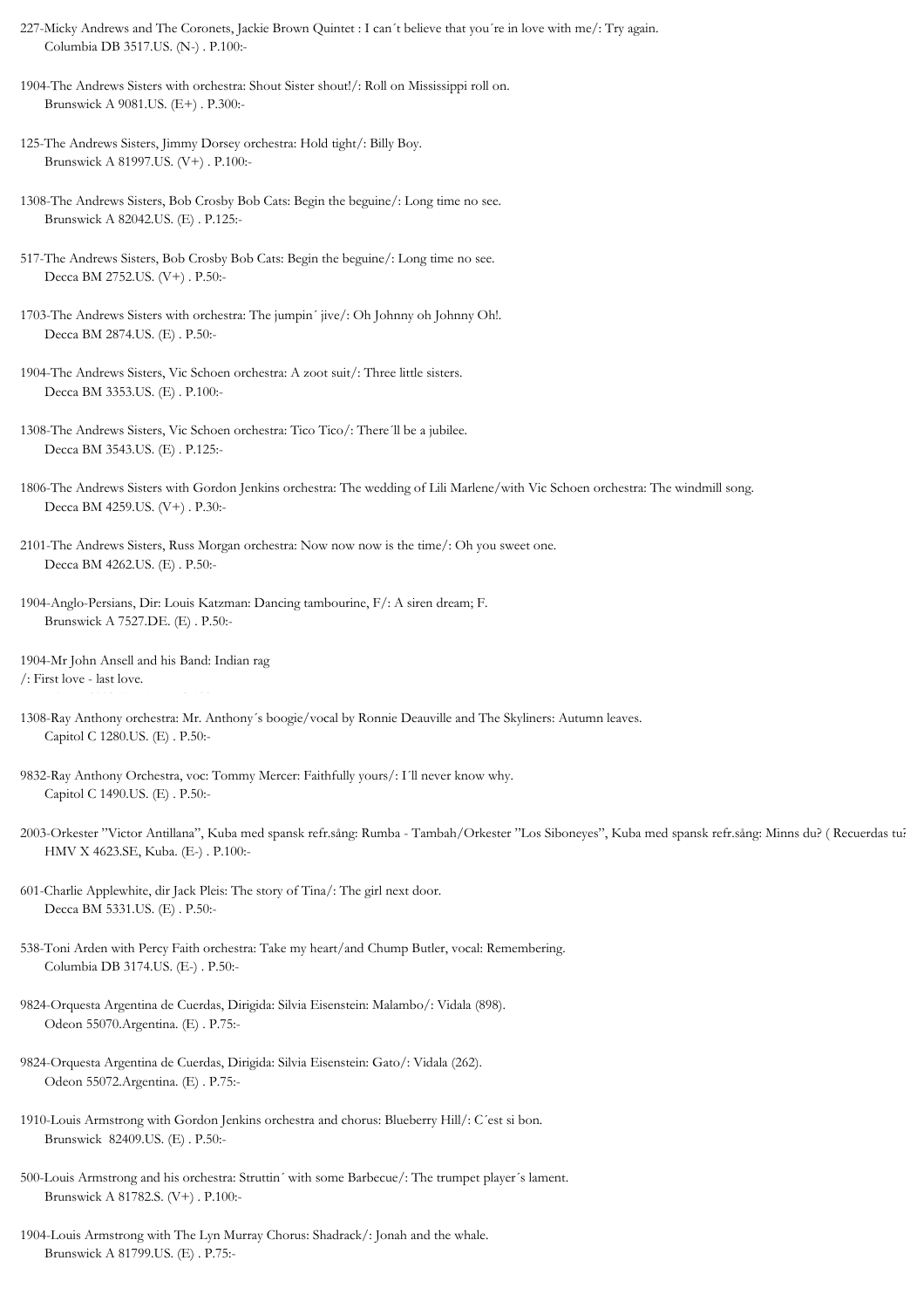227-Micky Andrews and The Coronets, Jackie Brown Quintet : I can´t believe that you´re in love with me/: Try again.
Columbia DB 3517.US. (N-) . P.100:-

1904-The Andrews Sisters with orchestra: Shout Sister shout!/: Roll on Mississippi roll on.
Brunswick A 9081.US. (E+) . P.300:-

125-The Andrews Sisters, Jimmy Dorsey orchestra: Hold tight/: Billy Boy.
Brunswick A 81997.US. (V+) . P.100:-

1308-The Andrews Sisters, Bob Crosby Bob Cats: Begin the beguine/: Long time no see.
Brunswick A 82042.US. (E) . P.125:-

517-The Andrews Sisters, Bob Crosby Bob Cats: Begin the beguine/: Long time no see.
Decca BM 2752.US. (V+) . P.50:-

1703-The Andrews Sisters with orchestra: The jumpin´ jive/: Oh Johnny oh Johnny Oh!.
Decca BM 2874.US. (E) . P.50:-

1904-The Andrews Sisters, Vic Schoen orchestra: A zoot suit/: Three little sisters.
Decca BM 3353.US. (E) . P.100:-

1308-The Andrews Sisters, Vic Schoen orchestra: Tico Tico/: There´ll be a jubilee.
Decca BM 3543.US. (E) . P.125:-

1806-The Andrews Sisters with Gordon Jenkins orchestra: The wedding of Lili Marlene/with Vic Schoen orchestra: The windmill song.
Decca BM 4259.US. (V+) . P.30:-

2101-The Andrews Sisters, Russ Morgan orchestra: Now now now is the time/: Oh you sweet one.
Decca BM 4262.US. (E) . P.50:-

1904-Anglo-Persians, Dir: Louis Katzman: Dancing tambourine, F/: A siren dream; F.
Brunswick A 7527.DE. (E) . P.50:-

1904-Mr John Ansell and his Band: Indian rag
/: First love - last love.

1308-Ray Anthony orchestra: Mr. Anthony´s boogie/vocal by Ronnie Deauville and The Skyliners: Autumn leaves.
Capitol C 1280.US. (E) . P.50:-

9832-Ray Anthony Orchestra, voc: Tommy Mercer: Faithfully yours/: I´ll never know why.
Capitol C 1490.US. (E) . P.50:-

2003-Orkester "Victor Antillana", Kuba med spansk refr.sång: Rumba - Tambah/Orkester "Los Siboneyes", Kuba med spansk refr.sång: Minns du? ( Recuerdas tu?
HMV X 4623.SE, Kuba. (E-) . P.100:-

601-Charlie Applewhite, dir Jack Pleis: The story of Tina/: The girl next door.
Decca BM 5331.US. (E) . P.50:-

538-Toni Arden with Percy Faith orchestra: Take my heart/and Chump Butler, vocal: Remembering.
Columbia DB 3174.US. (E-) . P.50:-

9824-Orquesta Argentina de Cuerdas, Dirigida: Silvia Eisenstein: Malambo/: Vidala (898).
Odeon 55070.Argentina. (E) . P.75:-

9824-Orquesta Argentina de Cuerdas, Dirigida: Silvia Eisenstein: Gato/: Vidala (262).
Odeon 55072.Argentina. (E) . P.75:-

1910-Louis Armstrong with Gordon Jenkins orchestra and chorus: Blueberry Hill/: C´est si bon.
Brunswick 82409.US. (E) . P.50:-

500-Louis Armstrong and his orchestra: Struttin´ with some Barbecue/: The trumpet player´s lament.
Brunswick A 81782.S. (V+) . P.100:-

1904-Louis Armstrong with The Lyn Murray Chorus: Shadrack/: Jonah and the whale.
Brunswick A 81799.US. (E) . P.75:-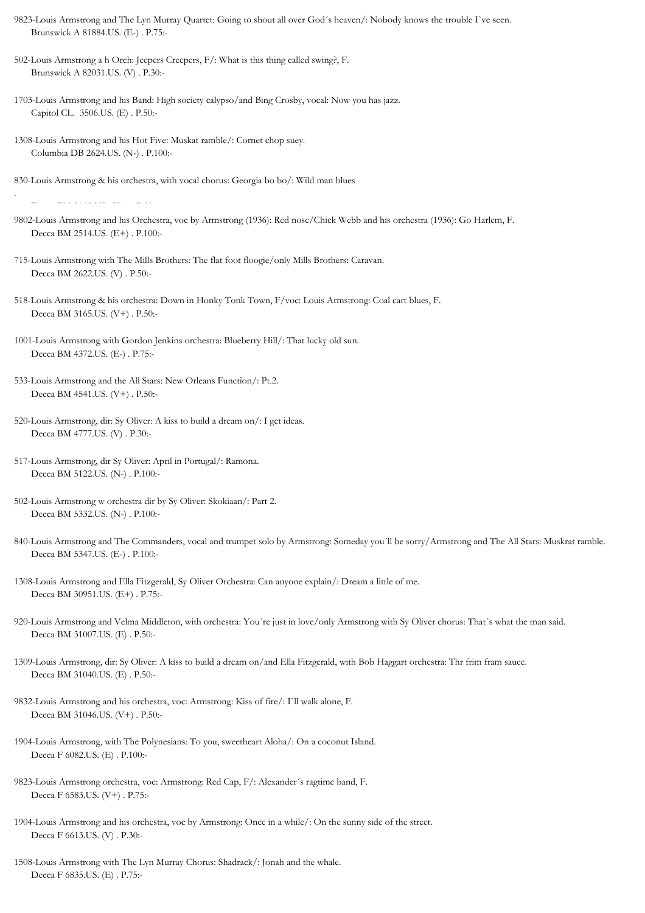9823-Louis Armstrong and The Lyn Murray Quartet: Going to shout all over God´s heaven/: Nobody knows the trouble I`ve seen.
Brunswick A 81884.US. (E-) . P.75:-

502-Louis Armstrong a h Orch: Jeepers Creepers, F/: What is this thing called swing?, F.
Brunswick A 82031.US. (V) . P.30:-

1703-Louis Armstrong and his Band: High society calypso/and Bing Crosby, vocal: Now you has jazz.
Capitol CL. 3506.US. (E) . P.50:-

1308-Louis Armstrong and his Hot Five: Muskat ramble/: Cornet chop suey.
Columbia DB 2624.US. (N-) . P.100:-

830-Louis Armstrong & his orchestra, with vocal chorus: Georgia bo bo/: Wild man blues

9802-Louis Armstrong and his Orchestra, voc by Armstrong (1936): Red nose/Chick Webb and his orchestra (1936): Go Harlem, F.
Decca BM 2514.US. (E+) . P.100:-

715-Louis Armstrong with The Mills Brothers: The flat foot floogie/only Mills Brothers: Caravan.
Decca BM 2622.US. (V) . P.50:-

518-Louis Armstrong & his orchestra: Down in Honky Tonk Town, F/voc: Louis Armstrong: Coal cart blues, F.
Decca BM 3165.US. (V+) . P.50:-

1001-Louis Armstrong with Gordon Jenkins orchestra: Blueberry Hill/: That lucky old sun.
Decca BM 4372.US. (E-) . P.75:-

533-Louis Armstrong and the All Stars: New Orleans Function/: Pt.2.
Decca BM 4541.US. (V+) . P.50:-

520-Louis Armstrong, dir: Sy Oliver: A kiss to build a dream on/: I get ideas.
Decca BM 4777.US. (V) . P.30:-

517-Louis Armstrong, dir Sy Oliver: April in Portugal/: Ramona.
Decca BM 5122.US. (N-) . P.100:-

502-Louis Armstrong w orchestra dir by Sy Oliver: Skokiaan/: Part 2.
Decca BM 5332.US. (N-) . P.100:-

840-Louis Armstrong and The Commanders, vocal and trumpet solo by Armstrong: Someday you´ll be sorry/Armstrong and The All Stars: Muskrat ramble.
Decca BM 5347.US. (E-) . P.100:-

1308-Louis Armstrong and Ella Fitzgerald, Sy Oliver Orchestra: Can anyone explain/: Dream a little of me.
Decca BM 30951.US. (E+) . P.75:-

920-Louis Armstrong and Velma Middleton, with orchestra: You´re just in love/only Armstrong with Sy Oliver chorus: That´s what the man said.
Decca BM 31007.US. (E) . P.50:-

1309-Louis Armstrong, dir: Sy Oliver: A kiss to build a dream on/and Ella Fitzgerald, with Bob Haggart orchestra: Thr frim fram sauce.
Decca BM 31040.US. (E) . P.50:-

9832-Louis Armstrong and his orchestra, voc: Armstrong: Kiss of fire/: I`ll walk alone, F.
Decca BM 31046.US. (V+) . P.50:-

1904-Louis Armstrong, with The Polynesians: To you, sweetheart Aloha/: On a coconut Island.
Decca F 6082.US. (E) . P.100:-

9823-Louis Armstrong orchestra, voc: Armstrong: Red Cap, F/: Alexander´s ragtime band, F.
Decca F 6583.US. (V+) . P.75:-

1904-Louis Armstrong and his orchestra, voc by Armstrong: Once in a while/: On the sunny side of the street.
Decca F 6613.US. (V) . P.30:-

1508-Louis Armstrong with The Lyn Murray Chorus: Shadrack/: Jonah and the whale.
Decca F 6835.US. (E) . P.75:-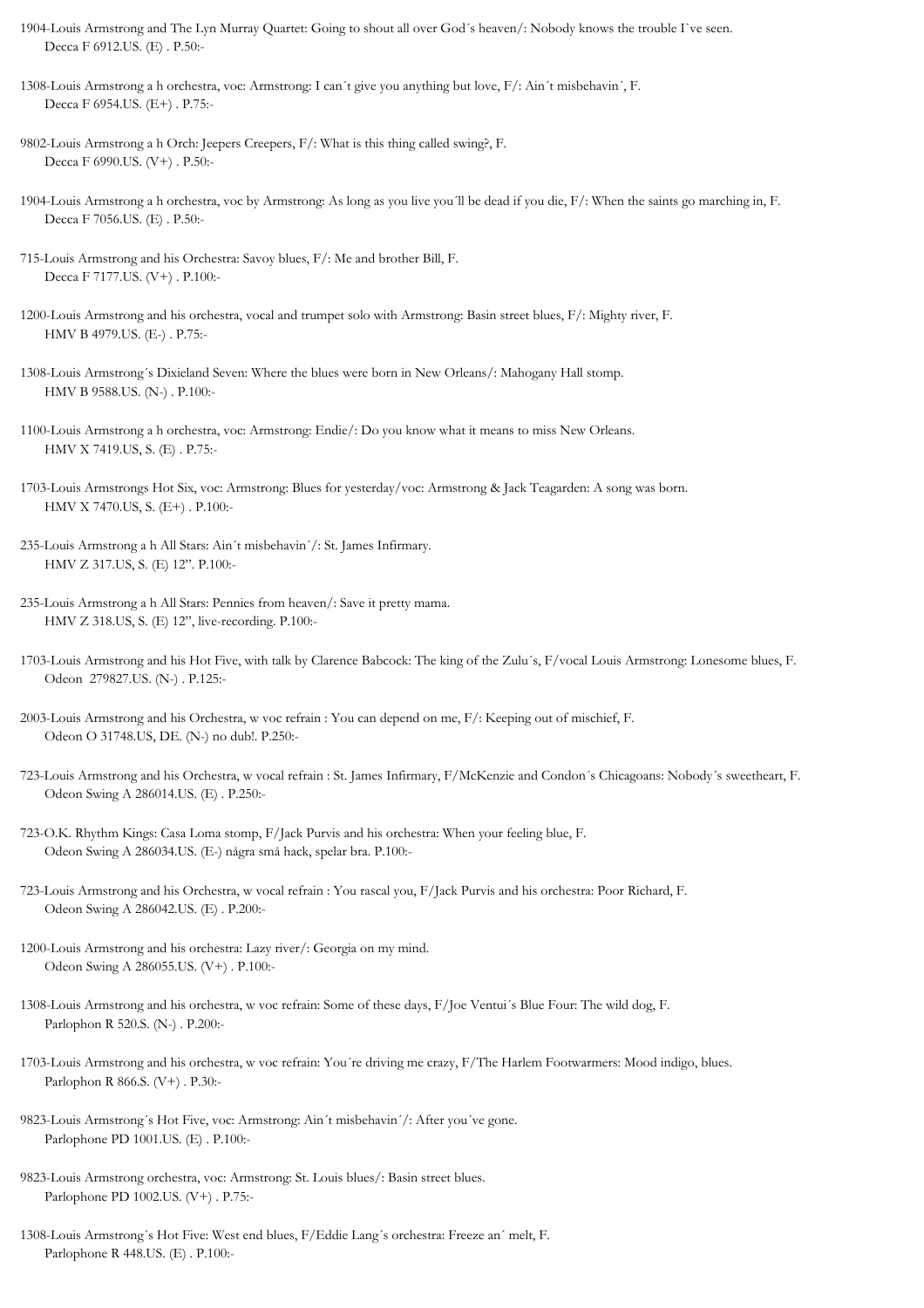1904-Louis Armstrong and The Lyn Murray Quartet: Going to shout all over God´s heaven/: Nobody knows the trouble I`ve seen.
Decca F 6912.US. (E) . P.50:-

1308-Louis Armstrong a h orchestra, voc: Armstrong: I can´t give you anything but love, F/: Ain´t misbehavin´, F.
Decca F 6954.US. (E+) . P.75:-

9802-Louis Armstrong a h Orch: Jeepers Creepers, F/: What is this thing called swing?, F.
Decca F 6990.US. (V+) . P.50:-

1904-Louis Armstrong a h orchestra, voc by Armstrong: As long as you live you´ll be dead if you die, F/: When the saints go marching in, F.
Decca F 7056.US. (E) . P.50:-

715-Louis Armstrong and his Orchestra: Savoy blues, F/: Me and brother Bill, F.
Decca F 7177.US. (V+) . P.100:-

1200-Louis Armstrong and his orchestra, vocal and trumpet solo with Armstrong: Basin street blues, F/: Mighty river, F.
HMV B 4979.US. (E-) . P.75:-

1308-Louis Armstrong´s Dixieland Seven: Where the blues were born in New Orleans/: Mahogany Hall stomp.
HMV B 9588.US. (N-) . P.100:-

1100-Louis Armstrong a h orchestra, voc: Armstrong: Endie/: Do you know what it means to miss New Orleans.
HMV X 7419.US, S. (E) . P.75:-

1703-Louis Armstrongs Hot Six, voc: Armstrong: Blues for yesterday/voc: Armstrong & Jack Teagarden: A song was born.
HMV X 7470.US, S. (E+) . P.100:-

235-Louis Armstrong a h All Stars: Ain´t misbehavin´/: St. James Infirmary.
HMV Z 317.US, S. (E) 12". P.100:-

235-Louis Armstrong a h All Stars: Pennies from heaven/: Save it pretty mama.
HMV Z 318.US, S. (E) 12", live-recording. P.100:-

1703-Louis Armstrong and his Hot Five, with talk by Clarence Babcock: The king of the Zulu´s, F/vocal Louis Armstrong: Lonesome blues, F.
Odeon 279827.US. (N-) . P.125:-

2003-Louis Armstrong and his Orchestra, w voc refrain : You can depend on me, F/: Keeping out of mischief, F.
Odeon O 31748.US, DE. (N-) no dub!. P.250:-

723-Louis Armstrong and his Orchestra, w vocal refrain : St. James Infirmary, F/McKenzie and Condon´s Chicagoans: Nobody´s sweetheart, F.
Odeon Swing A 286014.US. (E) . P.250:-

723-O.K. Rhythm Kings: Casa Loma stomp, F/Jack Purvis and his orchestra: When your feeling blue, F.
Odeon Swing A 286034.US. (E-) några små hack, spelar bra. P.100:-

723-Louis Armstrong and his Orchestra, w vocal refrain : You rascal you, F/Jack Purvis and his orchestra: Poor Richard, F.
Odeon Swing A 286042.US. (E) . P.200:-

1200-Louis Armstrong and his orchestra: Lazy river/: Georgia on my mind.
Odeon Swing A 286055.US. (V+) . P.100:-

1308-Louis Armstrong and his orchestra, w voc refrain: Some of these days, F/Joe Ventui´s Blue Four: The wild dog, F.
Parlophon R 520.S. (N-) . P.200:-

1703-Louis Armstrong and his orchestra, w voc refrain: You´re driving me crazy, F/The Harlem Footwarmers: Mood indigo, blues.
Parlophon R 866.S. (V+) . P.30:-

9823-Louis Armstrong´s Hot Five, voc: Armstrong: Ain´t misbehavin´/: After you´ve gone.
Parlophone PD 1001.US. (E) . P.100:-

9823-Louis Armstrong orchestra, voc: Armstrong: St. Louis blues/: Basin street blues.
Parlophone PD 1002.US. (V+) . P.75:-

1308-Louis Armstrong´s Hot Five: West end blues, F/Eddie Lang´s orchestra: Freeze an´ melt, F.
Parlophone R 448.US. (E) . P.100:-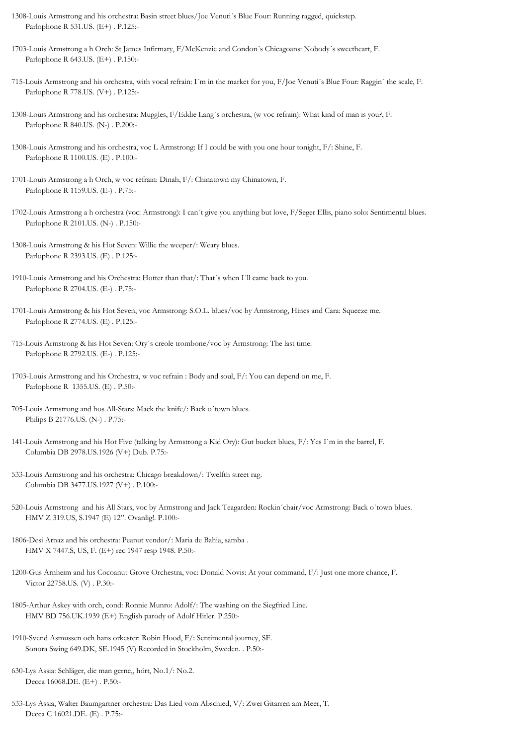1308-Louis Armstrong and his orchestra: Basin street blues/Joe Venuti´s Blue Four: Running ragged, quickstep.
Parlophone R 531.US. (E+) . P.125:-

1703-Louis Armstrong a h Orch: St James Infirmary, F/McKenzie and Condon´s Chicagoans: Nobody´s sweetheart, F.
Parlophone R 643.US. (E+) . P.150:-

715-Louis Armstrong and his orchestra, with vocal refrain: I´m in the market for you, F/Joe Venuti´s Blue Four: Raggin´ the scale, F.
Parlophone R 778.US. (V+) . P.125:-

1308-Louis Armstrong and his orchestra: Muggles, F/Eddie Lang´s orchestra, (w voc refrain): What kind of man is you?, F.
Parlophone R 840.US. (N-) . P.200:-

1308-Louis Armstrong and his orchestra, voc L Armstrong: If I could be with you one hour tonight, F/: Shine, F.
Parlophone R 1100.US. (E) . P.100:-

1701-Louis Armstrong a h Orch, w voc refrain: Dinah, F/: Chinatown my Chinatown, F.
Parlophone R 1159.US. (E-) . P.75:-

1702-Louis Armstrong a h orchestra (voc: Armstrong): I can´t give you anything but love, F/Seger Ellis, piano solo: Sentimental blues.
Parlophone R 2101.US. (N-) . P.150:-

1308-Louis Armstrong & his Hot Seven: Willie the weeper/: Weary blues.
Parlophone R 2393.US. (E) . P.125:-

1910-Louis Armstrong and his Orchestra: Hotter than that/: That´s when I´ll came back to you.
Parlophone R 2704.US. (E-) . P.75:-

1701-Louis Armstrong & his Hot Seven, voc Armstrong: S.O.L. blues/voc by Armstrong, Hines and Cara: Squeeze me.
Parlophone R 2774.US. (E) . P.125:-

715-Louis Armstrong & his Hot Seven: Ory´s creole trombone/voc by Armstrong: The last time.
Parlophone R 2792.US. (E-) . P.125:-

1703-Louis Armstrong and his Orchestra, w voc refrain : Body and soul, F/: You can depend on me, F.
Parlophone R 1355.US. (E) . P.50:-

705-Louis Armstrong and hos All-Stars: Mack the knife/: Back o´town blues.
Philips B 21776.US. (N-) . P.75:-

141-Louis Armstrong and his Hot Five (talking by Armstrong a Kid Ory): Gut bucket blues, F/: Yes I`m in the barrel, F.
Columbia DB 2978.US.1926 (V+) Dub. P.75:-

533-Louis Armstrong and his orchestra: Chicago breakdown/: Twelfth street rag.
Columbia DB 3477.US.1927 (V+) . P.100:-

520-Louis Armstrong and his All Stars, voc by Armstrong and Jack Teagarden: Rockin´chair/voc Armstrong: Back o´town blues.
HMV Z 319.US, S.1947 (E) 12". Ovanlig!. P.100:-

1806-Desi Arnaz and his orchestra: Peanut vendor/: Maria de Bahia, samba .
HMV X 7447.S, US, F. (E+) rec 1947 resp 1948. P.50:-

1200-Gus Arnheim and his Cocoanut Grove Orchestra, voc: Donald Novis: At your command, F/: Just one more chance, F.
Victor 22758.US. (V) . P.30:-

1805-Arthur Askey with orch, cond: Ronnie Munro: Adolf/: The washing on the Siegfried Line.
HMV BD 756.UK.1939 (E+) English parody of Adolf Hitler. P.250:-

1910-Svend Asmussen och hans orkester: Robin Hood, F/: Sentimental journey, SF.
Sonora Swing 649.DK, SE.1945 (V) Recorded in Stockholm, Sweden. . P.50:-

630-Lys Assia: Schläger, die man gerne,, hört, No.1/: No.2.
Decca 16068.DE. (E+) . P.50:-

533-Lys Assia, Walter Baumgartner orchestra: Das Lied vom Abschied, V/: Zwei Gitarren am Meer, T.
Decca C 16021.DE. (E) . P.75:-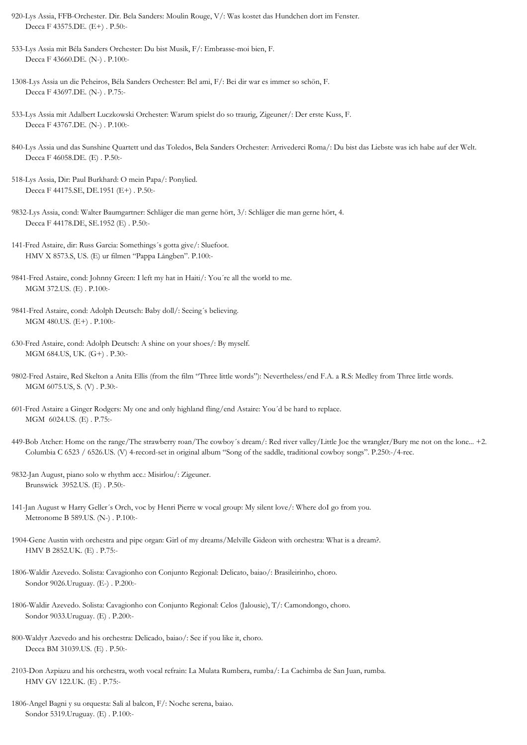920-Lys Assia, FFB-Orchester. Dir. Bela Sanders: Moulin Rouge, V/: Was kostet das Hundchen dort im Fenster.
Decca F 43575.DE. (E+) . P.50:-

533-Lys Assia mit Béla Sanders Orchester: Du bist Musik, F/: Embrasse-moi bien, F.
Decca F 43660.DE. (N-) . P.100:-

1308-Lys Assia un die Peheiros, Béla Sanders Orchester: Bel ami, F/: Bei dir war es immer so schön, F.
Decca F 43697.DE. (N-) . P.75:-

533-Lys Assia mit Adalbert Luczkowski Orchester: Warum spielst do so traurig, Zigeuner/: Der erste Kuss, F.
Decca F 43767.DE. (N-) . P.100:-

840-Lys Assia und das Sunshine Quartett und das Toledos, Bela Sanders Orchester: Arrivederci Roma/: Du bist das Liebste was ich habe auf der Welt.
Decca F 46058.DE. (E) . P.50:-

518-Lys Assia, Dir: Paul Burkhard: O mein Papa/: Ponylied.
Decca F 44175.SE, DE.1951 (E+) . P.50:-

9832-Lys Assia, cond: Walter Baumgartner: Schläger die man gerne hört, 3/: Schläger die man gerne hört, 4.
Decca F 44178.DE, SE.1952 (E) . P.50:-

141-Fred Astaire, dir: Russ Garcia: Somethings´s gotta give/: Sluefoot.
HMV X 8573.S, US. (E) ur filmen "Pappa Långben". P.100:-

9841-Fred Astaire, cond: Johnny Green: I left my hat in Haiti/: You´re all the world to me.
MGM 372.US. (E) . P.100:-

9841-Fred Astaire, cond: Adolph Deutsch: Baby doll/: Seeing´s believing.
MGM 480.US. (E+) . P.100:-

630-Fred Astaire, cond: Adolph Deutsch: A shine on your shoes/: By myself.
MGM 684.US, UK. (G+) . P.30:-

9802-Fred Astaire, Red Skelton a Anita Ellis (from the film "Three little words"): Nevertheless/end F.A. a R.S: Medley from Three little words.
MGM 6075.US, S. (V) . P.30:-

601-Fred Astaire a Ginger Rodgers: My one and only highland fling/end Astaire: You´d be hard to replace.
MGM 6024.US. (E) . P.75:-

449-Bob Atcher: Home on the range/The strawberry roan/The cowboy´s dream/: Red river valley/Little Joe the wrangler/Bury me not on the lone... +2.
Columbia C 6523 / 6526.US. (V) 4-record-set in original album "Song of the saddle, traditional cowboy songs". P.250:-/4-rec.

9832-Jan August, piano solo w rhythm acc.: Misirlou/: Zigeuner.
Brunswick 3952.US. (E) . P.50:-

141-Jan August w Harry Geller´s Orch, voc by Henri Pierre w vocal group: My silent love/: Where doI go from you.
Metronome B 589.US. (N-) . P.100:-

1904-Gene Austin with orchestra and pipe organ: Girl of my dreams/Melville Gideon with orchestra: What is a dream?.
HMV B 2852.UK. (E) . P.75:-

1806-Waldir Azevedo. Solista: Cavagionho con Conjunto Regional: Delicato, baiao/: Brasileirinho, choro.
Sondor 9026.Uruguay. (E-) . P.200:-

1806-Waldir Azevedo. Solista: Cavagionho con Conjunto Regional: Celos (Jalousie), T/: Camondongo, choro.
Sondor 9033.Uruguay. (E) . P.200:-

800-Waldyr Azevedo and his orchestra: Delicado, baiao/: See if you like it, choro.
Decca BM 31039.US. (E) . P.50:-

2103-Don Azpiazu and his orchestra, woth vocal refrain: La Mulata Rumbera, rumba/: La Cachimba de San Juan, rumba.
HMV GV 122.UK. (E) . P.75:-

1806-Angel Bagni y su orquesta: Sali al balcon, F/: Noche serena, baiao.
Sondor 5319.Uruguay. (E) . P.100:-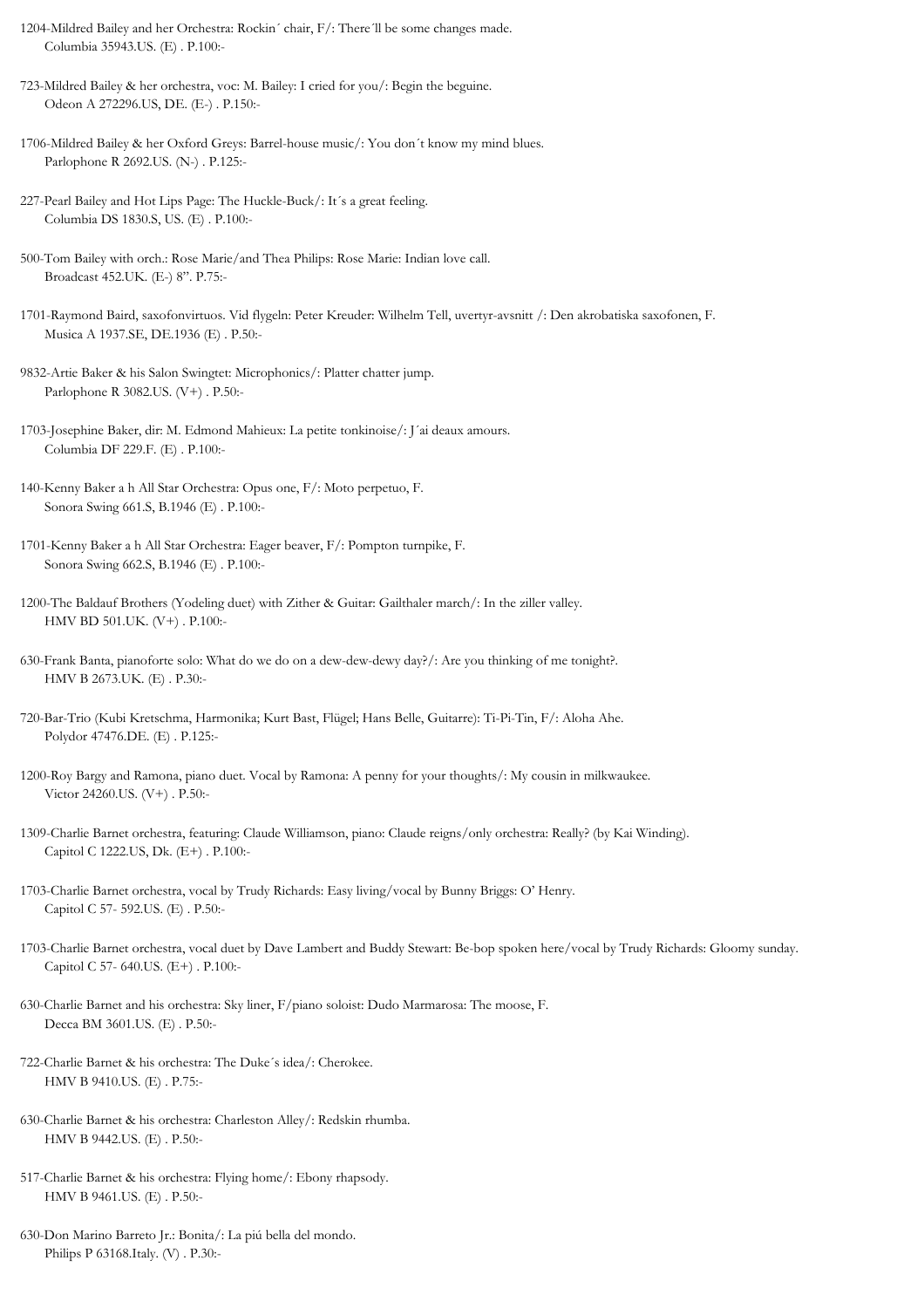1204-Mildred Bailey and her Orchestra: Rockin´ chair, F/: There´ll be some changes made.
Columbia 35943.US. (E) . P.100:-

723-Mildred Bailey & her orchestra, voc: M. Bailey: I cried for you/: Begin the beguine.
Odeon A 272296.US, DE. (E-) . P.150:-

1706-Mildred Bailey & her Oxford Greys: Barrel-house music/: You don´t know my mind blues.
Parlophone R 2692.US. (N-) . P.125:-

227-Pearl Bailey and Hot Lips Page: The Huckle-Buck/: It´s a great feeling.
Columbia DS 1830.S, US. (E) . P.100:-

500-Tom Bailey with orch.: Rose Marie/and Thea Philips: Rose Marie: Indian love call.
Broadcast 452.UK. (E-) 8". P.75:-

1701-Raymond Baird, saxofonvirtuos. Vid flygeln: Peter Kreuder: Wilhelm Tell, uvertyr-avsnitt /: Den akrobatiska saxofonen, F.
Musica A 1937.SE, DE.1936 (E) . P.50:-

9832-Artie Baker & his Salon Swingtet: Microphonics/: Platter chatter jump.
Parlophone R 3082.US. (V+) . P.50:-

1703-Josephine Baker, dir: M. Edmond Mahieux: La petite tonkinoise/: J´ai deaux amours.
Columbia DF 229.F. (E) . P.100:-

140-Kenny Baker a h All Star Orchestra: Opus one, F/: Moto perpetuo, F.
Sonora Swing 661.S, B.1946 (E) . P.100:-

1701-Kenny Baker a h All Star Orchestra: Eager beaver, F/: Pompton turnpike, F.
Sonora Swing 662.S, B.1946 (E) . P.100:-

1200-The Baldauf Brothers (Yodeling duet) with Zither & Guitar: Gailthaler march/: In the ziller valley.
HMV BD 501.UK. (V+) . P.100:-

630-Frank Banta, pianoforte solo: What do we do on a dew-dew-dewy day?/: Are you thinking of me tonight?.
HMV B 2673.UK. (E) . P.30:-

720-Bar-Trio (Kubi Kretschma, Harmonika; Kurt Bast, Flügel; Hans Belle, Guitarre): Ti-Pi-Tin, F/: Aloha Ahe.
Polydor 47476.DE. (E) . P.125:-

1200-Roy Bargy and Ramona, piano duet. Vocal by Ramona: A penny for your thoughts/: My cousin in milkwaukee.
Victor 24260.US. (V+) . P.50:-

1309-Charlie Barnet orchestra, featuring: Claude Williamson, piano: Claude reigns/only orchestra: Really? (by Kai Winding).
Capitol C 1222.US, Dk. (E+) . P.100:-

1703-Charlie Barnet orchestra, vocal by Trudy Richards: Easy living/vocal by Bunny Briggs: O' Henry.
Capitol C 57- 592.US. (E) . P.50:-

1703-Charlie Barnet orchestra, vocal duet by Dave Lambert and Buddy Stewart: Be-bop spoken here/vocal by Trudy Richards: Gloomy sunday.
Capitol C 57- 640.US. (E+) . P.100:-

630-Charlie Barnet and his orchestra: Sky liner, F/piano soloist: Dudo Marmarosa: The moose, F.
Decca BM 3601.US. (E) . P.50:-

722-Charlie Barnet & his orchestra: The Duke´s idea/: Cherokee.
HMV B 9410.US. (E) . P.75:-

630-Charlie Barnet & his orchestra: Charleston Alley/: Redskin rhumba.
HMV B 9442.US. (E) . P.50:-

517-Charlie Barnet & his orchestra: Flying home/: Ebony rhapsody.
HMV B 9461.US. (E) . P.50:-

630-Don Marino Barreto Jr.: Bonita/: La piú bella del mondo.
Philips P 63168.Italy. (V) . P.30:-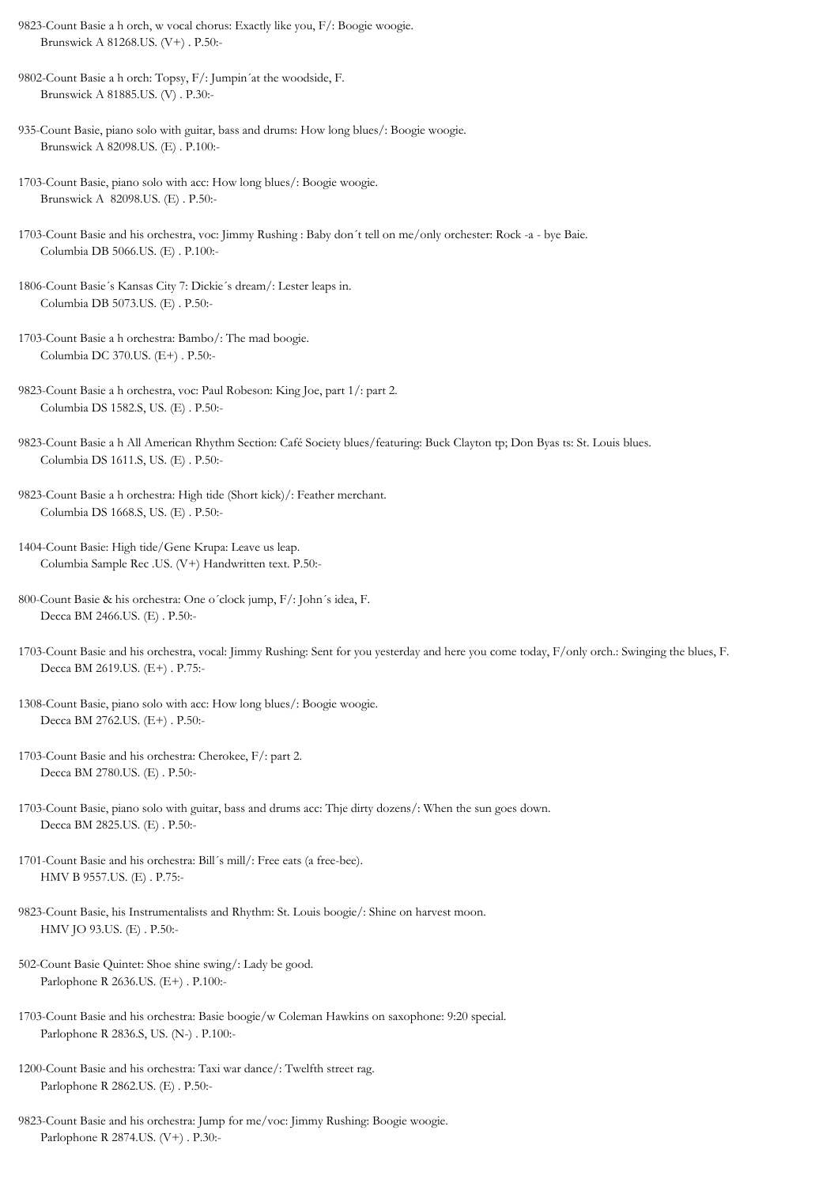9823-Count Basie a h orch, w vocal chorus: Exactly like you, F/: Boogie woogie.
Brunswick A 81268.US. (V+) . P.50:-

9802-Count Basie a h orch: Topsy, F/: Jumpin´at the woodside, F.
Brunswick A 81885.US. (V) . P.30:-

935-Count Basie, piano solo with guitar, bass and drums: How long blues/: Boogie woogie.
Brunswick A 82098.US. (E) . P.100:-

1703-Count Basie, piano solo with acc: How long blues/: Boogie woogie.
Brunswick A 82098.US. (E) . P.50:-

1703-Count Basie and his orchestra, voc: Jimmy Rushing : Baby don´t tell on me/only orchester: Rock -a - bye Baie.
Columbia DB 5066.US. (E) . P.100:-

1806-Count Basie´s Kansas City 7: Dickie´s dream/: Lester leaps in.
Columbia DB 5073.US. (E) . P.50:-

1703-Count Basie a h orchestra: Bambo/: The mad boogie.
Columbia DC 370.US. (E+) . P.50:-

9823-Count Basie a h orchestra, voc: Paul Robeson: King Joe, part 1/: part 2.
Columbia DS 1582.S, US. (E) . P.50:-

9823-Count Basie a h All American Rhythm Section: Café Society blues/featuring: Buck Clayton tp; Don Byas ts: St. Louis blues.
Columbia DS 1611.S, US. (E) . P.50:-

9823-Count Basie a h orchestra: High tide (Short kick)/: Feather merchant.
Columbia DS 1668.S, US. (E) . P.50:-

1404-Count Basie: High tide/Gene Krupa: Leave us leap.
Columbia Sample Rec .US. (V+) Handwritten text. P.50:-

800-Count Basie & his orchestra: One o´clock jump, F/: John´s idea, F.
Decca BM 2466.US. (E) . P.50:-

1703-Count Basie and his orchestra, vocal: Jimmy Rushing: Sent for you yesterday and here you come today, F/only orch.: Swinging the blues, F.
Decca BM 2619.US. (E+) . P.75:-

1308-Count Basie, piano solo with acc: How long blues/: Boogie woogie.
Decca BM 2762.US. (E+) . P.50:-

1703-Count Basie and his orchestra: Cherokee, F/: part 2.
Decca BM 2780.US. (E) . P.50:-

1703-Count Basie, piano solo with guitar, bass and drums acc: Thje dirty dozens/: When the sun goes down.
Decca BM 2825.US. (E) . P.50:-

1701-Count Basie and his orchestra: Bill´s mill/: Free eats (a free-bee).
HMV B 9557.US. (E) . P.75:-

9823-Count Basie, his Instrumentalists and Rhythm: St. Louis boogie/: Shine on harvest moon.
HMV JO 93.US. (E) . P.50:-

502-Count Basie Quintet: Shoe shine swing/: Lady be good.
Parlophone R 2636.US. (E+) . P.100:-

1703-Count Basie and his orchestra: Basie boogie/w Coleman Hawkins on saxophone: 9:20 special.
Parlophone R 2836.S, US. (N-) . P.100:-

1200-Count Basie and his orchestra: Taxi war dance/: Twelfth street rag.
Parlophone R 2862.US. (E) . P.50:-

9823-Count Basie and his orchestra: Jump for me/voc: Jimmy Rushing: Boogie woogie.
Parlophone R 2874.US. (V+) . P.30:-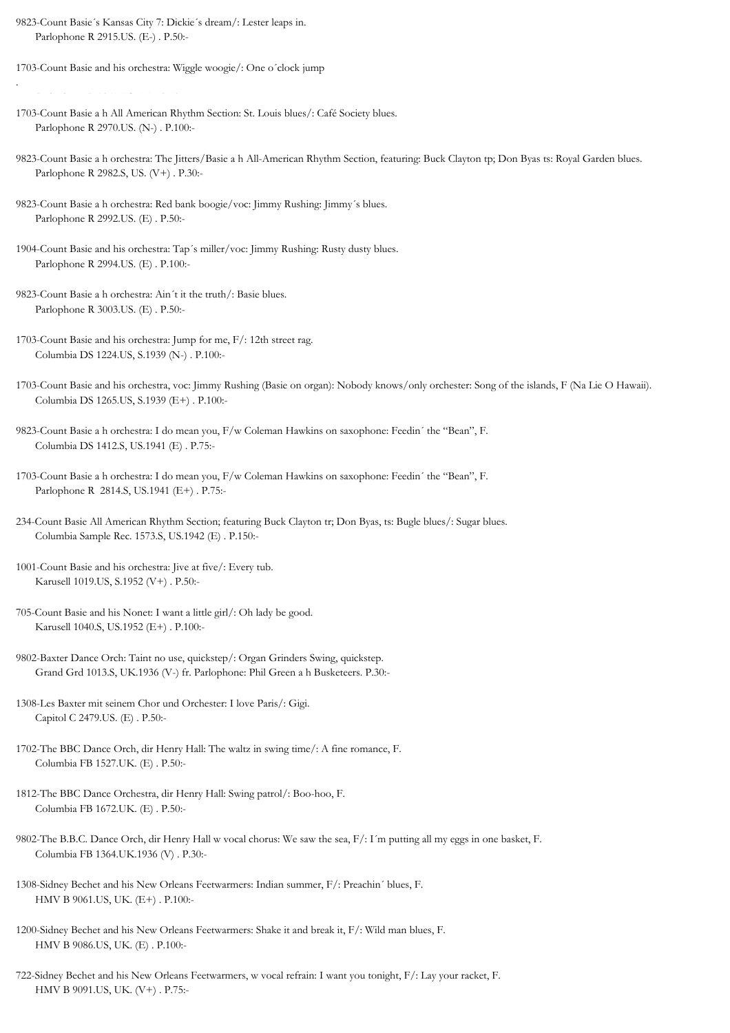9823-Count Basie´s Kansas City 7: Dickie´s dream/: Lester leaps in.
Parlophone R 2915.US. (E-) . P.50:-

1703-Count Basie and his orchestra: Wiggle woogie/: One o´clock jump

.

1703-Count Basie a h All American Rhythm Section: St. Louis blues/: Café Society blues.
Parlophone R 2970.US. (N-) . P.100:-

9823-Count Basie a h orchestra: The Jitters/Basie a h All-American Rhythm Section, featuring: Buck Clayton tp; Don Byas ts: Royal Garden blues.
Parlophone R 2982.S, US. (V+) . P.30:-

9823-Count Basie a h orchestra: Red bank boogie/voc: Jimmy Rushing: Jimmy´s blues.
Parlophone R 2992.US. (E) . P.50:-

1904-Count Basie and his orchestra: Tap´s miller/voc: Jimmy Rushing: Rusty dusty blues.
Parlophone R 2994.US. (E) . P.100:-

9823-Count Basie a h orchestra: Ain´t it the truth/: Basie blues.
Parlophone R 3003.US. (E) . P.50:-

1703-Count Basie and his orchestra: Jump for me, F/: 12th street rag.
Columbia DS 1224.US, S.1939 (N-) . P.100:-

1703-Count Basie and his orchestra, voc: Jimmy Rushing (Basie on organ): Nobody knows/only orchester: Song of the islands, F (Na Lie O Hawaii).
Columbia DS 1265.US, S.1939 (E+) . P.100:-

9823-Count Basie a h orchestra: I do mean you, F/w Coleman Hawkins on saxophone: Feedin´ the "Bean", F.
Columbia DS 1412.S, US.1941 (E) . P.75:-

1703-Count Basie a h orchestra: I do mean you, F/w Coleman Hawkins on saxophone: Feedin´ the "Bean", F.
Parlophone R 2814.S, US.1941 (E+) . P.75:-

234-Count Basie All American Rhythm Section; featuring Buck Clayton tr; Don Byas, ts: Bugle blues/: Sugar blues.
Columbia Sample Rec. 1573.S, US.1942 (E) . P.150:-

1001-Count Basie and his orchestra: Jive at five/: Every tub.
Karusell 1019.US, S.1952 (V+) . P.50:-

705-Count Basie and his Nonet: I want a little girl/: Oh lady be good.
Karusell 1040.S, US.1952 (E+) . P.100:-

9802-Baxter Dance Orch: Taint no use, quickstep/: Organ Grinders Swing, quickstep.
Grand Grd 1013.S, UK.1936 (V-) fr. Parlophone: Phil Green a h Busketeers. P.30:-

1308-Les Baxter mit seinem Chor und Orchester: I love Paris/: Gigi.
Capitol C 2479.US. (E) . P.50:-

1702-The BBC Dance Orch, dir Henry Hall: The waltz in swing time/: A fine romance, F.
Columbia FB 1527.UK. (E) . P.50:-

1812-The BBC Dance Orchestra, dir Henry Hall: Swing patrol/: Boo-hoo, F.
Columbia FB 1672.UK. (E) . P.50:-

9802-The B.B.C. Dance Orch, dir Henry Hall w vocal chorus: We saw the sea, F/: I´m putting all my eggs in one basket, F.
Columbia FB 1364.UK.1936 (V) . P.30:-

1308-Sidney Bechet and his New Orleans Feetwarmers: Indian summer, F/: Preachin´ blues, F.
HMV B 9061.US, UK. (E+) . P.100:-

1200-Sidney Bechet and his New Orleans Feetwarmers: Shake it and break it, F/: Wild man blues, F.
HMV B 9086.US, UK. (E) . P.100:-

722-Sidney Bechet and his New Orleans Feetwarmers, w vocal refrain: I want you tonight, F/: Lay your racket, F.
HMV B 9091.US, UK. (V+) . P.75:-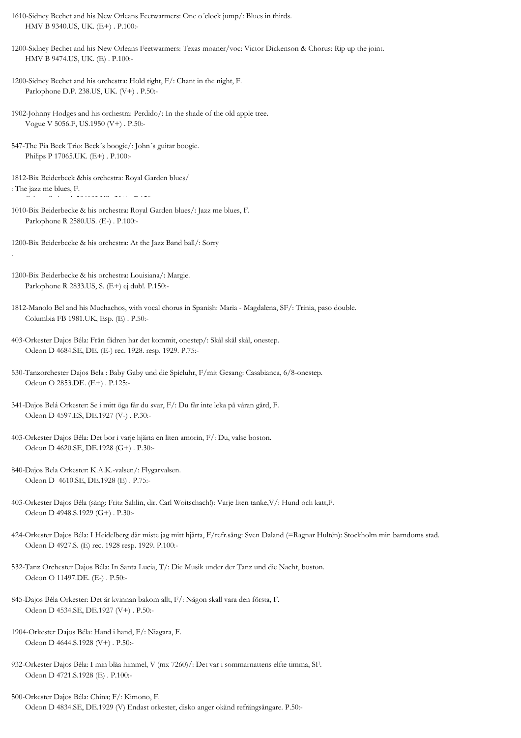1610-Sidney Bechet and his New Orleans Feetwarmers: One o´clock jump/: Blues in thirds.
HMV B 9340.US, UK. (E+) . P.100:-

1200-Sidney Bechet and his New Orleans Feetwarmers: Texas moaner/voc: Victor Dickenson & Chorus: Rip up the joint.
HMV B 9474.US, UK. (E) . P.100:-

1200-Sidney Bechet and his orchestra: Hold tight, F/: Chant in the night, F.
Parlophone D.P. 238.US, UK. (V+) . P.50:-

1902-Johnny Hodges and his orchestra: Perdido/: In the shade of the old apple tree.
Vogue V 5056.F, US.1950 (V+) . P.50:-

547-The Pia Beck Trio: Beck´s boogie/: John´s guitar boogie.
Philips P 17065.UK. (E+) . P.100:-

1812-Bix Beiderbeck &his orchestra: Royal Garden blues/
: The jazz me blues, F.

1010-Bix Beiderbecke & his orchestra: Royal Garden blues/: Jazz me blues, F.
Parlophone R 2580.US. (E-) . P.100:-

1200-Bix Beiderbecke & his orchestra: At the Jazz Band ball/: Sorry

.

1200-Bix Beiderbecke & his orchestra: Louisiana/: Margie.
Parlophone R 2833.US, S. (E+) ej dub!. P.150:-

1812-Manolo Bel and his Muchachos, with vocal chorus in Spanish: Maria - Magdalena, SF/: Trinia, paso double.
Columbia FB 1981.UK, Esp. (E) . P.50:-

403-Orkester Dajos Béla: Från fädren har det kommit, onestep/: Skål skål skål, onestep.
Odeon D 4684.SE, DE. (E-) rec. 1928. resp. 1929. P.75:-

530-Tanzorchester Dajos Bela : Baby Gaby und die Spieluhr, F/mit Gesang: Casabianca, 6/8-onestep.
Odeon O 2853.DE. (E+) . P.125:-

341-Dajos Belá Orkester: Se i mitt öga får du svar, F/: Du får inte leka på våran gård, F.
Odeon D 4597.ES, DE.1927 (V-) . P.30:-

403-Orkester Dajos Béla: Det bor i varje hjärta en liten amorin, F/: Du, valse boston.
Odeon D 4620.SE, DE.1928 (G+) . P.30:-

840-Dajos Bela Orkester: K.A.K.-valsen/: Flygarvalsen.
Odeon D 4610.SE, DE.1928 (E) . P.75:-

403-Orkester Dajos Béla (sång: Fritz Sahlin, dir. Carl Woitschach!): Varje liten tanke,V/: Hund och katt,F.
Odeon D 4948.S.1929 (G+) . P.30:-

424-Orkester Dajos Béla: I Heidelberg där miste jag mitt hjärta, F/refr.sång: Sven Daland (=Ragnar Hultén): Stockholm min barndoms stad.
Odeon D 4927.S. (E) rec. 1928 resp. 1929. P.100:-

532-Tanz Orchester Dajos Béla: In Santa Lucia, T/: Die Musik under der Tanz und die Nacht, boston.
Odeon O 11497.DE. (E-) . P.50:-

845-Dajos Béla Orkester: Det är kvinnan bakom allt, F/: Någon skall vara den första, F.
Odeon D 4534.SE, DE.1927 (V+) . P.50:-

1904-Orkester Dajos Béla: Hand i hand, F/: Niagara, F.
Odeon D 4644.S.1928 (V+) . P.50:-

932-Orkester Dajos Béla: I min blåa himmel, V (mx 7260)/: Det var i sommarnattens elfte timma, SF.
Odeon D 4721.S.1928 (E) . P.100:-

500-Orkester Dajos Béla: China; F/: Kimono, F.
Odeon D 4834.SE, DE.1929 (V) Endast orkester, disko anger okänd refrängsångare. P.50:-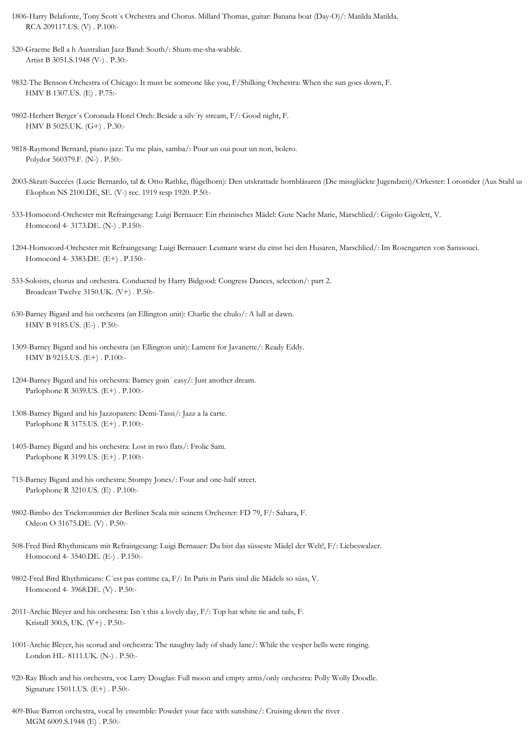1806-Harry Belafonte, Tony Scott´s Orchestra and Chorus. Millard Thomas, guitar: Banana boat (Day-O)/: Matilda Matilda.
RCA 209117.US. (V) . P.100:-

520-Graeme Bell a h Australian Jazz Band: South/: Shum-me-sha-wabble.
Artist B 3051.S.1948 (V-) . P.30:-

9832-The Benson Orchestra of Chicago: It must be someone like you, F/Shilking Orchestra: When the sun goes down, F.
HMV B 1307.US. (E) . P.75:-

9802-Herbert Berger´s Coronada Hotel Orch: Beside a silv´ry stream, F/: Good night, F.
HMV B 5025.UK. (G+) . P.30:-

9818-Raymond Bernard, piano jazz: Tu me plais, samba/: Pour un oui pour un non, bolero.
Polydor 560379.F. (N-) . P.50:-

2003-Skratt-Succées (Lucie Bernardo, tal & Otto Rathke, flügelhorn): Den utskrattade hornblåsaren (Die missglückte Jugendzeit)/Orkester: I orostider (Aus Stahl u
Ekophon NS 2100.DE, SE. (V-) rec. 1919 resp 1920. P.50:-

533-Homocord-Orchester mit Refraingesang: Luigi Bernauer: Ein rheinisches Mädel: Gute Nacht Marie, Marschlied/: Gigolo Gigolett, V.
Homocord 4- 3173.DE. (N-) . P.150:-

1204-Homocord-Orchester mit Refraingesang: Luigi Bernauer: Leutnant warst du einst bei den Husaren, Marschlied/: Im Rosengarten von Sanssouci.
Homocord 4- 3383.DE. (E+) . P.150:-

533-Soloists, chorus and orchestra. Conducted by Harry Bidgood: Congress Dances, selection/: part 2.
Broadcast Twelve 3150.UK. (V+) . P.50:-

630-Barney Bigard and his orchestra (an Ellington unit): Charlie the chulo/: A lull at dawn.
HMV B 9185.US. (E-) . P.50:-

1309-Barney Bigard and his orchestra (an Ellington unit): Lament for Javanette/: Ready Eddy.
HMV B 9215.US. (E+) . P.100:-

1204-Barney Bigard and his orchestra: Barney goin´ easy/: Just another dream.
Parlophone R 3039.US. (E+) . P.100:-

1308-Barney Bigard and his Jazzopaters: Demi-Tassi/: Jazz a la carte.
Parlophone R 3175.US. (E+) . P.100:-

1405-Barney Bigard and his orchestra: Lost in two flats/: Frolic Sam.
Parlophone R 3199.US. (E+) . P.100:-

715-Barney Bigard and his orchestra: Stompy Jones/: Four and one-half street.
Parlophone R 3210.US. (E) . P.100:-

9802-Bimbo der Tricktrommier der Berliner Scala mit seinem Orchester: FD 79, F/: Sahara, F.
Odeon O 31675.DE. (V) . P.50:-

508-Fred Bird Rhythmicans mit Refraingesang: Luigi Bernauer: Du bist das süsseste Mädel der Welt!, F/: Liebeswalzer.
Homocord 4- 3540.DE. (E-) . P.150:-

9802-Fred Bird Rhythmicans: C´est pas comme ca, F/: In Paris in Paris sind die Mädels so süss, V.
Homocord 4- 3968.DE. (V) . P.50:-

2011-Archie Bleyer and his orchestra: Isn´t this a lovely day, F/: Top hat white tie and tails, F.
Kristall 300.S, UK. (V+) . P.50:-

1001-Archie Bleyer, his scorud and orchestra: The naughty lady of shady lane/: While the vesper bells were ringing.
London HL- 8111.UK. (N-) . P.50:-

920-Ray Bloch and his orchestra, voc Larry Douglas: Full moon and empty arms/only orchestra: Polly Wolly Doodle.
Signature 15011.US. (E+) . P.50:-

409-Blue Barron orchestra, vocal by ensemble: Powder your face with sunshine/: Cruising down the river .
MGM 6009.S.1948 (E) . P.50:-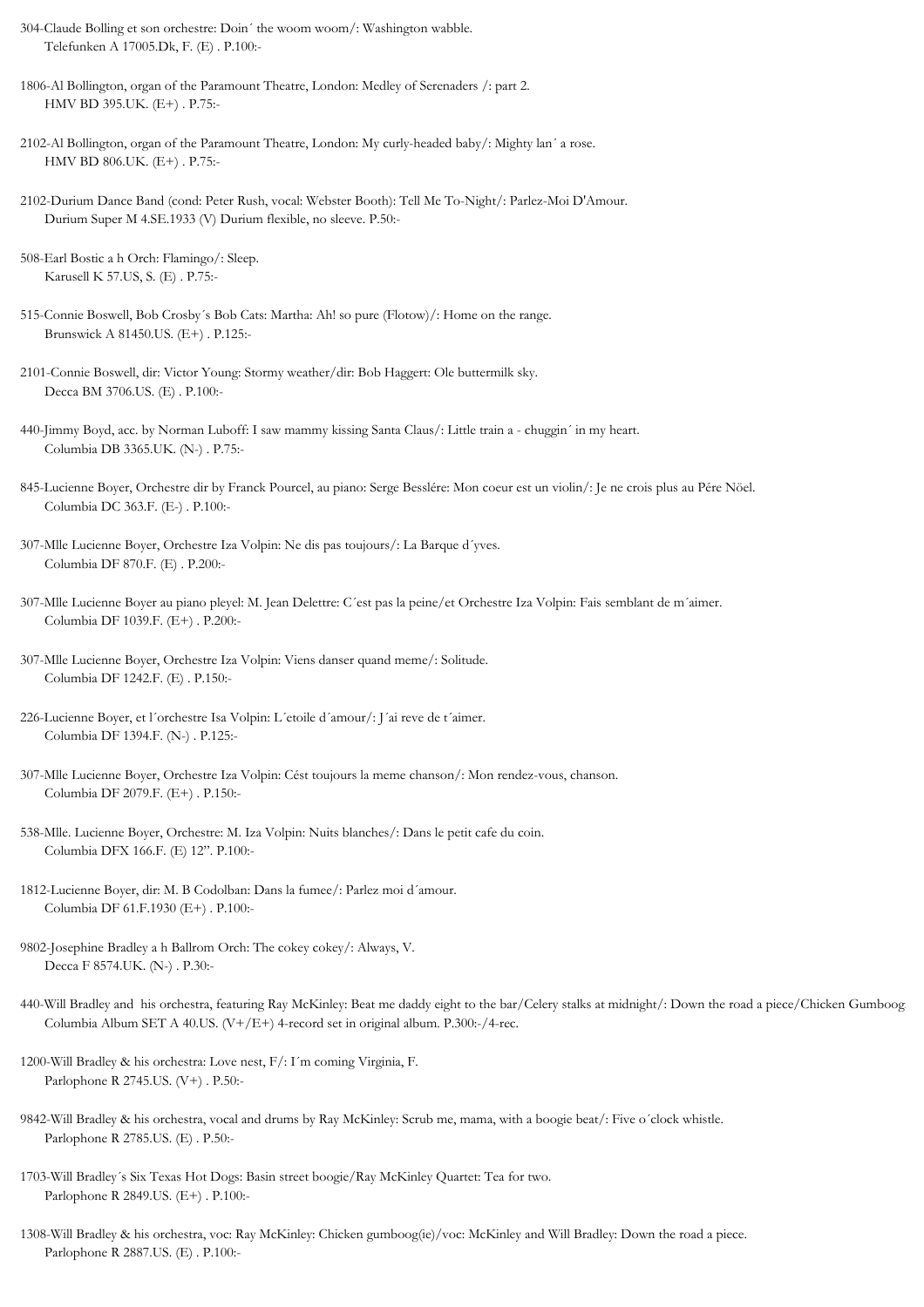304-Claude Bolling et son orchestre: Doin´ the woom woom/: Washington wabble.
Telefunken A 17005.Dk, F. (E) . P.100:-

1806-Al Bollington, organ of the Paramount Theatre, London: Medley of Serenaders /: part 2.
HMV BD 395.UK. (E+) . P.75:-

2102-Al Bollington, organ of the Paramount Theatre, London: My curly-headed baby/: Mighty lan´ a rose.
HMV BD 806.UK. (E+) . P.75:-

2102-Durium Dance Band (cond: Peter Rush, vocal: Webster Booth): Tell Me To-Night/: Parlez-Moi D'Amour.
Durium Super M 4.SE.1933 (V) Durium flexible, no sleeve. P.50:-

508-Earl Bostic a h Orch: Flamingo/: Sleep.
Karusell K 57.US, S. (E) . P.75:-

515-Connie Boswell, Bob Crosby´s Bob Cats: Martha: Ah! so pure (Flotow)/: Home on the range.
Brunswick A 81450.US. (E+) . P.125:-

2101-Connie Boswell, dir: Victor Young: Stormy weather/dir: Bob Haggert: Ole buttermilk sky.
Decca BM 3706.US. (E) . P.100:-

440-Jimmy Boyd, acc. by Norman Luboff: I saw mammy kissing Santa Claus/: Little train a - chuggin´ in my heart.
Columbia DB 3365.UK. (N-) . P.75:-

845-Lucienne Boyer, Orchestre dir by Franck Pourcel, au piano: Serge Besslére: Mon coeur est un violin/: Je ne crois plus au Pére Nöel.
Columbia DC 363.F. (E-) . P.100:-

307-Mlle Lucienne Boyer, Orchestre Iza Volpin: Ne dis pas toujours/: La Barque d´yves.
Columbia DF 870.F. (E) . P.200:-

307-Mlle Lucienne Boyer au piano pleyel: M. Jean Delettre: C´est pas la peine/et Orchestre Iza Volpin: Fais semblant de m´aimer.
Columbia DF 1039.F. (E+) . P.200:-

307-Mlle Lucienne Boyer, Orchestre Iza Volpin: Viens danser quand meme/: Solitude.
Columbia DF 1242.F. (E) . P.150:-

226-Lucienne Boyer, et l´orchestre Isa Volpin: L´etoile d´amour/: J´ai reve de t´aimer.
Columbia DF 1394.F. (N-) . P.125:-

307-Mlle Lucienne Boyer, Orchestre Iza Volpin: Cést toujours la meme chanson/: Mon rendez-vous, chanson.
Columbia DF 2079.F. (E+) . P.150:-

538-Mlle. Lucienne Boyer, Orchestre: M. Iza Volpin: Nuits blanches/: Dans le petit cafe du coin.
Columbia DFX 166.F. (E) 12". P.100:-

1812-Lucienne Boyer, dir: M. B Codolban: Dans la fumee/: Parlez moi d´amour.
Columbia DF 61.F.1930 (E+) . P.100:-

9802-Josephine Bradley a h Ballrom Orch: The cokey cokey/: Always, V.
Decca F 8574.UK. (N-) . P.30:-

440-Will Bradley and his orchestra, featuring Ray McKinley: Beat me daddy eight to the bar/Celery stalks at midnight/: Down the road a piece/Chicken Gumboog
Columbia Album SET A 40.US. (V+/E+) 4-record set in original album. P.300:-/4-rec.

1200-Will Bradley & his orchestra: Love nest, F/: I´m coming Virginia, F.
Parlophone R 2745.US. (V+) . P.50:-

9842-Will Bradley & his orchestra, vocal and drums by Ray McKinley: Scrub me, mama, with a boogie beat/: Five o´clock whistle.
Parlophone R 2785.US. (E) . P.50:-

1703-Will Bradley´s Six Texas Hot Dogs: Basin street boogie/Ray McKinley Quartet: Tea for two.
Parlophone R 2849.US. (E+) . P.100:-

1308-Will Bradley & his orchestra, voc: Ray McKinley: Chicken gumboog(ie)/voc: McKinley and Will Bradley: Down the road a piece.
Parlophone R 2887.US. (E) . P.100:-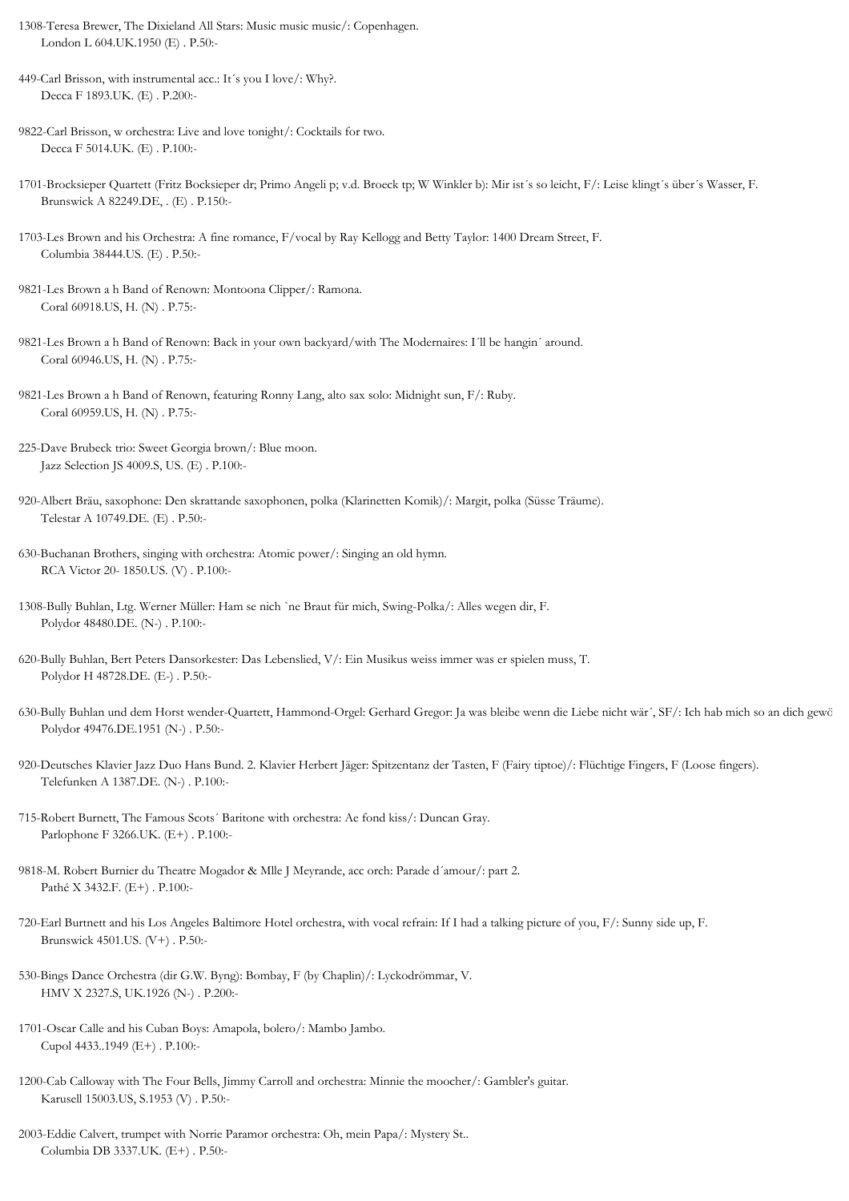1308-Teresa Brewer, The Dixieland All Stars: Music music music/: Copenhagen.
London L 604.UK.1950 (E) . P.50:-

449-Carl Brisson, with instrumental acc.: It´s you I love/: Why?.
Decca F 1893.UK. (E) . P.200:-

9822-Carl Brisson, w orchestra: Live and love tonight/: Cocktails for two.
Decca F 5014.UK. (E) . P.100:-

1701-Brocksieper Quartett (Fritz Bocksieper dr; Primo Angeli p; v.d. Broeck tp; W Winkler b): Mir ist´s so leicht, F/: Leise klingt´s über´s Wasser, F.
Brunswick A 82249.DE, . (E) . P.150:-

1703-Les Brown and his Orchestra: A fine romance, F/vocal by Ray Kellogg and Betty Taylor: 1400 Dream Street, F.
Columbia 38444.US. (E) . P.50:-

9821-Les Brown a h Band of Renown: Montoona Clipper/: Ramona.
Coral 60918.US, H. (N) . P.75:-

9821-Les Brown a h Band of Renown: Back in your own backyard/with The Modernaires: I´ll be hangin´ around.
Coral 60946.US, H. (N) . P.75:-

9821-Les Brown a h Band of Renown, featuring Ronny Lang, alto sax solo: Midnight sun, F/: Ruby.
Coral 60959.US, H. (N) . P.75:-

225-Dave Brubeck trio: Sweet Georgia brown/: Blue moon.
Jazz Selection JS 4009.S, US. (E) . P.100:-

920-Albert Bräu, saxophone: Den skrattande saxophonen, polka (Klarinetten Komik)/: Margit, polka (Süsse Träume).
Telestar A 10749.DE. (E) . P.50:-

630-Buchanan Brothers, singing with orchestra: Atomic power/: Singing an old hymn.
RCA Victor 20- 1850.US. (V) . P.100:-

1308-Bully Buhlan, Ltg. Werner Müller: Ham se nich `ne Braut für mich, Swing-Polka/: Alles wegen dir, F.
Polydor 48480.DE. (N-) . P.100:-

620-Bully Buhlan, Bert Peters Dansorkester: Das Lebenslied, V/: Ein Musikus weiss immer was er spielen muss, T.
Polydor H 48728.DE. (E-) . P.50:-

630-Bully Buhlan und dem Horst wender-Quartett, Hammond-Orgel: Gerhard Gregor: Ja was bleibe wenn die Liebe nicht wär´, SF/: Ich hab mich so an dich gewö
Polydor 49476.DE.1951 (N-) . P.50:-

920-Deutsches Klavier Jazz Duo Hans Bund. 2. Klavier Herbert Jäger: Spitzentanz der Tasten, F (Fairy tiptoe)/: Flüchtige Fingers, F (Loose fingers).
Telefunken A 1387.DE. (N-) . P.100:-

715-Robert Burnett, The Famous Scots´ Baritone with orchestra: Ae fond kiss/: Duncan Gray.
Parlophone F 3266.UK. (E+) . P.100:-

9818-M. Robert Burnier du Theatre Mogador & Mlle J Meyrande, acc orch: Parade d´amour/: part 2.
Pathé X 3432.F. (E+) . P.100:-

720-Earl Burtnett and his Los Angeles Baltimore Hotel orchestra, with vocal refrain: If I had a talking picture of you, F/: Sunny side up, F.
Brunswick 4501.US. (V+) . P.50:-

530-Bings Dance Orchestra (dir G.W. Byng): Bombay, F (by Chaplin)/: Lyckodrömmar, V.
HMV X 2327.S, UK.1926 (N-) . P.200:-

1701-Oscar Calle and his Cuban Boys: Amapola, bolero/: Mambo Jambo.
Cupol 4433..1949 (E+) . P.100:-

1200-Cab Calloway with The Four Bells, Jimmy Carroll and orchestra: Minnie the moocher/: Gambler's guitar.
Karusell 15003.US, S.1953 (V) . P.50:-

2003-Eddie Calvert, trumpet with Norrie Paramor orchestra: Oh, mein Papa/: Mystery St..
Columbia DB 3337.UK. (E+) . P.50:-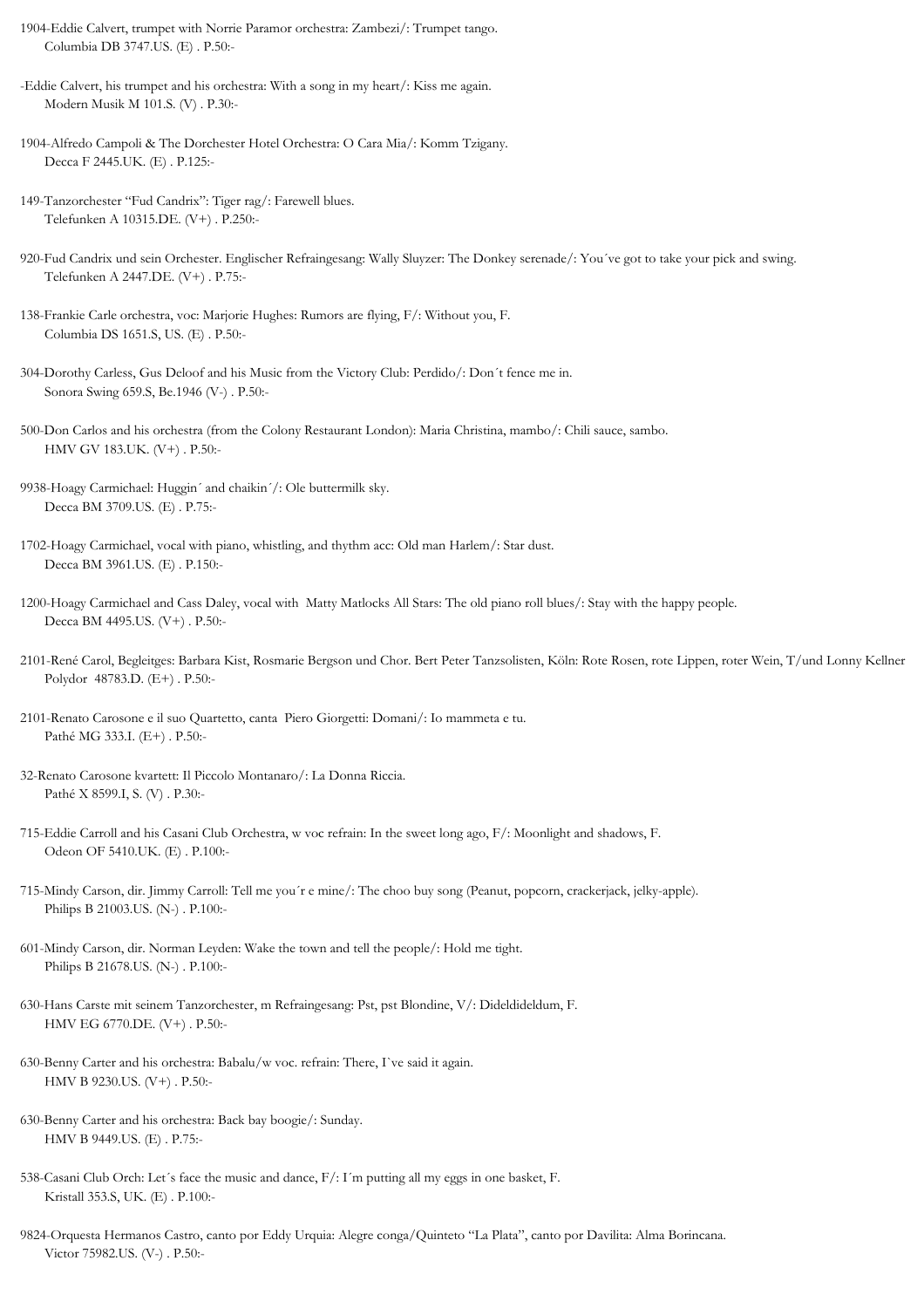1904-Eddie Calvert, trumpet with Norrie Paramor orchestra: Zambezi/: Trumpet tango.
Columbia DB 3747.US. (E) . P.50:-

-Eddie Calvert, his trumpet and his orchestra: With a song in my heart/: Kiss me again.
Modern Musik M 101.S. (V) . P.30:-

1904-Alfredo Campoli & The Dorchester Hotel Orchestra: O Cara Mia/: Komm Tzigany.
Decca F 2445.UK. (E) . P.125:-

149-Tanzorchester "Fud Candrix": Tiger rag/: Farewell blues.
Telefunken A 10315.DE. (V+) . P.250:-

920-Fud Candrix und sein Orchester. Englischer Refraingesang: Wally Sluyzer: The Donkey serenade/: You´ve got to take your pick and swing.
Telefunken A 2447.DE. (V+) . P.75:-

138-Frankie Carle orchestra, voc: Marjorie Hughes: Rumors are flying, F/: Without you, F.
Columbia DS 1651.S, US. (E) . P.50:-

304-Dorothy Carless, Gus Deloof and his Music from the Victory Club: Perdido/: Don´t fence me in.
Sonora Swing 659.S, Be.1946 (V-) . P.50:-

500-Don Carlos and his orchestra (from the Colony Restaurant London): Maria Christina, mambo/: Chili sauce, sambo.
HMV GV 183.UK. (V+) . P.50:-

9938-Hoagy Carmichael: Huggin´ and chaikin´/: Ole buttermilk sky.
Decca BM 3709.US. (E) . P.75:-

1702-Hoagy Carmichael, vocal with piano, whistling, and thythm acc: Old man Harlem/: Star dust.
Decca BM 3961.US. (E) . P.150:-

1200-Hoagy Carmichael and Cass Daley, vocal with Matty Matlocks All Stars: The old piano roll blues/: Stay with the happy people.
Decca BM 4495.US. (V+) . P.50:-

2101-René Carol, Begleitges: Barbara Kist, Rosmarie Bergson und Chor. Bert Peter Tanzsolisten, Köln: Rote Rosen, rote Lippen, roter Wein, T/und Lonny Kellner
Polydor 48783.D. (E+) . P.50:-

2101-Renato Carosone e il suo Quartetto, canta Piero Giorgetti: Domani/: Io mammeta e tu.
Pathé MG 333.I. (E+) . P.50:-

32-Renato Carosone kvartett: Il Piccolo Montanaro/: La Donna Riccia.
Pathé X 8599.I, S. (V) . P.30:-

715-Eddie Carroll and his Casani Club Orchestra, w voc refrain: In the sweet long ago, F/: Moonlight and shadows, F.
Odeon OF 5410.UK. (E) . P.100:-

715-Mindy Carson, dir. Jimmy Carroll: Tell me you´r e mine/: The choo buy song (Peanut, popcorn, crackerjack, jelky-apple).
Philips B 21003.US. (N-) . P.100:-

601-Mindy Carson, dir. Norman Leyden: Wake the town and tell the people/: Hold me tight.
Philips B 21678.US. (N-) . P.100:-

630-Hans Carste mit seinem Tanzorchester, m Refraingesang: Pst, pst Blondine, V/: Dideldideldum, F.
HMV EG 6770.DE. (V+) . P.50:-

630-Benny Carter and his orchestra: Babalu/w voc. refrain: There, I`ve said it again.
HMV B 9230.US. (V+) . P.50:-

630-Benny Carter and his orchestra: Back bay boogie/: Sunday.
HMV B 9449.US. (E) . P.75:-

538-Casani Club Orch: Let´s face the music and dance, F/: I´m putting all my eggs in one basket, F.
Kristall 353.S, UK. (E) . P.100:-

9824-Orquesta Hermanos Castro, canto por Eddy Urquia: Alegre conga/Quinteto "La Plata", canto por Davilita: Alma Borincana.
Victor 75982.US. (V-) . P.50:-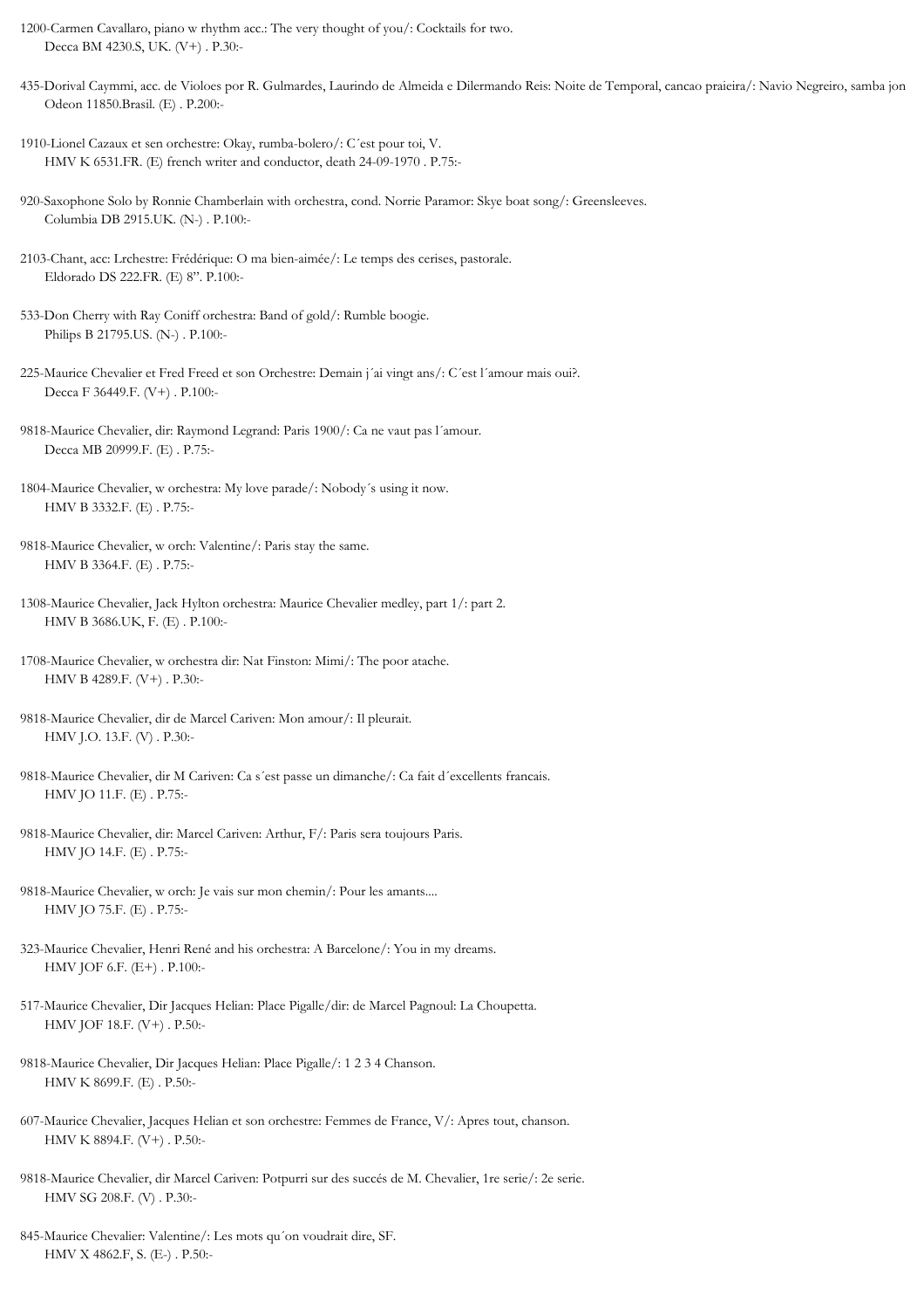1200-Carmen Cavallaro, piano w rhythm acc.: The very thought of you/: Cocktails for two.
Decca BM 4230.S, UK. (V+) . P.30:-

435-Dorival Caymmi, acc. de Violoes por R. Gulmardes, Laurindo de Almeida e Dilermando Reis: Noite de Temporal, cancao praieira/: Navio Negreiro, samba jon
Odeon 11850.Brasil. (E) . P.200:-

1910-Lionel Cazaux et sen orchestre: Okay, rumba-bolero/: C´est pour toi, V.
HMV K 6531.FR. (E) french writer and conductor, death 24-09-1970 . P.75:-

920-Saxophone Solo by Ronnie Chamberlain with orchestra, cond. Norrie Paramor: Skye boat song/: Greensleeves.
Columbia DB 2915.UK. (N-) . P.100:-

2103-Chant, acc: Lrchestre: Frédérique: O ma bien-aimée/: Le temps des cerises, pastorale.
Eldorado DS 222.FR. (E) 8". P.100:-

533-Don Cherry with Ray Coniff orchestra: Band of gold/: Rumble boogie.
Philips B 21795.US. (N-) . P.100:-

225-Maurice Chevalier et Fred Freed et son Orchestre: Demain j´ai vingt ans/: C´est l´amour mais oui?.
Decca F 36449.F. (V+) . P.100:-

9818-Maurice Chevalier, dir: Raymond Legrand: Paris 1900/: Ca ne vaut pas l´amour.
Decca MB 20999.F. (E) . P.75:-

1804-Maurice Chevalier, w orchestra: My love parade/: Nobody´s using it now.
HMV B 3332.F. (E) . P.75:-

9818-Maurice Chevalier, w orch: Valentine/: Paris stay the same.
HMV B 3364.F. (E) . P.75:-

1308-Maurice Chevalier, Jack Hylton orchestra: Maurice Chevalier medley, part 1/: part 2.
HMV B 3686.UK, F. (E) . P.100:-

1708-Maurice Chevalier, w orchestra dir: Nat Finston: Mimi/: The poor atache.
HMV B 4289.F. (V+) . P.30:-

9818-Maurice Chevalier, dir de Marcel Cariven: Mon amour/: Il pleurait.
HMV J.O. 13.F. (V) . P.30:-

9818-Maurice Chevalier, dir M Cariven: Ca s´est passe un dimanche/: Ca fait d´excellents francais.
HMV JO 11.F. (E) . P.75:-

9818-Maurice Chevalier, dir: Marcel Cariven: Arthur, F/: Paris sera toujours Paris.
HMV JO 14.F. (E) . P.75:-

9818-Maurice Chevalier, w orch: Je vais sur mon chemin/: Pour les amants....
HMV JO 75.F. (E) . P.75:-

323-Maurice Chevalier, Henri René and his orchestra: A Barcelone/: You in my dreams.
HMV JOF 6.F. (E+) . P.100:-

517-Maurice Chevalier, Dir Jacques Helian: Place Pigalle/dir: de Marcel Pagnoul: La Choupetta.
HMV JOF 18.F. (V+) . P.50:-

9818-Maurice Chevalier, Dir Jacques Helian: Place Pigalle/: 1 2 3 4 Chanson.
HMV K 8699.F. (E) . P.50:-

607-Maurice Chevalier, Jacques Helian et son orchestre: Femmes de France, V/: Apres tout, chanson.
HMV K 8894.F. (V+) . P.50:-

9818-Maurice Chevalier, dir Marcel Cariven: Potpurri sur des succés de M. Chevalier, 1re serie/: 2e serie.
HMV SG 208.F. (V) . P.30:-

845-Maurice Chevalier: Valentine/: Les mots qu´on voudrait dire, SF.
HMV X 4862.F, S. (E-) . P.50:-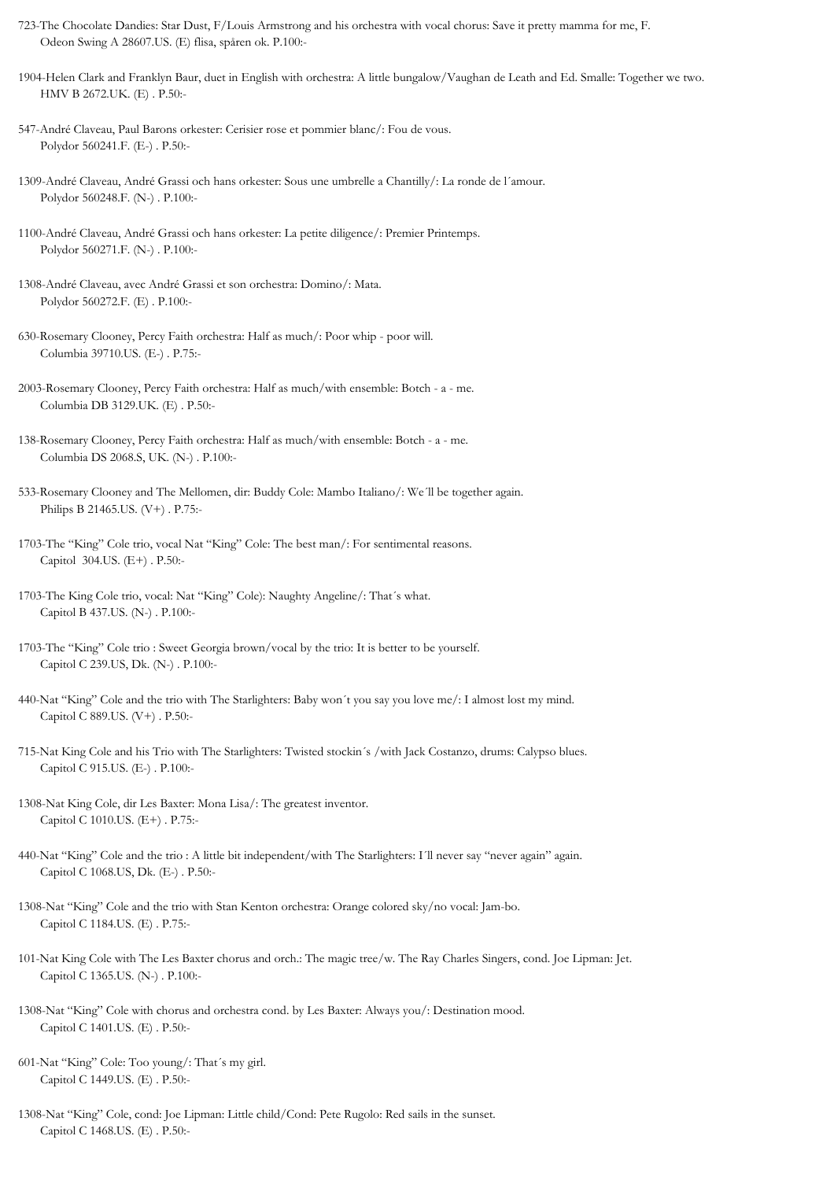723-The Chocolate Dandies: Star Dust, F/Louis Armstrong and his orchestra with vocal chorus: Save it pretty mamma for me, F.
Odeon Swing A 28607.US. (E) flisa, spåren ok. P.100:-

1904-Helen Clark and Franklyn Baur, duet in English with orchestra: A little bungalow/Vaughan de Leath and Ed. Smalle: Together we two.
HMV B 2672.UK. (E) . P.50:-

547-André Claveau, Paul Barons orkester: Cerisier rose et pommier blanc/: Fou de vous.
Polydor 560241.F. (E-) . P.50:-

1309-André Claveau, André Grassi och hans orkester: Sous une umbrelle a Chantilly/: La ronde de l´amour.
Polydor 560248.F. (N-) . P.100:-

1100-André Claveau, André Grassi och hans orkester: La petite diligence/: Premier Printemps.
Polydor 560271.F. (N-) . P.100:-

1308-André Claveau, avec André Grassi et son orchestra: Domino/: Mata.
Polydor 560272.F. (E) . P.100:-

630-Rosemary Clooney, Percy Faith orchestra: Half as much/: Poor whip - poor will.
Columbia 39710.US. (E-) . P.75:-

2003-Rosemary Clooney, Percy Faith orchestra: Half as much/with ensemble: Botch - a - me.
Columbia DB 3129.UK. (E) . P.50:-

138-Rosemary Clooney, Percy Faith orchestra: Half as much/with ensemble: Botch - a - me.
Columbia DS 2068.S, UK. (N-) . P.100:-

533-Rosemary Clooney and The Mellomen, dir: Buddy Cole: Mambo Italiano/: We´ll be together again.
Philips B 21465.US. (V+) . P.75:-

1703-The "King" Cole trio, vocal Nat "King" Cole: The best man/: For sentimental reasons.
Capitol 304.US. (E+) . P.50:-

1703-The King Cole trio, vocal: Nat "King" Cole): Naughty Angeline/: That´s what.
Capitol B 437.US. (N-) . P.100:-

1703-The "King" Cole trio : Sweet Georgia brown/vocal by the trio: It is better to be yourself.
Capitol C 239.US, Dk. (N-) . P.100:-

440-Nat "King" Cole and the trio with The Starlighters: Baby won´t you say you love me/: I almost lost my mind.
Capitol C 889.US. (V+) . P.50:-

715-Nat King Cole and his Trio with The Starlighters: Twisted stockin´s /with Jack Costanzo, drums: Calypso blues.
Capitol C 915.US. (E-) . P.100:-

1308-Nat King Cole, dir Les Baxter: Mona Lisa/: The greatest inventor.
Capitol C 1010.US. (E+) . P.75:-

440-Nat "King" Cole and the trio : A little bit independent/with The Starlighters: I´ll never say "never again" again.
Capitol C 1068.US, Dk. (E-) . P.50:-

1308-Nat "King" Cole and the trio with Stan Kenton orchestra: Orange colored sky/no vocal: Jam-bo.
Capitol C 1184.US. (E) . P.75:-

101-Nat King Cole with The Les Baxter chorus and orch.: The magic tree/w. The Ray Charles Singers, cond. Joe Lipman: Jet.
Capitol C 1365.US. (N-) . P.100:-

1308-Nat "King" Cole with chorus and orchestra cond. by Les Baxter: Always you/: Destination mood.
Capitol C 1401.US. (E) . P.50:-

601-Nat "King" Cole: Too young/: That´s my girl.
Capitol C 1449.US. (E) . P.50:-

1308-Nat "King" Cole, cond: Joe Lipman: Little child/Cond: Pete Rugolo: Red sails in the sunset.
Capitol C 1468.US. (E) . P.50:-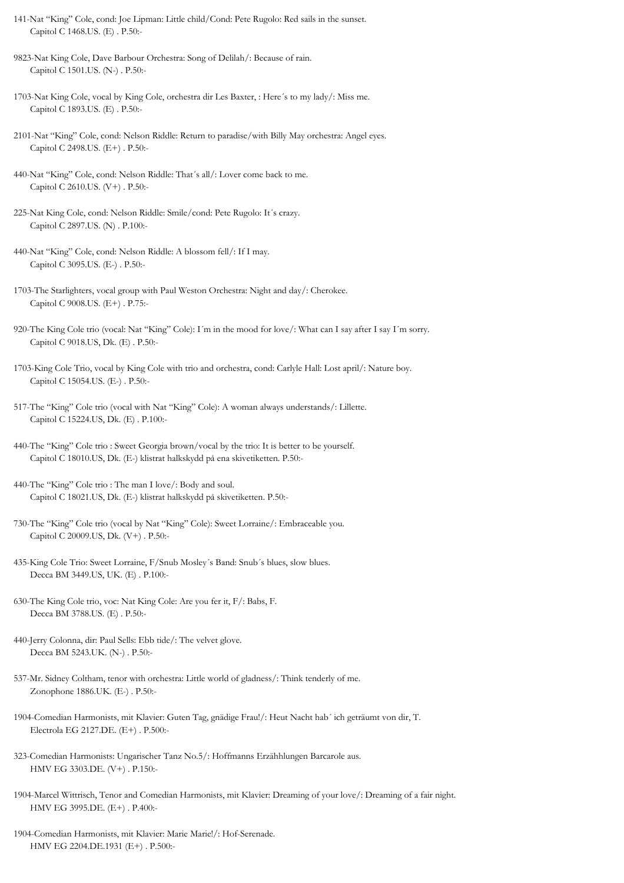141-Nat "King" Cole, cond: Joe Lipman: Little child/Cond: Pete Rugolo: Red sails in the sunset.
Capitol C 1468.US. (E) . P.50:-

9823-Nat King Cole, Dave Barbour Orchestra: Song of Delilah/: Because of rain.
Capitol C 1501.US. (N-) . P.50:-

1703-Nat King Cole, vocal by King Cole, orchestra dir Les Baxter, : Here´s to my lady/: Miss me.
Capitol C 1893.US. (E) . P.50:-

2101-Nat "King" Cole, cond: Nelson Riddle: Return to paradise/with Billy May orchestra: Angel eyes.
Capitol C 2498.US. (E+) . P.50:-

440-Nat "King" Cole, cond: Nelson Riddle: That´s all/: Lover come back to me.
Capitol C 2610.US. (V+) . P.50:-

225-Nat King Cole, cond: Nelson Riddle: Smile/cond: Pete Rugolo: It´s crazy.
Capitol C 2897.US. (N) . P.100:-

440-Nat "King" Cole, cond: Nelson Riddle: A blossom fell/: If I may.
Capitol C 3095.US. (E-) . P.50:-

1703-The Starlighters, vocal group with Paul Weston Orchestra: Night and day/: Cherokee.
Capitol C 9008.US. (E+) . P.75:-

920-The King Cole trio (vocal: Nat "King" Cole): I´m in the mood for love/: What can I say after I say I´m sorry.
Capitol C 9018.US, Dk. (E) . P.50:-

1703-King Cole Trio, vocal by King Cole with trio and orchestra, cond: Carlyle Hall: Lost april/: Nature boy.
Capitol C 15054.US. (E-) . P.50:-

517-The "King" Cole trio (vocal with Nat "King" Cole): A woman always understands/: Lillette.
Capitol C 15224.US, Dk. (E) . P.100:-

440-The "King" Cole trio : Sweet Georgia brown/vocal by the trio: It is better to be yourself.
Capitol C 18010.US, Dk. (E-) klistrat halkskydd på ena skivetiketten. P.50:-

440-The "King" Cole trio : The man I love/: Body and soul.
Capitol C 18021.US, Dk. (E-) klistrat halkskydd på skivetiketten. P.50:-

730-The "King" Cole trio (vocal by Nat "King" Cole): Sweet Lorraine/: Embraceable you.
Capitol C 20009.US, Dk. (V+) . P.50:-

435-King Cole Trio: Sweet Lorraine, F/Snub Mosley´s Band: Snub´s blues, slow blues.
Decca BM 3449.US, UK. (E) . P.100:-

630-The King Cole trio, voc: Nat King Cole: Are you fer it, F/: Babs, F.
Decca BM 3788.US. (E) . P.50:-

440-Jerry Colonna, dir: Paul Sells: Ebb tide/: The velvet glove.
Decca BM 5243.UK. (N-) . P.50:-

537-Mr. Sidney Coltham, tenor with orchestra: Little world of gladness/: Think tenderly of me.
Zonophone 1886.UK. (E-) . P.50:-

1904-Comedian Harmonists, mit Klavier: Guten Tag, gnädige Frau!/: Heut Nacht hab´ ich geträumt von dir, T.
Electrola EG 2127.DE. (E+) . P.500:-

323-Comedian Harmonists: Ungarischer Tanz No.5/: Hoffmanns Erzähhlungen Barcarole aus.
HMV EG 3303.DE. (V+) . P.150:-

1904-Marcel Wittrisch, Tenor and Comedian Harmonists, mit Klavier: Dreaming of your love/: Dreaming of a fair night.
HMV EG 3995.DE. (E+) . P.400:-

1904-Comedian Harmonists, mit Klavier: Marie Marie!/: Hof-Serenade.
HMV EG 2204.DE.1931 (E+) . P.500:-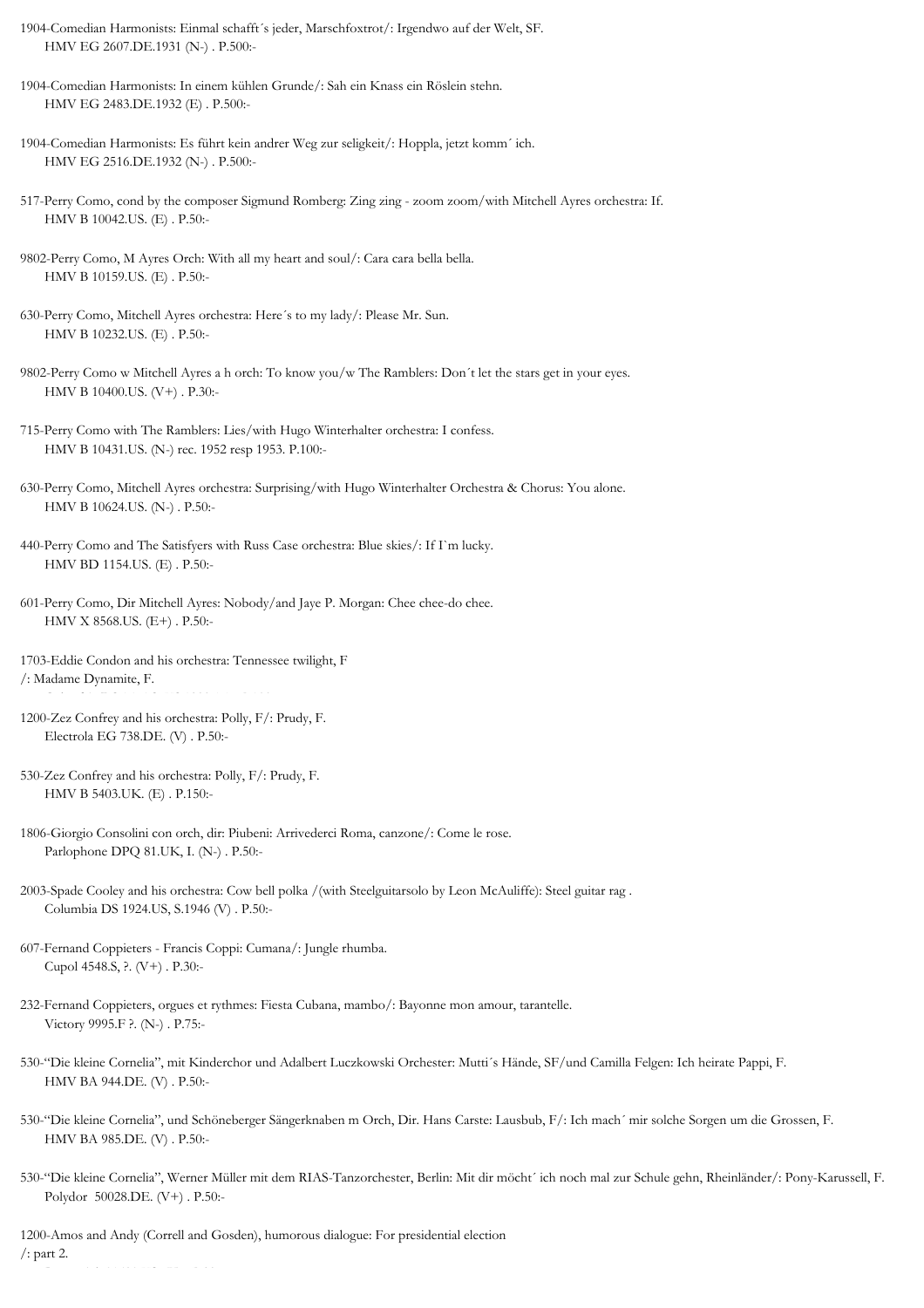1904-Comedian Harmonists: Einmal schafft´s jeder, Marschfoxtrot/: Irgendwo auf der Welt, SF.
HMV EG 2607.DE.1931 (N-) . P.500:-

1904-Comedian Harmonists: In einem kühlen Grunde/: Sah ein Knass ein Röslein stehn.
HMV EG 2483.DE.1932 (E) . P.500:-

1904-Comedian Harmonists: Es führt kein andrer Weg zur seligkeit/: Hoppla, jetzt komm´ ich.
HMV EG 2516.DE.1932 (N-) . P.500:-

517-Perry Como, cond by the composer Sigmund Romberg: Zing zing - zoom zoom/with Mitchell Ayres orchestra: If.
HMV B 10042.US. (E) . P.50:-

9802-Perry Como, M Ayres Orch: With all my heart and soul/: Cara cara bella bella.
HMV B 10159.US. (E) . P.50:-

630-Perry Como, Mitchell Ayres orchestra: Here´s to my lady/: Please Mr. Sun.
HMV B 10232.US. (E) . P.50:-

9802-Perry Como w Mitchell Ayres a h orch: To know you/w The Ramblers: Don´t let the stars get in your eyes.
HMV B 10400.US. (V+) . P.30:-

715-Perry Como with The Ramblers: Lies/with Hugo Winterhalter orchestra: I confess.
HMV B 10431.US. (N-) rec. 1952 resp 1953. P.100:-

630-Perry Como, Mitchell Ayres orchestra: Surprising/with Hugo Winterhalter Orchestra & Chorus: You alone.
HMV B 10624.US. (N-) . P.50:-

440-Perry Como and The Satisfyers with Russ Case orchestra: Blue skies/: If I`m lucky.
HMV BD 1154.US. (E) . P.50:-

601-Perry Como, Dir Mitchell Ayres: Nobody/and Jaye P. Morgan: Chee chee-do chee.
HMV X 8568.US. (E+) . P.50:-

1703-Eddie Condon and his orchestra: Tennessee twilight, F
/: Madame Dynamite, F.

1200-Zez Confrey and his orchestra: Polly, F/: Prudy, F.
Electrola EG 738.DE. (V) . P.50:-

530-Zez Confrey and his orchestra: Polly, F/: Prudy, F.
HMV B 5403.UK. (E) . P.150:-

1806-Giorgio Consolini con orch, dir: Piubeni: Arrivederci Roma, canzone/: Come le rose.
Parlophone DPQ 81.UK, I. (N-) . P.50:-

2003-Spade Cooley and his orchestra: Cow bell polka /(with Steelguitarsolo by Leon McAuliffe): Steel guitar rag .
Columbia DS 1924.US, S.1946 (V) . P.50:-

607-Fernand Coppieters - Francis Coppi: Cumana/: Jungle rhumba.
Cupol 4548.S, ?. (V+) . P.30:-

232-Fernand Coppieters, orgues et rythmes: Fiesta Cubana, mambo/: Bayonne mon amour, tarantelle.
Victory 9995.F ?. (N-) . P.75:-

530-"Die kleine Cornelia", mit Kinderchor und Adalbert Luczkowski Orchester: Mutti´s Hände, SF/und Camilla Felgen: Ich heirate Pappi, F.
HMV BA 944.DE. (V) . P.50:-

530-"Die kleine Cornelia", und Schöneberger Sängerknaben m Orch, Dir. Hans Carste: Lausbub, F/: Ich mach´ mir solche Sorgen um die Grossen, F.
HMV BA 985.DE. (V) . P.50:-

530-"Die kleine Cornelia", Werner Müller mit dem RIAS-Tanzorchester, Berlin: Mit dir möcht´ ich noch mal zur Schule gehn, Rheinländer/: Pony-Karussell, F.
Polydor 50028.DE. (V+) . P.50:-

1200-Amos and Andy (Correll and Gosden), humorous dialogue: For presidential election
/: part 2.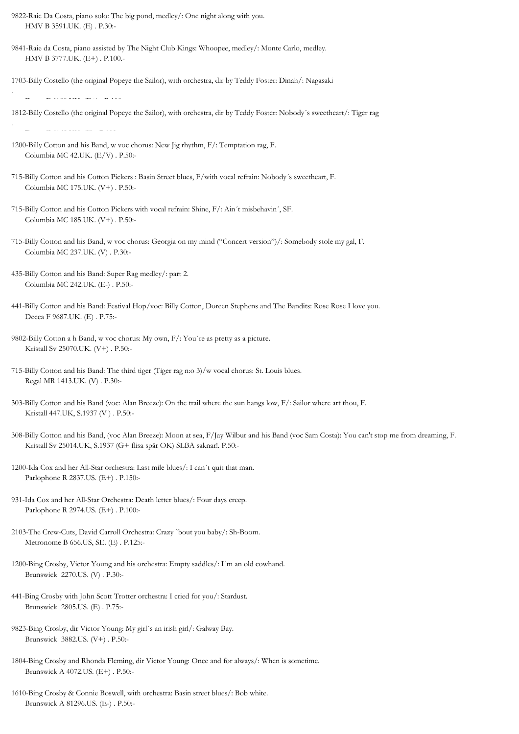9822-Raie Da Costa, piano solo: The big pond, medley/: One night along with you.
HMV B 3591.UK. (E) . P.30:-

9841-Raie da Costa, piano assisted by The Night Club Kings: Whoopee, medley/: Monte Carlo, medley.
HMV B 3777.UK. (E+) . P.100.-

1703-Billy Costello (the original Popeye the Sailor), with orchestra, dir by Teddy Foster: Dinah/: Nagasaki
.

1812-Billy Costello (the original Popeye the Sailor), with orchestra, dir by Teddy Foster: Nobody´s sweetheart/: Tiger rag
.

1200-Billy Cotton and his Band, w voc chorus: New Jig rhythm, F/: Temptation rag, F.
Columbia MC 42.UK. (E/V) . P.50:-

715-Billy Cotton and his Cotton Pickers : Basin Street blues, F/with vocal refrain: Nobody´s sweetheart, F.
Columbia MC 175.UK. (V+) . P.50:-

715-Billy Cotton and his Cotton Pickers with vocal refrain: Shine, F/: Ain´t misbehavin´, SF.
Columbia MC 185.UK. (V+) . P.50:-

715-Billy Cotton and his Band, w voc chorus: Georgia on my mind ("Concert version")/: Somebody stole my gal, F.
Columbia MC 237.UK. (V) . P.30:-

435-Billy Cotton and his Band: Super Rag medley/: part 2.
Columbia MC 242.UK. (E-) . P.50:-

441-Billy Cotton and his Band: Festival Hop/voc: Billy Cotton, Doreen Stephens and The Bandits: Rose Rose I love you.
Decca F 9687.UK. (E) . P.75:-

9802-Billy Cotton a h Band, w voc chorus: My own, F/: You´re as pretty as a picture.
Kristall Sv 25070.UK. (V+) . P.50:-

715-Billy Cotton and his Band: The third tiger (Tiger rag n:o 3)/w vocal chorus: St. Louis blues.
Regal MR 1413.UK. (V) . P.30:-

303-Billy Cotton and his Band (voc: Alan Breeze): On the trail where the sun hangs low, F/: Sailor where art thou, F.
Kristall 447.UK, S.1937 (V ) . P.50:-

308-Billy Cotton and his Band, (voc Alan Breeze): Moon at sea, F/Jay Wilbur and his Band (voc Sam Costa): You can't stop me from dreaming, F.
Kristall Sv 25014.UK, S.1937 (G+ flisa spår OK) SLBA saknar!. P.50:-

1200-Ida Cox and her All-Star orchestra: Last mile blues/: I can´t quit that man.
Parlophone R 2837.US. (E+) . P.150:-

931-Ida Cox and her All-Star Orchestra: Death letter blues/: Four days creep.
Parlophone R 2974.US. (E+) . P.100:-

2103-The Crew-Cuts, David Carroll Orchestra: Crazy `bout you baby/: Sh-Boom.
Metronome B 656.US, SE. (E) . P.125:-

1200-Bing Crosby, Victor Young and his orchestra: Empty saddles/: I´m an old cowhand.
Brunswick 2270.US. (V) . P.30:-

441-Bing Crosby with John Scott Trotter orchestra: I cried for you/: Stardust.
Brunswick 2805.US. (E) . P.75:-

9823-Bing Crosby, dir Victor Young: My girl´s an irish girl/: Galway Bay.
Brunswick 3882.US. (V+) . P.50:-

1804-Bing Crosby and Rhonda Fleming, dir Victor Young: Once and for always/: When is sometime.
Brunswick A 4072.US. (E+) . P.50:-

1610-Bing Crosby & Connie Boswell, with orchestra: Basin street blues/: Bob white.
Brunswick A 81296.US. (E-) . P.50:-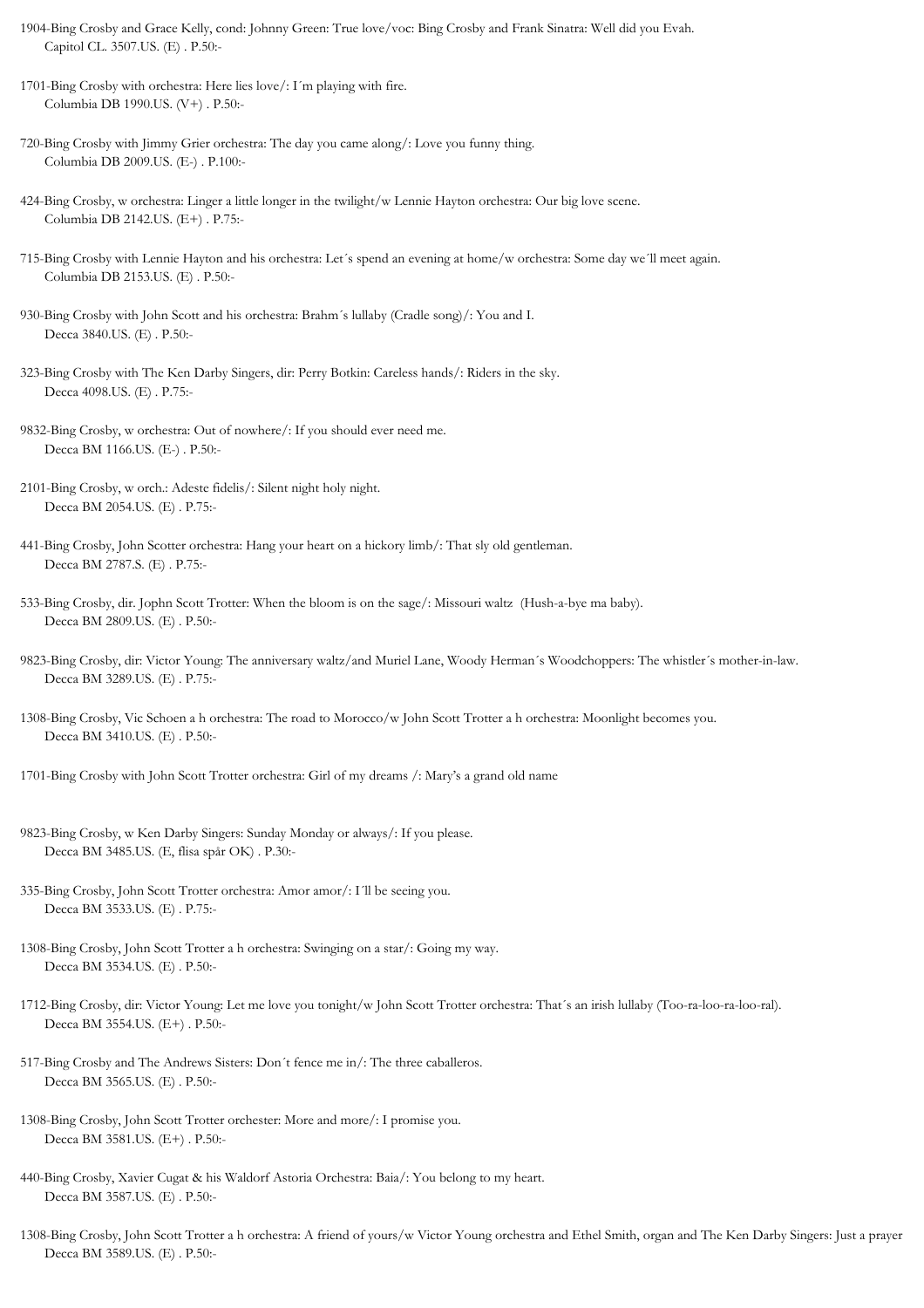1904-Bing Crosby and Grace Kelly, cond: Johnny Green: True love/voc: Bing Crosby and Frank Sinatra: Well did you Evah.
Capitol CL. 3507.US. (E) . P.50:-

1701-Bing Crosby with orchestra: Here lies love/: I´m playing with fire.
Columbia DB 1990.US. (V+) . P.50:-

720-Bing Crosby with Jimmy Grier orchestra: The day you came along/: Love you funny thing.
Columbia DB 2009.US. (E-) . P.100:-

424-Bing Crosby, w orchestra: Linger a little longer in the twilight/w Lennie Hayton orchestra: Our big love scene.
Columbia DB 2142.US. (E+) . P.75:-

715-Bing Crosby with Lennie Hayton and his orchestra: Let´s spend an evening at home/w orchestra: Some day we´ll meet again.
Columbia DB 2153.US. (E) . P.50:-

930-Bing Crosby with John Scott and his orchestra: Brahm´s lullaby (Cradle song)/: You and I.
Decca 3840.US. (E) . P.50:-

323-Bing Crosby with The Ken Darby Singers, dir: Perry Botkin: Careless hands/: Riders in the sky.
Decca 4098.US. (E) . P.75:-

9832-Bing Crosby, w orchestra: Out of nowhere/: If you should ever need me.
Decca BM 1166.US. (E-) . P.50:-

2101-Bing Crosby, w orch.: Adeste fidelis/: Silent night holy night.
Decca BM 2054.US. (E) . P.75:-

441-Bing Crosby, John Scotter orchestra: Hang your heart on a hickory limb/: That sly old gentleman.
Decca BM 2787.S. (E) . P.75:-

533-Bing Crosby, dir. Jophn Scott Trotter: When the bloom is on the sage/: Missouri waltz (Hush-a-bye ma baby).
Decca BM 2809.US. (E) . P.50:-

9823-Bing Crosby, dir: Victor Young: The anniversary waltz/and Muriel Lane, Woody Herman´s Woodchoppers: The whistler´s mother-in-law.
Decca BM 3289.US. (E) . P.75:-

1308-Bing Crosby, Vic Schoen a h orchestra: The road to Morocco/w John Scott Trotter a h orchestra: Moonlight becomes you.
Decca BM 3410.US. (E) . P.50:-

1701-Bing Crosby with John Scott Trotter orchestra: Girl of my dreams /: Mary's a grand old name

9823-Bing Crosby, w Ken Darby Singers: Sunday Monday or always/: If you please.
Decca BM 3485.US. (E, flisa spår OK) . P.30:-

335-Bing Crosby, John Scott Trotter orchestra: Amor amor/: I´ll be seeing you.
Decca BM 3533.US. (E) . P.75:-

1308-Bing Crosby, John Scott Trotter a h orchestra: Swinging on a star/: Going my way.
Decca BM 3534.US. (E) . P.50:-

1712-Bing Crosby, dir: Victor Young: Let me love you tonight/w John Scott Trotter orchestra: That´s an irish lullaby (Too-ra-loo-ra-loo-ral).
Decca BM 3554.US. (E+) . P.50:-

517-Bing Crosby and The Andrews Sisters: Don´t fence me in/: The three caballeros.
Decca BM 3565.US. (E) . P.50:-

1308-Bing Crosby, John Scott Trotter orchester: More and more/: I promise you.
Decca BM 3581.US. (E+) . P.50:-

440-Bing Crosby, Xavier Cugat & his Waldorf Astoria Orchestra: Baia/: You belong to my heart.
Decca BM 3587.US. (E) . P.50:-

1308-Bing Crosby, John Scott Trotter a h orchestra: A friend of yours/w Victor Young orchestra and Ethel Smith, organ and The Ken Darby Singers: Just a prayer
Decca BM 3589.US. (E) . P.50:-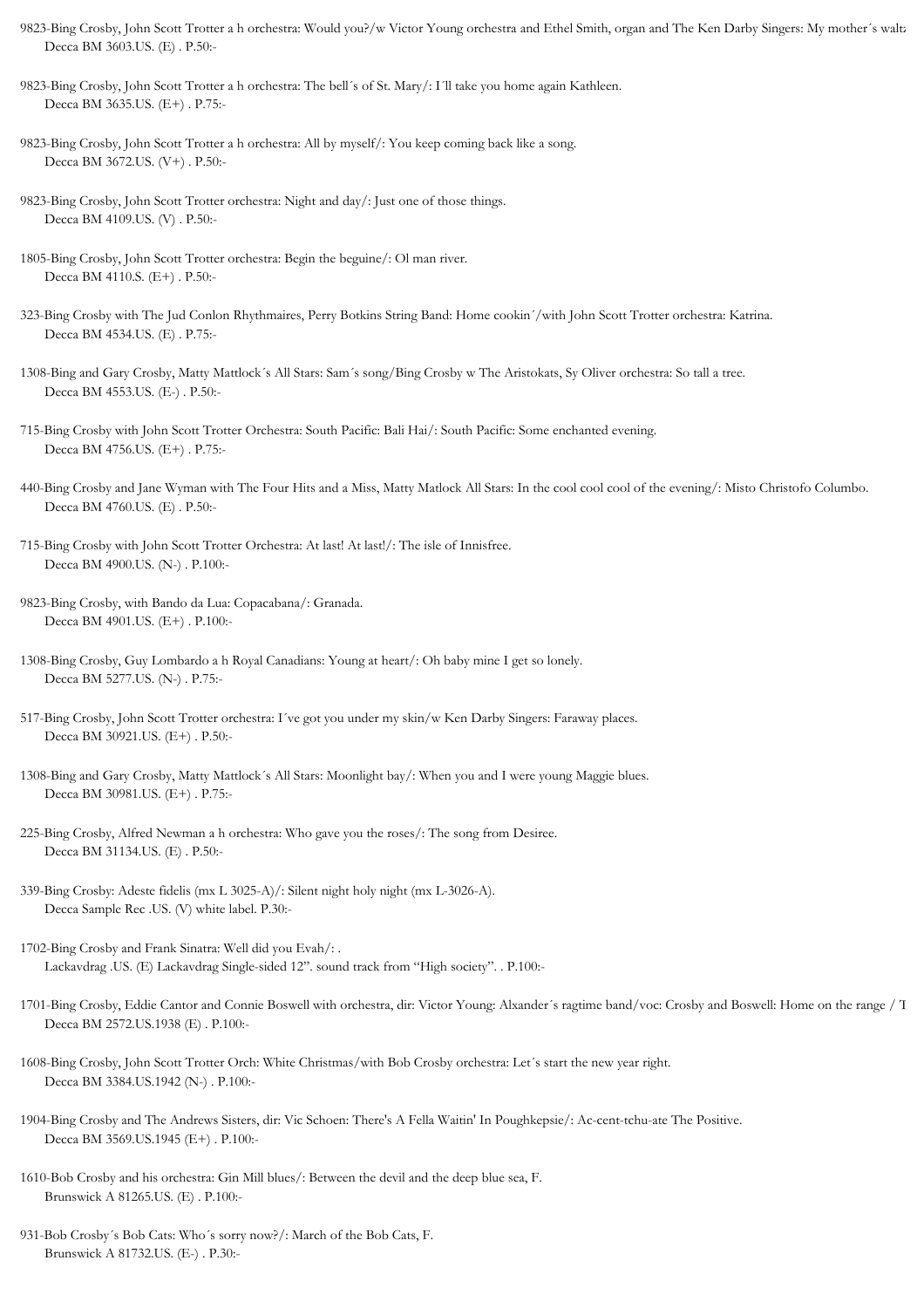9823-Bing Crosby, John Scott Trotter a h orchestra: Would you?/w Victor Young orchestra and Ethel Smith, organ and The Ken Darby Singers: My mother´s waltz
Decca BM 3603.US. (E) . P.50:-

9823-Bing Crosby, John Scott Trotter a h orchestra: The bell´s of St. Mary/: I´ll take you home again Kathleen.
Decca BM 3635.US. (E+) . P.75:-

9823-Bing Crosby, John Scott Trotter a h orchestra: All by myself/: You keep coming back like a song.
Decca BM 3672.US. (V+) . P.50:-

9823-Bing Crosby, John Scott Trotter orchestra: Night and day/: Just one of those things.
Decca BM 4109.US. (V) . P.50:-

1805-Bing Crosby, John Scott Trotter orchestra: Begin the beguine/: Ol man river.
Decca BM 4110.S. (E+) . P.50:-

323-Bing Crosby with The Jud Conlon Rhythmaires, Perry Botkins String Band: Home cookin´/with John Scott Trotter orchestra: Katrina.
Decca BM 4534.US. (E) . P.75:-

1308-Bing and Gary Crosby, Matty Mattlock´s All Stars: Sam´s song/Bing Crosby w The Aristokats, Sy Oliver orchestra: So tall a tree.
Decca BM 4553.US. (E-) . P.50:-

715-Bing Crosby with John Scott Trotter Orchestra: South Pacific: Bali Hai/: South Pacific: Some enchanted evening.
Decca BM 4756.US. (E+) . P.75:-

440-Bing Crosby and Jane Wyman with The Four Hits and a Miss, Matty Matlock All Stars: In the cool cool cool of the evening/: Misto Christofo Columbo.
Decca BM 4760.US. (E) . P.50:-

715-Bing Crosby with John Scott Trotter Orchestra: At last! At last!/: The isle of Innisfree.
Decca BM 4900.US. (N-) . P.100:-

9823-Bing Crosby, with Bando da Lua: Copacabana/: Granada.
Decca BM 4901.US. (E+) . P.100:-

1308-Bing Crosby, Guy Lombardo a h Royal Canadians: Young at heart/: Oh baby mine I get so lonely.
Decca BM 5277.US. (N-) . P.75:-

517-Bing Crosby, John Scott Trotter orchestra: I´ve got you under my skin/w Ken Darby Singers: Faraway places.
Decca BM 30921.US. (E+) . P.50:-

1308-Bing and Gary Crosby, Matty Mattlock´s All Stars: Moonlight bay/: When you and I were young Maggie blues.
Decca BM 30981.US. (E+) . P.75:-

225-Bing Crosby, Alfred Newman a h orchestra: Who gave you the roses/: The song from Desiree.
Decca BM 31134.US. (E) . P.50:-

339-Bing Crosby: Adeste fidelis (mx L 3025-A)/: Silent night holy night (mx L-3026-A).
Decca Sample Rec .US. (V) white label. P.30:-

1702-Bing Crosby and Frank Sinatra: Well did you Evah/: .
Lackavdrag .US. (E) Lackavdrag Single-sided 12". sound track from "High society". . P.100:-

1701-Bing Crosby, Eddie Cantor and Connie Boswell with orchestra, dir: Victor Young: Alxander´s ragtime band/voc: Crosby and Boswell: Home on the range / T
Decca BM 2572.US.1938 (E) . P.100:-

1608-Bing Crosby, John Scott Trotter Orch: White Christmas/with Bob Crosby orchestra: Let´s start the new year right.
Decca BM 3384.US.1942 (N-) . P.100:-

1904-Bing Crosby and The Andrews Sisters, dir: Vic Schoen: There's A Fella Waitin' In Poughkepsie/: Ac-cent-tchu-ate The Positive.
Decca BM 3569.US.1945 (E+) . P.100:-

1610-Bob Crosby and his orchestra: Gin Mill blues/: Between the devil and the deep blue sea, F.
Brunswick A 81265.US. (E) . P.100:-

931-Bob Crosby´s Bob Cats: Who´s sorry now?/: March of the Bob Cats, F.
Brunswick A 81732.US. (E-) . P.30:-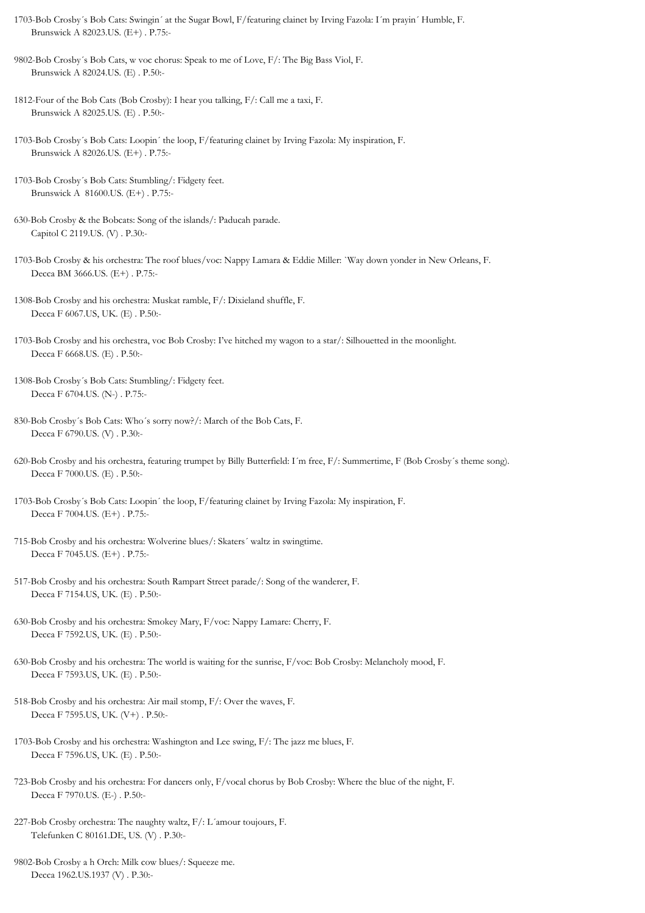1703-Bob Crosby´s Bob Cats: Swingin´ at the Sugar Bowl, F/featuring clainet by Irving Fazola: I´m prayin´ Humble, F.
Brunswick A 82023.US. (E+) . P.75:-

9802-Bob Crosby´s Bob Cats, w voc chorus: Speak to me of Love, F/: The Big Bass Viol, F.
Brunswick A 82024.US. (E) . P.50:-

1812-Four of the Bob Cats (Bob Crosby): I hear you talking, F/: Call me a taxi, F.
Brunswick A 82025.US. (E) . P.50:-

1703-Bob Crosby´s Bob Cats: Loopin´ the loop, F/featuring clainet by Irving Fazola: My inspiration, F.
Brunswick A 82026.US. (E+) . P.75:-

1703-Bob Crosby´s Bob Cats: Stumbling/: Fidgety feet.
Brunswick A 81600.US. (E+) . P.75:-

630-Bob Crosby & the Bobcats: Song of the islands/: Paducah parade.
Capitol C 2119.US. (V) . P.30:-

1703-Bob Crosby & his orchestra: The roof blues/voc: Nappy Lamara & Eddie Miller: `Way down yonder in New Orleans, F.
Decca BM 3666.US. (E+) . P.75:-

1308-Bob Crosby and his orchestra: Muskat ramble, F/: Dixieland shuffle, F.
Decca F 6067.US, UK. (E) . P.50:-

1703-Bob Crosby and his orchestra, voc Bob Crosby: I've hitched my wagon to a star/: Silhouetted in the moonlight.
Decca F 6668.US. (E) . P.50:-

1308-Bob Crosby´s Bob Cats: Stumbling/: Fidgety feet.
Decca F 6704.US. (N-) . P.75:-

830-Bob Crosby´s Bob Cats: Who´s sorry now?/: March of the Bob Cats, F.
Decca F 6790.US. (V) . P.30:-

620-Bob Crosby and his orchestra, featuring trumpet by Billy Butterfield: I´m free, F/: Summertime, F (Bob Crosby´s theme song).
Decca F 7000.US. (E) . P.50:-

1703-Bob Crosby´s Bob Cats: Loopin´ the loop, F/featuring clainet by Irving Fazola: My inspiration, F.
Decca F 7004.US. (E+) . P.75:-

715-Bob Crosby and his orchestra: Wolverine blues/: Skaters´ waltz in swingtime.
Decca F 7045.US. (E+) . P.75:-

517-Bob Crosby and his orchestra: South Rampart Street parade/: Song of the wanderer, F.
Decca F 7154.US, UK. (E) . P.50:-

630-Bob Crosby and his orchestra: Smokey Mary, F/voc: Nappy Lamare: Cherry, F.
Decca F 7592.US, UK. (E) . P.50:-

630-Bob Crosby and his orchestra: The world is waiting for the sunrise, F/voc: Bob Crosby: Melancholy mood, F.
Decca F 7593.US, UK. (E) . P.50:-

518-Bob Crosby and his orchestra: Air mail stomp, F/: Over the waves, F.
Decca F 7595.US, UK. (V+) . P.50:-

1703-Bob Crosby and his orchestra: Washington and Lee swing, F/: The jazz me blues, F.
Decca F 7596.US, UK. (E) . P.50:-

723-Bob Crosby and his orchestra: For dancers only, F/vocal chorus by Bob Crosby: Where the blue of the night, F.
Decca F 7970.US. (E-) . P.50:-

227-Bob Crosby orchestra: The naughty waltz, F/: L´amour toujours, F.
Telefunken C 80161.DE, US. (V) . P.30:-

9802-Bob Crosby a h Orch: Milk cow blues/: Squeeze me.
Decca 1962.US.1937 (V) . P.30:-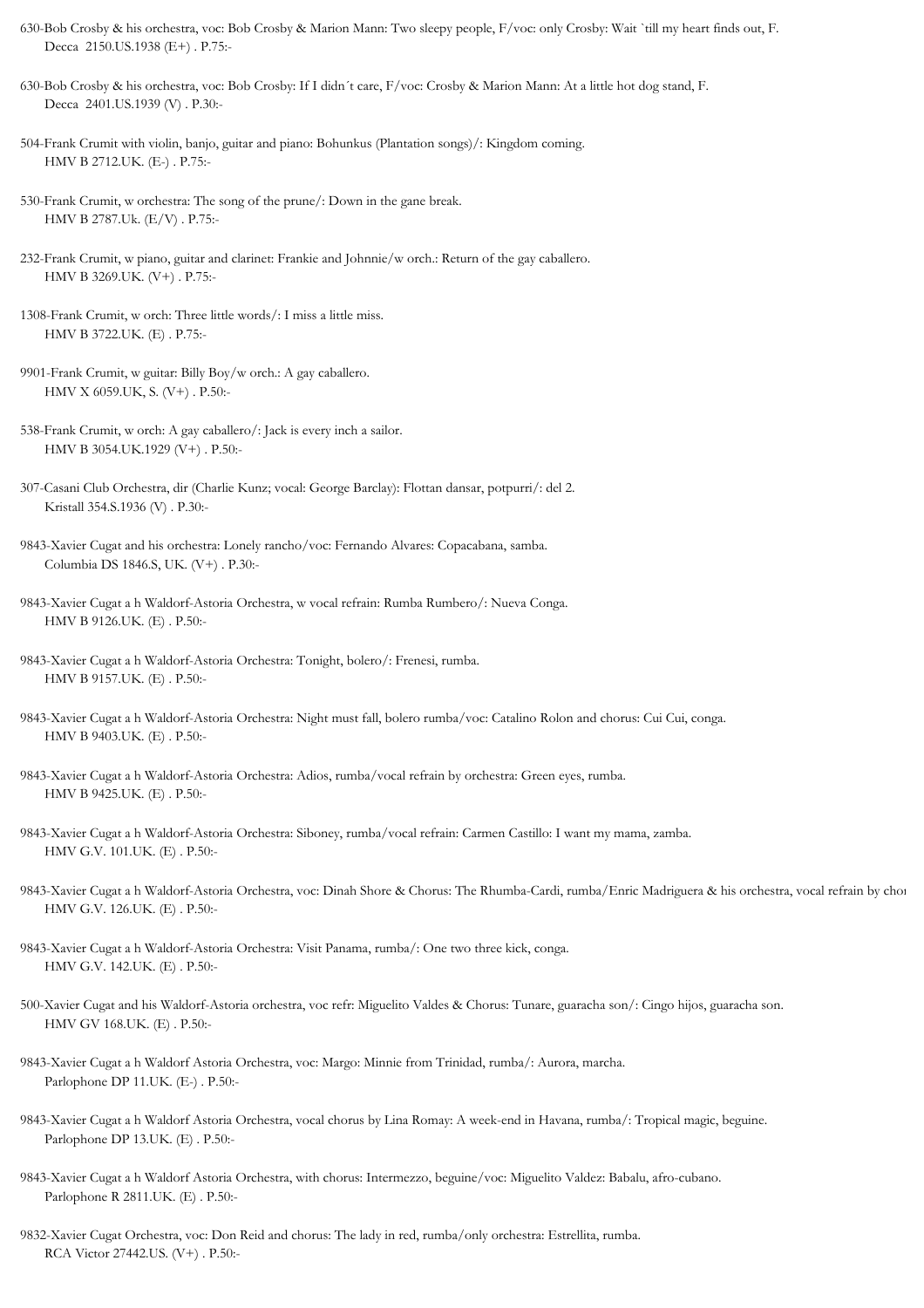630-Bob Crosby & his orchestra, voc: Bob Crosby & Marion Mann: Two sleepy people, F/voc: only Crosby: Wait `till my heart finds out, F.
Decca 2150.US.1938 (E+) . P.75:-

630-Bob Crosby & his orchestra, voc: Bob Crosby: If I didn´t care, F/voc: Crosby & Marion Mann: At a little hot dog stand, F.
Decca 2401.US.1939 (V) . P.30:-

504-Frank Crumit with violin, banjo, guitar and piano: Bohunkus (Plantation songs)/: Kingdom coming.
HMV B 2712.UK. (E-) . P.75:-

530-Frank Crumit, w orchestra: The song of the prune/: Down in the gane break.
HMV B 2787.Uk. (E/V) . P.75:-

232-Frank Crumit, w piano, guitar and clarinet: Frankie and Johnnie/w orch.: Return of the gay caballero.
HMV B 3269.UK. (V+) . P.75:-

1308-Frank Crumit, w orch: Three little words/: I miss a little miss.
HMV B 3722.UK. (E) . P.75:-

9901-Frank Crumit, w guitar: Billy Boy/w orch.: A gay caballero.
HMV X 6059.UK, S. (V+) . P.50:-

538-Frank Crumit, w orch: A gay caballero/: Jack is every inch a sailor.
HMV B 3054.UK.1929 (V+) . P.50:-

307-Casani Club Orchestra, dir (Charlie Kunz; vocal: George Barclay): Flottan dansar, potpurri/: del 2.
Kristall 354.S.1936 (V) . P.30:-

9843-Xavier Cugat and his orchestra: Lonely rancho/voc: Fernando Alvares: Copacabana, samba.
Columbia DS 1846.S, UK. (V+) . P.30:-

9843-Xavier Cugat a h Waldorf-Astoria Orchestra, w vocal refrain: Rumba Rumbero/: Nueva Conga.
HMV B 9126.UK. (E) . P.50:-

9843-Xavier Cugat a h Waldorf-Astoria Orchestra: Tonight, bolero/: Frenesi, rumba.
HMV B 9157.UK. (E) . P.50:-

9843-Xavier Cugat a h Waldorf-Astoria Orchestra: Night must fall, bolero rumba/voc: Catalino Rolon and chorus: Cui Cui, conga.
HMV B 9403.UK. (E) . P.50:-

9843-Xavier Cugat a h Waldorf-Astoria Orchestra: Adios, rumba/vocal refrain by orchestra: Green eyes, rumba.
HMV B 9425.UK. (E) . P.50:-

9843-Xavier Cugat a h Waldorf-Astoria Orchestra: Siboney, rumba/vocal refrain: Carmen Castillo: I want my mama, zamba.
HMV G.V. 101.UK. (E) . P.50:-

9843-Xavier Cugat a h Waldorf-Astoria Orchestra, voc: Dinah Shore & Chorus: The Rhumba-Cardi, rumba/Enric Madriguera & his orchestra, vocal refrain by cho
HMV G.V. 126.UK. (E) . P.50:-

9843-Xavier Cugat a h Waldorf-Astoria Orchestra: Visit Panama, rumba/: One two three kick, conga.
HMV G.V. 142.UK. (E) . P.50:-

500-Xavier Cugat and his Waldorf-Astoria orchestra, voc refr: Miguelito Valdes & Chorus: Tunare, guaracha son/: Cingo hijos, guaracha son.
HMV GV 168.UK. (E) . P.50:-

9843-Xavier Cugat a h Waldorf Astoria Orchestra, voc: Margo: Minnie from Trinidad, rumba/: Aurora, marcha.
Parlophone DP 11.UK. (E-) . P.50:-

9843-Xavier Cugat a h Waldorf Astoria Orchestra, vocal chorus by Lina Romay: A week-end in Havana, rumba/: Tropical magic, beguine.
Parlophone DP 13.UK. (E) . P.50:-

9843-Xavier Cugat a h Waldorf Astoria Orchestra, with chorus: Intermezzo, beguine/voc: Miguelito Valdez: Babalu, afro-cubano.
Parlophone R 2811.UK. (E) . P.50:-

9832-Xavier Cugat Orchestra, voc: Don Reid and chorus: The lady in red, rumba/only orchestra: Estrellita, rumba.
RCA Victor 27442.US. (V+) . P.50:-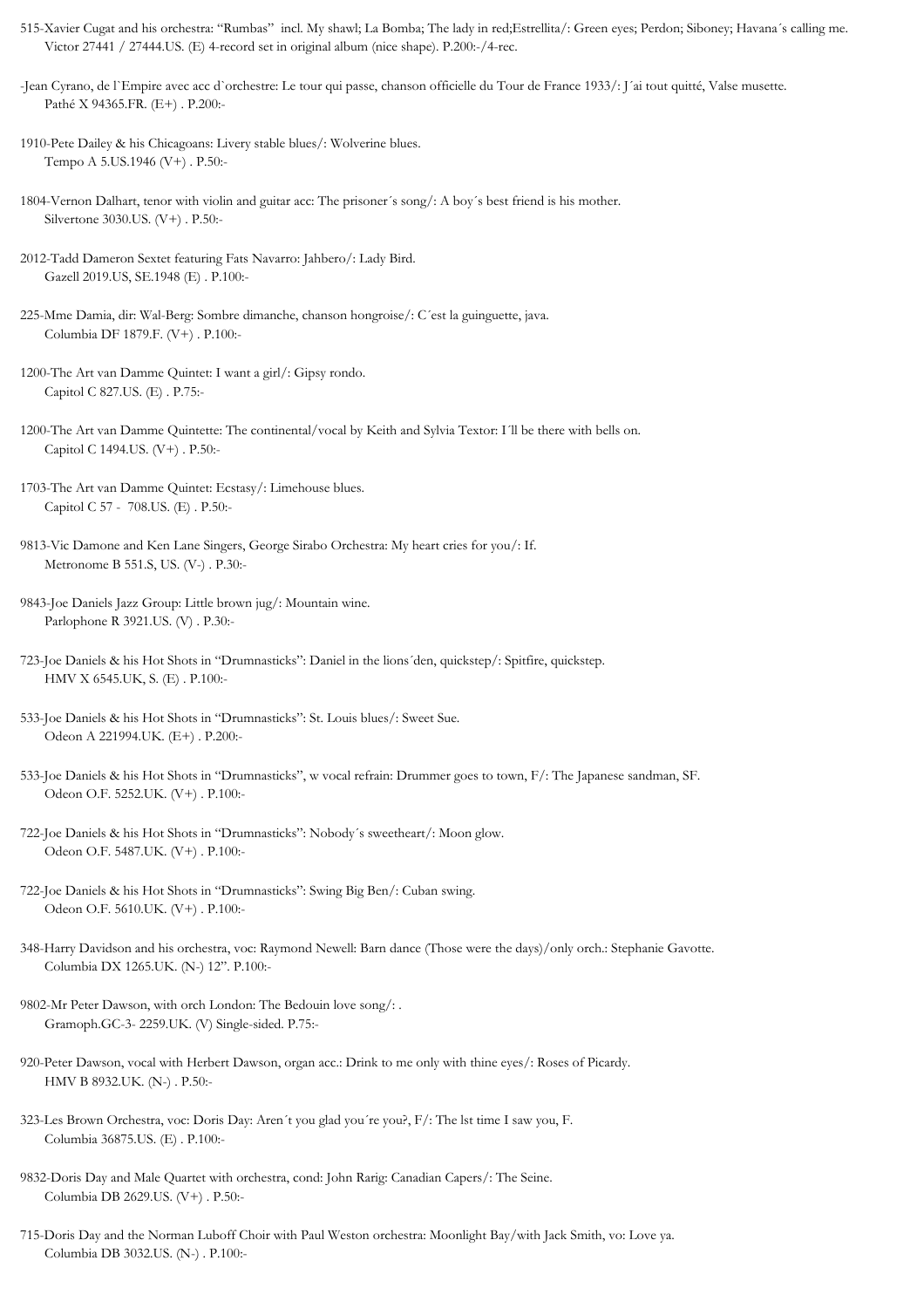515-Xavier Cugat and his orchestra: "Rumbas" incl. My shawl; La Bomba; The lady in red;Estrellita/: Green eyes; Perdon; Siboney; Havana´s calling me.
Victor 27441 / 27444.US. (E) 4-record set in original album (nice shape). P.200:-/4-rec.

-Jean Cyrano, de l`Empire avec acc d`orchestre: Le tour qui passe, chanson officielle du Tour de France 1933/: J´ai tout quitté, Valse musette.
Pathé X 94365.FR. (E+) . P.200:-

1910-Pete Dailey & his Chicagoans: Livery stable blues/: Wolverine blues.
Tempo A 5.US.1946 (V+) . P.50:-

1804-Vernon Dalhart, tenor with violin and guitar acc: The prisoner´s song/: A boy´s best friend is his mother.
Silvertone 3030.US. (V+) . P.50:-

2012-Tadd Dameron Sextet featuring Fats Navarro: Jahbero/: Lady Bird.
Gazell 2019.US, SE.1948 (E) . P.100:-

225-Mme Damia, dir: Wal-Berg: Sombre dimanche, chanson hongroise/: C´est la guinguette, java.
Columbia DF 1879.F. (V+) . P.100:-

1200-The Art van Damme Quintet: I want a girl/: Gipsy rondo.
Capitol C 827.US. (E) . P.75:-

1200-The Art van Damme Quintette: The continental/vocal by Keith and Sylvia Textor: I´ll be there with bells on.
Capitol C 1494.US. (V+) . P.50:-

1703-The Art van Damme Quintet: Ecstasy/: Limehouse blues.
Capitol C 57 - 708.US. (E) . P.50:-

9813-Vic Damone and Ken Lane Singers, George Sirabo Orchestra: My heart cries for you/: If.
Metronome B 551.S, US. (V-) . P.30:-

9843-Joe Daniels Jazz Group: Little brown jug/: Mountain wine.
Parlophone R 3921.US. (V) . P.30:-

723-Joe Daniels & his Hot Shots in "Drumnasticks": Daniel in the lions´den, quickstep/: Spitfire, quickstep.
HMV X 6545.UK, S. (E) . P.100:-

533-Joe Daniels & his Hot Shots in "Drumnasticks": St. Louis blues/: Sweet Sue.
Odeon A 221994.UK. (E+) . P.200:-

533-Joe Daniels & his Hot Shots in "Drumnasticks", w vocal refrain: Drummer goes to town, F/: The Japanese sandman, SF.
Odeon O.F. 5252.UK. (V+) . P.100:-

722-Joe Daniels & his Hot Shots in "Drumnasticks": Nobody´s sweetheart/: Moon glow.
Odeon O.F. 5487.UK. (V+) . P.100:-

722-Joe Daniels & his Hot Shots in "Drumnasticks": Swing Big Ben/: Cuban swing.
Odeon O.F. 5610.UK. (V+) . P.100:-

348-Harry Davidson and his orchestra, voc: Raymond Newell: Barn dance (Those were the days)/only orch.: Stephanie Gavotte.
Columbia DX 1265.UK. (N-) 12". P.100:-

9802-Mr Peter Dawson, with orch London: The Bedouin love song/: .
Gramoph.GC-3- 2259.UK. (V) Single-sided. P.75:-

920-Peter Dawson, vocal with Herbert Dawson, organ acc.: Drink to me only with thine eyes/: Roses of Picardy.
HMV B 8932.UK. (N-) . P.50:-

323-Les Brown Orchestra, voc: Doris Day: Aren´t you glad you´re you?, F/: The lst time I saw you, F.
Columbia 36875.US. (E) . P.100:-

9832-Doris Day and Male Quartet with orchestra, cond: John Rarig: Canadian Capers/: The Seine.
Columbia DB 2629.US. (V+) . P.50:-

715-Doris Day and the Norman Luboff Choir with Paul Weston orchestra: Moonlight Bay/with Jack Smith, vo: Love ya.
Columbia DB 3032.US. (N-) . P.100:-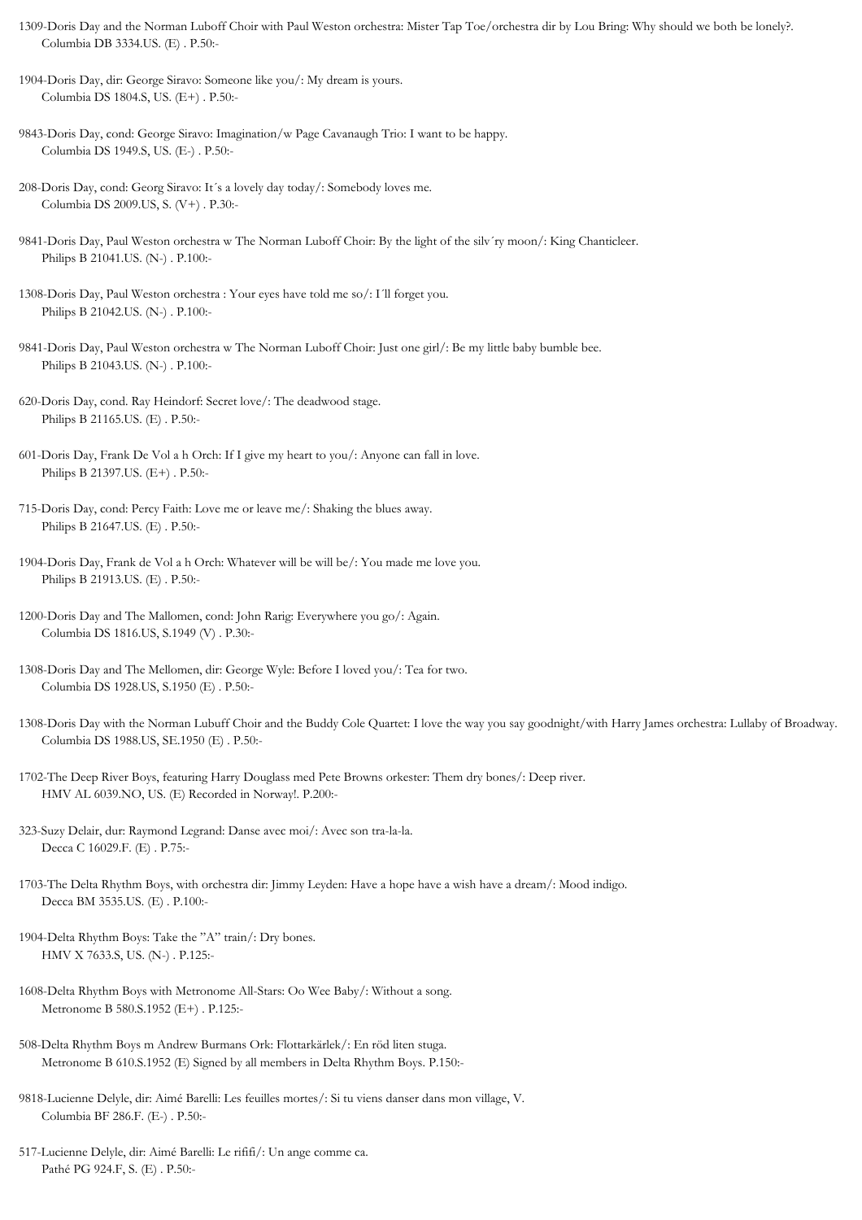1309-Doris Day and the Norman Luboff Choir with Paul Weston orchestra: Mister Tap Toe/orchestra dir by Lou Bring: Why should we both be lonely?. Columbia DB 3334.US. (E) . P.50:-

1904-Doris Day, dir: George Siravo: Someone like you/: My dream is yours. Columbia DS 1804.S, US. (E+) . P.50:-

9843-Doris Day, cond: George Siravo: Imagination/w Page Cavanaugh Trio: I want to be happy. Columbia DS 1949.S, US. (E-) . P.50:-

208-Doris Day, cond: Georg Siravo: It´s a lovely day today/: Somebody loves me. Columbia DS 2009.US, S. (V+) . P.30:-

9841-Doris Day, Paul Weston orchestra w The Norman Luboff Choir: By the light of the silv´ry moon/: King Chanticleer. Philips B 21041.US. (N-) . P.100:-

1308-Doris Day, Paul Weston orchestra : Your eyes have told me so/: I´ll forget you. Philips B 21042.US. (N-) . P.100:-

9841-Doris Day, Paul Weston orchestra w The Norman Luboff Choir: Just one girl/: Be my little baby bumble bee. Philips B 21043.US. (N-) . P.100:-

620-Doris Day, cond. Ray Heindorf: Secret love/: The deadwood stage. Philips B 21165.US. (E) . P.50:-

601-Doris Day, Frank De Vol a h Orch: If I give my heart to you/: Anyone can fall in love. Philips B 21397.US. (E+) . P.50:-

715-Doris Day, cond: Percy Faith: Love me or leave me/: Shaking the blues away. Philips B 21647.US. (E) . P.50:-

1904-Doris Day, Frank de Vol a h Orch: Whatever will be will be/: You made me love you. Philips B 21913.US. (E) . P.50:-

1200-Doris Day and The Mallomen, cond: John Rarig: Everywhere you go/: Again. Columbia DS 1816.US, S.1949 (V) . P.30:-

1308-Doris Day and The Mellomen, dir: George Wyle: Before I loved you/: Tea for two. Columbia DS 1928.US, S.1950 (E) . P.50:-

1308-Doris Day with the Norman Lubuff Choir and the Buddy Cole Quartet: I love the way you say goodnight/with Harry James orchestra: Lullaby of Broadway. Columbia DS 1988.US, SE.1950 (E) . P.50:-

1702-The Deep River Boys, featuring Harry Douglass med Pete Browns orkester: Them dry bones/: Deep river. HMV AL 6039.NO, US. (E) Recorded in Norway!. P.200:-

323-Suzy Delair, dur: Raymond Legrand: Danse avec moi/: Avec son tra-la-la. Decca C 16029.F. (E) . P.75:-

1703-The Delta Rhythm Boys, with orchestra dir: Jimmy Leyden: Have a hope have a wish have a dream/: Mood indigo. Decca BM 3535.US. (E) . P.100:-

1904-Delta Rhythm Boys: Take the "A" train/: Dry bones. HMV X 7633.S, US. (N-) . P.125:-

1608-Delta Rhythm Boys with Metronome All-Stars: Oo Wee Baby/: Without a song. Metronome B 580.S.1952 (E+) . P.125:-

508-Delta Rhythm Boys m Andrew Burmans Ork: Flottarkärlek/: En röd liten stuga. Metronome B 610.S.1952 (E) Signed by all members in Delta Rhythm Boys. P.150:-

9818-Lucienne Delyle, dir: Aimé Barelli: Les feuilles mortes/: Si tu viens danser dans mon village, V. Columbia BF 286.F. (E-) . P.50:-

517-Lucienne Delyle, dir: Aimé Barelli: Le rififi/: Un ange comme ca. Pathé PG 924.F, S. (E) . P.50:-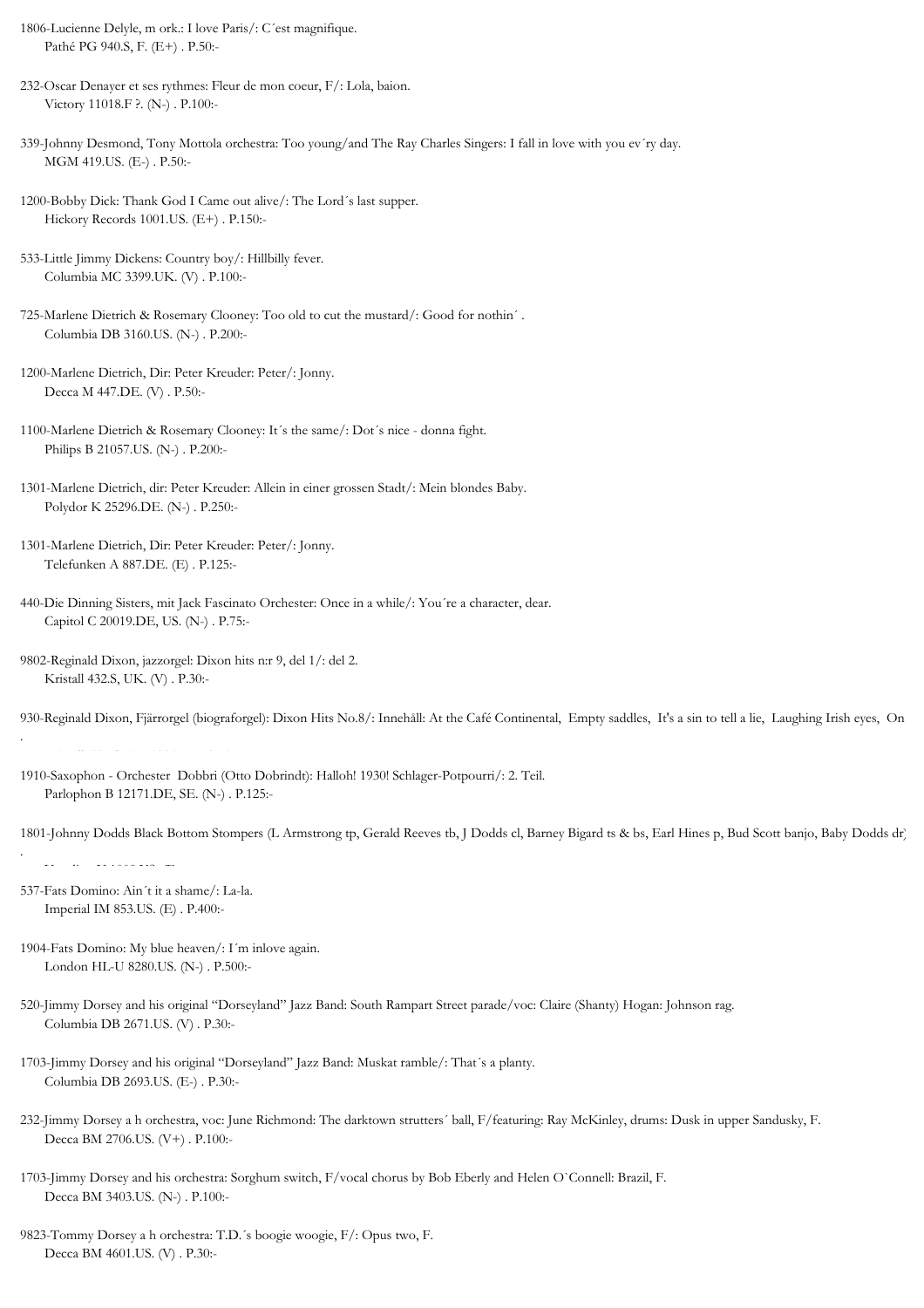1806-Lucienne Delyle, m ork.: I love Paris/: C´est magnifique.
Pathé PG 940.S, F. (E+) . P.50:-

232-Oscar Denayer et ses rythmes: Fleur de mon coeur, F/: Lola, baion.
Victory 11018.F ?. (N-) . P.100:-

339-Johnny Desmond, Tony Mottola orchestra: Too young/and The Ray Charles Singers: I fall in love with you ev´ry day.
MGM 419.US. (E-) . P.50:-

1200-Bobby Dick: Thank God I Came out alive/: The Lord´s last supper.
Hickory Records 1001.US. (E+) . P.150:-

533-Little Jimmy Dickens: Country boy/: Hillbilly fever.
Columbia MC 3399.UK. (V) . P.100:-

725-Marlene Dietrich & Rosemary Clooney: Too old to cut the mustard/: Good for nothin´ .
Columbia DB 3160.US. (N-) . P.200:-

1200-Marlene Dietrich, Dir: Peter Kreuder: Peter/: Jonny.
Decca M 447.DE. (V) . P.50:-

1100-Marlene Dietrich & Rosemary Clooney: It´s the same/: Dot´s nice - donna fight.
Philips B 21057.US. (N-) . P.200:-

1301-Marlene Dietrich, dir: Peter Kreuder: Allein in einer grossen Stadt/: Mein blondes Baby.
Polydor K 25296.DE. (N-) . P.250:-

1301-Marlene Dietrich, Dir: Peter Kreuder: Peter/: Jonny.
Telefunken A 887.DE. (E) . P.125:-

440-Die Dinning Sisters, mit Jack Fascinato Orchester: Once in a while/: You´re a character, dear.
Capitol C 20019.DE, US. (N-) . P.75:-

9802-Reginald Dixon, jazzorgel: Dixon hits n:r 9, del 1/: del 2.
Kristall 432.S, UK. (V) . P.30:-

930-Reginald Dixon, Fjärrorgel (biograforgel): Dixon Hits No.8/: Innehåll: At the Café Continental, Empty saddles, It's a sin to tell a lie, Laughing Irish eyes, On

1910-Saxophon - Orchester Dobbri (Otto Dobrindt): Halloh! 1930! Schlager-Potpourri/: 2. Teil.
Parlophon B 12171.DE, SE. (N-) . P.125:-

1801-Johnny Dodds Black Bottom Stompers (L Armstrong tp, Gerald Reeves tb, J Dodds cl, Barney Bigard ts & bs, Earl Hines p, Bud Scott banjo, Baby Dodds dr)

537-Fats Domino: Ain´t it a shame/: La-la.
Imperial IM 853.US. (E) . P.400:-

1904-Fats Domino: My blue heaven/: I´m inlove again.
London HL-U 8280.US. (N-) . P.500:-

520-Jimmy Dorsey and his original "Dorseyland" Jazz Band: South Rampart Street parade/voc: Claire (Shanty) Hogan: Johnson rag.
Columbia DB 2671.US. (V) . P.30:-

1703-Jimmy Dorsey and his original "Dorseyland" Jazz Band: Muskat ramble/: That´s a planty.
Columbia DB 2693.US. (E-) . P.30:-

232-Jimmy Dorsey a h orchestra, voc: June Richmond: The darktown strutters´ ball, F/featuring: Ray McKinley, drums: Dusk in upper Sandusky, F.
Decca BM 2706.US. (V+) . P.100:-

1703-Jimmy Dorsey and his orchestra: Sorghum switch, F/vocal chorus by Bob Eberly and Helen O`Connell: Brazil, F.
Decca BM 3403.US. (N-) . P.100:-

9823-Tommy Dorsey a h orchestra: T.D.´s boogie woogie, F/: Opus two, F.
Decca BM 4601.US. (V) . P.30:-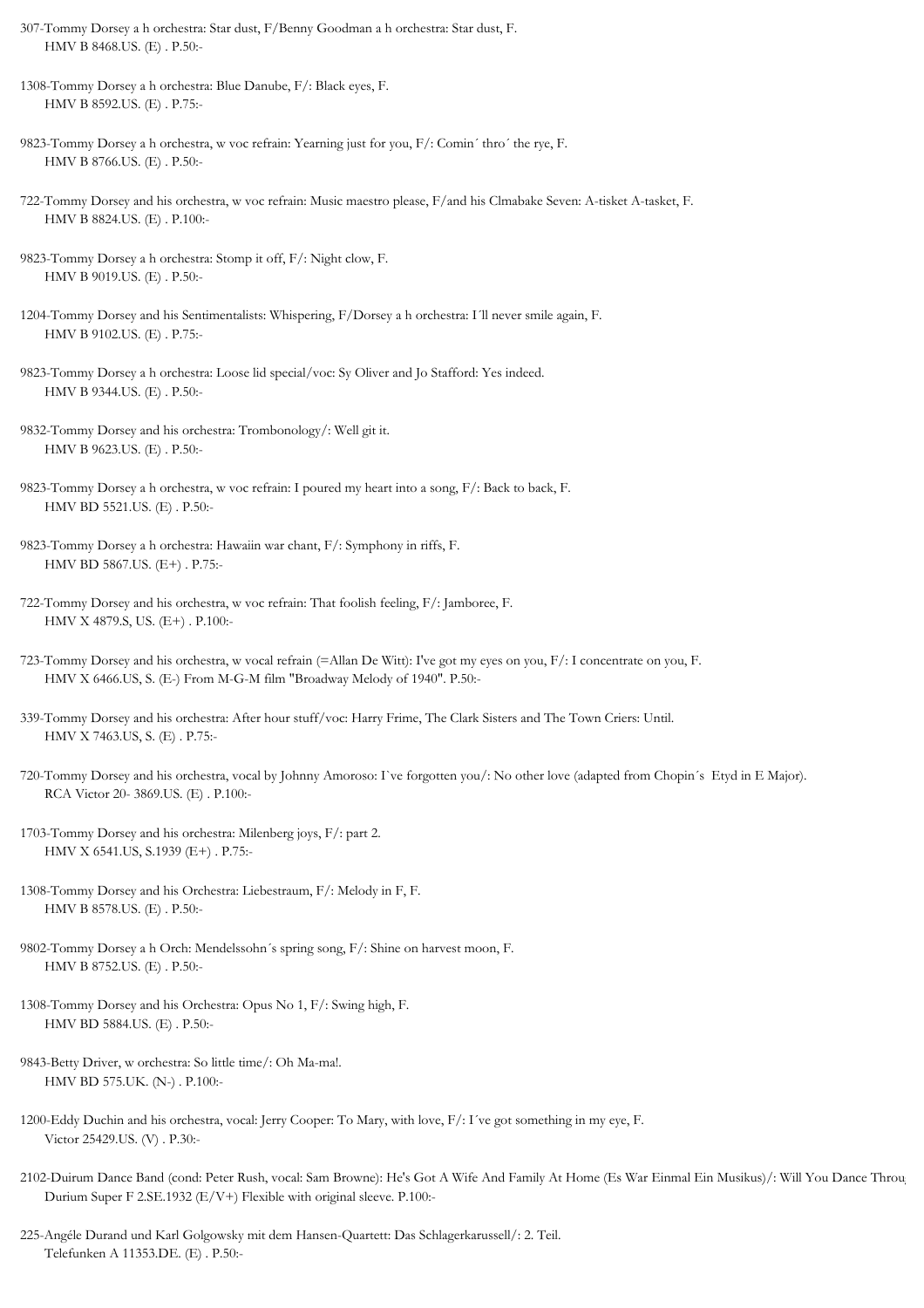307-Tommy Dorsey a h orchestra: Star dust, F/Benny Goodman a h orchestra: Star dust, F.
HMV B 8468.US. (E) . P.50:-

1308-Tommy Dorsey a h orchestra: Blue Danube, F/: Black eyes, F.
HMV B 8592.US. (E) . P.75:-

9823-Tommy Dorsey a h orchestra, w voc refrain: Yearning just for you, F/: Comin´ thro´ the rye, F.
HMV B 8766.US. (E) . P.50:-

722-Tommy Dorsey and his orchestra, w voc refrain: Music maestro please, F/and his Clmabake Seven: A-tisket A-tasket, F.
HMV B 8824.US. (E) . P.100:-

9823-Tommy Dorsey a h orchestra: Stomp it off, F/: Night clow, F.
HMV B 9019.US. (E) . P.50:-

1204-Tommy Dorsey and his Sentimentalists: Whispering, F/Dorsey a h orchestra: I´ll never smile again, F.
HMV B 9102.US. (E) . P.75:-

9823-Tommy Dorsey a h orchestra: Loose lid special/voc: Sy Oliver and Jo Stafford: Yes indeed.
HMV B 9344.US. (E) . P.50:-

9832-Tommy Dorsey and his orchestra: Trombonology/: Well git it.
HMV B 9623.US. (E) . P.50:-

9823-Tommy Dorsey a h orchestra, w voc refrain: I poured my heart into a song, F/: Back to back, F.
HMV BD 5521.US. (E) . P.50:-

9823-Tommy Dorsey a h orchestra: Hawaiin war chant, F/: Symphony in riffs, F.
HMV BD 5867.US. (E+) . P.75:-

722-Tommy Dorsey and his orchestra, w voc refrain: That foolish feeling, F/: Jamboree, F.
HMV X 4879.S, US. (E+) . P.100:-

723-Tommy Dorsey and his orchestra, w vocal refrain (=Allan De Witt): I've got my eyes on you, F/: I concentrate on you, F.
HMV X 6466.US, S. (E-) From M-G-M film "Broadway Melody of 1940". P.50:-

339-Tommy Dorsey and his orchestra: After hour stuff/voc: Harry Frime, The Clark Sisters and The Town Criers: Until.
HMV X 7463.US, S. (E) . P.75:-

720-Tommy Dorsey and his orchestra, vocal by Johnny Amoroso: I`ve forgotten you/: No other love (adapted from Chopin´s Etyd in E Major).
RCA Victor 20- 3869.US. (E) . P.100:-

1703-Tommy Dorsey and his orchestra: Milenberg joys, F/: part 2.
HMV X 6541.US, S.1939 (E+) . P.75:-

1308-Tommy Dorsey and his Orchestra: Liebestraum, F/: Melody in F, F.
HMV B 8578.US. (E) . P.50:-

9802-Tommy Dorsey a h Orch: Mendelssohn´s spring song, F/: Shine on harvest moon, F.
HMV B 8752.US. (E) . P.50:-

1308-Tommy Dorsey and his Orchestra: Opus No 1, F/: Swing high, F.
HMV BD 5884.US. (E) . P.50:-

9843-Betty Driver, w orchestra: So little time/: Oh Ma-ma!.
HMV BD 575.UK. (N-) . P.100:-

1200-Eddy Duchin and his orchestra, vocal: Jerry Cooper: To Mary, with love, F/: I´ve got something in my eye, F.
Victor 25429.US. (V) . P.30:-

2102-Duirum Dance Band (cond: Peter Rush, vocal: Sam Browne): He's Got A Wife And Family At Home (Es War Einmal Ein Musikus)/: Will You Dance Throu
Durium Super F 2.SE.1932 (E/V+) Flexible with original sleeve. P.100:-

225-Angéle Durand und Karl Golgowsky mit dem Hansen-Quartett: Das Schlagerkarussell/: 2. Teil.
Telefunken A 11353.DE. (E) . P.50:-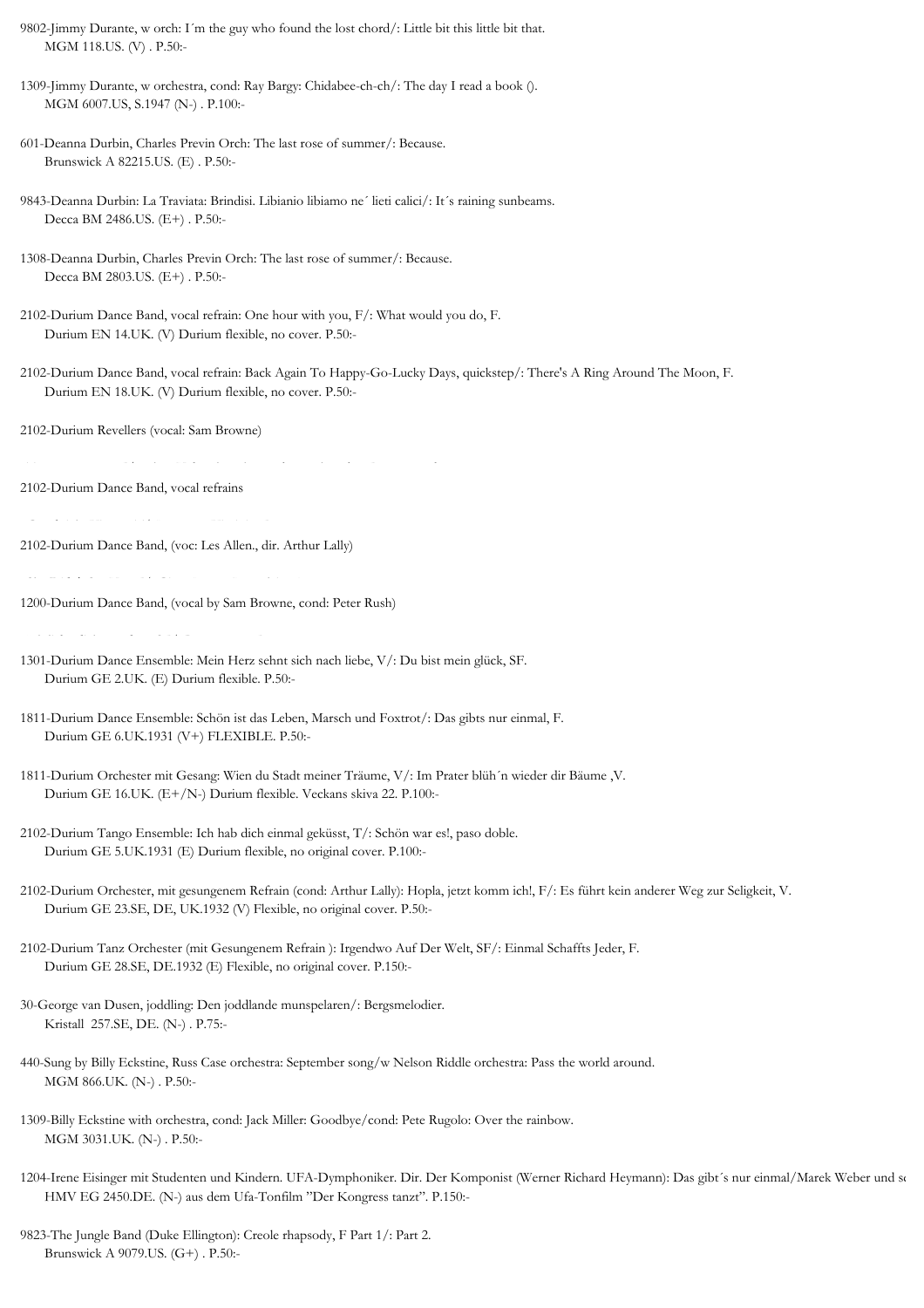9802-Jimmy Durante, w orch: I´m the guy who found the lost chord/: Little bit this little bit that.
MGM 118.US. (V) . P.50:-

1309-Jimmy Durante, w orchestra, cond: Ray Bargy: Chidabee-ch-ch/: The day I read a book ().
MGM 6007.US, S.1947 (N-) . P.100:-

601-Deanna Durbin, Charles Previn Orch: The last rose of summer/: Because.
Brunswick A 82215.US. (E) . P.50:-

9843-Deanna Durbin: La Traviata: Brindisi. Libianio libiamo ne´ lieti calici/: It´s raining sunbeams.
Decca BM 2486.US. (E+) . P.50:-

1308-Deanna Durbin, Charles Previn Orch: The last rose of summer/: Because.
Decca BM 2803.US. (E+) . P.50:-

2102-Durium Dance Band, vocal refrain: One hour with you, F/: What would you do, F.
Durium EN 14.UK. (V) Durium flexible, no cover. P.50:-

2102-Durium Dance Band, vocal refrain: Back Again To Happy-Go-Lucky Days, quickstep/: There's A Ring Around The Moon, F.
Durium EN 18.UK. (V) Durium flexible, no cover. P.50:-

2102-Durium Revellers (vocal: Sam Browne)

2102-Durium Dance Band, vocal refrains

2102-Durium Dance Band, (voc: Les Allen., dir. Arthur Lally)

1200-Durium Dance Band, (vocal by Sam Browne, cond: Peter Rush)

1301-Durium Dance Ensemble: Mein Herz sehnt sich nach liebe, V/: Du bist mein glück, SF.
Durium GE 2.UK. (E) Durium flexible. P.50:-

1811-Durium Dance Ensemble: Schön ist das Leben, Marsch und Foxtrot/: Das gibts nur einmal, F.
Durium GE 6.UK.1931 (V+) FLEXIBLE. P.50:-

1811-Durium Orchester mit Gesang: Wien du Stadt meiner Träume, V/: Im Prater blüh´n wieder dir Bäume ,V.
Durium GE 16.UK. (E+/N-) Durium flexible. Veckans skiva 22. P.100:-

2102-Durium Tango Ensemble: Ich hab dich einmal geküsst, T/: Schön war es!, paso doble.
Durium GE 5.UK.1931 (E) Durium flexible, no original cover. P.100:-

2102-Durium Orchester, mit gesungenem Refrain (cond: Arthur Lally): Hopla, jetzt komm ich!, F/: Es führt kein anderer Weg zur Seligkeit, V.
Durium GE 23.SE, DE, UK.1932 (V) Flexible, no original cover. P.50:-

2102-Durium Tanz Orchester (mit Gesungenem Refrain ): Irgendwo Auf Der Welt, SF/: Einmal Schaffts Jeder, F.
Durium GE 28.SE, DE.1932 (E) Flexible, no original cover. P.150:-

30-George van Dusen, joddling: Den joddlande munspelaren/: Bergsmelodier.
Kristall 257.SE, DE. (N-) . P.75:-

440-Sung by Billy Eckstine, Russ Case orchestra: September song/w Nelson Riddle orchestra: Pass the world around.
MGM 866.UK. (N-) . P.50:-

1309-Billy Eckstine with orchestra, cond: Jack Miller: Goodbye/cond: Pete Rugolo: Over the rainbow.
MGM 3031.UK. (N-) . P.50:-

1204-Irene Eisinger mit Studenten und Kindern. UFA-Dymphoniker. Dir. Der Komponist (Werner Richard Heymann): Das gibt´s nur einmal/Marek Weber und s
HMV EG 2450.DE. (N-) aus dem Ufa-Tonfilm "Der Kongress tanzt". P.150:-

9823-The Jungle Band (Duke Ellington): Creole rhapsody, F Part 1/: Part 2.
Brunswick A 9079.US. (G+) . P.50:-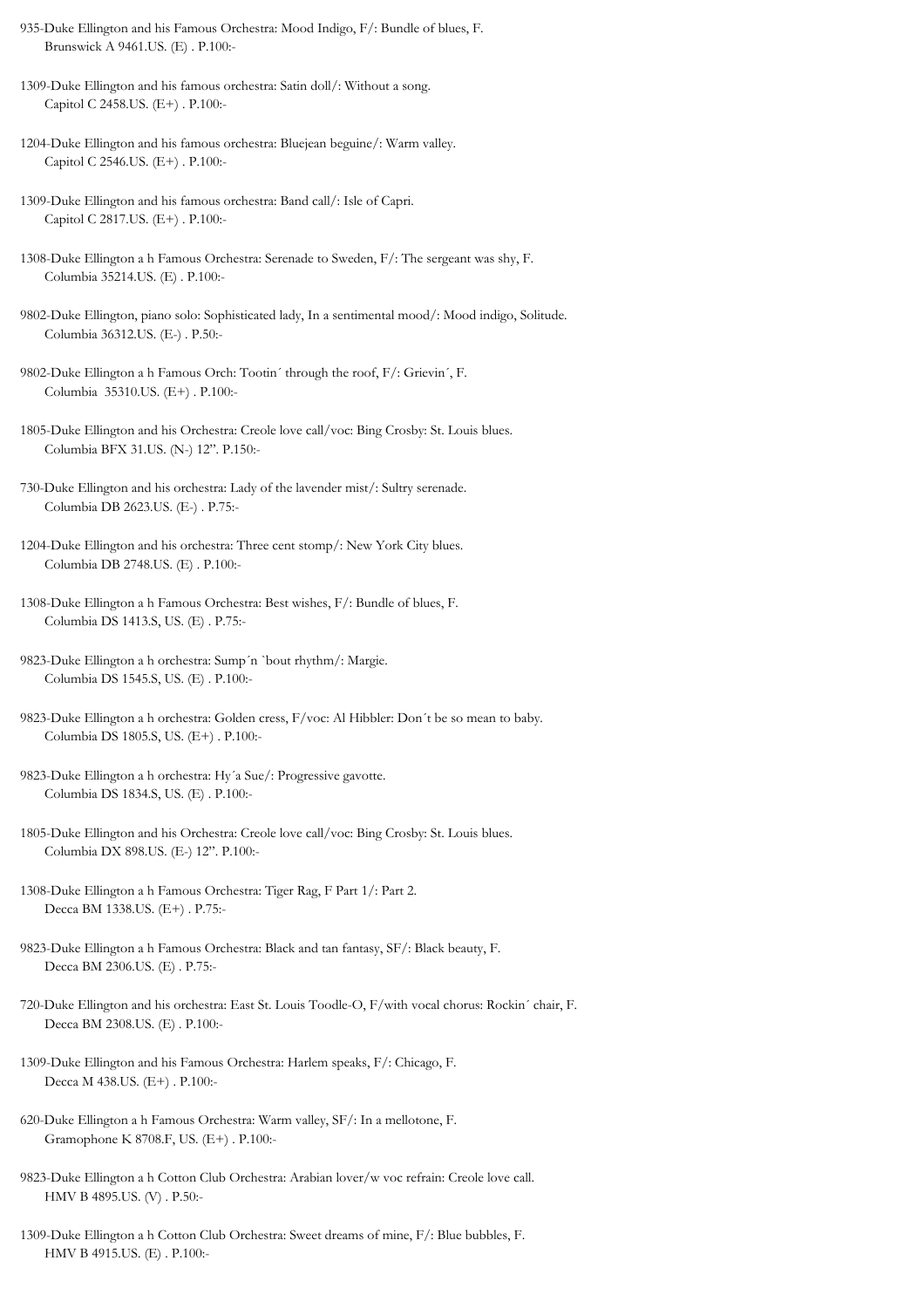935-Duke Ellington and his Famous Orchestra: Mood Indigo, F/: Bundle of blues, F.
Brunswick A 9461.US. (E) . P.100:-

1309-Duke Ellington and his famous orchestra: Satin doll/: Without a song.
Capitol C 2458.US. (E+) . P.100:-

1204-Duke Ellington and his famous orchestra: Bluejean beguine/: Warm valley.
Capitol C 2546.US. (E+) . P.100:-

1309-Duke Ellington and his famous orchestra: Band call/: Isle of Capri.
Capitol C 2817.US. (E+) . P.100:-

1308-Duke Ellington a h Famous Orchestra: Serenade to Sweden, F/: The sergeant was shy, F.
Columbia 35214.US. (E) . P.100:-

9802-Duke Ellington, piano solo: Sophisticated lady, In a sentimental mood/: Mood indigo, Solitude.
Columbia 36312.US. (E-) . P.50:-

9802-Duke Ellington a h Famous Orch: Tootin´ through the roof, F/: Grievin´, F.
Columbia 35310.US. (E+) . P.100:-

1805-Duke Ellington and his Orchestra: Creole love call/voc: Bing Crosby: St. Louis blues.
Columbia BFX 31.US. (N-) 12". P.150:-

730-Duke Ellington and his orchestra: Lady of the lavender mist/: Sultry serenade.
Columbia DB 2623.US. (E-) . P.75:-

1204-Duke Ellington and his orchestra: Three cent stomp/: New York City blues.
Columbia DB 2748.US. (E) . P.100:-

1308-Duke Ellington a h Famous Orchestra: Best wishes, F/: Bundle of blues, F.
Columbia DS 1413.S, US. (E) . P.75:-

9823-Duke Ellington a h orchestra: Sump´n `bout rhythm/: Margie.
Columbia DS 1545.S, US. (E) . P.100:-

9823-Duke Ellington a h orchestra: Golden cress, F/voc: Al Hibbler: Don´t be so mean to baby.
Columbia DS 1805.S, US. (E+) . P.100:-

9823-Duke Ellington a h orchestra: Hy´a Sue/: Progressive gavotte.
Columbia DS 1834.S, US. (E) . P.100:-

1805-Duke Ellington and his Orchestra: Creole love call/voc: Bing Crosby: St. Louis blues.
Columbia DX 898.US. (E-) 12". P.100:-

1308-Duke Ellington a h Famous Orchestra: Tiger Rag, F Part 1/: Part 2.
Decca BM 1338.US. (E+) . P.75:-

9823-Duke Ellington a h Famous Orchestra: Black and tan fantasy, SF/: Black beauty, F.
Decca BM 2306.US. (E) . P.75:-

720-Duke Ellington and his orchestra: East St. Louis Toodle-O, F/with vocal chorus: Rockin´ chair, F.
Decca BM 2308.US. (E) . P.100:-

1309-Duke Ellington and his Famous Orchestra: Harlem speaks, F/: Chicago, F.
Decca M 438.US. (E+) . P.100:-

620-Duke Ellington a h Famous Orchestra: Warm valley, SF/: In a mellotone, F.
Gramophone K 8708.F, US. (E+) . P.100:-

9823-Duke Ellington a h Cotton Club Orchestra: Arabian lover/w voc refrain: Creole love call.
HMV B 4895.US. (V) . P.50:-

1309-Duke Ellington a h Cotton Club Orchestra: Sweet dreams of mine, F/: Blue bubbles, F.
HMV B 4915.US. (E) . P.100:-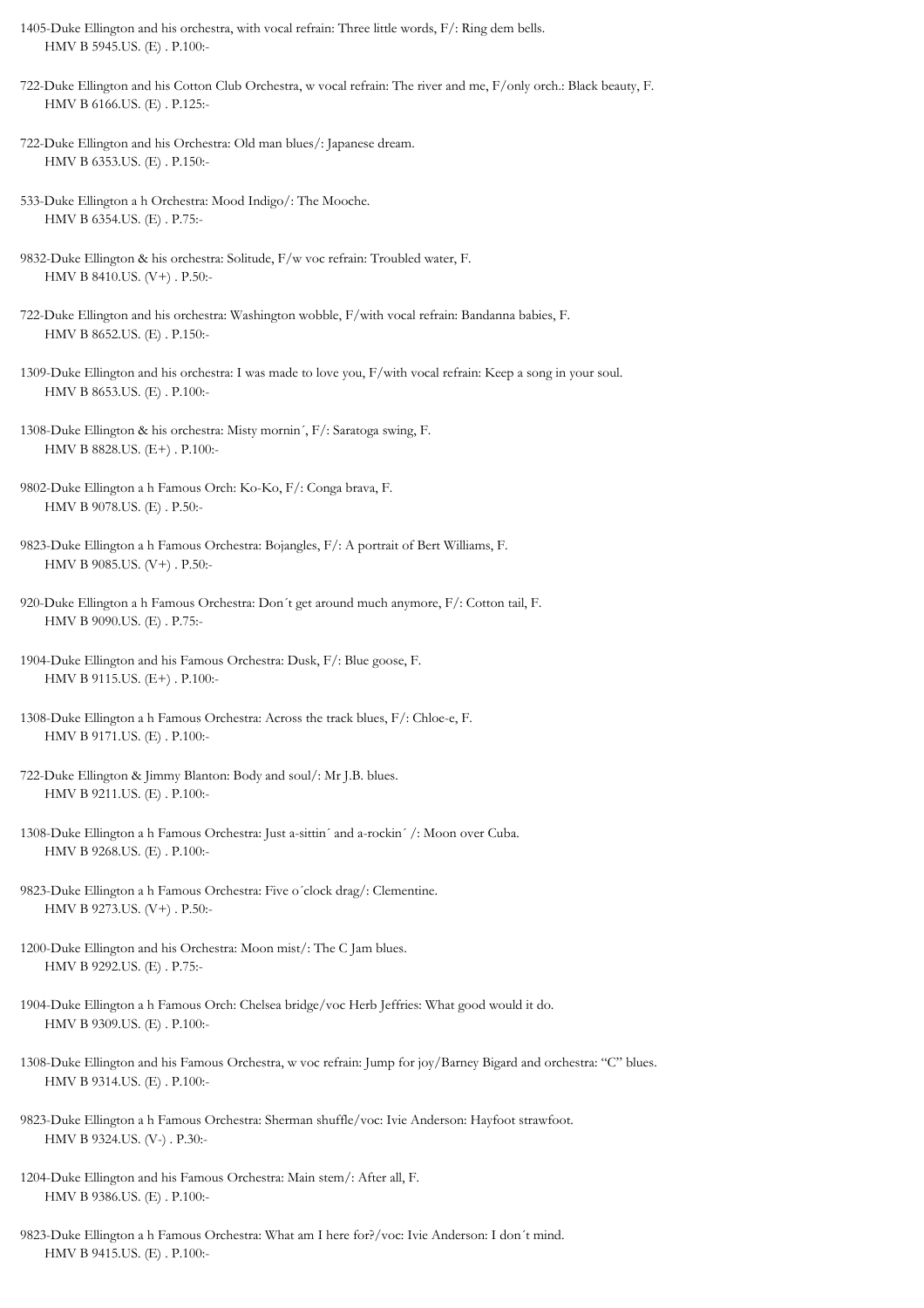1405-Duke Ellington and his orchestra, with vocal refrain: Three little words, F/: Ring dem bells.
HMV B 5945.US. (E) . P.100:-

722-Duke Ellington and his Cotton Club Orchestra, w vocal refrain: The river and me, F/only orch.: Black beauty, F.
HMV B 6166.US. (E) . P.125:-

722-Duke Ellington and his Orchestra: Old man blues/: Japanese dream.
HMV B 6353.US. (E) . P.150:-

533-Duke Ellington a h Orchestra: Mood Indigo/: The Mooche.
HMV B 6354.US. (E) . P.75:-

9832-Duke Ellington & his orchestra: Solitude, F/w voc refrain: Troubled water, F.
HMV B 8410.US. (V+) . P.50:-

722-Duke Ellington and his orchestra: Washington wobble, F/with vocal refrain: Bandanna babies, F.
HMV B 8652.US. (E) . P.150:-

1309-Duke Ellington and his orchestra: I was made to love you, F/with vocal refrain: Keep a song in your soul.
HMV B 8653.US. (E) . P.100:-

1308-Duke Ellington & his orchestra: Misty mornin´, F/: Saratoga swing, F.
HMV B 8828.US. (E+) . P.100:-

9802-Duke Ellington a h Famous Orch: Ko-Ko, F/: Conga brava, F.
HMV B 9078.US. (E) . P.50:-

9823-Duke Ellington a h Famous Orchestra: Bojangles, F/: A portrait of Bert Williams, F.
HMV B 9085.US. (V+) . P.50:-

920-Duke Ellington a h Famous Orchestra: Don´t get around much anymore, F/: Cotton tail, F.
HMV B 9090.US. (E) . P.75:-

1904-Duke Ellington and his Famous Orchestra: Dusk, F/: Blue goose, F.
HMV B 9115.US. (E+) . P.100:-

1308-Duke Ellington a h Famous Orchestra: Across the track blues, F/: Chloe-e, F.
HMV B 9171.US. (E) . P.100:-

722-Duke Ellington & Jimmy Blanton: Body and soul/: Mr J.B. blues.
HMV B 9211.US. (E) . P.100:-

1308-Duke Ellington a h Famous Orchestra: Just a-sittin´ and a-rockin´ /: Moon over Cuba.
HMV B 9268.US. (E) . P.100:-

9823-Duke Ellington a h Famous Orchestra: Five o´clock drag/: Clementine.
HMV B 9273.US. (V+) . P.50:-

1200-Duke Ellington and his Orchestra: Moon mist/: The C Jam blues.
HMV B 9292.US. (E) . P.75:-

1904-Duke Ellington a h Famous Orch: Chelsea bridge/voc Herb Jeffries: What good would it do.
HMV B 9309.US. (E) . P.100:-

1308-Duke Ellington and his Famous Orchestra, w voc refrain: Jump for joy/Barney Bigard and orchestra: "C" blues.
HMV B 9314.US. (E) . P.100:-

9823-Duke Ellington a h Famous Orchestra: Sherman shuffle/voc: Ivie Anderson: Hayfoot strawfoot.
HMV B 9324.US. (V-) . P.30:-

1204-Duke Ellington and his Famous Orchestra: Main stem/: After all, F.
HMV B 9386.US. (E) . P.100:-

9823-Duke Ellington a h Famous Orchestra: What am I here for?/voc: Ivie Anderson: I don´t mind.
HMV B 9415.US. (E) . P.100:-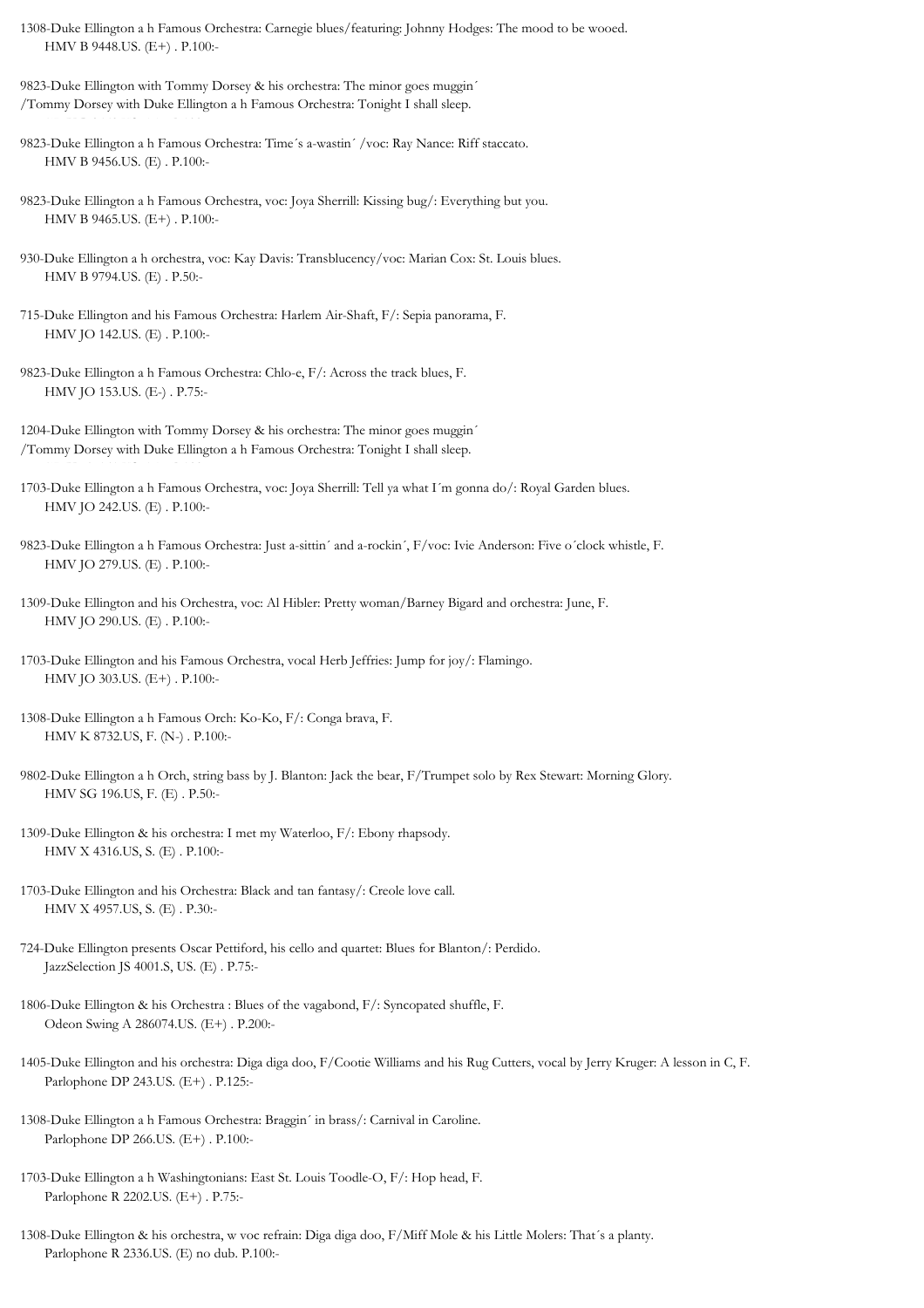1308-Duke Ellington a h Famous Orchestra: Carnegie blues/featuring: Johnny Hodges: The mood to be wooed.
HMV B 9448.US. (E+) . P.100:-

9823-Duke Ellington with Tommy Dorsey & his orchestra: The minor goes muggin´
/Tommy Dorsey with Duke Ellington a h Famous Orchestra: Tonight I shall sleep.

9823-Duke Ellington a h Famous Orchestra: Time´s a-wastin´ /voc: Ray Nance: Riff staccato.
HMV B 9456.US. (E) . P.100:-

9823-Duke Ellington a h Famous Orchestra, voc: Joya Sherrill: Kissing bug/: Everything but you.
HMV B 9465.US. (E+) . P.100:-

930-Duke Ellington a h orchestra, voc: Kay Davis: Transblucency/voc: Marian Cox: St. Louis blues.
HMV B 9794.US. (E) . P.50:-

715-Duke Ellington and his Famous Orchestra: Harlem Air-Shaft, F/: Sepia panorama, F.
HMV JO 142.US. (E) . P.100:-

9823-Duke Ellington a h Famous Orchestra: Chlo-e, F/: Across the track blues, F.
HMV JO 153.US. (E-) . P.75:-

1204-Duke Ellington with Tommy Dorsey & his orchestra: The minor goes muggin´
/Tommy Dorsey with Duke Ellington a h Famous Orchestra: Tonight I shall sleep.

1703-Duke Ellington a h Famous Orchestra, voc: Joya Sherrill: Tell ya what I´m gonna do/: Royal Garden blues.
HMV JO 242.US. (E) . P.100:-

9823-Duke Ellington a h Famous Orchestra: Just a-sittin´ and a-rockin´, F/voc: Ivie Anderson: Five o´clock whistle, F.
HMV JO 279.US. (E) . P.100:-

1309-Duke Ellington and his Orchestra, voc: Al Hibler: Pretty woman/Barney Bigard and orchestra: June, F.
HMV JO 290.US. (E) . P.100:-

1703-Duke Ellington and his Famous Orchestra, vocal Herb Jeffries: Jump for joy/: Flamingo.
HMV JO 303.US. (E+) . P.100:-

1308-Duke Ellington a h Famous Orch: Ko-Ko, F/: Conga brava, F.
HMV K 8732.US, F. (N-) . P.100:-

9802-Duke Ellington a h Orch, string bass by J. Blanton: Jack the bear, F/Trumpet solo by Rex Stewart: Morning Glory.
HMV SG 196.US, F. (E) . P.50:-

1309-Duke Ellington & his orchestra: I met my Waterloo, F/: Ebony rhapsody.
HMV X 4316.US, S. (E) . P.100:-

1703-Duke Ellington and his Orchestra: Black and tan fantasy/: Creole love call.
HMV X 4957.US, S. (E) . P.30:-

724-Duke Ellington presents Oscar Pettiford, his cello and quartet: Blues for Blanton/: Perdido.
JazzSelection JS 4001.S, US. (E) . P.75:-

1806-Duke Ellington & his Orchestra : Blues of the vagabond, F/: Syncopated shuffle, F.
Odeon Swing A 286074.US. (E+) . P.200:-

1405-Duke Ellington and his orchestra: Diga diga doo, F/Cootie Williams and his Rug Cutters, vocal by Jerry Kruger: A lesson in C, F.
Parlophone DP 243.US. (E+) . P.125:-

1308-Duke Ellington a h Famous Orchestra: Braggin´ in brass/: Carnival in Caroline.
Parlophone DP 266.US. (E+) . P.100:-

1703-Duke Ellington a h Washingtonians: East St. Louis Toodle-O, F/: Hop head, F.
Parlophone R 2202.US. (E+) . P.75:-

1308-Duke Ellington & his orchestra, w voc refrain: Diga diga doo, F/Miff Mole & his Little Molers: That´s a planty.
Parlophone R 2336.US. (E) no dub. P.100:-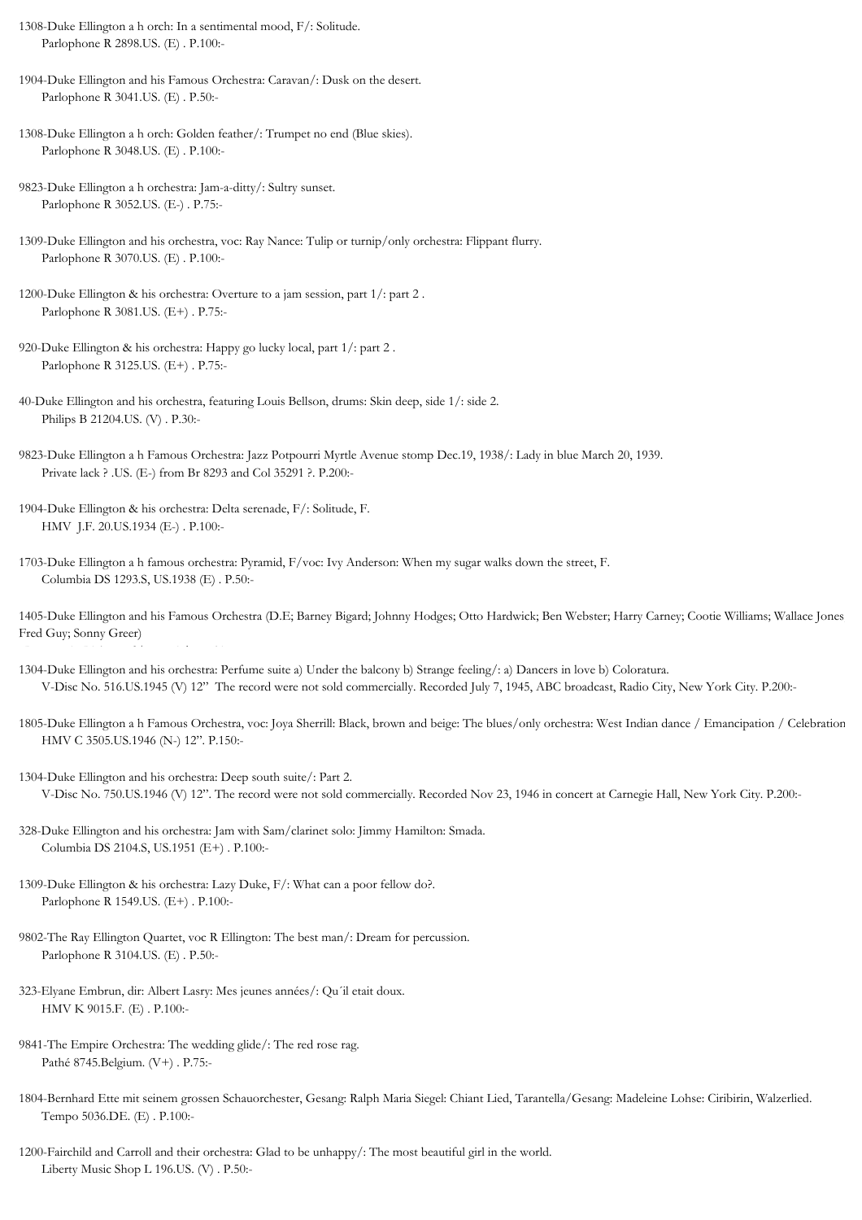1308-Duke Ellington a h orch: In a sentimental mood, F/: Solitude.
Parlophone R 2898.US. (E) . P.100:-

1904-Duke Ellington and his Famous Orchestra: Caravan/: Dusk on the desert.
Parlophone R 3041.US. (E) . P.50:-

1308-Duke Ellington a h orch: Golden feather/: Trumpet no end (Blue skies).
Parlophone R 3048.US. (E) . P.100:-

9823-Duke Ellington a h orchestra: Jam-a-ditty/: Sultry sunset.
Parlophone R 3052.US. (E-) . P.75:-

1309-Duke Ellington and his orchestra, voc: Ray Nance: Tulip or turnip/only orchestra: Flippant flurry.
Parlophone R 3070.US. (E) . P.100:-

1200-Duke Ellington & his orchestra: Overture to a jam session, part 1/: part 2 .
Parlophone R 3081.US. (E+) . P.75:-

920-Duke Ellington & his orchestra: Happy go lucky local, part 1/: part 2 .
Parlophone R 3125.US. (E+) . P.75:-

40-Duke Ellington and his orchestra, featuring Louis Bellson, drums: Skin deep, side 1/: side 2.
Philips B 21204.US. (V) . P.30:-

9823-Duke Ellington a h Famous Orchestra: Jazz Potpourri Myrtle Avenue stomp Dec.19, 1938/: Lady in blue March 20, 1939.
Private lack ? .US. (E-) from Br 8293 and Col 35291 ?. P.200:-

1904-Duke Ellington & his orchestra: Delta serenade, F/: Solitude, F.
HMV J.F. 20.US.1934 (E-) . P.100:-

1703-Duke Ellington a h famous orchestra: Pyramid, F/voc: Ivy Anderson: When my sugar walks down the street, F.
Columbia DS 1293.S, US.1938 (E) . P.50:-

1405-Duke Ellington and his Famous Orchestra (D.E; Barney Bigard; Johnny Hodges; Otto Hardwick; Ben Webster; Harry Carney; Cootie Williams; Wallace Jones Fred Guy; Sonny Greer)

1304-Duke Ellington and his orchestra: Perfume suite a) Under the balcony b) Strange feeling/: a) Dancers in love b) Coloratura.
V-Disc No. 516.US.1945 (V) 12" The record were not sold commercially. Recorded July 7, 1945, ABC broadcast, Radio City, New York City. P.200:-

1805-Duke Ellington a h Famous Orchestra, voc: Joya Sherrill: Black, brown and beige: The blues/only orchestra: West Indian dance / Emancipation / Celebration
HMV C 3505.US.1946 (N-) 12". P.150:-

1304-Duke Ellington and his orchestra: Deep south suite/: Part 2.
V-Disc No. 750.US.1946 (V) 12". The record were not sold commercially. Recorded Nov 23, 1946 in concert at Carnegie Hall, New York City. P.200:-

328-Duke Ellington and his orchestra: Jam with Sam/clarinet solo: Jimmy Hamilton: Smada.
Columbia DS 2104.S, US.1951 (E+) . P.100:-

1309-Duke Ellington & his orchestra: Lazy Duke, F/: What can a poor fellow do?.
Parlophone R 1549.US. (E+) . P.100:-

9802-The Ray Ellington Quartet, voc R Ellington: The best man/: Dream for percussion.
Parlophone R 3104.US. (E) . P.50:-

323-Elyane Embrun, dir: Albert Lasry: Mes jeunes années/: Qu´il etait doux.
HMV K 9015.F. (E) . P.100:-

9841-The Empire Orchestra: The wedding glide/: The red rose rag.
Pathé 8745.Belgium. (V+) . P.75:-

1804-Bernhard Ette mit seinem grossen Schauorchester, Gesang: Ralph Maria Siegel: Chiant Lied, Tarantella/Gesang: Madeleine Lohse: Ciribirin, Walzerlied.
Tempo 5036.DE. (E) . P.100:-

1200-Fairchild and Carroll and their orchestra: Glad to be unhappy/: The most beautiful girl in the world.
Liberty Music Shop L 196.US. (V) . P.50:-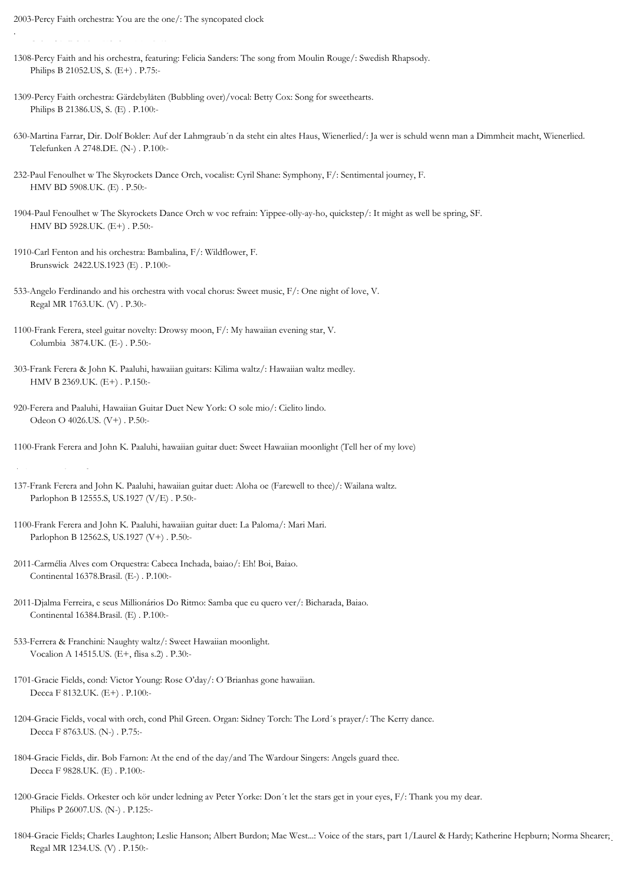2003-Percy Faith orchestra: You are the one/: The syncopated clock

1308-Percy Faith and his orchestra, featuring: Felicia Sanders: The song from Moulin Rouge/: Swedish Rhapsody.
Philips B 21052.US, S. (E+) . P.75:-

1309-Percy Faith orchestra: Gärdebylåten (Bubbling over)/vocal: Betty Cox: Song for sweethearts.
Philips B 21386.US, S. (E) . P.100:-

630-Martina Farrar, Dir. Dolf Bokler: Auf der Lahmgraub´n da steht ein altes Haus, Wienerlied/: Ja wer is schuld wenn man a Dimmheit macht, Wienerlied.
Telefunken A 2748.DE. (N-) . P.100:-

232-Paul Fenoulhet w The Skyrockets Dance Orch, vocalist: Cyril Shane: Symphony, F/: Sentimental journey, F.
HMV BD 5908.UK. (E) . P.50:-

1904-Paul Fenoulhet w The Skyrockets Dance Orch w voc refrain: Yippee-olly-ay-ho, quickstep/: It might as well be spring, SF.
HMV BD 5928.UK. (E+) . P.50:-

1910-Carl Fenton and his orchestra: Bambalina, F/: Wildflower, F.
Brunswick 2422.US.1923 (E) . P.100:-

533-Angelo Ferdinando and his orchestra with vocal chorus: Sweet music, F/: One night of love, V.
Regal MR 1763.UK. (V) . P.30:-

1100-Frank Ferera, steel guitar novelty: Drowsy moon, F/: My hawaiian evening star, V.
Columbia 3874.UK. (E-) . P.50:-

303-Frank Ferera & John K. Paaluhi, hawaiian guitars: Kilima waltz/: Hawaiian waltz medley.
HMV B 2369.UK. (E+) . P.150:-

920-Ferera and Paaluhi, Hawaiian Guitar Duet New York: O sole mio/: Cielito lindo.
Odeon O 4026.US. (V+) . P.50:-

1100-Frank Ferera and John K. Paaluhi, hawaiian guitar duet: Sweet Hawaiian moonlight (Tell her of my love)

137-Frank Ferera and John K. Paaluhi, hawaiian guitar duet: Aloha oe (Farewell to thee)/: Wailana waltz.
Parlophon B 12555.S, US.1927 (V/E) . P.50:-

1100-Frank Ferera and John K. Paaluhi, hawaiian guitar duet: La Paloma/: Mari Mari.
Parlophon B 12562.S, US.1927 (V+) . P.50:-

2011-Carmélia Alves com Orquestra: Cabeca Inchada, baiao/: Eh! Boi, Baiao.
Continental 16378.Brasil. (E-) . P.100:-

2011-Djalma Ferreira, e seus Millionários Do Ritmo: Samba que eu quero ver/: Bicharada, Baiao.
Continental 16384.Brasil. (E) . P.100:-

533-Ferrera & Franchini: Naughty waltz/: Sweet Hawaiian moonlight.
Vocalion A 14515.US. (E+, flisa s.2) . P.30:-

1701-Gracie Fields, cond: Victor Young: Rose O'day/: O´Brianhas gone hawaiian.
Decca F 8132.UK. (E+) . P.100:-

1204-Gracie Fields, vocal with orch, cond Phil Green. Organ: Sidney Torch: The Lord´s prayer/: The Kerry dance.
Decca F 8763.US. (N-) . P.75:-

1804-Gracie Fields, dir. Bob Farnon: At the end of the day/and The Wardour Singers: Angels guard thee.
Decca F 9828.UK. (E) . P.100:-

1200-Gracie Fields. Orkester och kör under ledning av Peter Yorke: Don´t let the stars get in your eyes, F/: Thank you my dear.
Philips P 26007.US. (N-) . P.125:-

1804-Gracie Fields; Charles Laughton; Leslie Hanson; Albert Burdon; Mae West...: Voice of the stars, part 1/Laurel & Hardy; Katherine Hepburn; Norma Shearer;
Regal MR 1234.US. (V) . P.150:-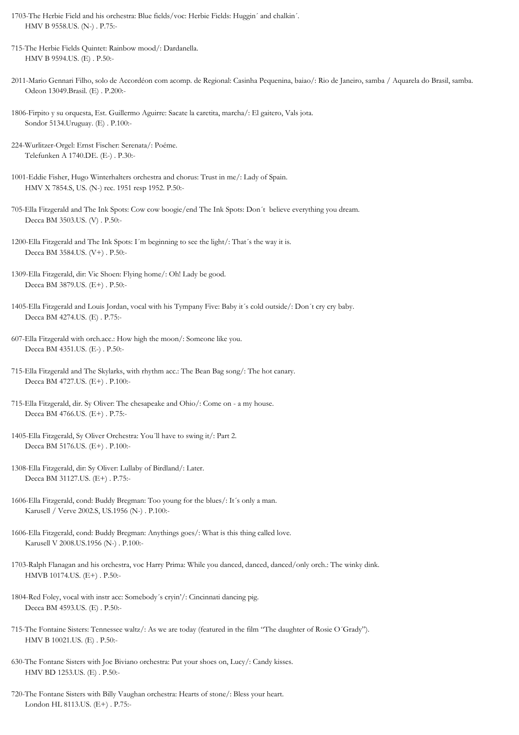1703-The Herbie Field and his orchestra: Blue fields/voc: Herbie Fields: Huggin´ and chalkin´.
HMV B 9558.US. (N-) . P.75:-

715-The Herbie Fields Quintet: Rainbow mood/: Dardanella.
HMV B 9594.US. (E) . P.50:-

2011-Mario Gennari Filho, solo de Accordéon com acomp. de Regional: Casinha Pequenina, baiao/: Rio de Janeiro, samba / Aquarela do Brasil, samba.
Odeon 13049.Brasil. (E) . P.200:-

1806-Firpito y su orquesta, Est. Guillermo Aguirre: Sacate la caretita, marcha/: El gaitero, Vals jota.
Sondor 5134.Uruguay. (E) . P.100:-

224-Wurlitzer-Orgel: Ernst Fischer: Serenata/: Poéme.
Telefunken A 1740.DE. (E-) . P.30:-

1001-Eddie Fisher, Hugo Winterhalters orchestra and chorus: Trust in me/: Lady of Spain.
HMV X 7854.S, US. (N-) rec. 1951 resp 1952. P.50:-

705-Ella Fitzgerald and The Ink Spots: Cow cow boogie/end The Ink Spots: Don´t believe everything you dream.
Decca BM 3503.US. (V) . P.50:-

1200-Ella Fitzgerald and The Ink Spots: I´m beginning to see the light/: That´s the way it is.
Decca BM 3584.US. (V+) . P.50:-

1309-Ella Fitzgerald, dir: Vic Shoen: Flying home/: Oh! Lady be good.
Decca BM 3879.US. (E+) . P.50:-

1405-Ella Fitzgerald and Louis Jordan, vocal with his Tympany Five: Baby it´s cold outside/: Don´t cry cry baby.
Decca BM 4274.US. (E) . P.75:-

607-Ella Fitzgerald with orch.acc.: How high the moon/: Someone like you.
Decca BM 4351.US. (E-) . P.50:-

715-Ella Fitzgerald and The Skylarks, with rhythm acc.: The Bean Bag song/: The hot canary.
Decca BM 4727.US. (E+) . P.100:-

715-Ella Fitzgerald, dir. Sy Oliver: The chesapeake and Ohio/: Come on - a my house.
Decca BM 4766.US. (E+) . P.75:-

1405-Ella Fitzgerald, Sy Oliver Orchestra: You´ll have to swing it/: Part 2.
Decca BM 5176.US. (E+) . P.100:-

1308-Ella Fitzgerald, dir: Sy Oliver: Lullaby of Birdland/: Later.
Decca BM 31127.US. (E+) . P.75:-

1606-Ella Fitzgerald, cond: Buddy Bregman: Too young for the blues/: It´s only a man.
Karusell / Verve 2002.S, US.1956 (N-) . P.100:-

1606-Ella Fitzgerald, cond: Buddy Bregman: Anythings goes/: What is this thing called love.
Karusell V 2008.US.1956 (N-) . P.100:-

1703-Ralph Flanagan and his orchestra, voc Harry Prima: While you danced, danced, danced/only orch.: The winky dink.
HMVB 10174.US. (E+) . P.50:-

1804-Red Foley, vocal with instr acc: Somebody´s cryin'/: Cincinnati dancing pig.
Decca BM 4593.US. (E) . P.50:-

715-The Fontaine Sisters: Tennessee waltz/: As we are today (featured in the film "The daughter of Rosie O´Grady").
HMV B 10021.US. (E) . P.50:-

630-The Fontane Sisters with Joe Biviano orchestra: Put your shoes on, Lucy/: Candy kisses.
HMV BD 1253.US. (E) . P.50:-

720-The Fontane Sisters with Billy Vaughan orchestra: Hearts of stone/: Bless your heart.
London HL 8113.US. (E+) . P.75:-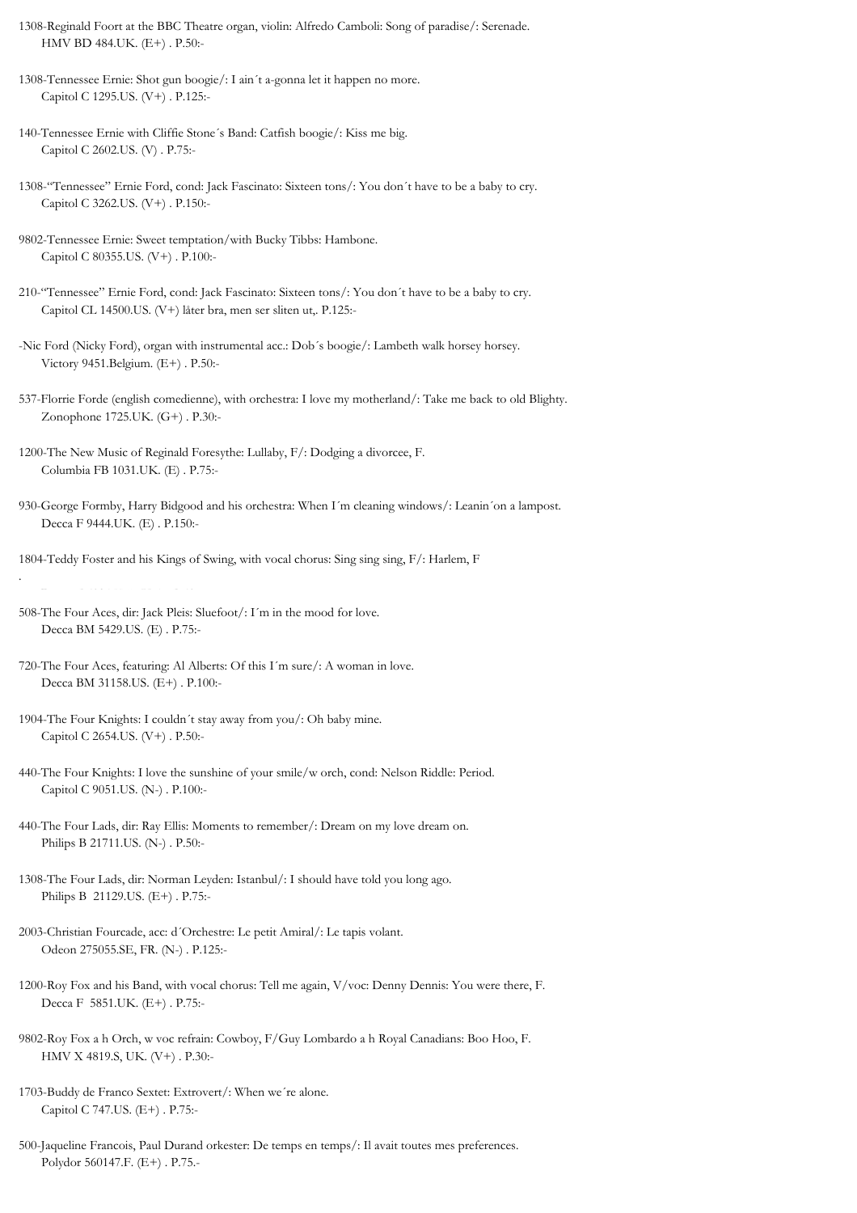1308-Reginald Foort at the BBC Theatre organ, violin: Alfredo Camboli: Song of paradise/: Serenade.
HMV BD 484.UK. (E+) . P.50:-

1308-Tennessee Ernie: Shot gun boogie/: I ain´t a-gonna let it happen no more.
Capitol C 1295.US. (V+) . P.125:-

140-Tennessee Ernie with Cliffie Stone´s Band: Catfish boogie/: Kiss me big.
Capitol C 2602.US. (V) . P.75:-

1308-"Tennessee" Ernie Ford, cond: Jack Fascinato: Sixteen tons/: You don´t have to be a baby to cry.
Capitol C 3262.US. (V+) . P.150:-

9802-Tennessee Ernie: Sweet temptation/with Bucky Tibbs: Hambone.
Capitol C 80355.US. (V+) . P.100:-

210-"Tennessee" Ernie Ford, cond: Jack Fascinato: Sixteen tons/: You don´t have to be a baby to cry.
Capitol CL 14500.US. (V+) låter bra, men ser sliten ut,. P.125:-

-Nic Ford (Nicky Ford), organ with instrumental acc.: Dob´s boogie/: Lambeth walk horsey horsey.
Victory 9451.Belgium. (E+) . P.50:-

537-Florrie Forde (english comedienne), with orchestra: I love my motherland/: Take me back to old Blighty.
Zonophone 1725.UK. (G+) . P.30:-

1200-The New Music of Reginald Foresythe: Lullaby, F/: Dodging a divorcee, F.
Columbia FB 1031.UK. (E) . P.75:-

930-George Formby, Harry Bidgood and his orchestra: When I´m cleaning windows/: Leanin´on a lampost.
Decca F 9444.UK. (E) . P.150:-

1804-Teddy Foster and his Kings of Swing, with vocal chorus: Sing sing sing, F/: Harlem, F

508-The Four Aces, dir: Jack Pleis: Sluefoot/: I´m in the mood for love.
Decca BM 5429.US. (E) . P.75:-

720-The Four Aces, featuring: Al Alberts: Of this I´m sure/: A woman in love.
Decca BM 31158.US. (E+) . P.100:-

1904-The Four Knights: I couldn´t stay away from you/: Oh baby mine.
Capitol C 2654.US. (V+) . P.50:-

440-The Four Knights: I love the sunshine of your smile/w orch, cond: Nelson Riddle: Period.
Capitol C 9051.US. (N-) . P.100:-

440-The Four Lads, dir: Ray Ellis: Moments to remember/: Dream on my love dream on.
Philips B 21711.US. (N-) . P.50:-

1308-The Four Lads, dir: Norman Leyden: Istanbul/: I should have told you long ago.
Philips B 21129.US. (E+) . P.75:-

2003-Christian Fourcade, acc: d´Orchestre: Le petit Amiral/: Le tapis volant.
Odeon 275055.SE, FR. (N-) . P.125:-

1200-Roy Fox and his Band, with vocal chorus: Tell me again, V/voc: Denny Dennis: You were there, F.
Decca F 5851.UK. (E+) . P.75:-

9802-Roy Fox a h Orch, w voc refrain: Cowboy, F/Guy Lombardo a h Royal Canadians: Boo Hoo, F.
HMV X 4819.S, UK. (V+) . P.30:-

1703-Buddy de Franco Sextet: Extrovert/: When we´re alone.
Capitol C 747.US. (E+) . P.75:-

500-Jaqueline Francois, Paul Durand orkester: De temps en temps/: Il avait toutes mes preferences.
Polydor 560147.F. (E+) . P.75.-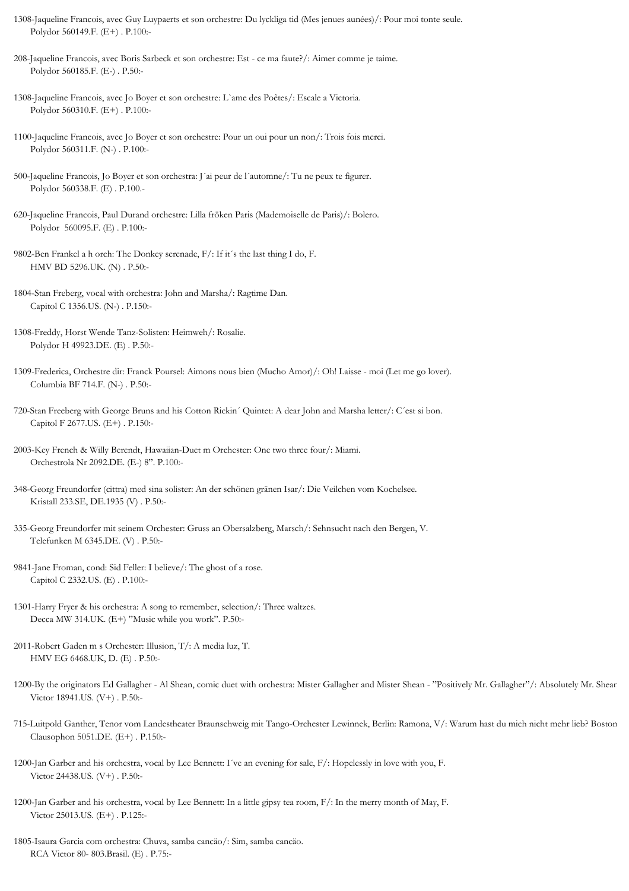1308-Jaqueline Francois, avec Guy Luypaerts et son orchestre: Du lyckliga tid (Mes jenues aunées)/: Pour moi tonte seule.
Polydor 560149.F. (E+) . P.100:-

208-Jaqueline Francois, avec Boris Sarbeck et son orchestre: Est - ce ma faute?/: Aimer comme je taime.
Polydor 560185.F. (E-) . P.50:-

1308-Jaqueline Francois, avec Jo Boyer et son orchestre: L`ame des Poêtes/: Escale a Victoria.
Polydor 560310.F. (E+) . P.100:-

1100-Jaqueline Francois, avec Jo Boyer et son orchestre: Pour un oui pour un non/: Trois fois merci.
Polydor 560311.F. (N-) . P.100:-

500-Jaqueline Francois, Jo Boyer et son orchestra: J´ai peur de l´automne/: Tu ne peux te figurer.
Polydor 560338.F. (E) . P.100.-

620-Jaqueline Francois, Paul Durand orchestre: Lilla fröken Paris (Mademoiselle de Paris)/: Bolero.
Polydor 560095.F. (E) . P.100:-

9802-Ben Frankel a h orch: The Donkey serenade, F/: If it´s the last thing I do, F.
HMV BD 5296.UK. (N) . P.50:-

1804-Stan Freberg, vocal with orchestra: John and Marsha/: Ragtime Dan.
Capitol C 1356.US. (N-) . P.150:-

1308-Freddy, Horst Wende Tanz-Solisten: Heimweh/: Rosalie.
Polydor H 49923.DE. (E) . P.50:-

1309-Frederica, Orchestre dir: Franck Poursel: Aimons nous bien (Mucho Amor)/: Oh! Laisse - moi (Let me go lover).
Columbia BF 714.F. (N-) . P.50:-

720-Stan Freeberg with George Bruns and his Cotton Rickin´ Quintet: A dear John and Marsha letter/: C´est si bon.
Capitol F 2677.US. (E+) . P.150:-

2003-Key French & Willy Berendt, Hawaiian-Duet m Orchester: One two three four/: Miami.
Orchestrola Nr 2092.DE. (E-) 8". P.100:-

348-Georg Freundorfer (cittra) med sina solister: An der schönen gränen Isar/: Die Veilchen vom Kochelsee.
Kristall 233.SE, DE.1935 (V) . P.50:-

335-Georg Freundorfer mit seinem Orchester: Gruss an Obersalzberg, Marsch/: Sehnsucht nach den Bergen, V.
Telefunken M 6345.DE. (V) . P.50:-

9841-Jane Froman, cond: Sid Feller: I believe/: The ghost of a rose.
Capitol C 2332.US. (E) . P.100:-

1301-Harry Fryer & his orchestra: A song to remember, selection/: Three waltzes.
Decca MW 314.UK. (E+) "Music while you work". P.50:-

2011-Robert Gaden m s Orchester: Illusion, T/: A media luz, T.
HMV EG 6468.UK, D. (E) . P.50:-

1200-By the originators Ed Gallagher - Al Shean, comic duet with orchestra: Mister Gallagher and Mister Shean - "Positively Mr. Gallagher"/: Absolutely Mr. Shean
Victor 18941.US. (V+) . P.50:-

715-Luitpold Ganther, Tenor vom Landestheater Braunschweig mit Tango-Orchester Lewinnek, Berlin: Ramona, V/: Warum hast du mich nicht mehr lieb? Boston
Clausophon 5051.DE. (E+) . P.150:-

1200-Jan Garber and his orchestra, vocal by Lee Bennett: I´ve an evening for sale, F/: Hopelessly in love with you, F.
Victor 24438.US. (V+) . P.50:-

1200-Jan Garber and his orchestra, vocal by Lee Bennett: In a little gipsy tea room, F/: In the merry month of May, F.
Victor 25013.US. (E+) . P.125:-

1805-Isaura Garcia com orchestra: Chuva, samba cancão/: Sim, samba cancão.
RCA Victor 80- 803.Brasil. (E) . P.75:-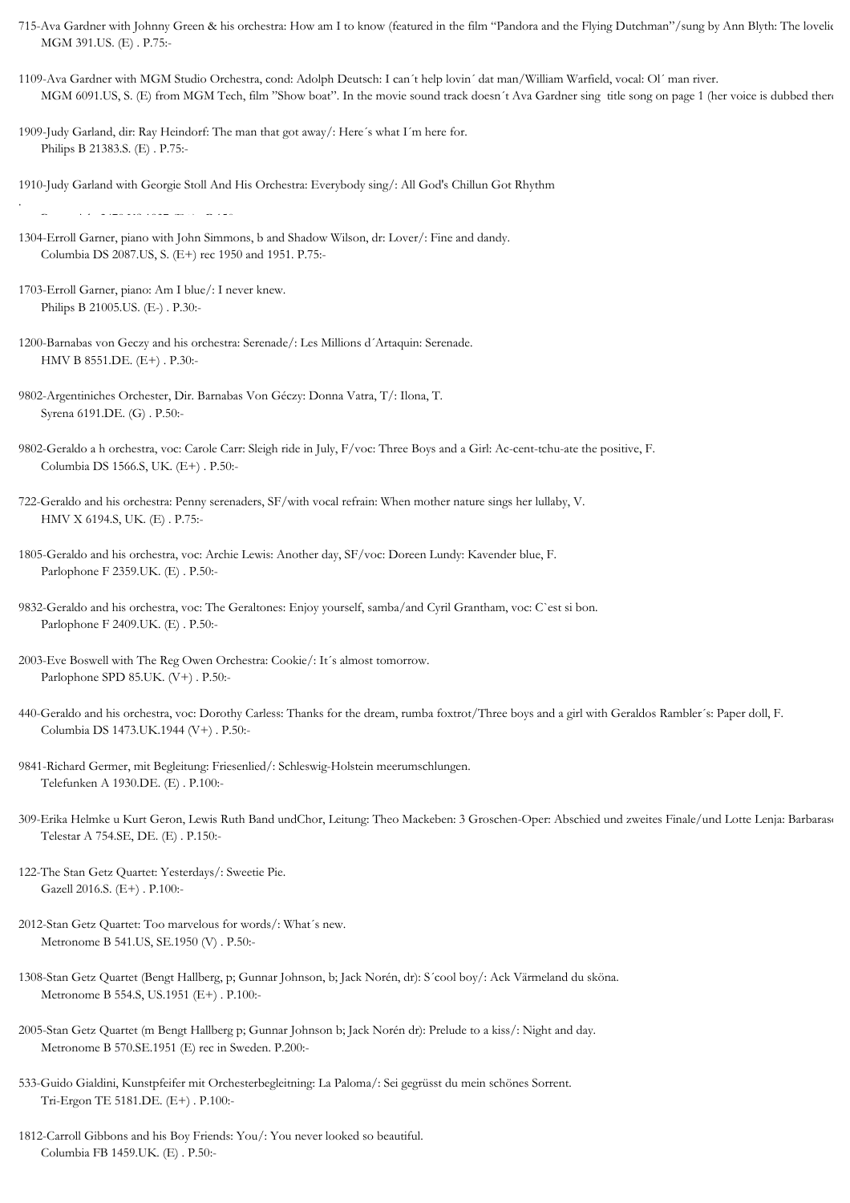715-Ava Gardner with Johnny Green & his orchestra: How am I to know (featured in the film "Pandora and the Flying Dutchman"/sung by Ann Blyth: The lovelie
MGM 391.US. (E) . P.75:-

1109-Ava Gardner with MGM Studio Orchestra, cond: Adolph Deutsch: I can´t help lovin´ dat man/William Warfield, vocal: Ol´ man river.
MGM 6091.US, S. (E) from MGM Tech, film "Show boat". In the movie sound track doesn´t Ava Gardner sing title song on page 1 (her voice is dubbed there

1909-Judy Garland, dir: Ray Heindorf: The man that got away/: Here´s what I´m here for.
Philips B 21383.S. (E) . P.75:-

1910-Judy Garland with Georgie Stoll And His Orchestra: Everybody sing/: All God's Chillun Got Rhythm

1304-Erroll Garner, piano with John Simmons, b and Shadow Wilson, dr: Lover/: Fine and dandy.
Columbia DS 2087.US, S. (E+) rec 1950 and 1951. P.75:-

1703-Erroll Garner, piano: Am I blue/: I never knew.
Philips B 21005.US. (E-) . P.30:-

1200-Barnabas von Geczy and his orchestra: Serenade/: Les Millions d´Artaquin: Serenade.
HMV B 8551.DE. (E+) . P.30:-

9802-Argentiniches Orchester, Dir. Barnabas Von Géczy: Donna Vatra, T/: Ilona, T.
Syrena 6191.DE. (G) . P.50:-

9802-Geraldo a h orchestra, voc: Carole Carr: Sleigh ride in July, F/voc: Three Boys and a Girl: Ac-cent-tchu-ate the positive, F.
Columbia DS 1566.S, UK. (E+) . P.50:-

722-Geraldo and his orchestra: Penny serenaders, SF/with vocal refrain: When mother nature sings her lullaby, V.
HMV X 6194.S, UK. (E) . P.75:-

1805-Geraldo and his orchestra, voc: Archie Lewis: Another day, SF/voc: Doreen Lundy: Kavender blue, F.
Parlophone F 2359.UK. (E) . P.50:-

9832-Geraldo and his orchestra, voc: The Geraltones: Enjoy yourself, samba/and Cyril Grantham, voc: C`est si bon.
Parlophone F 2409.UK. (E) . P.50:-

2003-Eve Boswell with The Reg Owen Orchestra: Cookie/: It´s almost tomorrow.
Parlophone SPD 85.UK. (V+) . P.50:-

440-Geraldo and his orchestra, voc: Dorothy Carless: Thanks for the dream, rumba foxtrot/Three boys and a girl with Geraldos Rambler´s: Paper doll, F.
Columbia DS 1473.UK.1944 (V+) . P.50:-

9841-Richard Germer, mit Begleitung: Friesenlied/: Schleswig-Holstein meerumschlungen.
Telefunken A 1930.DE. (E) . P.100:-

309-Erika Helmke u Kurt Geron, Lewis Ruth Band undChor, Leitung: Theo Mackeben: 3 Groschen-Oper: Abschied und zweites Finale/und Lotte Lenja: Barbaras
Telestar A 754.SE, DE. (E) . P.150:-

122-The Stan Getz Quartet: Yesterdays/: Sweetie Pie.
Gazell 2016.S. (E+) . P.100:-

2012-Stan Getz Quartet: Too marvelous for words/: What´s new.
Metronome B 541.US, SE.1950 (V) . P.50:-

1308-Stan Getz Quartet (Bengt Hallberg, p; Gunnar Johnson, b; Jack Norén, dr): S´cool boy/: Ack Värmeland du sköna.
Metronome B 554.S, US.1951 (E+) . P.100:-

2005-Stan Getz Quartet (m Bengt Hallberg p; Gunnar Johnson b; Jack Norén dr): Prelude to a kiss/: Night and day.
Metronome B 570.SE.1951 (E) rec in Sweden. P.200:-

533-Guido Gialdini, Kunstpfeifer mit Orchesterbegleitning: La Paloma/: Sei gegrüsst du mein schönes Sorrent.
Tri-Ergon TE 5181.DE. (E+) . P.100:-

1812-Carroll Gibbons and his Boy Friends: You/: You never looked so beautiful.
Columbia FB 1459.UK. (E) . P.50:-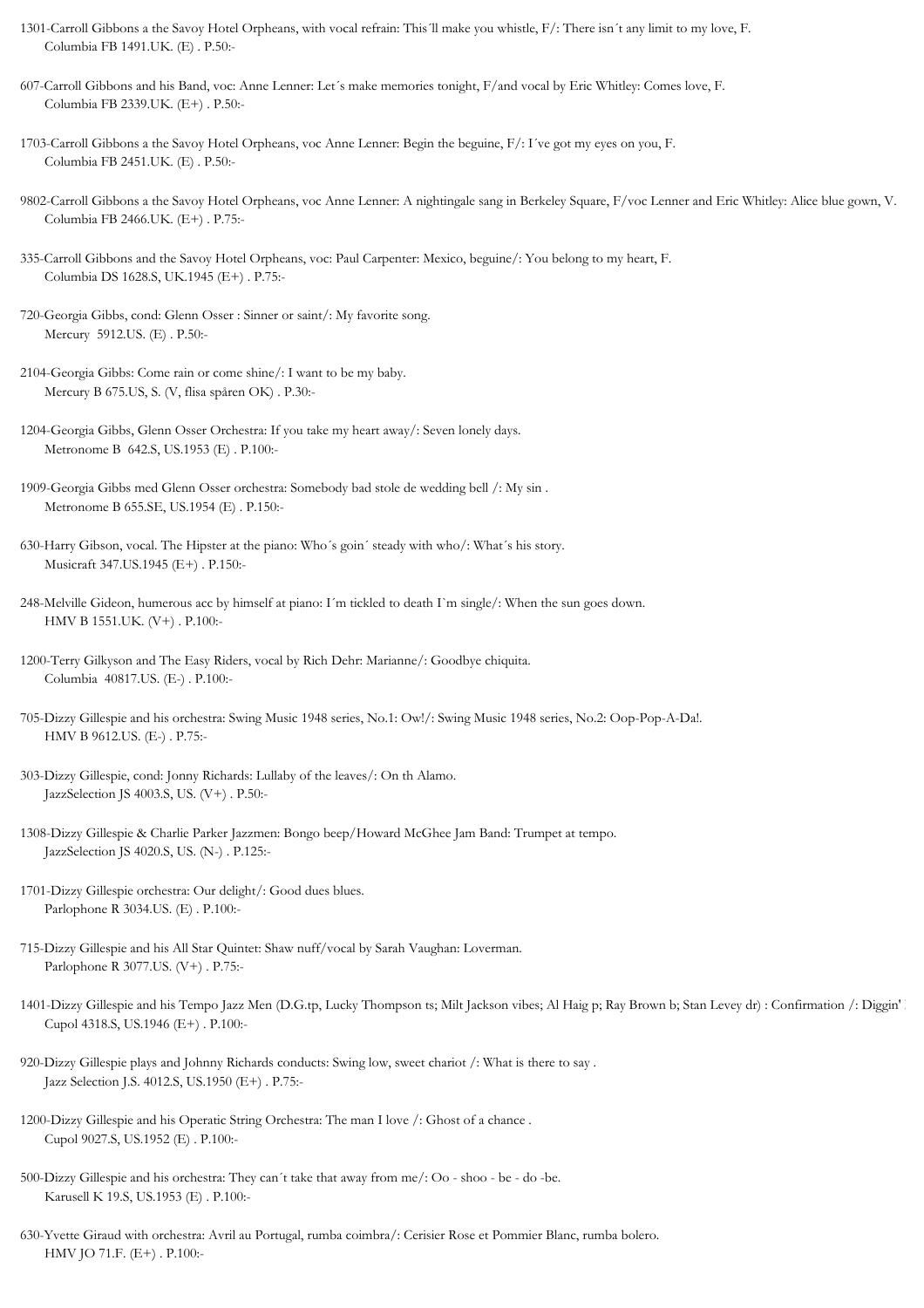1301-Carroll Gibbons a the Savoy Hotel Orpheans, with vocal refrain: This´ll make you whistle, F/: There isn´t any limit to my love, F.
Columbia FB 1491.UK. (E) . P.50:-

607-Carroll Gibbons and his Band, voc: Anne Lenner: Let´s make memories tonight, F/and vocal by Eric Whitley: Comes love, F.
Columbia FB 2339.UK. (E+) . P.50:-

1703-Carroll Gibbons a the Savoy Hotel Orpheans, voc Anne Lenner: Begin the beguine, F/: I´ve got my eyes on you, F.
Columbia FB 2451.UK. (E) . P.50:-

9802-Carroll Gibbons a the Savoy Hotel Orpheans, voc Anne Lenner: A nightingale sang in Berkeley Square, F/voc Lenner and Eric Whitley: Alice blue gown, V.
Columbia FB 2466.UK. (E+) . P.75:-

335-Carroll Gibbons and the Savoy Hotel Orpheans, voc: Paul Carpenter: Mexico, beguine/: You belong to my heart, F.
Columbia DS 1628.S, UK.1945 (E+) . P.75:-

720-Georgia Gibbs, cond: Glenn Osser : Sinner or saint/: My favorite song.
Mercury 5912.US. (E) . P.50:-

2104-Georgia Gibbs: Come rain or come shine/: I want to be my baby.
Mercury B 675.US, S. (V, flisa spåren OK) . P.30:-

1204-Georgia Gibbs, Glenn Osser Orchestra: If you take my heart away/: Seven lonely days.
Metronome B 642.S, US.1953 (E) . P.100:-

1909-Georgia Gibbs med Glenn Osser orchestra: Somebody bad stole de wedding bell /: My sin .
Metronome B 655.SE, US.1954 (E) . P.150:-

630-Harry Gibson, vocal. The Hipster at the piano: Who´s goin´ steady with who/: What´s his story.
Musicraft 347.US.1945 (E+) . P.150:-

248-Melville Gideon, humerous acc by himself at piano: I´m tickled to death I`m single/: When the sun goes down.
HMV B 1551.UK. (V+) . P.100:-

1200-Terry Gilkyson and The Easy Riders, vocal by Rich Dehr: Marianne/: Goodbye chiquita.
Columbia 40817.US. (E-) . P.100:-

705-Dizzy Gillespie and his orchestra: Swing Music 1948 series, No.1: Ow!/: Swing Music 1948 series, No.2: Oop-Pop-A-Da!.
HMV B 9612.US. (E-) . P.75:-

303-Dizzy Gillespie, cond: Jonny Richards: Lullaby of the leaves/: On th Alamo.
JazzSelection JS 4003.S, US. (V+) . P.50:-

1308-Dizzy Gillespie & Charlie Parker Jazzmen: Bongo beep/Howard McGhee Jam Band: Trumpet at tempo.
JazzSelection JS 4020.S, US. (N-) . P.125:-

1701-Dizzy Gillespie orchestra: Our delight/: Good dues blues.
Parlophone R 3034.US. (E) . P.100:-

715-Dizzy Gillespie and his All Star Quintet: Shaw nuff/vocal by Sarah Vaughan: Loverman.
Parlophone R 3077.US. (V+) . P.75:-

1401-Dizzy Gillespie and his Tempo Jazz Men (D.G.tp, Lucky Thompson ts; Milt Jackson vibes; Al Haig p; Ray Brown b; Stan Levey dr) : Confirmation /: Diggin'
Cupol 4318.S, US.1946 (E+) . P.100:-

920-Dizzy Gillespie plays and Johnny Richards conducts: Swing low, sweet chariot /: What is there to say .
Jazz Selection J.S. 4012.S, US.1950 (E+) . P.75:-

1200-Dizzy Gillespie and his Operatic String Orchestra: The man I love /: Ghost of a chance .
Cupol 9027.S, US.1952 (E) . P.100:-

500-Dizzy Gillespie and his orchestra: They can´t take that away from me/: Oo - shoo - be - do -be.
Karusell K 19.S, US.1953 (E) . P.100:-

630-Yvette Giraud with orchestra: Avril au Portugal, rumba coimbra/: Cerisier Rose et Pommier Blanc, rumba bolero.
HMV JO 71.F. (E+) . P.100:-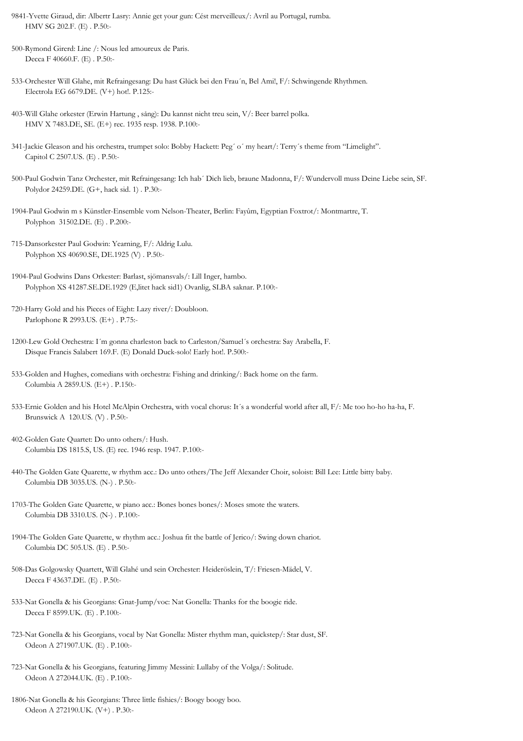9841-Yvette Giraud, dir: Albertr Lasry: Annie get your gun: Cést merveilleux/: Avril au Portugal, rumba.
HMV SG 202.F. (E) . P.50:-

500-Rymond Girerd: Line /: Nous led amoureux de Paris.
Decca F 40660.F. (E) . P.50:-

533-Orchester Will Glahe, mit Refraingesang: Du hast Glück bei den Frau´n, Bel Ami!, F/: Schwingende Rhythmen.
Electrola EG 6679.DE. (V+) hot!. P.125:-

403-Will Glahe orkester (Erwin Hartung , sång): Du kannst nicht treu sein, V/: Beer barrel polka.
HMV X 7483.DE, SE. (E+) rec. 1935 resp. 1938. P.100:-

341-Jackie Gleason and his orchestra, trumpet solo: Bobby Hackett: Peg´ o´ my heart/: Terry´s theme from "Limelight".
Capitol C 2507.US. (E) . P.50:-

500-Paul Godwin Tanz Orchester, mit Refraingesang: Ich hab´ Dich lieb, braune Madonna, F/: Wundervoll muss Deine Liebe sein, SF.
Polydor 24259.DE. (G+, hack sid. 1) . P.30:-

1904-Paul Godwin m s Künstler-Ensemble vom Nelson-Theater, Berlin: Fayûm, Egyptian Foxtrot/: Montmartre, T.
Polyphon 31502.DE. (E) . P.200:-

715-Dansorkester Paul Godwin: Yearning, F/: Aldrig Lulu.
Polyphon XS 40690.SE, DE.1925 (V) . P.50:-

1904-Paul Godwins Dans Orkester: Barlast, sjömansvals/: Lill Inger, hambo.
Polyphon XS 41287.SE.DE.1929 (E,litet hack sid1) Ovanlig, SLBA saknar. P.100:-

720-Harry Gold and his Pieces of Eight: Lazy river/: Doubloon.
Parlophone R 2993.US. (E+) . P.75:-

1200-Lew Gold Orchestra: I´m gonna charleston back to Carleston/Samuel´s orchestra: Say Arabella, F.
Disque Francis Salabert 169.F. (E) Donald Duck-solo! Early hot!. P.500:-

533-Golden and Hughes, comedians with orchestra: Fishing and drinking/: Back home on the farm.
Columbia A 2859.US. (E+) . P.150:-

533-Ernie Golden and his Hotel McAlpin Orchestra, with vocal chorus: It´s a wonderful world after all, F/: Me too ho-ho ha-ha, F.
Brunswick A 120.US. (V) . P.50:-

402-Golden Gate Quartet: Do unto others/: Hush.
Columbia DS 1815.S, US. (E) rec. 1946 resp. 1947. P.100:-

440-The Golden Gate Quarette, w rhythm acc.: Do unto others/The Jeff Alexander Choir, soloist: Bill Lee: Little bitty baby.
Columbia DB 3035.US. (N-) . P.50:-

1703-The Golden Gate Quarette, w piano acc.: Bones bones bones/: Moses smote the waters.
Columbia DB 3310.US. (N-) . P.100:-

1904-The Golden Gate Quarette, w rhythm acc.: Joshua fit the battle of Jerico/: Swing down chariot.
Columbia DC 505.US. (E) . P.50:-

508-Das Golgowsky Quartett, Will Glahé und sein Orchester: Heideröslein, T/: Friesen-Mädel, V.
Decca F 43637.DE. (E) . P.50:-

533-Nat Gonella & his Georgians: Gnat-Jump/voc: Nat Gonella: Thanks for the boogie ride.
Decca F 8599.UK. (E) . P.100:-

723-Nat Gonella & his Georgians, vocal by Nat Gonella: Mister rhythm man, quickstep/: Star dust, SF.
Odeon A 271907.UK. (E) . P.100:-

723-Nat Gonella & his Georgians, featuring Jimmy Messini: Lullaby of the Volga/: Solitude.
Odeon A 272044.UK. (E) . P.100:-

1806-Nat Gonella & his Georgians: Three little fishies/: Boogy boogy boo.
Odeon A 272190.UK. (V+) . P.30:-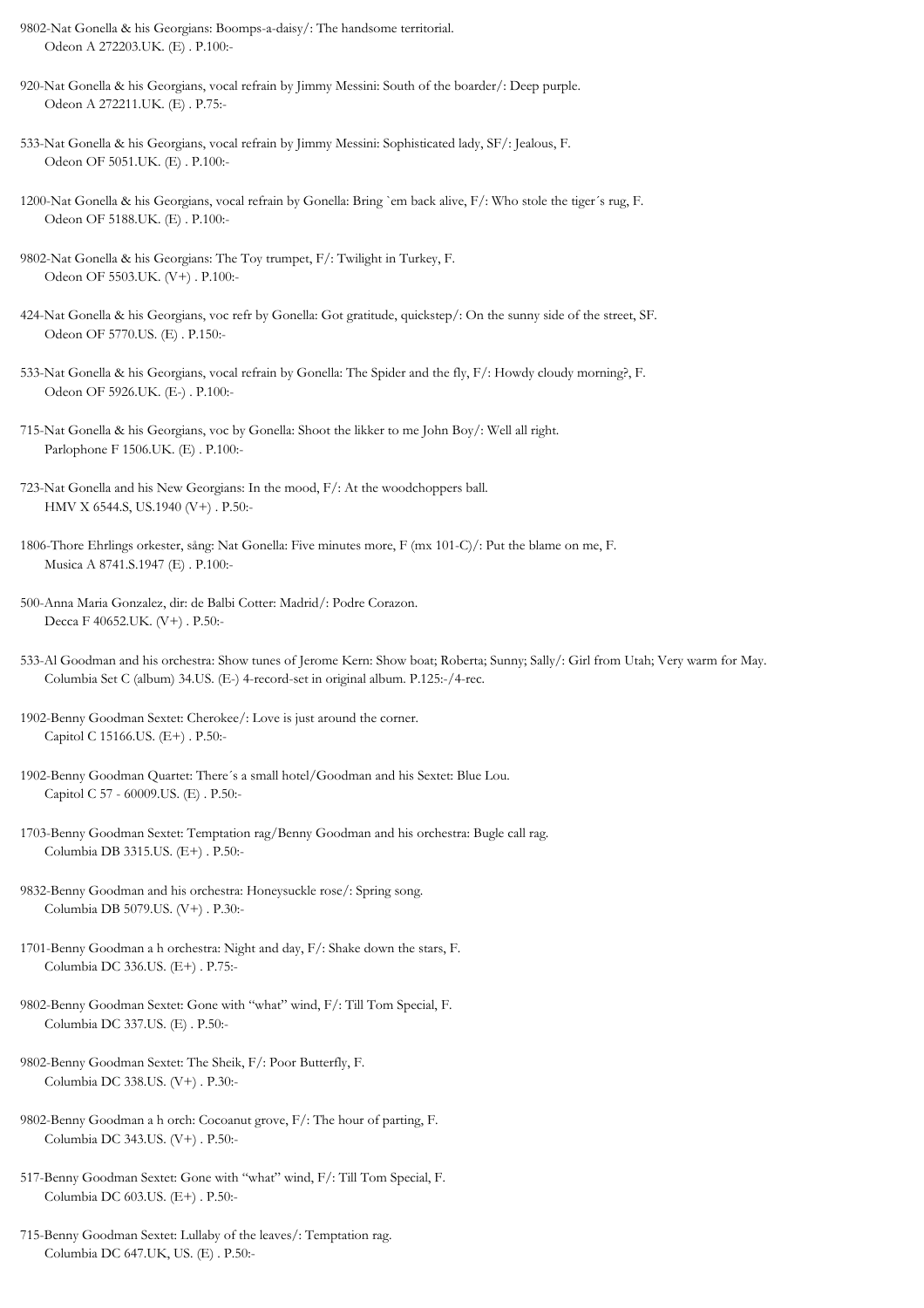9802-Nat Gonella & his Georgians: Boomps-a-daisy/: The handsome territorial.
Odeon A 272203.UK. (E) . P.100:-

920-Nat Gonella & his Georgians, vocal refrain by Jimmy Messini: South of the boarder/: Deep purple.
Odeon A 272211.UK. (E) . P.75:-

533-Nat Gonella & his Georgians, vocal refrain by Jimmy Messini: Sophisticated lady, SF/: Jealous, F.
Odeon OF 5051.UK. (E) . P.100:-

1200-Nat Gonella & his Georgians, vocal refrain by Gonella: Bring `em back alive, F/: Who stole the tiger´s rug, F.
Odeon OF 5188.UK. (E) . P.100:-

9802-Nat Gonella & his Georgians: The Toy trumpet, F/: Twilight in Turkey, F.
Odeon OF 5503.UK. (V+) . P.100:-

424-Nat Gonella & his Georgians, voc refr by Gonella: Got gratitude, quickstep/: On the sunny side of the street, SF.
Odeon OF 5770.US. (E) . P.150:-

533-Nat Gonella & his Georgians, vocal refrain by Gonella: The Spider and the fly, F/: Howdy cloudy morning?, F.
Odeon OF 5926.UK. (E-) . P.100:-

715-Nat Gonella & his Georgians, voc by Gonella: Shoot the likker to me John Boy/: Well all right.
Parlophone F 1506.UK. (E) . P.100:-

723-Nat Gonella and his New Georgians: In the mood, F/: At the woodchoppers ball.
HMV X 6544.S, US.1940 (V+) . P.50:-

1806-Thore Ehrlings orkester, sång: Nat Gonella: Five minutes more, F (mx 101-C)/: Put the blame on me, F.
Musica A 8741.S.1947 (E) . P.100:-

500-Anna Maria Gonzalez, dir: de Balbi Cotter: Madrid/: Podre Corazon.
Decca F 40652.UK. (V+) . P.50:-

533-Al Goodman and his orchestra: Show tunes of Jerome Kern: Show boat; Roberta; Sunny; Sally/: Girl from Utah; Very warm for May.
Columbia Set C (album) 34.US. (E-) 4-record-set in original album. P.125:-/4-rec.

1902-Benny Goodman Sextet: Cherokee/: Love is just around the corner.
Capitol C 15166.US. (E+) . P.50:-

1902-Benny Goodman Quartet: There´s a small hotel/Goodman and his Sextet: Blue Lou.
Capitol C 57 - 60009.US. (E) . P.50:-

1703-Benny Goodman Sextet: Temptation rag/Benny Goodman and his orchestra: Bugle call rag.
Columbia DB 3315.US. (E+) . P.50:-

9832-Benny Goodman and his orchestra: Honeysuckle rose/: Spring song.
Columbia DB 5079.US. (V+) . P.30:-

1701-Benny Goodman a h orchestra: Night and day, F/: Shake down the stars, F.
Columbia DC 336.US. (E+) . P.75:-

9802-Benny Goodman Sextet: Gone with "what" wind, F/: Till Tom Special, F.
Columbia DC 337.US. (E) . P.50:-

9802-Benny Goodman Sextet: The Sheik, F/: Poor Butterfly, F.
Columbia DC 338.US. (V+) . P.30:-

9802-Benny Goodman a h orch: Cocoanut grove, F/: The hour of parting, F.
Columbia DC 343.US. (V+) . P.50:-

517-Benny Goodman Sextet: Gone with "what" wind, F/: Till Tom Special, F.
Columbia DC 603.US. (E+) . P.50:-

715-Benny Goodman Sextet: Lullaby of the leaves/: Temptation rag.
Columbia DC 647.UK, US. (E) . P.50:-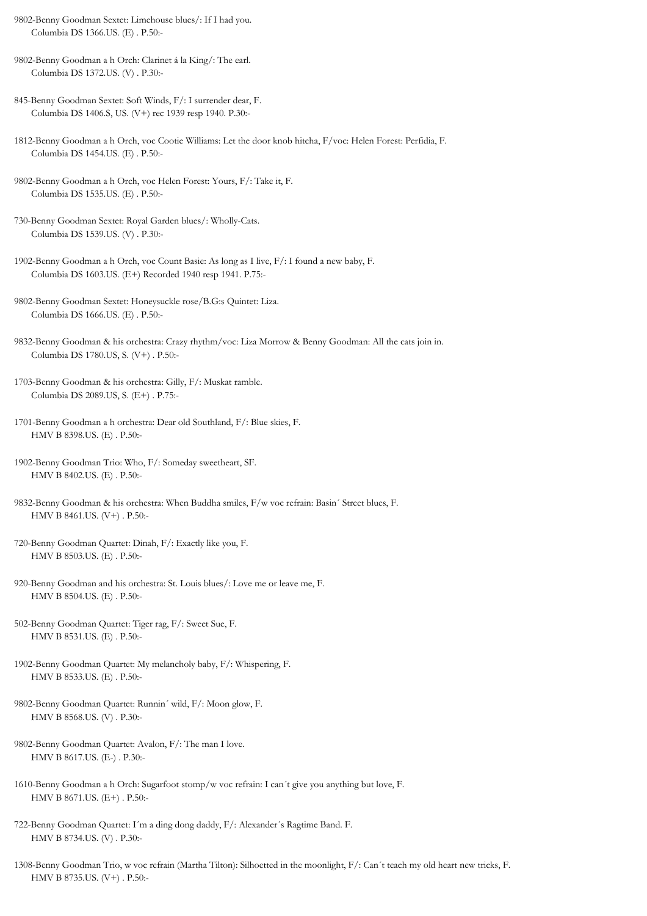9802-Benny Goodman Sextet: Limehouse blues/: If I had you.
Columbia DS 1366.US. (E) . P.50:-

9802-Benny Goodman a h Orch: Clarinet á la King/: The earl.
Columbia DS 1372.US. (V) . P.30:-

845-Benny Goodman Sextet: Soft Winds, F/: I surrender dear, F.
Columbia DS 1406.S, US. (V+) rec 1939 resp 1940. P.30:-

1812-Benny Goodman a h Orch, voc Cootie Williams: Let the door knob hitcha, F/voc: Helen Forest: Perfidia, F.
Columbia DS 1454.US. (E) . P.50:-

9802-Benny Goodman a h Orch, voc Helen Forest: Yours, F/: Take it, F.
Columbia DS 1535.US. (E) . P.50:-

730-Benny Goodman Sextet: Royal Garden blues/: Wholly-Cats.
Columbia DS 1539.US. (V) . P.30:-

1902-Benny Goodman a h Orch, voc Count Basie: As long as I live, F/: I found a new baby, F.
Columbia DS 1603.US. (E+) Recorded 1940 resp 1941. P.75:-

9802-Benny Goodman Sextet: Honeysuckle rose/B.G:s Quintet: Liza.
Columbia DS 1666.US. (E) . P.50:-

9832-Benny Goodman & his orchestra: Crazy rhythm/voc: Liza Morrow & Benny Goodman: All the cats join in.
Columbia DS 1780.US, S. (V+) . P.50:-

1703-Benny Goodman & his orchestra: Gilly, F/: Muskat ramble.
Columbia DS 2089.US, S. (E+) . P.75:-

1701-Benny Goodman a h orchestra: Dear old Southland, F/: Blue skies, F.
HMV B 8398.US. (E) . P.50:-

1902-Benny Goodman Trio: Who, F/: Someday sweetheart, SF.
HMV B 8402.US. (E) . P.50:-

9832-Benny Goodman & his orchestra: When Buddha smiles, F/w voc refrain: Basin´ Street blues, F.
HMV B 8461.US. (V+) . P.50:-

720-Benny Goodman Quartet: Dinah, F/: Exactly like you, F.
HMV B 8503.US. (E) . P.50:-

920-Benny Goodman and his orchestra: St. Louis blues/: Love me or leave me, F.
HMV B 8504.US. (E) . P.50:-

502-Benny Goodman Quartet: Tiger rag, F/: Sweet Sue, F.
HMV B 8531.US. (E) . P.50:-

1902-Benny Goodman Quartet: My melancholy baby, F/: Whispering, F.
HMV B 8533.US. (E) . P.50:-

9802-Benny Goodman Quartet: Runnin´ wild, F/: Moon glow, F.
HMV B 8568.US. (V) . P.30:-

9802-Benny Goodman Quartet: Avalon, F/: The man I love.
HMV B 8617.US. (E-) . P.30:-

1610-Benny Goodman a h Orch: Sugarfoot stomp/w voc refrain: I can´t give you anything but love, F.
HMV B 8671.US. (E+) . P.50:-

722-Benny Goodman Quartet: I´m a ding dong daddy, F/: Alexander´s Ragtime Band. F.
HMV B 8734.US. (V) . P.30:-

1308-Benny Goodman Trio, w voc refrain (Martha Tilton): Silhoetted in the moonlight, F/: Can´t teach my old heart new tricks, F.
HMV B 8735.US. (V+) . P.50:-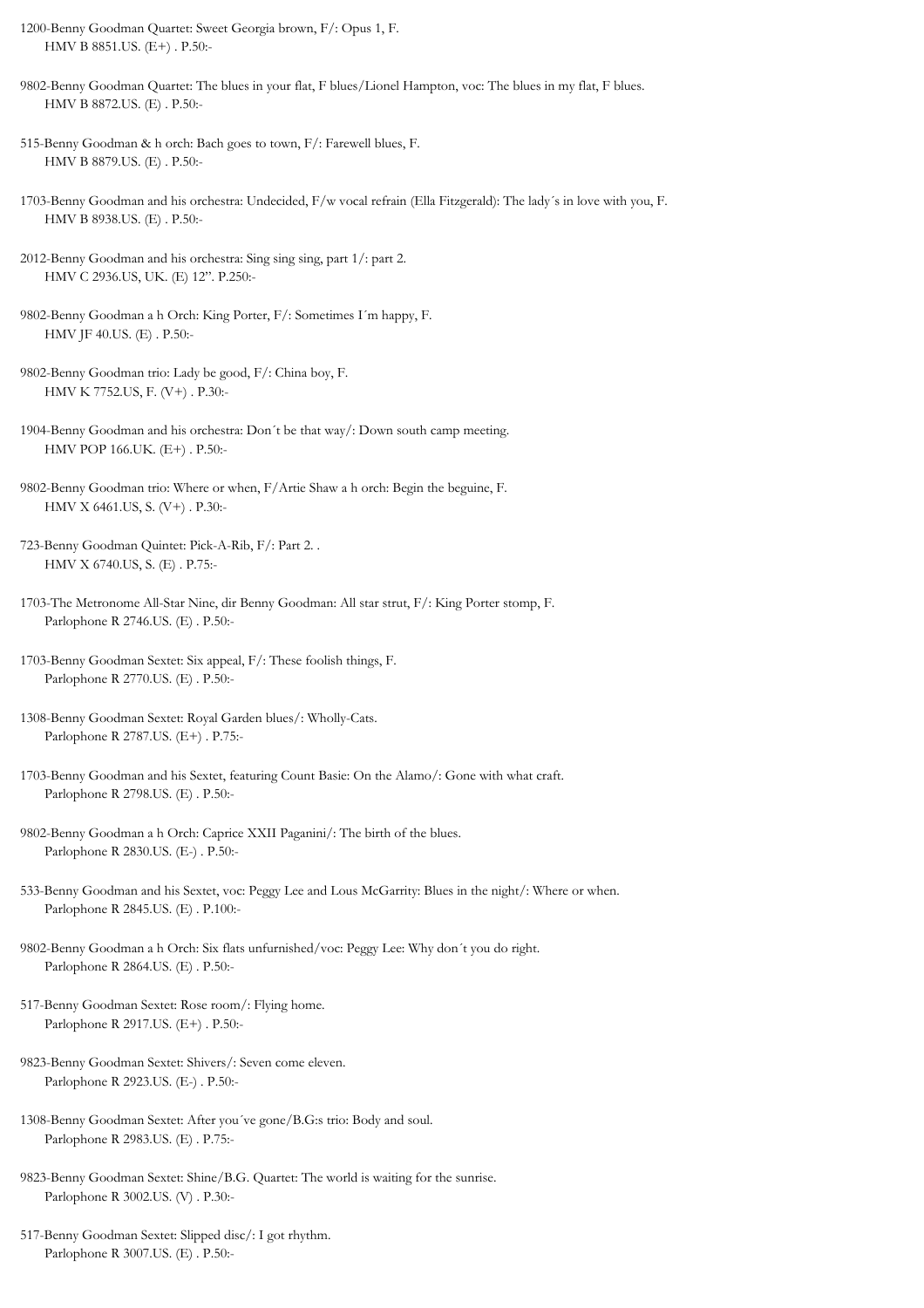1200-Benny Goodman Quartet: Sweet Georgia brown, F/: Opus 1, F.
HMV B 8851.US. (E+) . P.50:-

9802-Benny Goodman Quartet: The blues in your flat, F blues/Lionel Hampton, voc: The blues in my flat, F blues.
HMV B 8872.US. (E) . P.50:-

515-Benny Goodman & h orch: Bach goes to town, F/: Farewell blues, F.
HMV B 8879.US. (E) . P.50:-

1703-Benny Goodman and his orchestra: Undecided, F/w vocal refrain (Ella Fitzgerald): The lady´s in love with you, F.
HMV B 8938.US. (E) . P.50:-

2012-Benny Goodman and his orchestra: Sing sing sing, part 1/: part 2.
HMV C 2936.US, UK. (E) 12". P.250:-

9802-Benny Goodman a h Orch: King Porter, F/: Sometimes I´m happy, F.
HMV JF 40.US. (E) . P.50:-

9802-Benny Goodman trio: Lady be good, F/: China boy, F.
HMV K 7752.US, F. (V+) . P.30:-

1904-Benny Goodman and his orchestra: Don´t be that way/: Down south camp meeting.
HMV POP 166.UK. (E+) . P.50:-

9802-Benny Goodman trio: Where or when, F/Artie Shaw a h orch: Begin the beguine, F.
HMV X 6461.US, S. (V+) . P.30:-

723-Benny Goodman Quintet: Pick-A-Rib, F/: Part 2. .
HMV X 6740.US, S. (E) . P.75:-

1703-The Metronome All-Star Nine, dir Benny Goodman: All star strut, F/: King Porter stomp, F.
Parlophone R 2746.US. (E) . P.50:-

1703-Benny Goodman Sextet: Six appeal, F/: These foolish things, F.
Parlophone R 2770.US. (E) . P.50:-

1308-Benny Goodman Sextet: Royal Garden blues/: Wholly-Cats.
Parlophone R 2787.US. (E+) . P.75:-

1703-Benny Goodman and his Sextet, featuring Count Basie: On the Alamo/: Gone with what craft.
Parlophone R 2798.US. (E) . P.50:-

9802-Benny Goodman a h Orch: Caprice XXII Paganini/: The birth of the blues.
Parlophone R 2830.US. (E-) . P.50:-

533-Benny Goodman and his Sextet, voc: Peggy Lee and Lous McGarrity: Blues in the night/: Where or when.
Parlophone R 2845.US. (E) . P.100:-

9802-Benny Goodman a h Orch: Six flats unfurnished/voc: Peggy Lee: Why don´t you do right.
Parlophone R 2864.US. (E) . P.50:-

517-Benny Goodman Sextet: Rose room/: Flying home.
Parlophone R 2917.US. (E+) . P.50:-

9823-Benny Goodman Sextet: Shivers/: Seven come eleven.
Parlophone R 2923.US. (E-) . P.50:-

1308-Benny Goodman Sextet: After you´ve gone/B.G:s trio: Body and soul.
Parlophone R 2983.US. (E) . P.75:-

9823-Benny Goodman Sextet: Shine/B.G. Quartet: The world is waiting for the sunrise.
Parlophone R 3002.US. (V) . P.30:-

517-Benny Goodman Sextet: Slipped disc/: I got rhythm.
Parlophone R 3007.US. (E) . P.50:-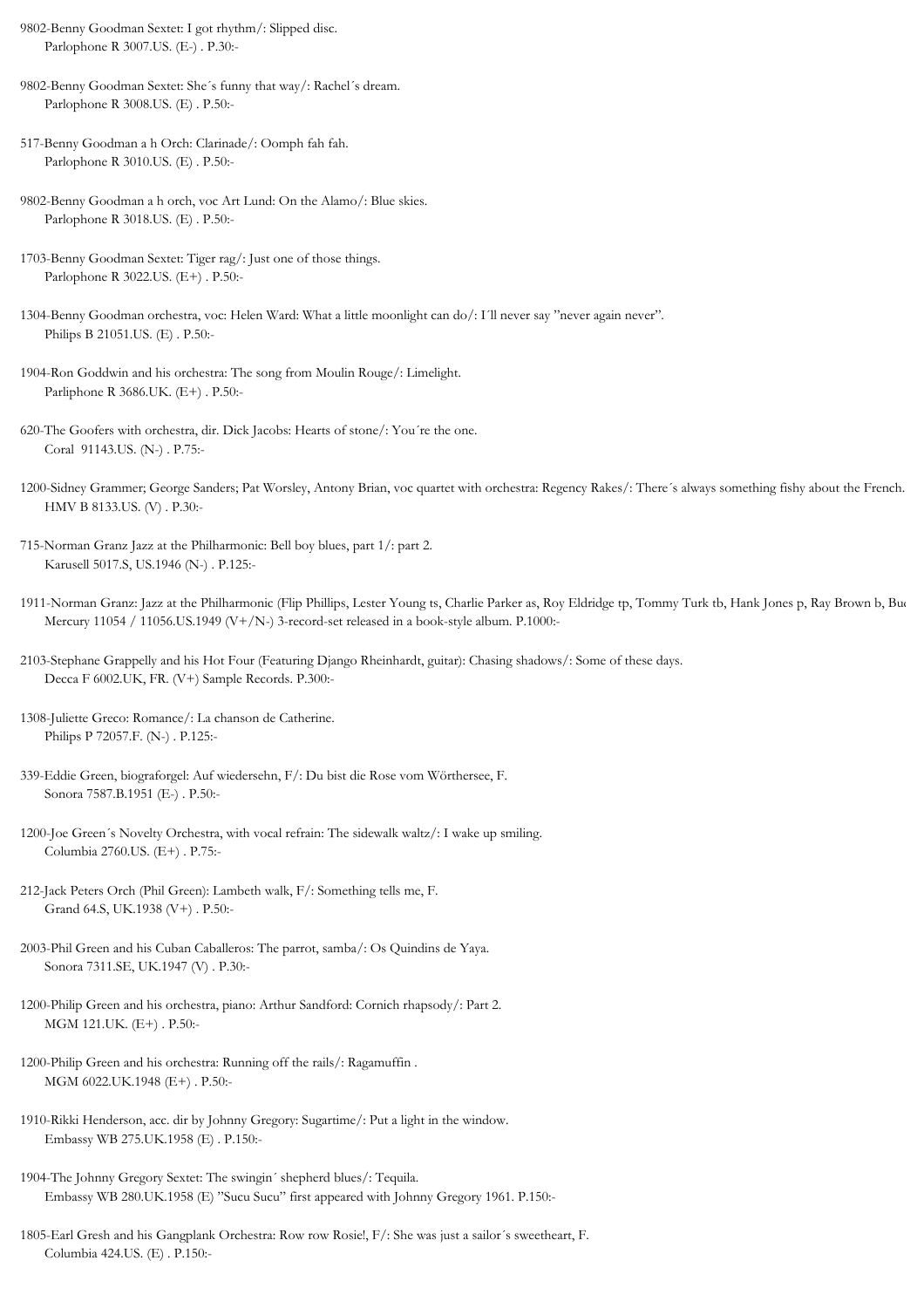9802-Benny Goodman Sextet: I got rhythm/: Slipped disc.
Parlophone R 3007.US. (E-) . P.30:-

9802-Benny Goodman Sextet: She´s funny that way/: Rachel´s dream.
Parlophone R 3008.US. (E) . P.50:-

517-Benny Goodman a h Orch: Clarinade/: Oomph fah fah.
Parlophone R 3010.US. (E) . P.50:-

9802-Benny Goodman a h orch, voc Art Lund: On the Alamo/: Blue skies.
Parlophone R 3018.US. (E) . P.50:-

1703-Benny Goodman Sextet: Tiger rag/: Just one of those things.
Parlophone R 3022.US. (E+) . P.50:-

1304-Benny Goodman orchestra, voc: Helen Ward: What a little moonlight can do/: I´ll never say "never again never".
Philips B 21051.US. (E) . P.50:-

1904-Ron Goddwin and his orchestra: The song from Moulin Rouge/: Limelight.
Parliphone R 3686.UK. (E+) . P.50:-

620-The Goofers with orchestra, dir. Dick Jacobs: Hearts of stone/: You´re the one.
Coral 91143.US. (N-) . P.75:-

1200-Sidney Grammer; George Sanders; Pat Worsley, Antony Brian, voc quartet with orchestra: Regency Rakes/: There´s always something fishy about the French.
HMV B 8133.US. (V) . P.30:-

715-Norman Granz Jazz at the Philharmonic: Bell boy blues, part 1/: part 2.
Karusell 5017.S, US.1946 (N-) . P.125:-

1911-Norman Granz: Jazz at the Philharmonic (Flip Phillips, Lester Young ts, Charlie Parker as, Roy Eldridge tp, Tommy Turk tb, Hank Jones p, Ray Brown b, Bu
Mercury 11054 / 11056.US.1949 (V+/N-) 3-record-set released in a book-style album. P.1000:-

2103-Stephane Grappelly and his Hot Four (Featuring Django Rheinhardt, guitar): Chasing shadows/: Some of these days.
Decca F 6002.UK, FR. (V+) Sample Records. P.300:-

1308-Juliette Greco: Romance/: La chanson de Catherine.
Philips P 72057.F. (N-) . P.125:-

339-Eddie Green, biograforgel: Auf wiedersehn, F/: Du bist die Rose vom Wörthersee, F.
Sonora 7587.B.1951 (E-) . P.50:-

1200-Joe Green´s Novelty Orchestra, with vocal refrain: The sidewalk waltz/: I wake up smiling.
Columbia 2760.US. (E+) . P.75:-

212-Jack Peters Orch (Phil Green): Lambeth walk, F/: Something tells me, F.
Grand 64.S, UK.1938 (V+) . P.50:-

2003-Phil Green and his Cuban Caballeros: The parrot, samba/: Os Quindins de Yaya.
Sonora 7311.SE, UK.1947 (V) . P.30:-

1200-Philip Green and his orchestra, piano: Arthur Sandford: Cornich rhapsody/: Part 2.
MGM 121.UK. (E+) . P.50:-

1200-Philip Green and his orchestra: Running off the rails/: Ragamuffin .
MGM 6022.UK.1948 (E+) . P.50:-

1910-Rikki Henderson, acc. dir by Johnny Gregory: Sugartime/: Put a light in the window.
Embassy WB 275.UK.1958 (E) . P.150:-

1904-The Johnny Gregory Sextet: The swingin´ shepherd blues/: Tequila.
Embassy WB 280.UK.1958 (E) "Sucu Sucu" first appeared with Johnny Gregory 1961. P.150:-

1805-Earl Gresh and his Gangplank Orchestra: Row row Rosie!, F/: She was just a sailor´s sweetheart, F.
Columbia 424.US. (E) . P.150:-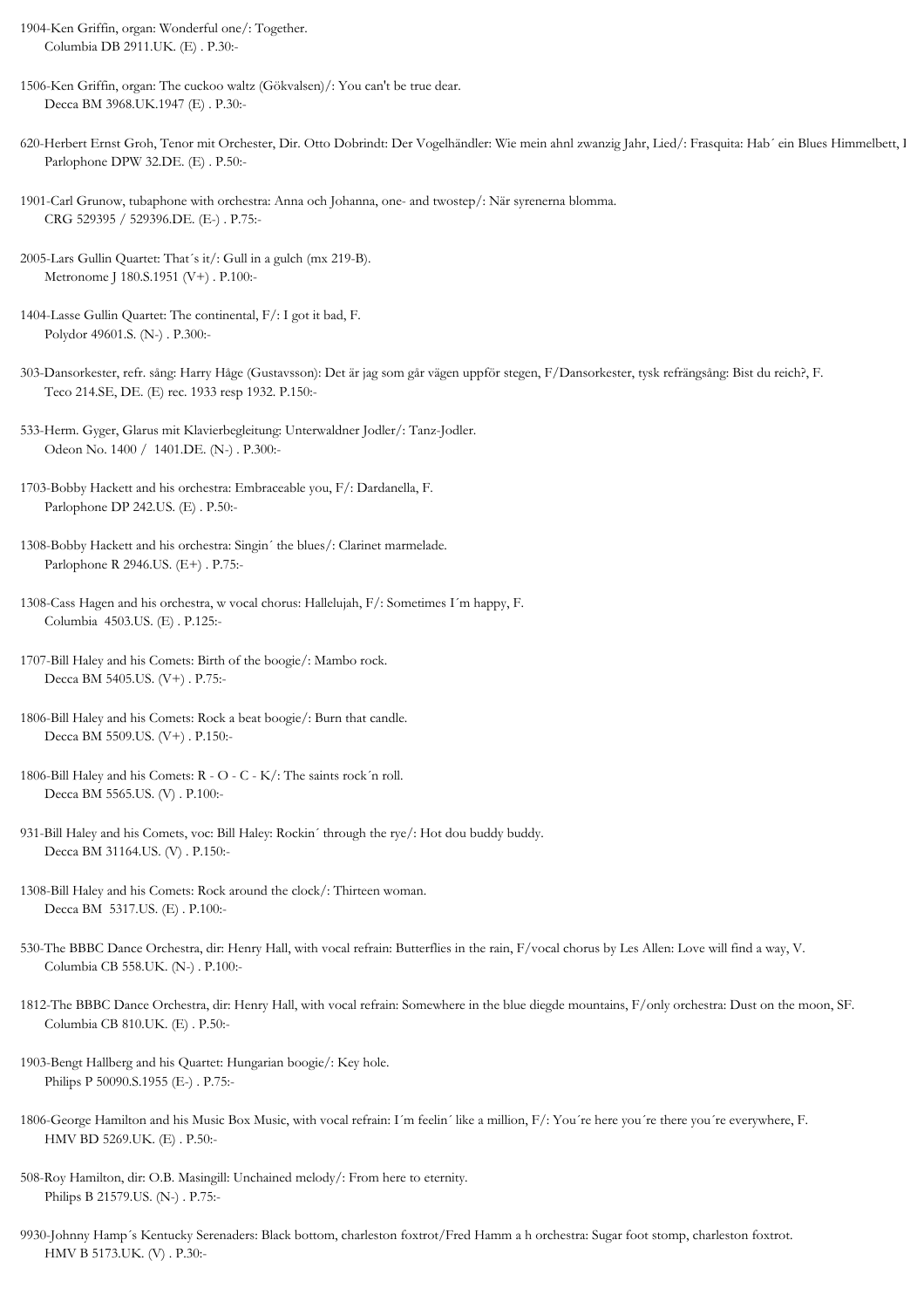1904-Ken Griffin, organ: Wonderful one/: Together.
Columbia DB 2911.UK. (E) . P.30:-

1506-Ken Griffin, organ: The cuckoo waltz (Gökvalsen)/: You can't be true dear.
Decca BM 3968.UK.1947 (E) . P.30:-

620-Herbert Ernst Groh, Tenor mit Orchester, Dir. Otto Dobrindt: Der Vogelhändler: Wie mein ahnl zwanzig Jahr, Lied/: Frasquita: Hab´ ein Blues Himmelbett, I
Parlophone DPW 32.DE. (E) . P.50:-

1901-Carl Grunow, tubaphone with orchestra: Anna och Johanna, one- and twostep/: När syrenerna blomma.
CRG 529395 / 529396.DE. (E-) . P.75:-

2005-Lars Gullin Quartet: That´s it/: Gull in a gulch (mx 219-B).
Metronome J 180.S.1951 (V+) . P.100:-

1404-Lasse Gullin Quartet: The continental, F/: I got it bad, F.
Polydor 49601.S. (N-) . P.300:-

303-Dansorkester, refr. sång: Harry Håge (Gustavsson): Det är jag som går vägen uppför stegen, F/Dansorkester, tysk refrängsång: Bist du reich?, F.
Teco 214.SE, DE. (E) rec. 1933 resp 1932. P.150:-

533-Herm. Gyger, Glarus mit Klavierbegleitung: Unterwaldner Jodler/: Tanz-Jodler.
Odeon No. 1400 / 1401.DE. (N-) . P.300:-

1703-Bobby Hackett and his orchestra: Embraceable you, F/: Dardanella, F.
Parlophone DP 242.US. (E) . P.50:-

1308-Bobby Hackett and his orchestra: Singin´ the blues/: Clarinet marmelade.
Parlophone R 2946.US. (E+) . P.75:-

1308-Cass Hagen and his orchestra, w vocal chorus: Hallelujah, F/: Sometimes I´m happy, F.
Columbia 4503.US. (E) . P.125:-

1707-Bill Haley and his Comets: Birth of the boogie/: Mambo rock.
Decca BM 5405.US. (V+) . P.75:-

1806-Bill Haley and his Comets: Rock a beat boogie/: Burn that candle.
Decca BM 5509.US. (V+) . P.150:-

1806-Bill Haley and his Comets: R - O - C - K/: The saints rock´n roll.
Decca BM 5565.US. (V) . P.100:-

931-Bill Haley and his Comets, voc: Bill Haley: Rockin´ through the rye/: Hot dou buddy buddy.
Decca BM 31164.US. (V) . P.150:-

1308-Bill Haley and his Comets: Rock around the clock/: Thirteen woman.
Decca BM 5317.US. (E) . P.100:-

530-The BBBC Dance Orchestra, dir: Henry Hall, with vocal refrain: Butterflies in the rain, F/vocal chorus by Les Allen: Love will find a way, V.
Columbia CB 558.UK. (N-) . P.100:-

1812-The BBBC Dance Orchestra, dir: Henry Hall, with vocal refrain: Somewhere in the blue diegde mountains, F/only orchestra: Dust on the moon, SF.
Columbia CB 810.UK. (E) . P.50:-

1903-Bengt Hallberg and his Quartet: Hungarian boogie/: Key hole.
Philips P 50090.S.1955 (E-) . P.75:-

1806-George Hamilton and his Music Box Music, with vocal refrain: I´m feelin´ like a million, F/: You´re here you´re there you´re everywhere, F.
HMV BD 5269.UK. (E) . P.50:-

508-Roy Hamilton, dir: O.B. Masingill: Unchained melody/: From here to eternity.
Philips B 21579.US. (N-) . P.75:-

9930-Johnny Hamp´s Kentucky Serenaders: Black bottom, charleston foxtrot/Fred Hamm a h orchestra: Sugar foot stomp, charleston foxtrot.
HMV B 5173.UK. (V) . P.30:-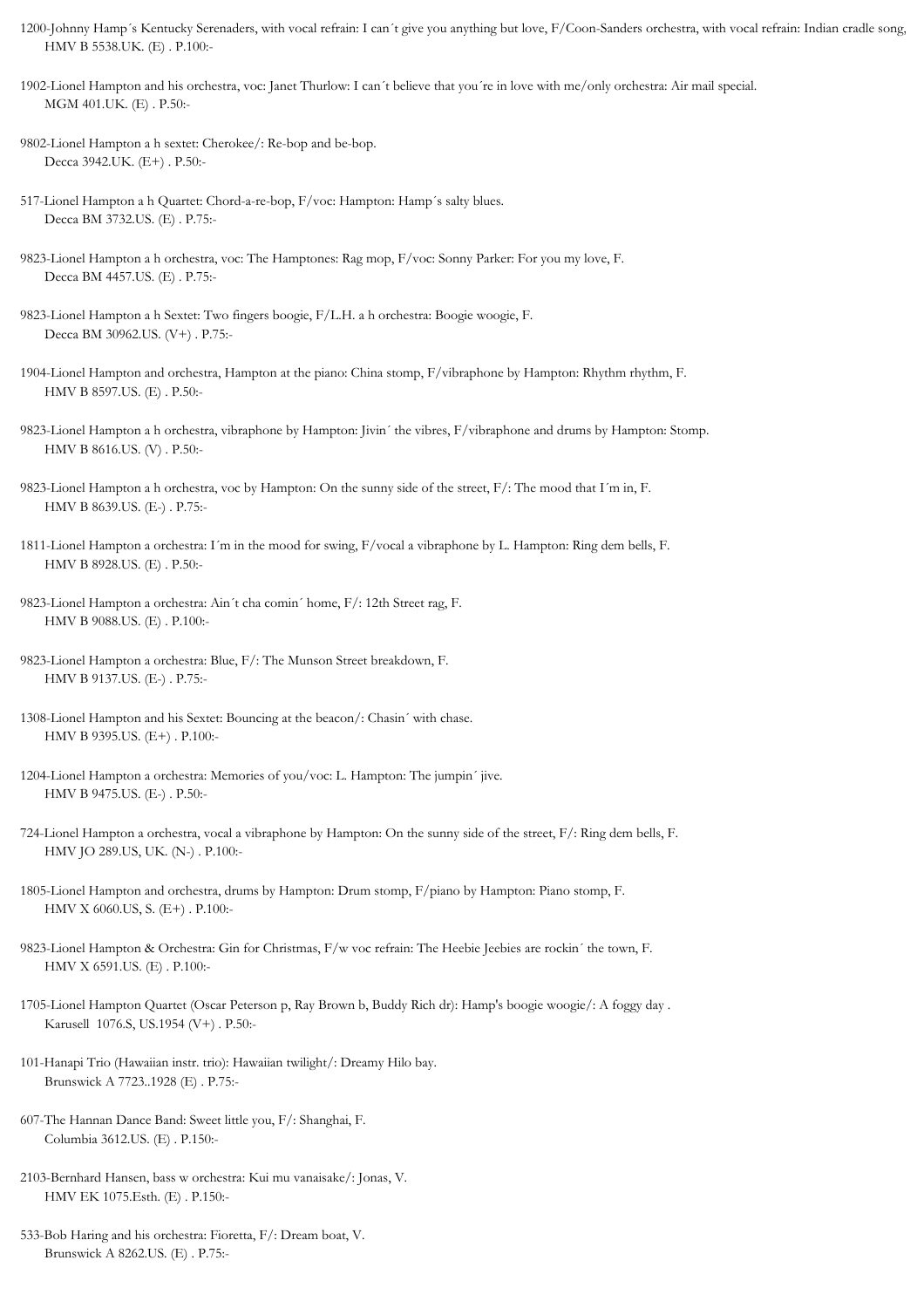1200-Johnny Hamp´s Kentucky Serenaders, with vocal refrain: I can´t give you anything but love, F/Coon-Sanders orchestra, with vocal refrain: Indian cradle song,
HMV B 5538.UK. (E) . P.100:-

1902-Lionel Hampton and his orchestra, voc: Janet Thurlow: I can´t believe that you´re in love with me/only orchestra: Air mail special.
MGM 401.UK. (E) . P.50:-

9802-Lionel Hampton a h sextet: Cherokee/: Re-bop and be-bop.
Decca 3942.UK. (E+) . P.50:-

517-Lionel Hampton a h Quartet: Chord-a-re-bop, F/voc: Hampton: Hamp´s salty blues.
Decca BM 3732.US. (E) . P.75:-

9823-Lionel Hampton a h orchestra, voc: The Hamptones: Rag mop, F/voc: Sonny Parker: For you my love, F.
Decca BM 4457.US. (E) . P.75:-

9823-Lionel Hampton a h Sextet: Two fingers boogie, F/L.H. a h orchestra: Boogie woogie, F.
Decca BM 30962.US. (V+) . P.75:-

1904-Lionel Hampton and orchestra, Hampton at the piano: China stomp, F/vibraphone by Hampton: Rhythm rhythm, F.
HMV B 8597.US. (E) . P.50:-

9823-Lionel Hampton a h orchestra, vibraphone by Hampton: Jivin´ the vibres, F/vibraphone and drums by Hampton: Stomp.
HMV B 8616.US. (V) . P.50:-

9823-Lionel Hampton a h orchestra, voc by Hampton: On the sunny side of the street, F/: The mood that I´m in, F.
HMV B 8639.US. (E-) . P.75:-

1811-Lionel Hampton a orchestra: I´m in the mood for swing, F/vocal a vibraphone by L. Hampton: Ring dem bells, F.
HMV B 8928.US. (E) . P.50:-

9823-Lionel Hampton a orchestra: Ain´t cha comin´ home, F/: 12th Street rag, F.
HMV B 9088.US. (E) . P.100:-

9823-Lionel Hampton a orchestra: Blue, F/: The Munson Street breakdown, F.
HMV B 9137.US. (E-) . P.75:-

1308-Lionel Hampton and his Sextet: Bouncing at the beacon/: Chasin´ with chase.
HMV B 9395.US. (E+) . P.100:-

1204-Lionel Hampton a orchestra: Memories of you/voc: L. Hampton: The jumpin´ jive.
HMV B 9475.US. (E-) . P.50:-

724-Lionel Hampton a orchestra, vocal a vibraphone by Hampton: On the sunny side of the street, F/: Ring dem bells, F.
HMV JO 289.US, UK. (N-) . P.100:-

1805-Lionel Hampton and orchestra, drums by Hampton: Drum stomp, F/piano by Hampton: Piano stomp, F.
HMV X 6060.US, S. (E+) . P.100:-

9823-Lionel Hampton & Orchestra: Gin for Christmas, F/w voc refrain: The Heebie Jeebies are rockin´ the town, F.
HMV X 6591.US. (E) . P.100:-

1705-Lionel Hampton Quartet (Oscar Peterson p, Ray Brown b, Buddy Rich dr): Hamp's boogie woogie/: A foggy day .
Karusell 1076.S, US.1954 (V+) . P.50:-

101-Hanapi Trio (Hawaiian instr. trio): Hawaiian twilight/: Dreamy Hilo bay.
Brunswick A 7723..1928 (E) . P.75:-

607-The Hannan Dance Band: Sweet little you, F/: Shanghai, F.
Columbia 3612.US. (E) . P.150:-

2103-Bernhard Hansen, bass w orchestra: Kui mu vanaisake/: Jonas, V.
HMV EK 1075.Esth. (E) . P.150:-

533-Bob Haring and his orchestra: Fioretta, F/: Dream boat, V.
Brunswick A 8262.US. (E) . P.75:-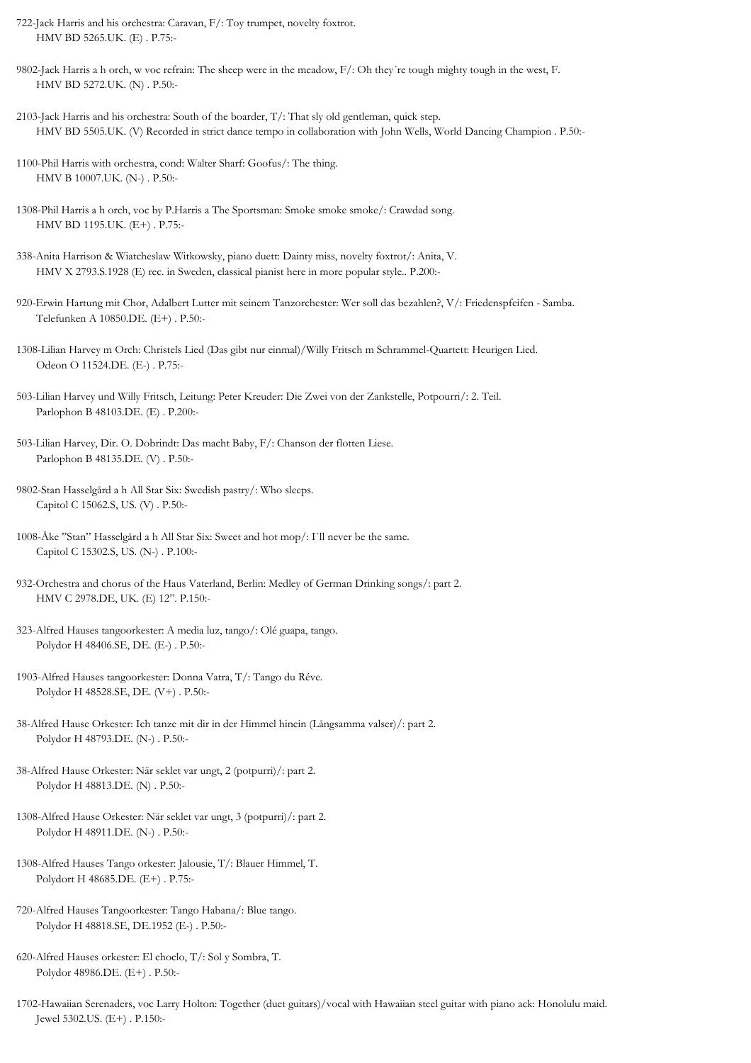722-Jack Harris and his orchestra: Caravan, F/: Toy trumpet, novelty foxtrot.
HMV BD 5265.UK. (E) . P.75:-

9802-Jack Harris a h orch, w voc refrain: The sheep were in the meadow, F/: Oh they´re tough mighty tough in the west, F.
HMV BD 5272.UK. (N) . P.50:-

2103-Jack Harris and his orchestra: South of the boarder, T/: That sly old gentleman, quick step.
HMV BD 5505.UK. (V) Recorded in strict dance tempo in collaboration with John Wells, World Dancing Champion . P.50:-

1100-Phil Harris with orchestra, cond: Walter Sharf: Goofus/: The thing.
HMV B 10007.UK. (N-) . P.50:-

1308-Phil Harris a h orch, voc by P.Harris a The Sportsman: Smoke smoke smoke/: Crawdad song.
HMV BD 1195.UK. (E+) . P.75:-

338-Anita Harrison & Wiatcheslaw Witkowsky, piano duett: Dainty miss, novelty foxtrot/: Anita, V.
HMV X 2793.S.1928 (E) rec. in Sweden, classical pianist here in more popular style.. P.200:-

920-Erwin Hartung mit Chor, Adalbert Lutter mit seinem Tanzorchester: Wer soll das bezahlen?, V/: Friedenspfeifen - Samba.
Telefunken A 10850.DE. (E+) . P.50:-

1308-Lilian Harvey m Orch: Christels Lied (Das gibt nur einmal)/Willy Fritsch m Schrammel-Quartett: Heurigen Lied.
Odeon O 11524.DE. (E-) . P.75:-

503-Lilian Harvey und Willy Fritsch, Leitung: Peter Kreuder: Die Zwei von der Zankstelle, Potpourri/: 2. Teil.
Parlophon B 48103.DE. (E) . P.200:-

503-Lilian Harvey, Dir. O. Dobrindt: Das macht Baby, F/: Chanson der flotten Liese.
Parlophon B 48135.DE. (V) . P.50:-

9802-Stan Hasselgård a h All Star Six: Swedish pastry/: Who sleeps.
Capitol C 15062.S, US. (V) . P.50:-

1008-Åke "Stan" Hasselgård a h All Star Six: Sweet and hot mop/: I`ll never be the same.
Capitol C 15302.S, US. (N-) . P.100:-

932-Orchestra and chorus of the Haus Vaterland, Berlin: Medley of German Drinking songs/: part 2.
HMV C 2978.DE, UK. (E) 12". P.150:-

323-Alfred Hauses tangoorkester: A media luz, tango/: Olé guapa, tango.
Polydor H 48406.SE, DE. (E-) . P.50:-

1903-Alfred Hauses tangoorkester: Donna Vatra, T/: Tango du Réve.
Polydor H 48528.SE, DE. (V+) . P.50:-

38-Alfred Hause Orkester: Ich tanze mit dir in der Himmel hinein (Långsamma valser)/: part 2.
Polydor H 48793.DE. (N-) . P.50:-

38-Alfred Hause Orkester: När seklet var ungt, 2 (potpurri)/: part 2.
Polydor H 48813.DE. (N) . P.50:-

1308-Alfred Hause Orkester: När seklet var ungt, 3 (potpurri)/: part 2.
Polydor H 48911.DE. (N-) . P.50:-

1308-Alfred Hauses Tango orkester: Jalousie, T/: Blauer Himmel, T.
Polydort H 48685.DE. (E+) . P.75:-

720-Alfred Hauses Tangoorkester: Tango Habana/: Blue tango.
Polydor H 48818.SE, DE.1952 (E-) . P.50:-

620-Alfred Hauses orkester: El choclo, T/: Sol y Sombra, T.
Polydor 48986.DE. (E+) . P.50:-

1702-Hawaiian Serenaders, voc Larry Holton: Together (duet guitars)/vocal with Hawaiian steel guitar with piano ack: Honolulu maid.
Jewel 5302.US. (E+) . P.150:-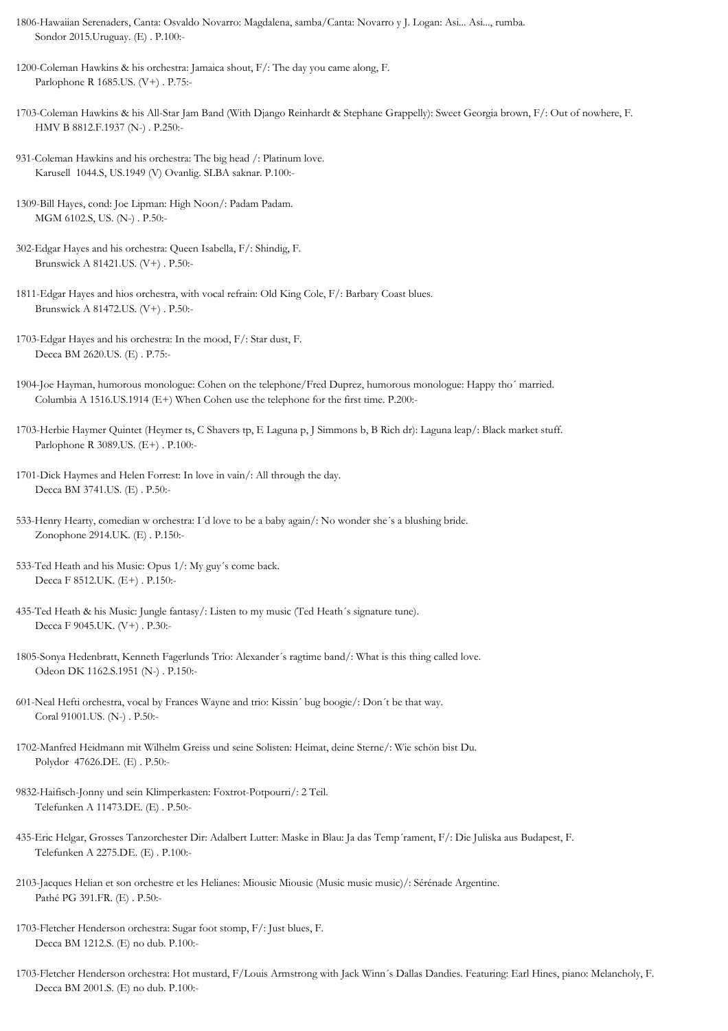1806-Hawaiian Serenaders, Canta: Osvaldo Novarro: Magdalena, samba/Canta: Novarro y J. Logan: Asi... Asi..., rumba.
Sondor 2015.Uruguay. (E) . P.100:-

1200-Coleman Hawkins & his orchestra: Jamaica shout, F/: The day you came along, F.
Parlophone R 1685.US. (V+) . P.75:-

1703-Coleman Hawkins & his All-Star Jam Band (With Django Reinhardt & Stephane Grappelly): Sweet Georgia brown, F/: Out of nowhere, F.
HMV B 8812.F.1937 (N-) . P.250:-

931-Coleman Hawkins and his orchestra: The big head /: Platinum love.
Karusell 1044.S, US.1949 (V) Ovanlig. SLBA saknar. P.100:-

1309-Bill Hayes, cond: Joe Lipman: High Noon/: Padam Padam.
MGM 6102.S, US. (N-) . P.50:-

302-Edgar Hayes and his orchestra: Queen Isabella, F/: Shindig, F.
Brunswick A 81421.US. (V+) . P.50:-

1811-Edgar Hayes and hios orchestra, with vocal refrain: Old King Cole, F/: Barbary Coast blues.
Brunswick A 81472.US. (V+) . P.50:-

1703-Edgar Hayes and his orchestra: In the mood, F/: Star dust, F.
Decca BM 2620.US. (E) . P.75:-

1904-Joe Hayman, humorous monologue: Cohen on the telephone/Fred Duprez, humorous monologue: Happy tho´ married.
Columbia A 1516.US.1914 (E+) When Cohen use the telephone for the first time. P.200:-

1703-Herbie Haymer Quintet (Heymer ts, C Shavers tp, E Laguna p, J Simmons b, B Rich dr): Laguna leap/: Black market stuff.
Parlophone R 3089.US. (E+) . P.100:-

1701-Dick Haymes and Helen Forrest: In love in vain/: All through the day.
Decca BM 3741.US. (E) . P.50:-

533-Henry Hearty, comedian w orchestra: I´d love to be a baby again/: No wonder she´s a blushing bride.
Zonophone 2914.UK. (E) . P.150:-

533-Ted Heath and his Music: Opus 1/: My guy´s come back.
Decca F 8512.UK. (E+) . P.150:-

435-Ted Heath & his Music: Jungle fantasy/: Listen to my music (Ted Heath´s signature tune).
Decca F 9045.UK. (V+) . P.30:-

1805-Sonya Hedenbratt, Kenneth Fagerlunds Trio: Alexander´s ragtime band/: What is this thing called love.
Odeon DK 1162.S.1951 (N-) . P.150:-

601-Neal Hefti orchestra, vocal by Frances Wayne and trio: Kissin´ bug boogie/: Don´t be that way.
Coral 91001.US. (N-) . P.50:-

1702-Manfred Heidmann mit Wilhelm Greiss und seine Solisten: Heimat, deine Sterne/: Wie schön bist Du.
Polydor 47626.DE. (E) . P.50:-

9832-Haifisch-Jonny und sein Klimperkasten: Foxtrot-Potpourri/: 2 Teil.
Telefunken A 11473.DE. (E) . P.50:-

435-Eric Helgar, Grosses Tanzorchester Dir: Adalbert Lutter: Maske in Blau: Ja das Temp´rament, F/: Die Juliska aus Budapest, F.
Telefunken A 2275.DE. (E) . P.100:-

2103-Jacques Helian et son orchestre et les Helianes: Miousic Miousic (Music music music)/: Sérénade Argentine.
Pathé PG 391.FR. (E) . P.50:-

1703-Fletcher Henderson orchestra: Sugar foot stomp, F/: Just blues, F.
Decca BM 1212.S. (E) no dub. P.100:-

1703-Fletcher Henderson orchestra: Hot mustard, F/Louis Armstrong with Jack Winn´s Dallas Dandies. Featuring: Earl Hines, piano: Melancholy, F.
Decca BM 2001.S. (E) no dub. P.100:-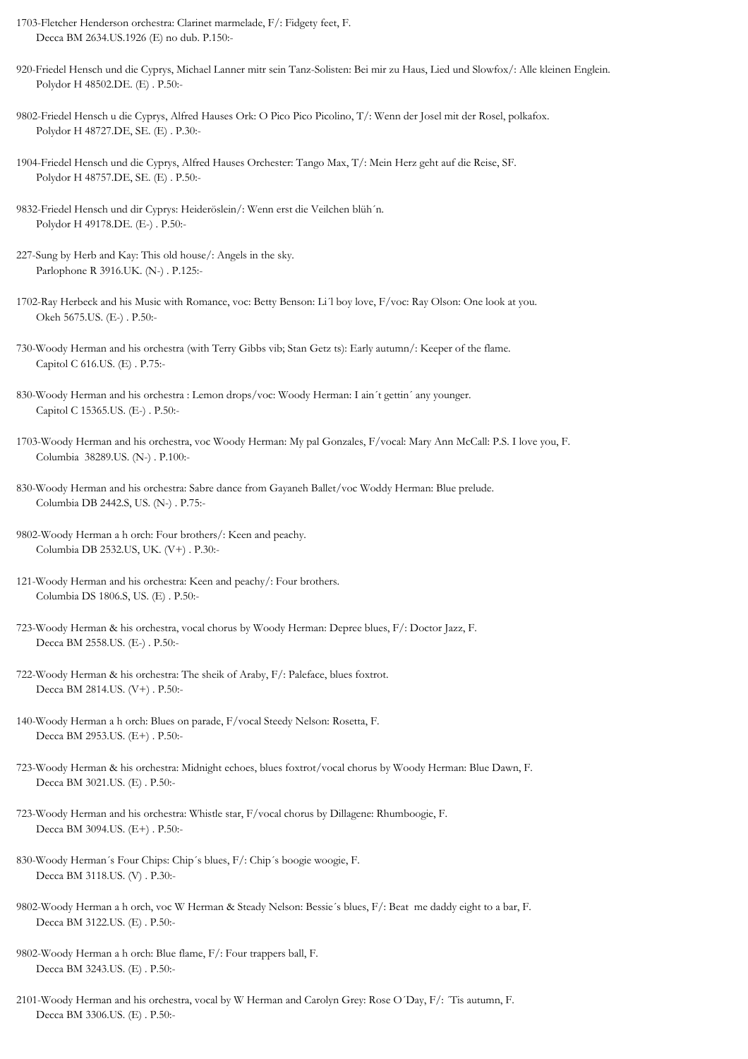1703-Fletcher Henderson orchestra: Clarinet marmelade, F/: Fidgety feet, F.
Decca BM 2634.US.1926 (E) no dub. P.150:-

920-Friedel Hensch und die Cyprys, Michael Lanner mitr sein Tanz-Solisten: Bei mir zu Haus, Lied und Slowfox/: Alle kleinen Englein.
Polydor H 48502.DE. (E) . P.50:-

9802-Friedel Hensch u die Cyprys, Alfred Hauses Ork: O Pico Pico Picolino, T/: Wenn der Josel mit der Rosel, polkafox.
Polydor H 48727.DE, SE. (E) . P.30:-

1904-Friedel Hensch und die Cyprys, Alfred Hauses Orchester: Tango Max, T/: Mein Herz geht auf die Reise, SF.
Polydor H 48757.DE, SE. (E) . P.50:-

9832-Friedel Hensch und dir Cyprys: Heideröslein/: Wenn erst die Veilchen blüh´n.
Polydor H 49178.DE. (E-) . P.50:-

227-Sung by Herb and Kay: This old house/: Angels in the sky.
Parlophone R 3916.UK. (N-) . P.125:-

1702-Ray Herbeck and his Music with Romance, voc: Betty Benson: Li´l boy love, F/voc: Ray Olson: One look at you.
Okeh 5675.US. (E-) . P.50:-

730-Woody Herman and his orchestra (with Terry Gibbs vib; Stan Getz ts): Early autumn/: Keeper of the flame.
Capitol C 616.US. (E) . P.75:-

830-Woody Herman and his orchestra : Lemon drops/voc: Woody Herman: I ain´t gettin´ any younger.
Capitol C 15365.US. (E-) . P.50:-

1703-Woody Herman and his orchestra, voc Woody Herman: My pal Gonzales, F/vocal: Mary Ann McCall: P.S. I love you, F.
Columbia 38289.US. (N-) . P.100:-

830-Woody Herman and his orchestra: Sabre dance from Gayaneh Ballet/voc Woddy Herman: Blue prelude.
Columbia DB 2442.S, US. (N-) . P.75:-

9802-Woody Herman a h orch: Four brothers/: Keen and peachy.
Columbia DB 2532.US, UK. (V+) . P.30:-

121-Woody Herman and his orchestra: Keen and peachy/: Four brothers.
Columbia DS 1806.S, US. (E) . P.50:-

723-Woody Herman & his orchestra, vocal chorus by Woody Herman: Depree blues, F/: Doctor Jazz, F.
Decca BM 2558.US. (E-) . P.50:-

722-Woody Herman & his orchestra: The sheik of Araby, F/: Paleface, blues foxtrot.
Decca BM 2814.US. (V+) . P.50:-

140-Woody Herman a h orch: Blues on parade, F/vocal Steedy Nelson: Rosetta, F.
Decca BM 2953.US. (E+) . P.50:-

723-Woody Herman & his orchestra: Midnight echoes, blues foxtrot/vocal chorus by Woody Herman: Blue Dawn, F.
Decca BM 3021.US. (E) . P.50:-

723-Woody Herman and his orchestra: Whistle star, F/vocal chorus by Dillagene: Rhumboogie, F.
Decca BM 3094.US. (E+) . P.50:-

830-Woody Herman´s Four Chips: Chip´s blues, F/: Chip´s boogie woogie, F.
Decca BM 3118.US. (V) . P.30:-

9802-Woody Herman a h orch, voc W Herman & Steady Nelson: Bessie´s blues, F/: Beat me daddy eight to a bar, F.
Decca BM 3122.US. (E) . P.50:-

9802-Woody Herman a h orch: Blue flame, F/: Four trappers ball, F.
Decca BM 3243.US. (E) . P.50:-

2101-Woody Herman and his orchestra, vocal by W Herman and Carolyn Grey: Rose O´Day, F/: ´Tis autumn, F.
Decca BM 3306.US. (E) . P.50:-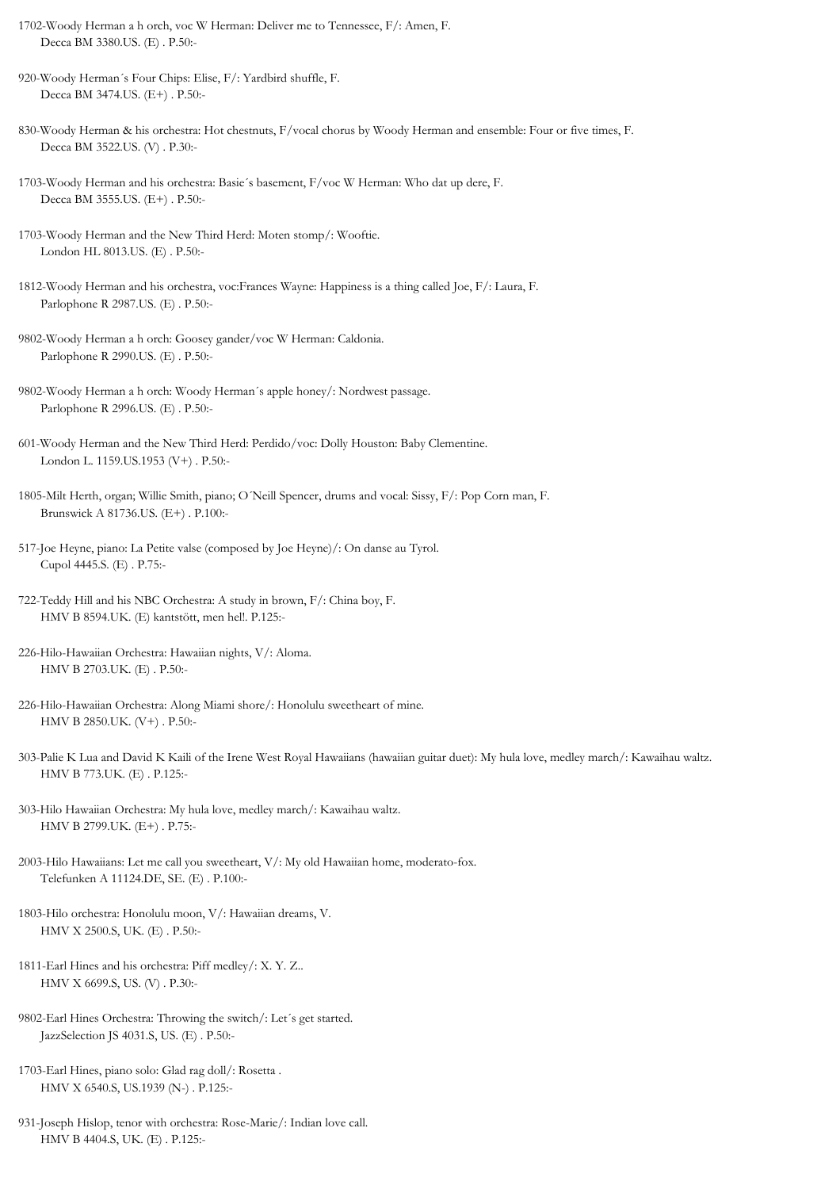1702-Woody Herman a h orch, voc W Herman: Deliver me to Tennessee, F/: Amen, F.
Decca BM 3380.US. (E) . P.50:-

920-Woody Herman´s Four Chips: Elise, F/: Yardbird shuffle, F.
Decca BM 3474.US. (E+) . P.50:-

830-Woody Herman & his orchestra: Hot chestnuts, F/vocal chorus by Woody Herman and ensemble: Four or five times, F.
Decca BM 3522.US. (V) . P.30:-

1703-Woody Herman and his orchestra: Basie´s basement, F/voc W Herman: Who dat up dere, F.
Decca BM 3555.US. (E+) . P.50:-

1703-Woody Herman and the New Third Herd: Moten stomp/: Wooftie.
London HL 8013.US. (E) . P.50:-

1812-Woody Herman and his orchestra, voc:Frances Wayne: Happiness is a thing called Joe, F/: Laura, F.
Parlophone R 2987.US. (E) . P.50:-

9802-Woody Herman a h orch: Goosey gander/voc W Herman: Caldonia.
Parlophone R 2990.US. (E) . P.50:-

9802-Woody Herman a h orch: Woody Herman´s apple honey/: Nordwest passage.
Parlophone R 2996.US. (E) . P.50:-

601-Woody Herman and the New Third Herd: Perdido/voc: Dolly Houston: Baby Clementine.
London L. 1159.US.1953 (V+) . P.50:-

1805-Milt Herth, organ; Willie Smith, piano; O´Neill Spencer, drums and vocal: Sissy, F/: Pop Corn man, F.
Brunswick A 81736.US. (E+) . P.100:-

517-Joe Heyne, piano: La Petite valse (composed by Joe Heyne)/: On danse au Tyrol.
Cupol 4445.S. (E) . P.75:-

722-Teddy Hill and his NBC Orchestra: A study in brown, F/: China boy, F.
HMV B 8594.UK. (E) kantstött, men hel!. P.125:-

226-Hilo-Hawaiian Orchestra: Hawaiian nights, V/: Aloma.
HMV B 2703.UK. (E) . P.50:-

226-Hilo-Hawaiian Orchestra: Along Miami shore/: Honolulu sweetheart of mine.
HMV B 2850.UK. (V+) . P.50:-

303-Palie K Lua and David K Kaili of the Irene West Royal Hawaiians (hawaiian guitar duet): My hula love, medley march/: Kawaihau waltz.
HMV B 773.UK. (E) . P.125:-

303-Hilo Hawaiian Orchestra: My hula love, medley march/: Kawaihau waltz.
HMV B 2799.UK. (E+) . P.75:-

2003-Hilo Hawaiians: Let me call you sweetheart, V/: My old Hawaiian home, moderato-fox.
Telefunken A 11124.DE, SE. (E) . P.100:-

1803-Hilo orchestra: Honolulu moon, V/: Hawaiian dreams, V.
HMV X 2500.S, UK. (E) . P.50:-

1811-Earl Hines and his orchestra: Piff medley/: X. Y. Z..
HMV X 6699.S, US. (V) . P.30:-

9802-Earl Hines Orchestra: Throwing the switch/: Let´s get started.
JazzSelection JS 4031.S, US. (E) . P.50:-

1703-Earl Hines, piano solo: Glad rag doll/: Rosetta .
HMV X 6540.S, US.1939 (N-) . P.125:-

931-Joseph Hislop, tenor with orchestra: Rose-Marie/: Indian love call.
HMV B 4404.S, UK. (E) . P.125:-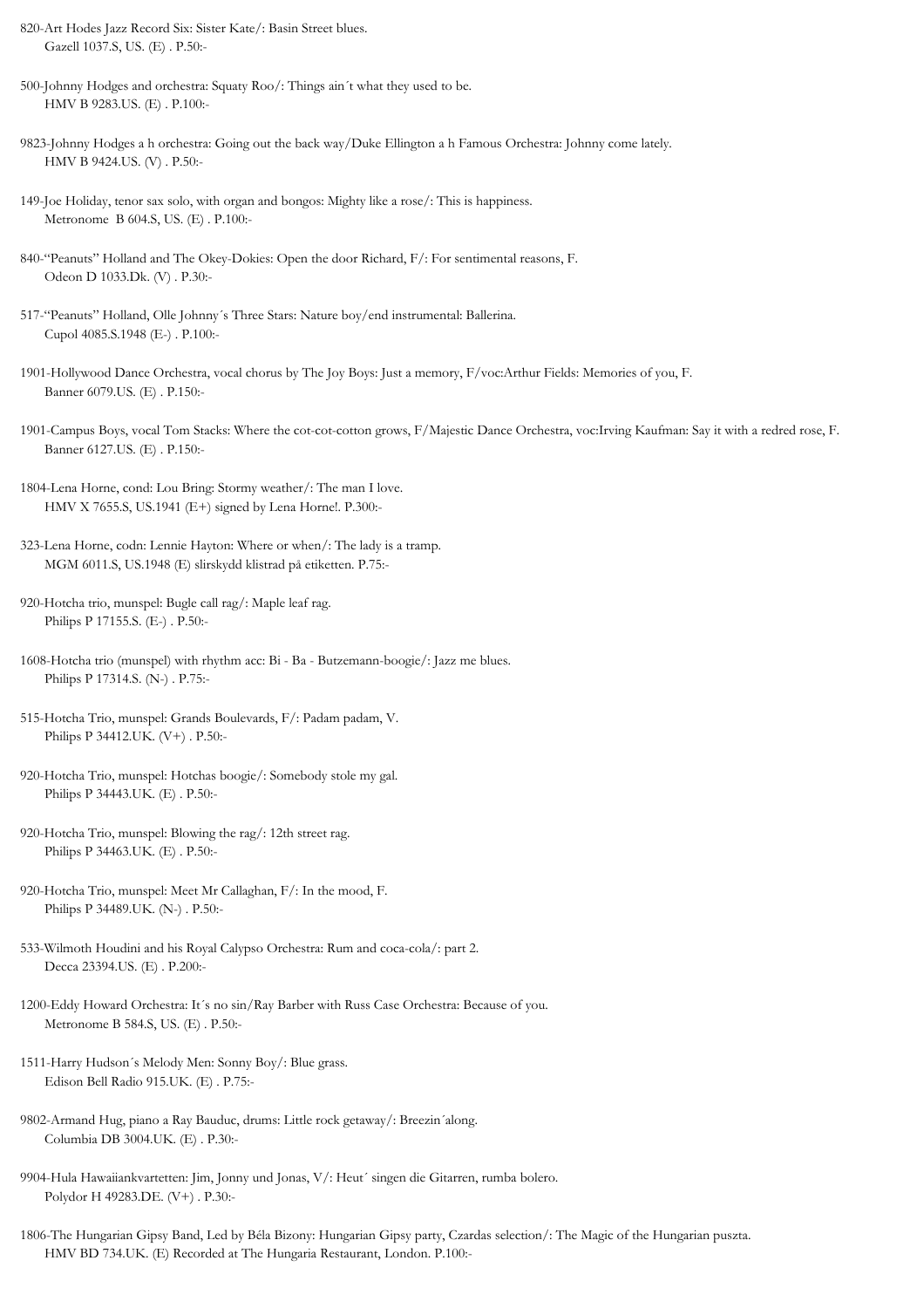820-Art Hodes Jazz Record Six: Sister Kate/: Basin Street blues.
Gazell 1037.S, US. (E) . P.50:-

500-Johnny Hodges and orchestra: Squaty Roo/: Things ain´t what they used to be.
HMV B 9283.US. (E) . P.100:-

9823-Johnny Hodges a h orchestra: Going out the back way/Duke Ellington a h Famous Orchestra: Johnny come lately.
HMV B 9424.US. (V) . P.50:-

149-Joe Holiday, tenor sax solo, with organ and bongos: Mighty like a rose/: This is happiness.
Metronome B 604.S, US. (E) . P.100:-

840-"Peanuts" Holland and The Okey-Dokies: Open the door Richard, F/: For sentimental reasons, F.
Odeon D 1033.Dk. (V) . P.30:-

517-"Peanuts" Holland, Olle Johnny´s Three Stars: Nature boy/end instrumental: Ballerina.
Cupol 4085.S.1948 (E-) . P.100:-

1901-Hollywood Dance Orchestra, vocal chorus by The Joy Boys: Just a memory, F/voc:Arthur Fields: Memories of you, F.
Banner 6079.US. (E) . P.150:-

1901-Campus Boys, vocal Tom Stacks: Where the cot-cot-cotton grows, F/Majestic Dance Orchestra, voc:Irving Kaufman: Say it with a redred rose, F.
Banner 6127.US. (E) . P.150:-

1804-Lena Horne, cond: Lou Bring: Stormy weather/: The man I love.
HMV X 7655.S, US.1941 (E+) signed by Lena Horne!. P.300:-

323-Lena Horne, codn: Lennie Hayton: Where or when/: The lady is a tramp.
MGM 6011.S, US.1948 (E) slirskydd klistrad på etiketten. P.75:-

920-Hotcha trio, munspel: Bugle call rag/: Maple leaf rag.
Philips P 17155.S. (E-) . P.50:-

1608-Hotcha trio (munspel) with rhythm acc: Bi - Ba - Butzemann-boogie/: Jazz me blues.
Philips P 17314.S. (N-) . P.75:-

515-Hotcha Trio, munspel: Grands Boulevards, F/: Padam padam, V.
Philips P 34412.UK. (V+) . P.50:-

920-Hotcha Trio, munspel: Hotchas boogie/: Somebody stole my gal.
Philips P 34443.UK. (E) . P.50:-

920-Hotcha Trio, munspel: Blowing the rag/: 12th street rag.
Philips P 34463.UK. (E) . P.50:-

920-Hotcha Trio, munspel: Meet Mr Callaghan, F/: In the mood, F.
Philips P 34489.UK. (N-) . P.50:-

533-Wilmoth Houdini and his Royal Calypso Orchestra: Rum and coca-cola/: part 2.
Decca 23394.US. (E) . P.200:-

1200-Eddy Howard Orchestra: It´s no sin/Ray Barber with Russ Case Orchestra: Because of you.
Metronome B 584.S, US. (E) . P.50:-

1511-Harry Hudson´s Melody Men: Sonny Boy/: Blue grass.
Edison Bell Radio 915.UK. (E) . P.75:-

9802-Armand Hug, piano a Ray Bauduc, drums: Little rock getaway/: Breezin´along.
Columbia DB 3004.UK. (E) . P.30:-

9904-Hula Hawaiiankvartetten: Jim, Jonny und Jonas, V/: Heut´ singen die Gitarren, rumba bolero.
Polydor H 49283.DE. (V+) . P.30:-

1806-The Hungarian Gipsy Band, Led by Béla Bizony: Hungarian Gipsy party, Czardas selection/: The Magic of the Hungarian puszta.
HMV BD 734.UK. (E) Recorded at The Hungaria Restaurant, London. P.100:-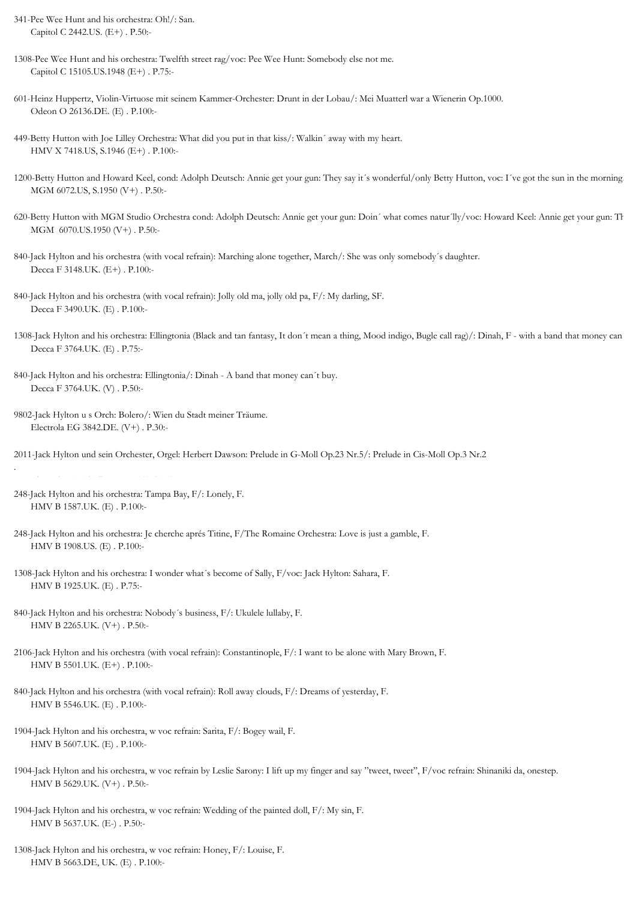341-Pee Wee Hunt and his orchestra: Oh!/: San.
Capitol C 2442.US. (E+) . P.50:-

1308-Pee Wee Hunt and his orchestra: Twelfth street rag/voc: Pee Wee Hunt: Somebody else not me.
Capitol C 15105.US.1948 (E+) . P.75:-

601-Heinz Huppertz, Violin-Virtuose mit seinem Kammer-Orchester: Drunt in der Lobau/: Mei Muatterl war a Wienerin Op.1000.
Odeon O 26136.DE. (E) . P.100:-

449-Betty Hutton with Joe Lilley Orchestra: What did you put in that kiss/: Walkin´ away with my heart.
HMV X 7418.US, S.1946 (E+) . P.100:-

1200-Betty Hutton and Howard Keel, cond: Adolph Deutsch: Annie get your gun: They say it´s wonderful/only Betty Hutton, voc: I´ve got the sun in the morning
MGM 6072.US, S.1950 (V+) . P.50:-

620-Betty Hutton with MGM Studio Orchestra cond: Adolph Deutsch: Annie get your gun: Doin´ what comes natur´lly/voc: Howard Keel: Annie get your gun: Th
MGM 6070.US.1950 (V+) . P.50:-

840-Jack Hylton and his orchestra (with vocal refrain): Marching alone together, March/: She was only somebody´s daughter.
Decca F 3148.UK. (E+) . P.100:-

840-Jack Hylton and his orchestra (with vocal refrain): Jolly old ma, jolly old pa, F/: My darling, SF.
Decca F 3490.UK. (E) . P.100:-

1308-Jack Hylton and his orchestra: Ellingtonia (Black and tan fantasy, It don´t mean a thing, Mood indigo, Bugle call rag)/: Dinah, F - with a band that money can
Decca F 3764.UK. (E) . P.75:-

840-Jack Hylton and his orchestra: Ellingtonia/: Dinah - A band that money can´t buy.
Decca F 3764.UK. (V) . P.50:-

9802-Jack Hylton u s Orch: Bolero/: Wien du Stadt meiner Träume.
Electrola EG 3842.DE. (V+) . P.30:-

2011-Jack Hylton und sein Orchester, Orgel: Herbert Dawson: Prelude in G-Moll Op.23 Nr.5/: Prelude in Cis-Moll Op.3 Nr.2

248-Jack Hylton and his orchestra: Tampa Bay, F/: Lonely, F.
HMV B 1587.UK. (E) . P.100:-

248-Jack Hylton and his orchestra: Je cherche aprés Titine, F/The Romaine Orchestra: Love is just a gamble, F.
HMV B 1908.US. (E) . P.100:-

1308-Jack Hylton and his orchestra: I wonder what´s become of Sally, F/voc: Jack Hylton: Sahara, F.
HMV B 1925.UK. (E) . P.75:-

840-Jack Hylton and his orchestra: Nobody´s business, F/: Ukulele lullaby, F.
HMV B 2265.UK. (V+) . P.50:-

2106-Jack Hylton and his orchestra (with vocal refrain): Constantinople, F/: I want to be alone with Mary Brown, F.
HMV B 5501.UK. (E+) . P.100:-

840-Jack Hylton and his orchestra (with vocal refrain): Roll away clouds, F/: Dreams of yesterday, F.
HMV B 5546.UK. (E) . P.100:-

1904-Jack Hylton and his orchestra, w voc refrain: Sarita, F/: Bogey wail, F.
HMV B 5607.UK. (E) . P.100:-

1904-Jack Hylton and his orchestra, w voc refrain by Leslie Sarony: I lift up my finger and say "tweet, tweet", F/voc refrain: Shinaniki da, onestep.
HMV B 5629.UK. (V+) . P.50:-

1904-Jack Hylton and his orchestra, w voc refrain: Wedding of the painted doll, F/: My sin, F.
HMV B 5637.UK. (E-) . P.50:-

1308-Jack Hylton and his orchestra, w voc refrain: Honey, F/: Louise, F.
HMV B 5663.DE, UK. (E) . P.100:-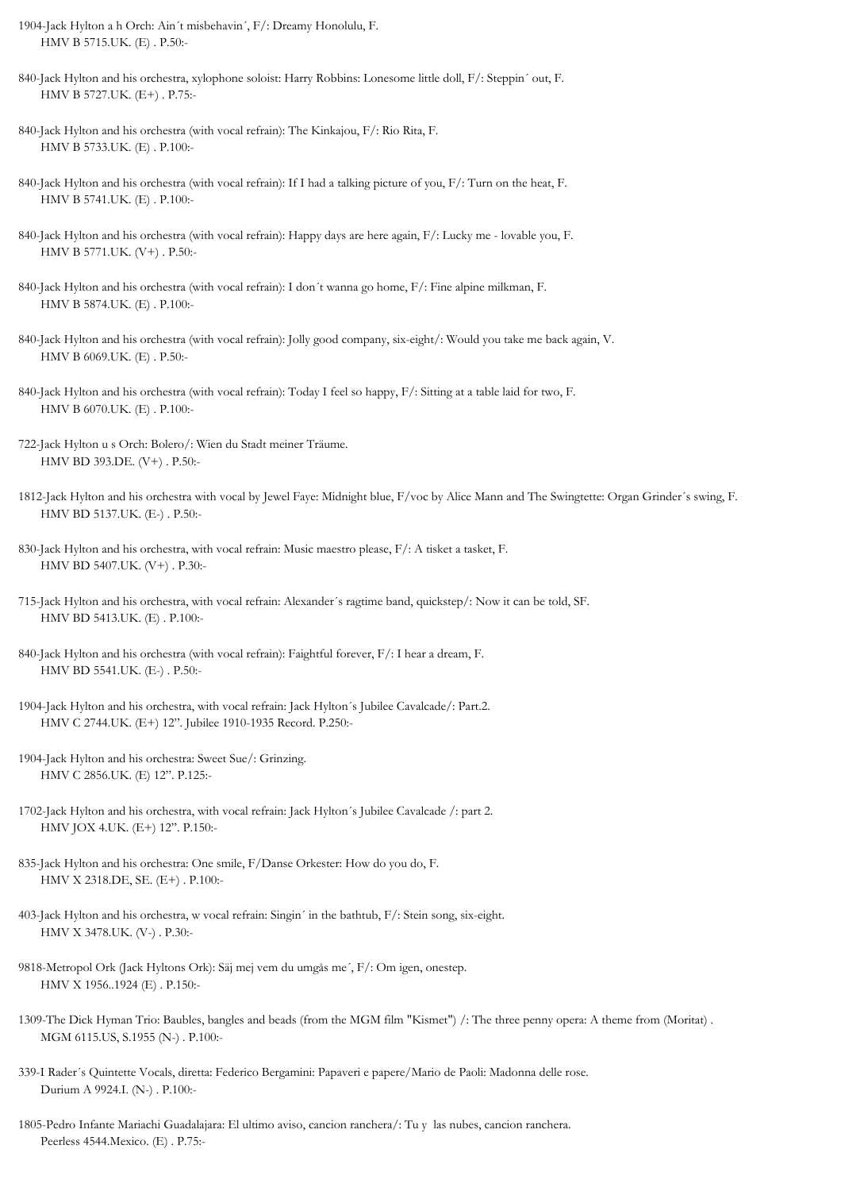1904-Jack Hylton a h Orch: Ain´t misbehavin´, F/: Dreamy Honolulu, F.
HMV B 5715.UK. (E) . P.50:-

840-Jack Hylton and his orchestra, xylophone soloist: Harry Robbins: Lonesome little doll, F/: Steppin´ out, F.
HMV B 5727.UK. (E+) . P.75:-

840-Jack Hylton and his orchestra (with vocal refrain): The Kinkajou, F/: Rio Rita, F.
HMV B 5733.UK. (E) . P.100:-

840-Jack Hylton and his orchestra (with vocal refrain): If I had a talking picture of you, F/: Turn on the heat, F.
HMV B 5741.UK. (E) . P.100:-

840-Jack Hylton and his orchestra (with vocal refrain): Happy days are here again, F/: Lucky me - lovable you, F.
HMV B 5771.UK. (V+) . P.50:-

840-Jack Hylton and his orchestra (with vocal refrain): I don´t wanna go home, F/: Fine alpine milkman, F.
HMV B 5874.UK. (E) . P.100:-

840-Jack Hylton and his orchestra (with vocal refrain): Jolly good company, six-eight/: Would you take me back again, V.
HMV B 6069.UK. (E) . P.50:-

840-Jack Hylton and his orchestra (with vocal refrain): Today I feel so happy, F/: Sitting at a table laid for two, F.
HMV B 6070.UK. (E) . P.100:-

722-Jack Hylton u s Orch: Bolero/: Wien du Stadt meiner Träume.
HMV BD 393.DE. (V+) . P.50:-

1812-Jack Hylton and his orchestra with vocal by Jewel Faye: Midnight blue, F/voc by Alice Mann and The Swingtette: Organ Grinder´s swing, F.
HMV BD 5137.UK. (E-) . P.50:-

830-Jack Hylton and his orchestra, with vocal refrain: Music maestro please, F/: A tisket a tasket, F.
HMV BD 5407.UK. (V+) . P.30:-

715-Jack Hylton and his orchestra, with vocal refrain: Alexander´s ragtime band, quickstep/: Now it can be told, SF.
HMV BD 5413.UK. (E) . P.100:-

840-Jack Hylton and his orchestra (with vocal refrain): Faightful forever, F/: I hear a dream, F.
HMV BD 5541.UK. (E-) . P.50:-

1904-Jack Hylton and his orchestra, with vocal refrain: Jack Hylton´s Jubilee Cavalcade/: Part.2.
HMV C 2744.UK. (E+) 12". Jubilee 1910-1935 Record. P.250:-

1904-Jack Hylton and his orchestra: Sweet Sue/: Grinzing.
HMV C 2856.UK. (E) 12". P.125:-

1702-Jack Hylton and his orchestra, with vocal refrain: Jack Hylton´s Jubilee Cavalcade /: part 2.
HMV JOX 4.UK. (E+) 12". P.150:-

835-Jack Hylton and his orchestra: One smile, F/Danse Orkester: How do you do, F.
HMV X 2318.DE, SE. (E+) . P.100:-

403-Jack Hylton and his orchestra, w vocal refrain: Singin´ in the bathtub, F/: Stein song, six-eight.
HMV X 3478.UK. (V-) . P.30:-

9818-Metropol Ork (Jack Hyltons Ork): Säj mej vem du umgås me´, F/: Om igen, onestep.
HMV X 1956..1924 (E) . P.150:-

1309-The Dick Hyman Trio: Baubles, bangles and beads (from the MGM film "Kismet") /: The three penny opera: A theme from (Moritat) .
MGM 6115.US, S.1955 (N-) . P.100:-

339-I Rader´s Quintette Vocals, diretta: Federico Bergamini: Papaveri e papere/Mario de Paoli: Madonna delle rose.
Durium A 9924.I. (N-) . P.100:-

1805-Pedro Infante Mariachi Guadalajara: El ultimo aviso, cancion ranchera/: Tu y las nubes, cancion ranchera.
Peerless 4544.Mexico. (E) . P.75:-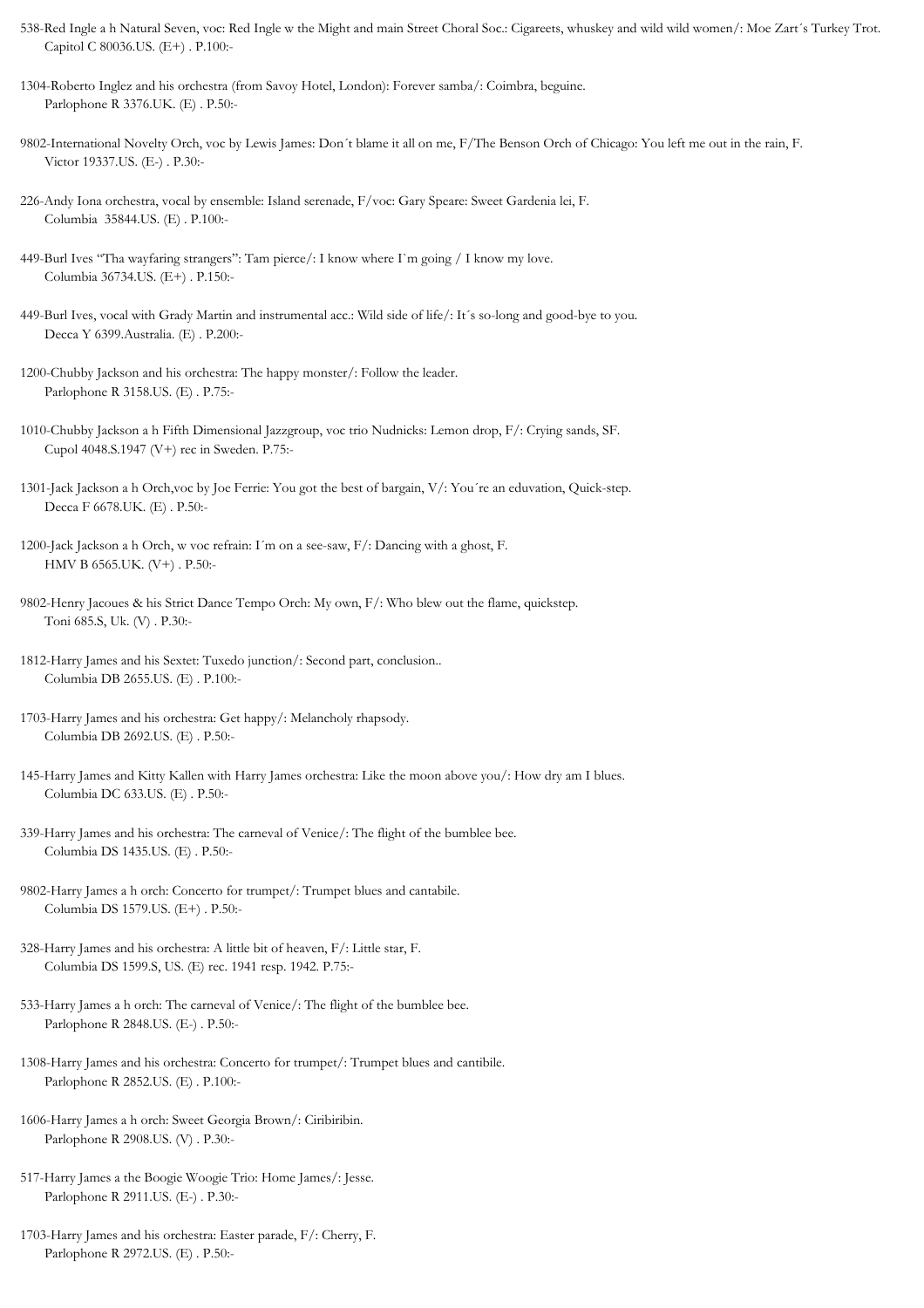538-Red Ingle a h Natural Seven, voc: Red Ingle w the Might and main Street Choral Soc.: Cigareets, whuskey and wild wild women/: Moe Zart´s Turkey Trot.
Capitol C 80036.US. (E+) . P.100:-

1304-Roberto Inglez and his orchestra (from Savoy Hotel, London): Forever samba/: Coimbra, beguine.
Parlophone R 3376.UK. (E) . P.50:-

9802-International Novelty Orch, voc by Lewis James: Don´t blame it all on me, F/The Benson Orch of Chicago: You left me out in the rain, F.
Victor 19337.US. (E-) . P.30:-

226-Andy Iona orchestra, vocal by ensemble: Island serenade, F/voc: Gary Speare: Sweet Gardenia lei, F.
Columbia 35844.US. (E) . P.100:-

449-Burl Ives "Tha wayfaring strangers": Tam pierce/: I know where I`m going / I know my love.
Columbia 36734.US. (E+) . P.150:-

449-Burl Ives, vocal with Grady Martin and instrumental acc.: Wild side of life/: It´s so-long and good-bye to you.
Decca Y 6399.Australia. (E) . P.200:-

1200-Chubby Jackson and his orchestra: The happy monster/: Follow the leader.
Parlophone R 3158.US. (E) . P.75:-

1010-Chubby Jackson a h Fifth Dimensional Jazzgroup, voc trio Nudnicks: Lemon drop, F/: Crying sands, SF.
Cupol 4048.S.1947 (V+) rec in Sweden. P.75:-

1301-Jack Jackson a h Orch,voc by Joe Ferrie: You got the best of bargain, V/: You´re an eduvation, Quick-step.
Decca F 6678.UK. (E) . P.50:-

1200-Jack Jackson a h Orch, w voc refrain: I´m on a see-saw, F/: Dancing with a ghost, F.
HMV B 6565.UK. (V+) . P.50:-

9802-Henry Jacoues & his Strict Dance Tempo Orch: My own, F/: Who blew out the flame, quickstep.
Toni 685.S, Uk. (V) . P.30:-

1812-Harry James and his Sextet: Tuxedo junction/: Second part, conclusion..
Columbia DB 2655.US. (E) . P.100:-

1703-Harry James and his orchestra: Get happy/: Melancholy rhapsody.
Columbia DB 2692.US. (E) . P.50:-

145-Harry James and Kitty Kallen with Harry James orchestra: Like the moon above you/: How dry am I blues.
Columbia DC 633.US. (E) . P.50:-

339-Harry James and his orchestra: The carneval of Venice/: The flight of the bumblee bee.
Columbia DS 1435.US. (E) . P.50:-

9802-Harry James a h orch: Concerto for trumpet/: Trumpet blues and cantabile.
Columbia DS 1579.US. (E+) . P.50:-

328-Harry James and his orchestra: A little bit of heaven, F/: Little star, F.
Columbia DS 1599.S, US. (E) rec. 1941 resp. 1942. P.75:-

533-Harry James a h orch: The carneval of Venice/: The flight of the bumblee bee.
Parlophone R 2848.US. (E-) . P.50:-

1308-Harry James and his orchestra: Concerto for trumpet/: Trumpet blues and cantibile.
Parlophone R 2852.US. (E) . P.100:-

1606-Harry James a h orch: Sweet Georgia Brown/: Ciribiribin.
Parlophone R 2908.US. (V) . P.30:-

517-Harry James a the Boogie Woogie Trio: Home James/: Jesse.
Parlophone R 2911.US. (E-) . P.30:-

1703-Harry James and his orchestra: Easter parade, F/: Cherry, F.
Parlophone R 2972.US. (E) . P.50:-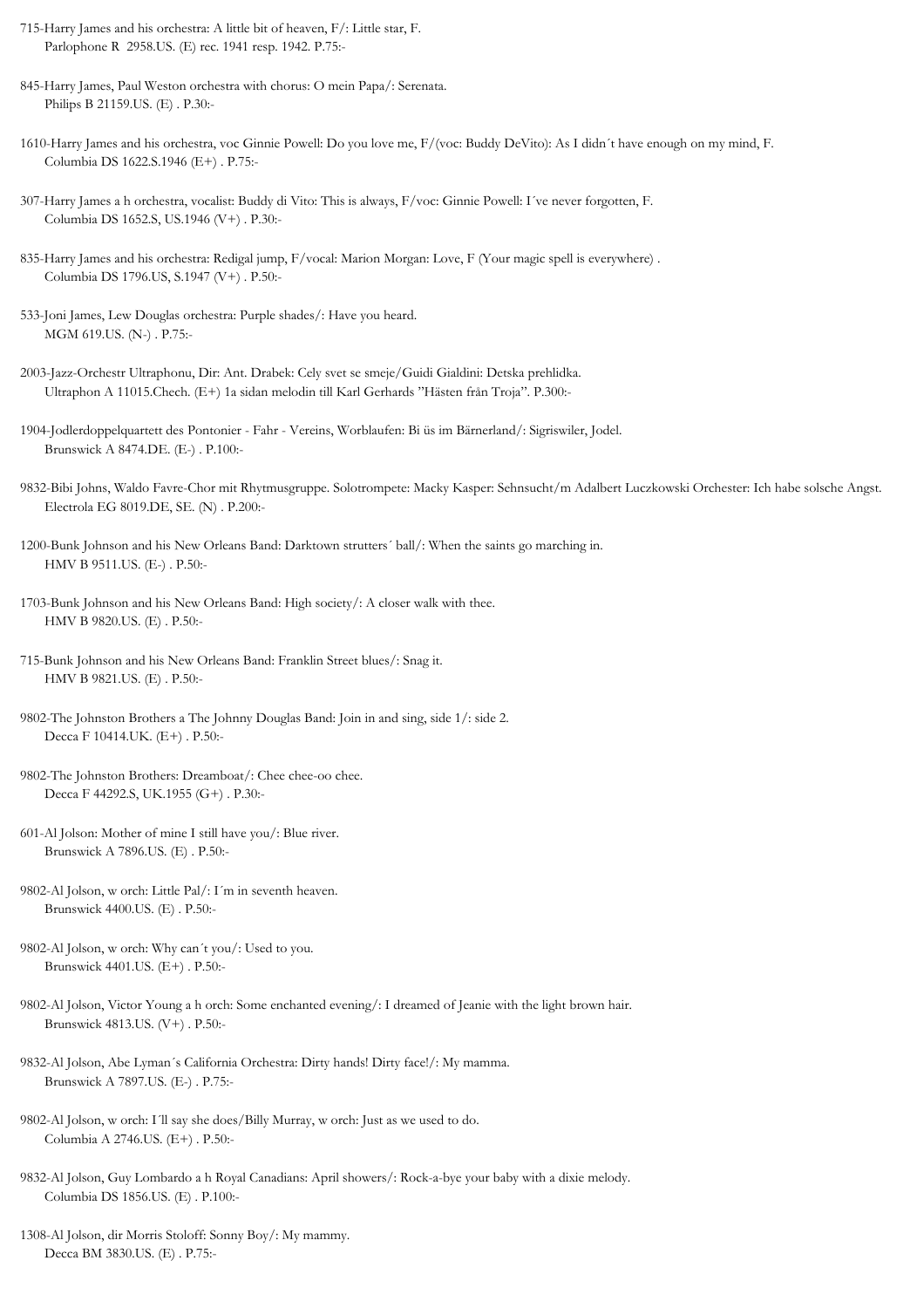715-Harry James and his orchestra: A little bit of heaven, F/: Little star, F.
Parlophone R 2958.US. (E) rec. 1941 resp. 1942. P.75:-

845-Harry James, Paul Weston orchestra with chorus: O mein Papa/: Serenata.
Philips B 21159.US. (E) . P.30:-

1610-Harry James and his orchestra, voc Ginnie Powell: Do you love me, F/(voc: Buddy DeVito): As I didn´t have enough on my mind, F.
Columbia DS 1622.S.1946 (E+) . P.75:-

307-Harry James a h orchestra, vocalist: Buddy di Vito: This is always, F/voc: Ginnie Powell: I´ve never forgotten, F.
Columbia DS 1652.S, US.1946 (V+) . P.30:-

835-Harry James and his orchestra: Redigal jump, F/vocal: Marion Morgan: Love, F (Your magic spell is everywhere) .
Columbia DS 1796.US, S.1947 (V+) . P.50:-

533-Joni James, Lew Douglas orchestra: Purple shades/: Have you heard.
MGM 619.US. (N-) . P.75:-

2003-Jazz-Orchestr Ultraphonu, Dir: Ant. Drabek: Cely svet se smeje/Guidi Gialdini: Detska prehlidka.
Ultraphon A 11015.Chech. (E+) 1a sidan melodin till Karl Gerhards "Hästen från Troja". P.300:-

1904-Jodlerdoppelquartett des Pontonier - Fahr - Vereins, Worblaufen: Bi üs im Bärnerland/: Sigriswiler, Jodel.
Brunswick A 8474.DE. (E-) . P.100:-

9832-Bibi Johns, Waldo Favre-Chor mit Rhytmusgruppe. Solotrompete: Macky Kasper: Sehnsucht/m Adalbert Luczkowski Orchester: Ich habe solsche Angst.
Electrola EG 8019.DE, SE. (N) . P.200:-

1200-Bunk Johnson and his New Orleans Band: Darktown strutters´ ball/: When the saints go marching in.
HMV B 9511.US. (E-) . P.50:-

1703-Bunk Johnson and his New Orleans Band: High society/: A closer walk with thee.
HMV B 9820.US. (E) . P.50:-

715-Bunk Johnson and his New Orleans Band: Franklin Street blues/: Snag it.
HMV B 9821.US. (E) . P.50:-

9802-The Johnston Brothers a The Johnny Douglas Band: Join in and sing, side 1/: side 2.
Decca F 10414.UK. (E+) . P.50:-

9802-The Johnston Brothers: Dreamboat/: Chee chee-oo chee.
Decca F 44292.S, UK.1955 (G+) . P.30:-

601-Al Jolson: Mother of mine I still have you/: Blue river.
Brunswick A 7896.US. (E) . P.50:-

9802-Al Jolson, w orch: Little Pal/: I´m in seventh heaven.
Brunswick 4400.US. (E) . P.50:-

9802-Al Jolson, w orch: Why can´t you/: Used to you.
Brunswick 4401.US. (E+) . P.50:-

9802-Al Jolson, Victor Young a h orch: Some enchanted evening/: I dreamed of Jeanie with the light brown hair.
Brunswick 4813.US. (V+) . P.50:-

9832-Al Jolson, Abe Lyman´s California Orchestra: Dirty hands! Dirty face!/: My mamma.
Brunswick A 7897.US. (E-) . P.75:-

9802-Al Jolson, w orch: I´ll say she does/Billy Murray, w orch: Just as we used to do.
Columbia A 2746.US. (E+) . P.50:-

9832-Al Jolson, Guy Lombardo a h Royal Canadians: April showers/: Rock-a-bye your baby with a dixie melody.
Columbia DS 1856.US. (E) . P.100:-

1308-Al Jolson, dir Morris Stoloff: Sonny Boy/: My mammy.
Decca BM 3830.US. (E) . P.75:-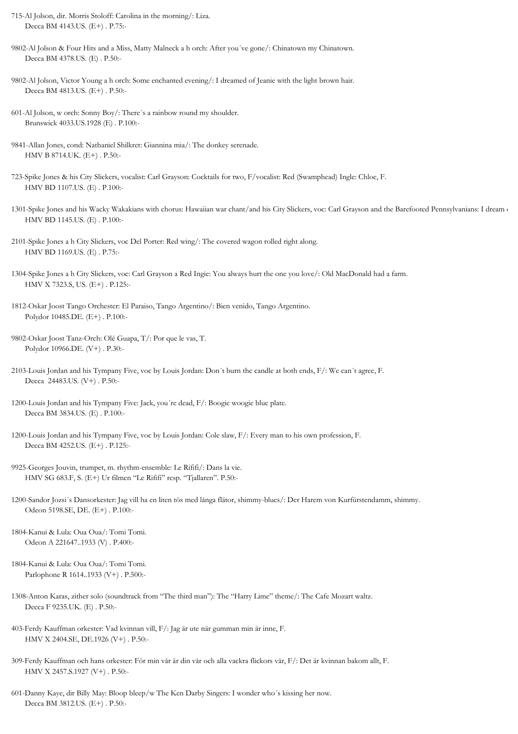715-Al Jolson, dir. Morris Stoloff: Carolina in the morning/: Liza.
Decca BM 4143.US. (E+) . P.75:-

9802-Al Jolson & Four Hits and a Miss, Matty Malneck a h orch: After you´ve gone/: Chinatown my Chinatown.
Decca BM 4378.US. (E) . P.50:-

9802-Al Jolson, Victor Young a h orch: Some enchanted evening/: I dreamed of Jeanie with the light brown hair.
Decca BM 4813.US. (E+) . P.50:-

601-Al Jolson, w orch: Sonny Boy/: There´s a rainbow round my shoulder.
Brunswick 4033.US.1928 (E) . P.100:-

9841-Allan Jones, cond: Nathaniel Shilkret: Giannina mia/: The donkey serenade.
HMV B 8714.UK. (E+) . P.50:-

723-Spike Jones & his City Slickers, vocalist: Carl Grayson: Cocktails for two, F/vocalist: Red (Swamphead) Ingle: Chloe, F.
HMV BD 1107.US. (E) . P.100:-

1301-Spike Jones and his Wacky Wakakians with chorus: Hawaiian war chant/and his City Slickers, voc: Carl Grayson and the Barefooted Pennsylvanians: I dream
HMV BD 1145.US. (E) . P.100:-

2101-Spike Jones a h City Slickers, voc Del Porter: Red wing/: The covered wagon rolled right along.
HMV BD 1169.US. (E) . P.75:-

1304-Spike Jones a h City Slickers, voc: Carl Grayson a Red Ingie: You always hurt the one you love/: Old MacDonald had a farm.
HMV X 7323.S, US. (E+) . P.125:-

1812-Oskar Joost Tango Orchester: El Paraiso, Tango Argentino/: Bien venido, Tango Argentino.
Polydor 10485.DE. (E+) . P.100:-

9802-Oskar Joost Tanz-Orch: Olé Guapa, T/: Por que le vas, T.
Polydor 10966.DE. (V+) . P.30:-

2103-Louis Jordan and his Tympany Five, voc by Louis Jordan: Don´t burn the candle at both ends, F/: We can´t agree, F.
Decca 24483.US. (V+) . P.50:-

1200-Louis Jordan and his Tympany Five: Jack, you´re dead, F/: Boogie woogie blue plate.
Decca BM 3834.US. (E) . P.100:-

1200-Louis Jordan and his Tympany Five, voc by Louis Jordan: Cole slaw, F/: Every man to his own profession, F.
Decca BM 4252.US. (E+) . P.125:-

9925-Georges Jouvin, trumpet, m. rhythm-ensemble: Le Rififi/: Dans la vie.
HMV SG 683.F, S. (E+) Ur filmen "Le Rififi" resp. "Tjallaren". P.50:-

1200-Sandor Jozsi´s Dansorkester: Jag vill ha en liten tös med långa flätor, shimmy-blues/: Der Harem von Kurfürstendamm, shimmy.
Odeon 5198.SE, DE. (E+) . P.100:-

1804-Kanui & Lula: Oua Oua/: Tomi Tomi.
Odeon A 221647..1933 (V) . P.400:-

1804-Kanui & Lula: Oua Oua/: Tomi Tomi.
Parlophone R 1614..1933 (V+) . P.500:-

1308-Anton Karas, zither solo (soundtrack from "The third man"): The "Harry Lime" theme/: The Cafe Mozart waltz.
Decca F 9235.UK. (E) . P.50:-

403-Ferdy Kauffman orkester: Vad kvinnan vill, F/: Jag är ute när gumman min är inne, F.
HMV X 2404.SE, DE.1926 (V+) . P.50:-

309-Ferdy Kauffman och hans orkester: För min vår är din vår och alla vackra flickors vår, F/: Det är kvinnan bakom allt, F.
HMV X 2457.S.1927 (V+) . P.50:-

601-Danny Kaye, dir Billy May: Bloop bleep/w The Ken Darby Singers: I wonder who´s kissing her now.
Decca BM 3812.US. (E+) . P.50:-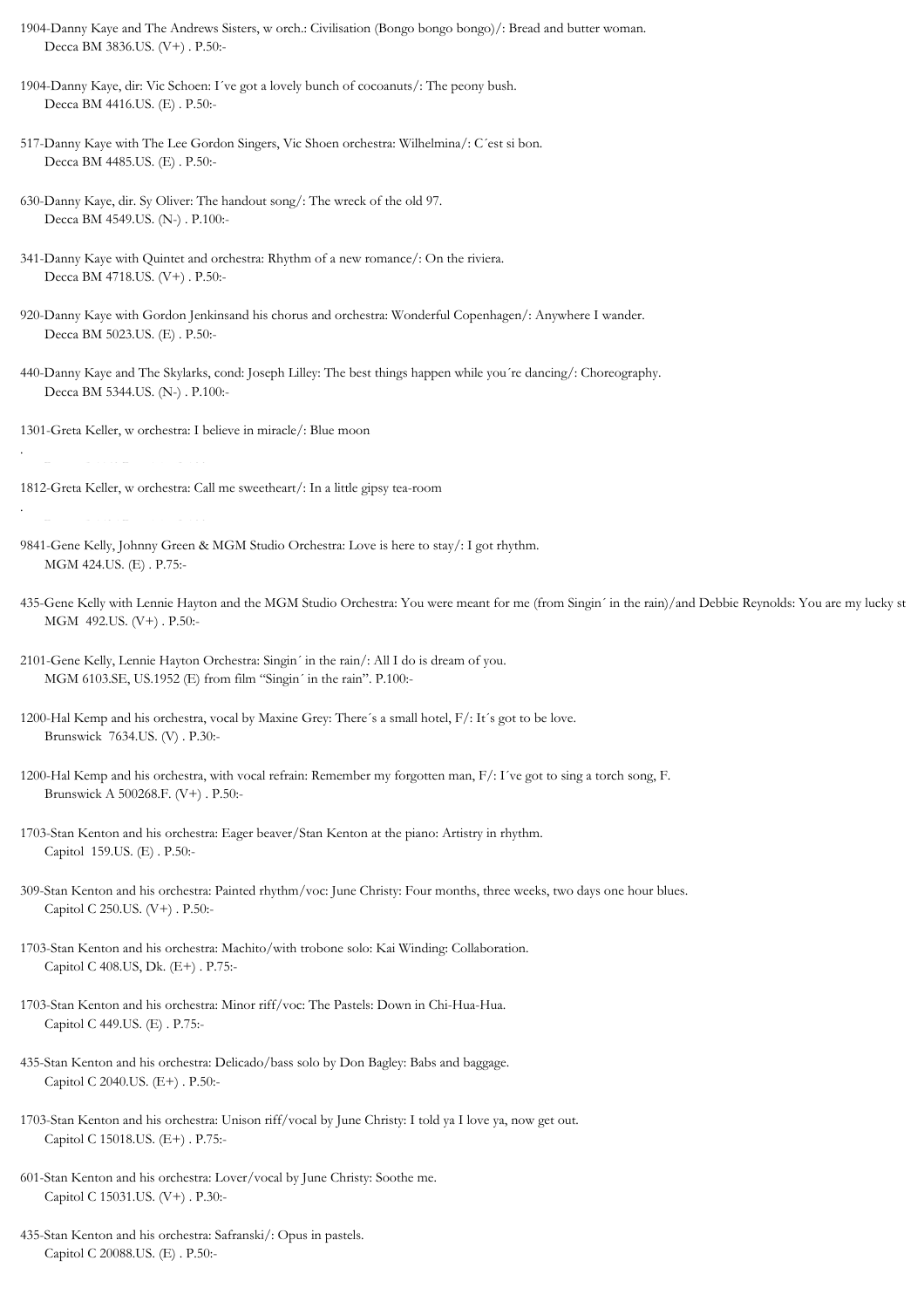1904-Danny Kaye and The Andrews Sisters, w orch.: Civilisation (Bongo bongo bongo)/: Bread and butter woman.
Decca BM 3836.US. (V+) . P.50:-

1904-Danny Kaye, dir: Vic Schoen: I´ve got a lovely bunch of cocoanuts/: The peony bush.
Decca BM 4416.US. (E) . P.50:-

517-Danny Kaye with The Lee Gordon Singers, Vic Shoen orchestra: Wilhelmina/: C´est si bon.
Decca BM 4485.US. (E) . P.50:-

630-Danny Kaye, dir. Sy Oliver: The handout song/: The wreck of the old 97.
Decca BM 4549.US. (N-) . P.100:-

341-Danny Kaye with Quintet and orchestra: Rhythm of a new romance/: On the riviera.
Decca BM 4718.US. (V+) . P.50:-

920-Danny Kaye with Gordon Jenkinsand his chorus and orchestra: Wonderful Copenhagen/: Anywhere I wander.
Decca BM 5023.US. (E) . P.50:-

440-Danny Kaye and The Skylarks, cond: Joseph Lilley: The best things happen while you´re dancing/: Choreography.
Decca BM 5344.US. (N-) . P.100:-

1301-Greta Keller, w orchestra: I believe in miracle/: Blue moon

.

1812-Greta Keller, w orchestra: Call me sweetheart/: In a little gipsy tea-room

.

9841-Gene Kelly, Johnny Green & MGM Studio Orchestra: Love is here to stay/: I got rhythm.
MGM 424.US. (E) . P.75:-

435-Gene Kelly with Lennie Hayton and the MGM Studio Orchestra: You were meant for me (from Singin´ in the rain)/and Debbie Reynolds: You are my lucky st
MGM 492.US. (V+) . P.50:-

2101-Gene Kelly, Lennie Hayton Orchestra: Singin´ in the rain/: All I do is dream of you.
MGM 6103.SE, US.1952 (E) from film "Singin´ in the rain". P.100:-

1200-Hal Kemp and his orchestra, vocal by Maxine Grey: There´s a small hotel, F/: It´s got to be love.
Brunswick 7634.US. (V) . P.30:-

1200-Hal Kemp and his orchestra, with vocal refrain: Remember my forgotten man, F/: I´ve got to sing a torch song, F.
Brunswick A 500268.F. (V+) . P.50:-

1703-Stan Kenton and his orchestra: Eager beaver/Stan Kenton at the piano: Artistry in rhythm.
Capitol 159.US. (E) . P.50:-

309-Stan Kenton and his orchestra: Painted rhythm/voc: June Christy: Four months, three weeks, two days one hour blues.
Capitol C 250.US. (V+) . P.50:-

1703-Stan Kenton and his orchestra: Machito/with trobone solo: Kai Winding: Collaboration.
Capitol C 408.US, Dk. (E+) . P.75:-

1703-Stan Kenton and his orchestra: Minor riff/voc: The Pastels: Down in Chi-Hua-Hua.
Capitol C 449.US. (E) . P.75:-

435-Stan Kenton and his orchestra: Delicado/bass solo by Don Bagley: Babs and baggage.
Capitol C 2040.US. (E+) . P.50:-

1703-Stan Kenton and his orchestra: Unison riff/vocal by June Christy: I told ya I love ya, now get out.
Capitol C 15018.US. (E+) . P.75:-

601-Stan Kenton and his orchestra: Lover/vocal by June Christy: Soothe me.
Capitol C 15031.US. (V+) . P.30:-

435-Stan Kenton and his orchestra: Safranski/: Opus in pastels.
Capitol C 20088.US. (E) . P.50:-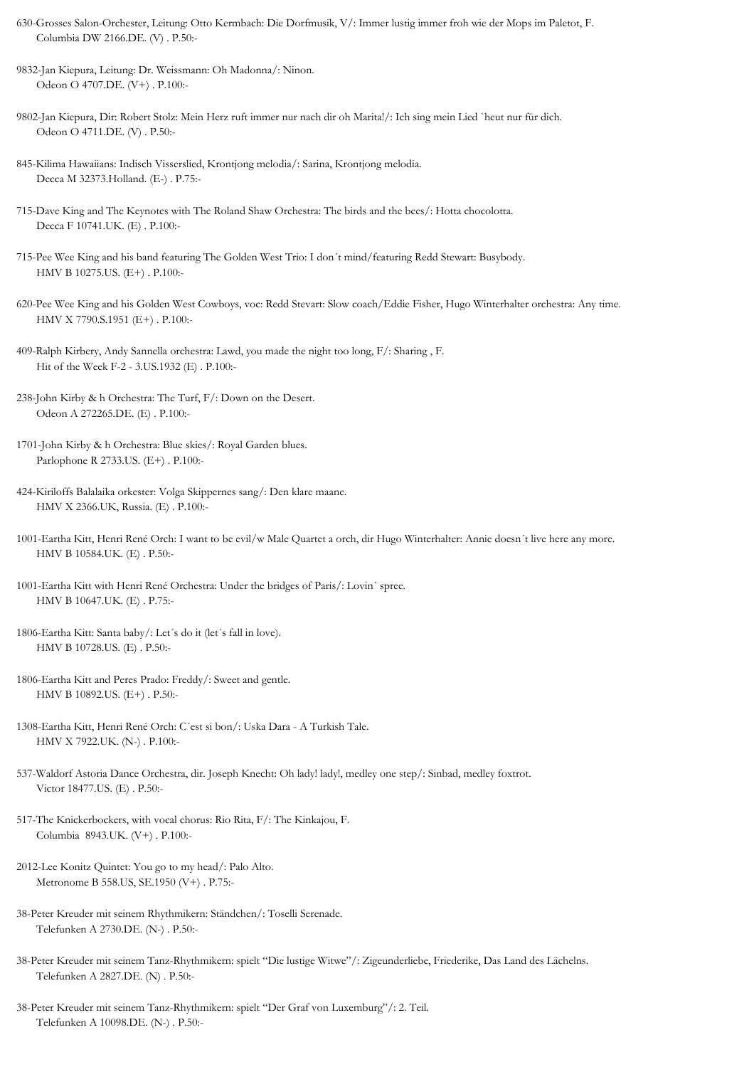630-Grosses Salon-Orchester, Leitung: Otto Kermbach: Die Dorfmusik, V/: Immer lustig immer froh wie der Mops im Paletot, F.
Columbia DW 2166.DE. (V) . P.50:-

9832-Jan Kiepura, Leitung: Dr. Weissmann: Oh Madonna/: Ninon.
Odeon O 4707.DE. (V+) . P.100:-

9802-Jan Kiepura, Dir: Robert Stolz: Mein Herz ruft immer nur nach dir oh Marita!/: Ich sing mein Lied `heut nur für dich.
Odeon O 4711.DE. (V) . P.50:-

845-Kilima Hawaiians: Indisch Visserslied, Krontjong melodia/: Sarina, Krontjong melodia.
Decca M 32373.Holland. (E-) . P.75:-

715-Dave King and The Keynotes with The Roland Shaw Orchestra: The birds and the bees/: Hotta chocolotta.
Decca F 10741.UK. (E) . P.100:-

715-Pee Wee King and his band featuring The Golden West Trio: I don´t mind/featuring Redd Stewart: Busybody.
HMV B 10275.US. (E+) . P.100:-

620-Pee Wee King and his Golden West Cowboys, voc: Redd Stevart: Slow coach/Eddie Fisher, Hugo Winterhalter orchestra: Any time.
HMV X 7790.S.1951 (E+) . P.100:-

409-Ralph Kirbery, Andy Sannella orchestra: Lawd, you made the night too long, F/: Sharing , F.
Hit of the Week F-2 - 3.US.1932 (E) . P.100:-

238-John Kirby & h Orchestra: The Turf, F/: Down on the Desert.
Odeon A 272265.DE. (E) . P.100:-

1701-John Kirby & h Orchestra: Blue skies/: Royal Garden blues.
Parlophone R 2733.US. (E+) . P.100:-

424-Kiriloffs Balalaika orkester: Volga Skippernes sang/: Den klare maane.
HMV X 2366.UK, Russia. (E) . P.100:-

1001-Eartha Kitt, Henri René Orch: I want to be evil/w Male Quartet a orch, dir Hugo Winterhalter: Annie doesn´t live here any more.
HMV B 10584.UK. (E) . P.50:-

1001-Eartha Kitt with Henri René Orchestra: Under the bridges of Paris/: Lovin´ spree.
HMV B 10647.UK. (E) . P.75:-

1806-Eartha Kitt: Santa baby/: Let´s do it (let´s fall in love).
HMV B 10728.US. (E) . P.50:-

1806-Eartha Kitt and Peres Prado: Freddy/: Sweet and gentle.
HMV B 10892.US. (E+) . P.50:-

1308-Eartha Kitt, Henri René Orch: C´est si bon/: Uska Dara - A Turkish Tale.
HMV X 7922.UK. (N-) . P.100:-

537-Waldorf Astoria Dance Orchestra, dir. Joseph Knecht: Oh lady! lady!, medley one step/: Sinbad, medley foxtrot.
Victor 18477.US. (E) . P.50:-

517-The Knickerbockers, with vocal chorus: Rio Rita, F/: The Kinkajou, F.
Columbia  8943.UK. (V+) . P.100:-

2012-Lee Konitz Quintet: You go to my head/: Palo Alto.
Metronome B 558.US, SE.1950 (V+) . P.75:-

38-Peter Kreuder mit seinem Rhythmikern: Ständchen/: Toselli Serenade.
Telefunken A 2730.DE. (N-) . P.50:-

38-Peter Kreuder mit seinem Tanz-Rhythmikern: spielt "Die lustige Witwe"/: Zigeunderliebe, Friederike, Das Land des Lächelns.
Telefunken A 2827.DE. (N) . P.50:-

38-Peter Kreuder mit seinem Tanz-Rhythmikern: spielt "Der Graf von Luxemburg"/: 2. Teil.
Telefunken A 10098.DE. (N-) . P.50:-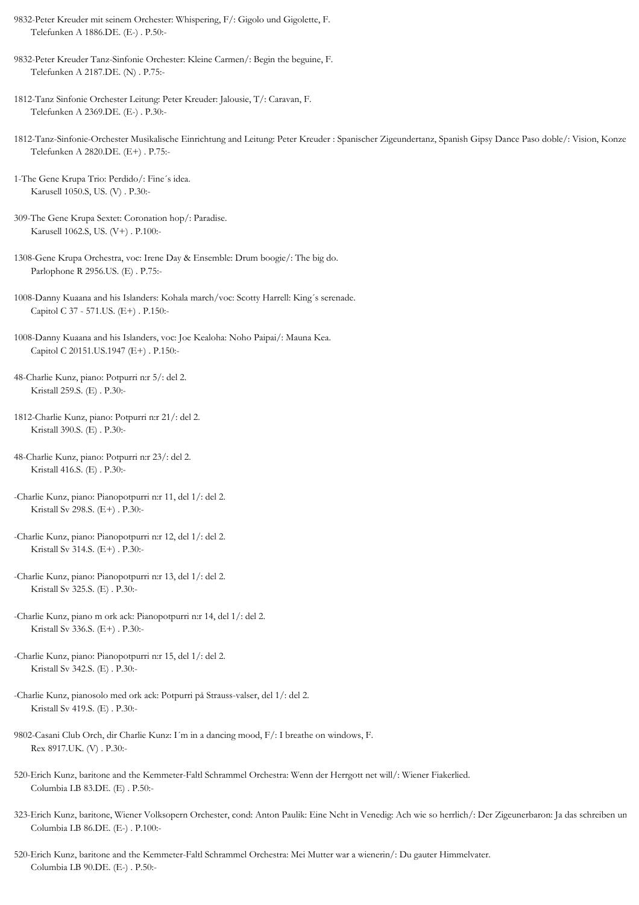9832-Peter Kreuder mit seinem Orchester: Whispering, F/: Gigolo und Gigolette, F.
Telefunken A 1886.DE. (E-) . P.50:-

9832-Peter Kreuder Tanz-Sinfonie Orchester: Kleine Carmen/: Begin the beguine, F.
Telefunken A 2187.DE. (N) . P.75:-

1812-Tanz Sinfonie Orchester Leitung: Peter Kreuder: Jalousie, T/: Caravan, F.
Telefunken A 2369.DE. (E-) . P.30:-

1812-Tanz-Sinfonie-Orchester Musikalische Einrichtung and Leitung: Peter Kreuder : Spanischer Zigeundertanz, Spanish Gipsy Dance Paso doble/: Vision, Konze
Telefunken A 2820.DE. (E+) . P.75:-

1-The Gene Krupa Trio: Perdido/: Fine´s idea.
Karusell 1050.S, US. (V) . P.30:-

309-The Gene Krupa Sextet: Coronation hop/: Paradise.
Karusell 1062.S, US. (V+) . P.100:-

1308-Gene Krupa Orchestra, voc: Irene Day & Ensemble: Drum boogie/: The big do.
Parlophone R 2956.US. (E) . P.75:-

1008-Danny Kuaana and his Islanders: Kohala march/voc: Scotty Harrell: King´s serenade.
Capitol C 37 - 571.US. (E+) . P.150:-

1008-Danny Kuaana and his Islanders, voc: Joe Kealoha: Noho Paipai/: Mauna Kea.
Capitol C 20151.US.1947 (E+) . P.150:-

48-Charlie Kunz, piano: Potpurri n:r 5/: del 2.
Kristall 259.S. (E) . P.30:-

1812-Charlie Kunz, piano: Potpurri n:r 21/: del 2.
Kristall 390.S. (E) . P.30:-

48-Charlie Kunz, piano: Potpurri n:r 23/: del 2.
Kristall 416.S. (E) . P.30:-

-Charlie Kunz, piano: Pianopotpurri n:r 11, del 1/: del 2.
Kristall Sv 298.S. (E+) . P.30:-

-Charlie Kunz, piano: Pianopotpurri n:r 12, del 1/: del 2.
Kristall Sv 314.S. (E+) . P.30:-

-Charlie Kunz, piano: Pianopotpurri n:r 13, del 1/: del 2.
Kristall Sv 325.S. (E) . P.30:-

-Charlie Kunz, piano m ork ack: Pianopotpurri n:r 14, del 1/: del 2.
Kristall Sv 336.S. (E+) . P.30:-

-Charlie Kunz, piano: Pianopotpurri n:r 15, del 1/: del 2.
Kristall Sv 342.S. (E) . P.30:-

-Charlie Kunz, pianosolo med ork ack: Potpurri på Strauss-valser, del 1/: del 2.
Kristall Sv 419.S. (E) . P.30:-

9802-Casani Club Orch, dir Charlie Kunz: I´m in a dancing mood, F/: I breathe on windows, F.
Rex 8917.UK. (V) . P.30:-

520-Erich Kunz, baritone and the Kemmeter-Faltl Schrammel Orchestra: Wenn der Herrgott net will/: Wiener Fiakerlied.
Columbia LB 83.DE. (E) . P.50:-

323-Erich Kunz, baritone, Wiener Volksopern Orchester, cond: Anton Paulik: Eine Ncht in Venedig: Ach wie so herrlich/: Der Zigeunerbaron: Ja das schreiben un
Columbia LB 86.DE. (E-) . P.100:-

520-Erich Kunz, baritone and the Kemmeter-Faltl Schrammel Orchestra: Mei Mutter war a wienerin/: Du gauter Himmelvater.
Columbia LB 90.DE. (E-) . P.50:-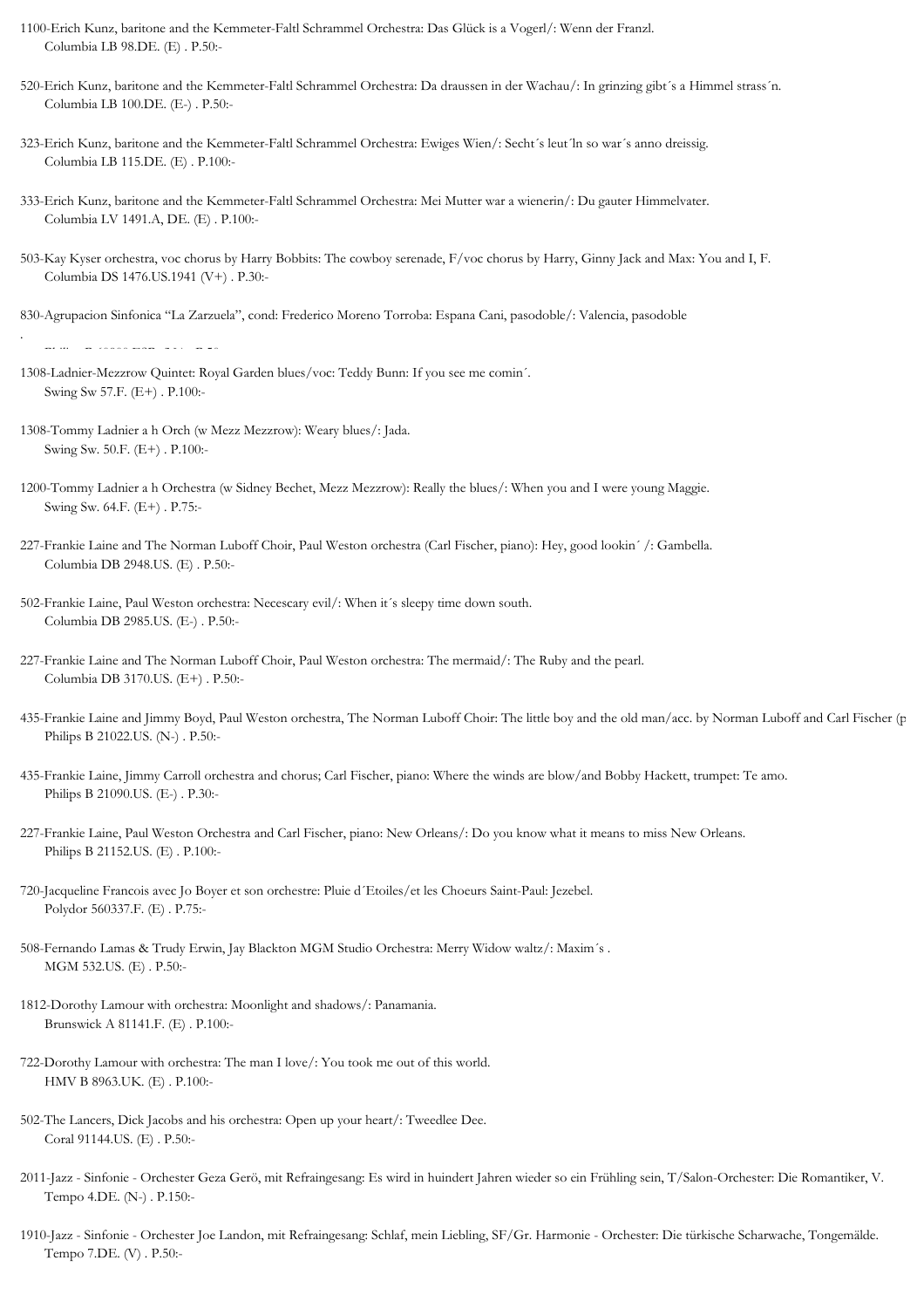1100-Erich Kunz, baritone and the Kemmeter-Faltl Schrammel Orchestra: Das Glück is a Vogerl/: Wenn der Franzl.
Columbia LB 98.DE. (E) . P.50:-

520-Erich Kunz, baritone and the Kemmeter-Faltl Schrammel Orchestra: Da draussen in der Wachau/: In grinzing gibt´s a Himmel strass´n.
Columbia LB 100.DE. (E-) . P.50:-

323-Erich Kunz, baritone and the Kemmeter-Faltl Schrammel Orchestra: Ewiges Wien/: Secht´s leut´ln so war´s anno dreissig.
Columbia LB 115.DE. (E) . P.100:-

333-Erich Kunz, baritone and the Kemmeter-Faltl Schrammel Orchestra: Mei Mutter war a wienerin/: Du gauter Himmelvater.
Columbia LV 1491.A, DE. (E) . P.100:-

503-Kay Kyser orchestra, voc chorus by Harry Bobbits: The cowboy serenade, F/voc chorus by Harry, Ginny Jack and Max: You and I, F.
Columbia DS 1476.US.1941 (V+) . P.30:-

830-Agrupacion Sinfonica "La Zarzuela", cond: Frederico Moreno Torroba: Espana Cani, pasodoble/: Valencia, pasodoble
.

1308-Ladnier-Mezzrow Quintet: Royal Garden blues/voc: Teddy Bunn: If you see me comin´.
Swing Sw 57.F. (E+) . P.100:-

1308-Tommy Ladnier a h Orch (w Mezz Mezzrow): Weary blues/: Jada.
Swing Sw. 50.F. (E+) . P.100:-

1200-Tommy Ladnier a h Orchestra (w Sidney Bechet, Mezz Mezzrow): Really the blues/: When you and I were young Maggie.
Swing Sw. 64.F. (E+) . P.75:-

227-Frankie Laine and The Norman Luboff Choir, Paul Weston orchestra (Carl Fischer, piano): Hey, good lookin´ /: Gambella.
Columbia DB 2948.US. (E) . P.50:-

502-Frankie Laine, Paul Weston orchestra: Necescary evil/: When it´s sleepy time down south.
Columbia DB 2985.US. (E-) . P.50:-

227-Frankie Laine and The Norman Luboff Choir, Paul Weston orchestra: The mermaid/: The Ruby and the pearl.
Columbia DB 3170.US. (E+) . P.50:-

435-Frankie Laine and Jimmy Boyd, Paul Weston orchestra, The Norman Luboff Choir: The little boy and the old man/acc. by Norman Luboff and Carl Fischer (p
Philips B 21022.US. (N-) . P.50:-

435-Frankie Laine, Jimmy Carroll orchestra and chorus; Carl Fischer, piano: Where the winds are blow/and Bobby Hackett, trumpet: Te amo.
Philips B 21090.US. (E-) . P.30:-

227-Frankie Laine, Paul Weston Orchestra and Carl Fischer, piano: New Orleans/: Do you know what it means to miss New Orleans.
Philips B 21152.US. (E) . P.100:-

720-Jacqueline Francois avec Jo Boyer et son orchestre: Pluie d´Etoiles/et les Choeurs Saint-Paul: Jezebel.
Polydor 560337.F. (E) . P.75:-

508-Fernando Lamas & Trudy Erwin, Jay Blackton MGM Studio Orchestra: Merry Widow waltz/: Maxim´s .
MGM 532.US. (E) . P.50:-

1812-Dorothy Lamour with orchestra: Moonlight and shadows/: Panamania.
Brunswick A 81141.F. (E) . P.100:-

722-Dorothy Lamour with orchestra: The man I love/: You took me out of this world.
HMV B 8963.UK. (E) . P.100:-

502-The Lancers, Dick Jacobs and his orchestra: Open up your heart/: Tweedlee Dee.
Coral 91144.US. (E) . P.50:-

2011-Jazz - Sinfonie - Orchester Geza Gerö, mit Refraingesang: Es wird in huindert Jahren wieder so ein Frühling sein, T/Salon-Orchester: Die Romantiker, V.
Tempo 4.DE. (N-) . P.150:-

1910-Jazz - Sinfonie - Orchester Joe Landon, mit Refraingesang: Schlaf, mein Liebling, SF/Gr. Harmonie - Orchester: Die türkische Scharwache, Tongemälde.
Tempo 7.DE. (V) . P.50:-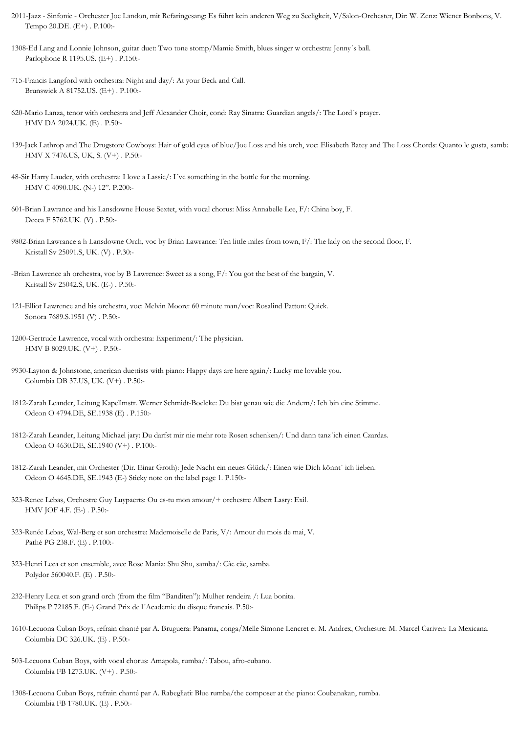2011-Jazz - Sinfonie - Orchester Joe Landon, mit Refaringesang: Es führt kein anderen Weg zu Seeligkeit, V/Salon-Orchester, Dir: W. Zenz: Wiener Bonbons, V. Tempo 20.DE. (E+) . P.100:-

1308-Ed Lang and Lonnie Johnson, guitar duet: Two tone stomp/Mamie Smith, blues singer w orchestra: Jenny´s ball. Parlophone R 1195.US. (E+) . P.150:-

715-Francis Langford with orchestra: Night and day/: At your Beck and Call. Brunswick A 81752.US. (E+) . P.100:-

620-Mario Lanza, tenor with orchestra and Jeff Alexander Choir, cond: Ray Sinatra: Guardian angels/: The Lord´s prayer. HMV DA 2024.UK. (E) . P.50:-

139-Jack Lathrop and The Drugstore Cowboys: Hair of gold eyes of blue/Joe Loss and his orch, voc: Elisabeth Batey and The Loss Chords: Quanto le gusta, samba HMV X 7476.US, UK, S. (V+) . P.50:-

48-Sir Harry Lauder, with orchestra: I love a Lassie/: I´ve something in the bottle for the morning. HMV C 4090.UK. (N-) 12". P.200:-

601-Brian Lawrance and his Lansdowne House Sextet, with vocal chorus: Miss Annabelle Lee, F/: China boy, F. Decca F 5762.UK. (V) . P.50:-

9802-Brian Lawrance a h Lansdowne Orch, voc by Brian Lawrance: Ten little miles from town, F/: The lady on the second floor, F. Kristall Sv 25091.S, UK. (V) . P.30:-

-Brian Lawrence ah orchestra, voc by B Lawrence: Sweet as a song, F/: You got the best of the bargain, V. Kristall Sv 25042.S, UK. (E-) . P.50:-

121-Elliot Lawrence and his orchestra, voc: Melvin Moore: 60 minute man/voc: Rosalind Patton: Quick. Sonora 7689.S.1951 (V) . P.50:-

1200-Gertrude Lawrence, vocal with orchestra: Experiment/: The physician. HMV B 8029.UK. (V+) . P.50:-

9930-Layton & Johnstone, american duettists with piano: Happy days are here again/: Lucky me lovable you. Columbia DB 37.US, UK. (V+) . P.50:-

1812-Zarah Leander, Leitung Kapellmstr. Werner Schmidt-Boelcke: Du bist genau wie die Andern/: Ich bin eine Stimme. Odeon O 4794.DE, SE.1938 (E) . P.150:-

1812-Zarah Leander, Leitung Michael jary: Du darfst mir nie mehr rote Rosen schenken/: Und dann tanz´ich einen Czardas. Odeon O 4630.DE, SE.1940 (V+) . P.100:-

1812-Zarah Leander, mit Orchester (Dir. Einar Groth): Jede Nacht ein neues Glück/: Einen wie Dich könnt´ ich lieben. Odeon O 4645.DE, SE.1943 (E-) Sticky note on the label page 1. P.150:-

323-Renee Lebas, Orchestre Guy Luypaerts: Ou es-tu mon amour/+ orchestre Albert Lasry: Exil. HMV JOF 4.F. (E-) . P.50:-

323-Renée Lebas, Wal-Berg et son orchestre: Mademoiselle de Paris, V/: Amour du mois de mai, V. Pathé PG 238.F. (E) . P.100:-

323-Henri Leca et son ensemble, avec Rose Mania: Shu Shu, samba/: Câe cäe, samba. Polydor 560040.F. (E) . P.50:-

232-Henry Leca et son grand orch (from the film "Banditen"): Mulher rendeira /: Lua bonita. Philips P 72185.F. (E-) Grand Prix de l´Academie du disque francais. P.50:-

1610-Lecuona Cuban Boys, refrain chanté par A. Bruguera: Panama, conga/Melle Simone Lencret et M. Andrex, Orchestre: M. Marcel Cariven: La Mexicana. Columbia DC 326.UK. (E) . P.50:-

503-Lecuona Cuban Boys, with vocal chorus: Amapola, rumba/: Tabou, afro-cubano. Columbia FB 1273.UK. (V+) . P.50:-

1308-Lecuona Cuban Boys, refrain chanté par A. Rabegliati: Blue rumba/the composer at the piano: Coubanakan, rumba. Columbia FB 1780.UK. (E) . P.50:-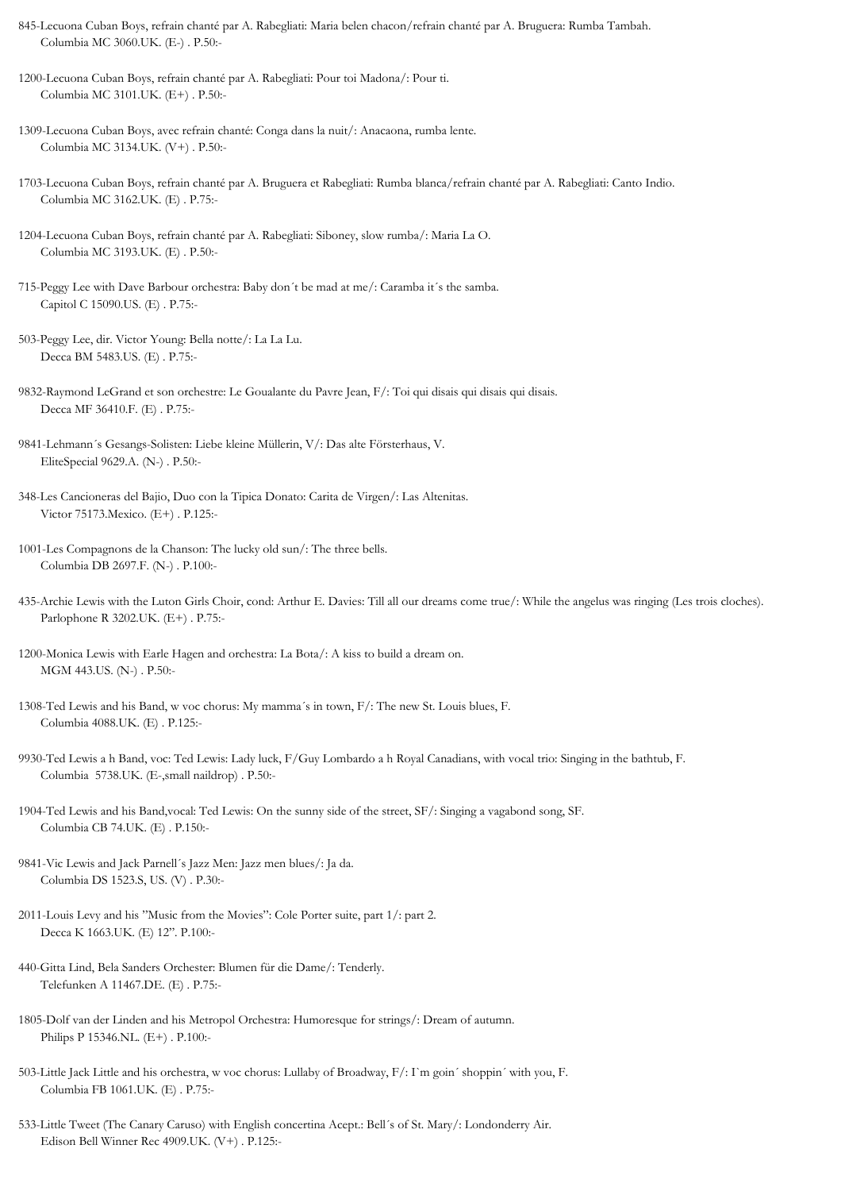845-Lecuona Cuban Boys, refrain chanté par A. Rabegliati: Maria belen chacon/refrain chanté par A. Bruguera: Rumba Tambah.
Columbia MC 3060.UK. (E-) . P.50:-

1200-Lecuona Cuban Boys, refrain chanté par A. Rabegliati: Pour toi Madona/: Pour ti.
Columbia MC 3101.UK. (E+) . P.50:-

1309-Lecuona Cuban Boys, avec refrain chanté: Conga dans la nuit/: Anacaona, rumba lente.
Columbia MC 3134.UK. (V+) . P.50:-

1703-Lecuona Cuban Boys, refrain chanté par A. Bruguera et Rabegliati: Rumba blanca/refrain chanté par A. Rabegliati: Canto Indio.
Columbia MC 3162.UK. (E) . P.75:-

1204-Lecuona Cuban Boys, refrain chanté par A. Rabegliati: Siboney, slow rumba/: Maria La O.
Columbia MC 3193.UK. (E) . P.50:-

715-Peggy Lee with Dave Barbour orchestra: Baby don´t be mad at me/: Caramba it´s the samba.
Capitol C 15090.US. (E) . P.75:-

503-Peggy Lee, dir. Victor Young: Bella notte/: La La Lu.
Decca BM 5483.US. (E) . P.75:-

9832-Raymond LeGrand et son orchestre: Le Goualante du Pavre Jean, F/: Toi qui disais qui disais qui disais.
Decca MF 36410.F. (E) . P.75:-

9841-Lehmann´s Gesangs-Solisten: Liebe kleine Müllerin, V/: Das alte Försterhaus, V.
EliteSpecial 9629.A. (N-) . P.50:-

348-Les Cancioneras del Bajio, Duo con la Tipica Donato: Carita de Virgen/: Las Altenitas.
Victor 75173.Mexico. (E+) . P.125:-

1001-Les Compagnons de la Chanson: The lucky old sun/: The three bells.
Columbia DB 2697.F. (N-) . P.100:-

435-Archie Lewis with the Luton Girls Choir, cond: Arthur E. Davies: Till all our dreams come true/: While the angelus was ringing (Les trois cloches).
Parlophone R 3202.UK. (E+) . P.75:-

1200-Monica Lewis with Earle Hagen and orchestra: La Bota/: A kiss to build a dream on.
MGM 443.US. (N-) . P.50:-

1308-Ted Lewis and his Band, w voc chorus: My mamma´s in town, F/: The new St. Louis blues, F.
Columbia 4088.UK. (E) . P.125:-

9930-Ted Lewis a h Band, voc: Ted Lewis: Lady luck, F/Guy Lombardo a h Royal Canadians, with vocal trio: Singing in the bathtub, F.
Columbia 5738.UK. (E-,small naildrop) . P.50:-

1904-Ted Lewis and his Band,vocal: Ted Lewis: On the sunny side of the street, SF/: Singing a vagabond song, SF.
Columbia CB 74.UK. (E) . P.150:-

9841-Vic Lewis and Jack Parnell´s Jazz Men: Jazz men blues/: Ja da.
Columbia DS 1523.S, US. (V) . P.30:-

2011-Louis Levy and his "Music from the Movies": Cole Porter suite, part 1/: part 2.
Decca K 1663.UK. (E) 12". P.100:-

440-Gitta Lind, Bela Sanders Orchester: Blumen für die Dame/: Tenderly.
Telefunken A 11467.DE. (E) . P.75:-

1805-Dolf van der Linden and his Metropol Orchestra: Humoresque for strings/: Dream of autumn.
Philips P 15346.NL. (E+) . P.100:-

503-Little Jack Little and his orchestra, w voc chorus: Lullaby of Broadway, F/: I`m goin´ shoppin´ with you, F.
Columbia FB 1061.UK. (E) . P.75:-

533-Little Tweet (The Canary Caruso) with English concertina Acept.: Bell´s of St. Mary/: Londonderry Air.
Edison Bell Winner Rec 4909.UK. (V+) . P.125:-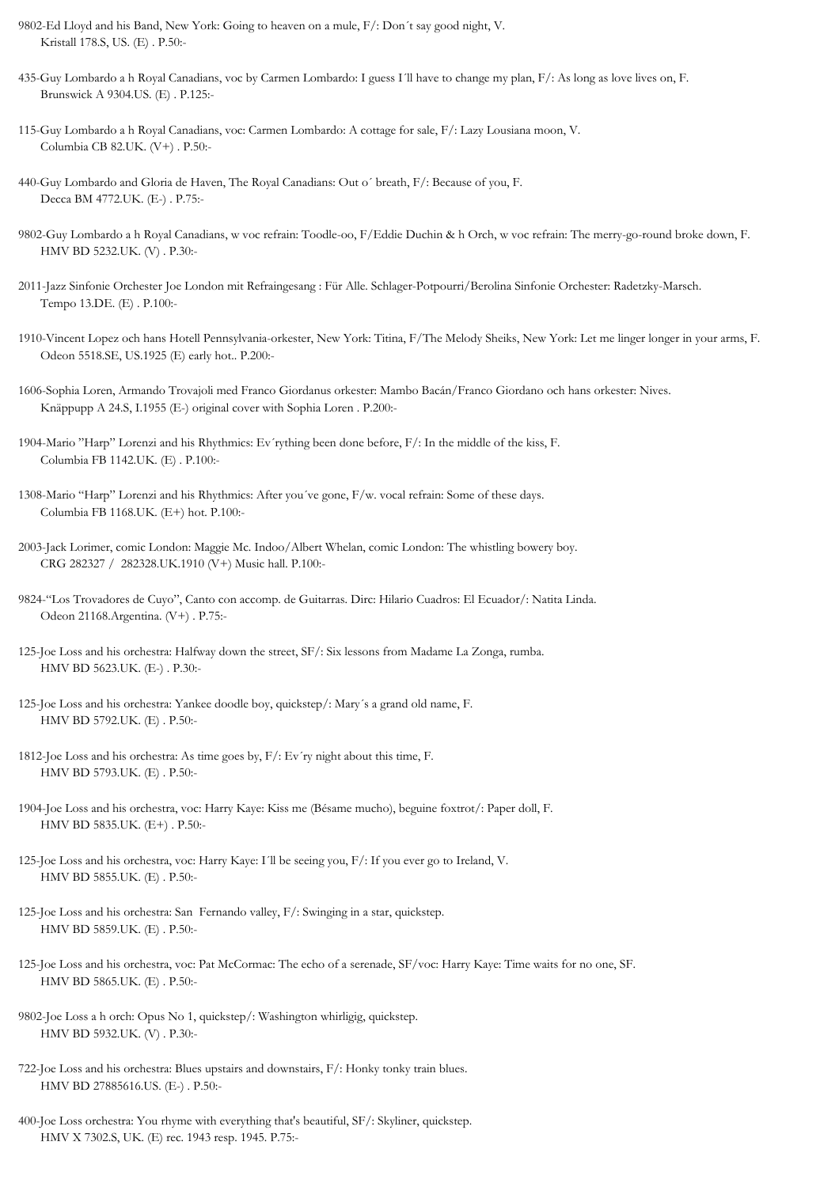9802-Ed Lloyd and his Band, New York: Going to heaven on a mule, F/: Don´t say good night, V.
Kristall 178.S, US. (E) . P.50:-

435-Guy Lombardo a h Royal Canadians, voc by Carmen Lombardo: I guess I´ll have to change my plan, F/: As long as love lives on, F.
Brunswick A 9304.US. (E) . P.125:-

115-Guy Lombardo a h Royal Canadians, voc: Carmen Lombardo: A cottage for sale, F/: Lazy Lousiana moon, V.
Columbia CB 82.UK. (V+) . P.50:-

440-Guy Lombardo and Gloria de Haven, The Royal Canadians: Out o´ breath, F/: Because of you, F.
Decca BM 4772.UK. (E-) . P.75:-

9802-Guy Lombardo a h Royal Canadians, w voc refrain: Toodle-oo, F/Eddie Duchin & h Orch, w voc refrain: The merry-go-round broke down, F.
HMV BD 5232.UK. (V) . P.30:-

2011-Jazz Sinfonie Orchester Joe London mit Refraingesang : Für Alle. Schlager-Potpourri/Berolina Sinfonie Orchester: Radetzky-Marsch.
Tempo 13.DE. (E) . P.100:-

1910-Vincent Lopez och hans Hotell Pennsylvania-orkester, New York: Titina, F/The Melody Sheiks, New York: Let me linger longer in your arms, F.
Odeon 5518.SE, US.1925 (E) early hot.. P.200:-

1606-Sophia Loren, Armando Trovajoli med Franco Giordanus orkester: Mambo Bacán/Franco Giordano och hans orkester: Nives.
Knäppupp A 24.S, I.1955 (E-) original cover with Sophia Loren . P.200:-

1904-Mario "Harp" Lorenzi and his Rhythmics: Ev´rything been done before, F/: In the middle of the kiss, F.
Columbia FB 1142.UK. (E) . P.100:-

1308-Mario "Harp" Lorenzi and his Rhythmics: After you´ve gone, F/w. vocal refrain: Some of these days.
Columbia FB 1168.UK. (E+) hot. P.100:-

2003-Jack Lorimer, comic London: Maggie Mc. Indoo/Albert Whelan, comic London: The whistling bowery boy.
CRG 282327 / 282328.UK.1910 (V+) Music hall. P.100:-

9824-"Los Trovadores de Cuyo", Canto con accomp. de Guitarras. Dirc: Hilario Cuadros: El Ecuador/: Natita Linda.
Odeon 21168.Argentina. (V+) . P.75:-

125-Joe Loss and his orchestra: Halfway down the street, SF/: Six lessons from Madame La Zonga, rumba.
HMV BD 5623.UK. (E-) . P.30:-

125-Joe Loss and his orchestra: Yankee doodle boy, quickstep/: Mary´s a grand old name, F.
HMV BD 5792.UK. (E) . P.50:-

1812-Joe Loss and his orchestra: As time goes by, F/: Ev´ry night about this time, F.
HMV BD 5793.UK. (E) . P.50:-

1904-Joe Loss and his orchestra, voc: Harry Kaye: Kiss me (Bésame mucho), beguine foxtrot/: Paper doll, F.
HMV BD 5835.UK. (E+) . P.50:-

125-Joe Loss and his orchestra, voc: Harry Kaye: I´ll be seeing you, F/: If you ever go to Ireland, V.
HMV BD 5855.UK. (E) . P.50:-

125-Joe Loss and his orchestra: San Fernando valley, F/: Swinging in a star, quickstep.
HMV BD 5859.UK. (E) . P.50:-

125-Joe Loss and his orchestra, voc: Pat McCormac: The echo of a serenade, SF/voc: Harry Kaye: Time waits for no one, SF.
HMV BD 5865.UK. (E) . P.50:-

9802-Joe Loss a h orch: Opus No 1, quickstep/: Washington whirligig, quickstep.
HMV BD 5932.UK. (V) . P.30:-

722-Joe Loss and his orchestra: Blues upstairs and downstairs, F/: Honky tonky train blues.
HMV BD 27885616.US. (E-) . P.50:-

400-Joe Loss orchestra: You rhyme with everything that's beautiful, SF/: Skyliner, quickstep.
HMV X 7302.S, UK. (E) rec. 1943 resp. 1945. P.75:-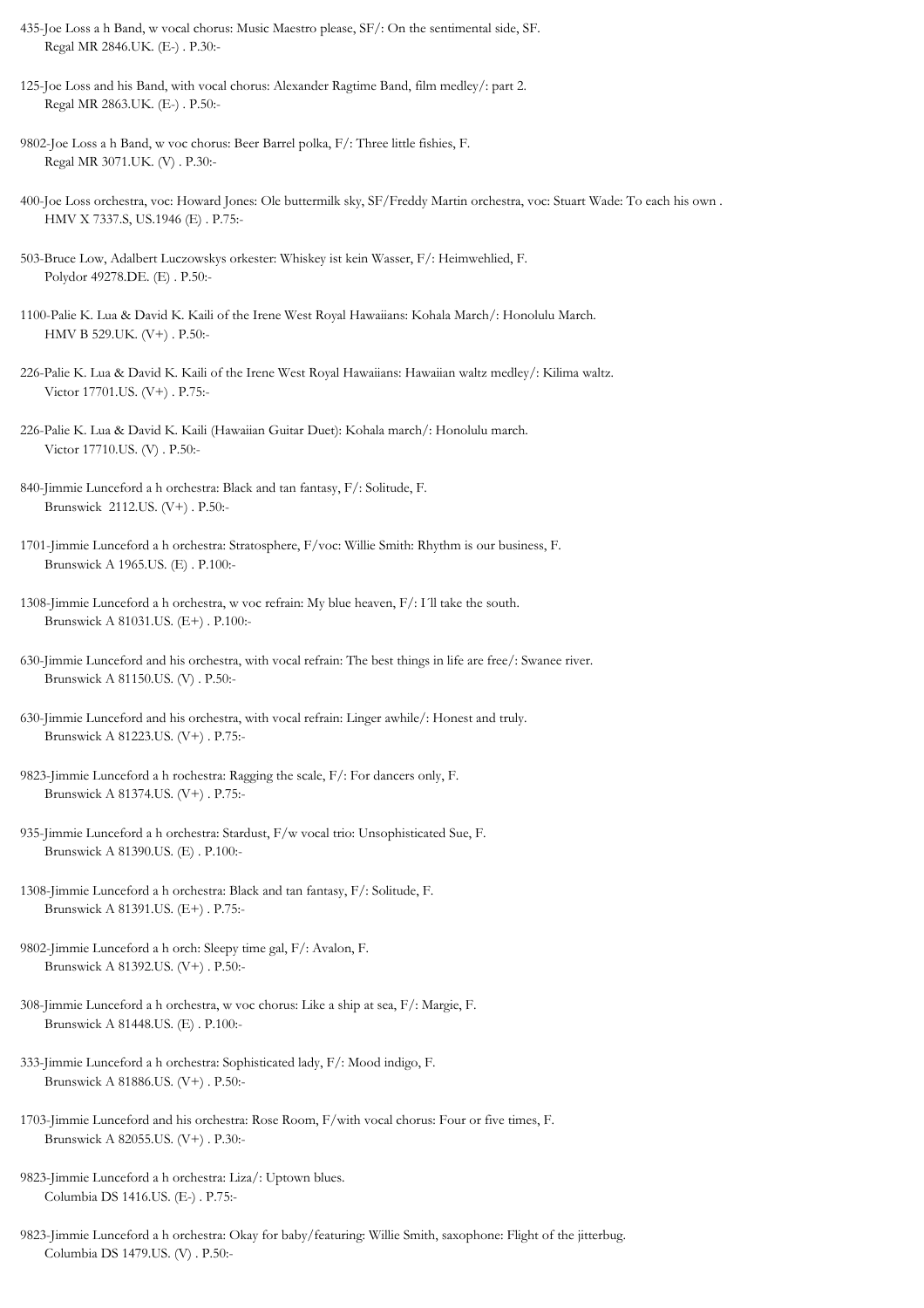435-Joe Loss a h Band, w vocal chorus: Music Maestro please, SF/: On the sentimental side, SF.
Regal MR 2846.UK. (E-) . P.30:-

125-Joe Loss and his Band, with vocal chorus: Alexander Ragtime Band, film medley/: part 2.
Regal MR 2863.UK. (E-) . P.50:-

9802-Joe Loss a h Band, w voc chorus: Beer Barrel polka, F/: Three little fishies, F.
Regal MR 3071.UK. (V) . P.30:-

400-Joe Loss orchestra, voc: Howard Jones: Ole buttermilk sky, SF/Freddy Martin orchestra, voc: Stuart Wade: To each his own .
HMV X 7337.S, US.1946 (E) . P.75:-

503-Bruce Low, Adalbert Luczowskys orkester: Whiskey ist kein Wasser, F/: Heimwehlied, F.
Polydor 49278.DE. (E) . P.50:-

1100-Palie K. Lua & David K. Kaili of the Irene West Royal Hawaiians: Kohala March/: Honolulu March.
HMV B 529.UK. (V+) . P.50:-

226-Palie K. Lua & David K. Kaili of the Irene West Royal Hawaiians: Hawaiian waltz medley/: Kilima waltz.
Victor 17701.US. (V+) . P.75:-

226-Palie K. Lua & David K. Kaili (Hawaiian Guitar Duet): Kohala march/: Honolulu march.
Victor 17710.US. (V) . P.50:-

840-Jimmie Lunceford a h orchestra: Black and tan fantasy, F/: Solitude, F.
Brunswick 2112.US. (V+) . P.50:-

1701-Jimmie Lunceford a h orchestra: Stratosphere, F/voc: Willie Smith: Rhythm is our business, F.
Brunswick A 1965.US. (E) . P.100:-

1308-Jimmie Lunceford a h orchestra, w voc refrain: My blue heaven, F/: I´ll take the south.
Brunswick A 81031.US. (E+) . P.100:-

630-Jimmie Lunceford and his orchestra, with vocal refrain: The best things in life are free/: Swanee river.
Brunswick A 81150.US. (V) . P.50:-

630-Jimmie Lunceford and his orchestra, with vocal refrain: Linger awhile/: Honest and truly.
Brunswick A 81223.US. (V+) . P.75:-

9823-Jimmie Lunceford a h rochestra: Ragging the scale, F/: For dancers only, F.
Brunswick A 81374.US. (V+) . P.75:-

935-Jimmie Lunceford a h orchestra: Stardust, F/w vocal trio: Unsophisticated Sue, F.
Brunswick A 81390.US. (E) . P.100:-

1308-Jimmie Lunceford a h orchestra: Black and tan fantasy, F/: Solitude, F.
Brunswick A 81391.US. (E+) . P.75:-

9802-Jimmie Lunceford a h orch: Sleepy time gal, F/: Avalon, F.
Brunswick A 81392.US. (V+) . P.50:-

308-Jimmie Lunceford a h orchestra, w voc chorus: Like a ship at sea, F/: Margie, F.
Brunswick A 81448.US. (E) . P.100:-

333-Jimmie Lunceford a h orchestra: Sophisticated lady, F/: Mood indigo, F.
Brunswick A 81886.US. (V+) . P.50:-

1703-Jimmie Lunceford and his orchestra: Rose Room, F/with vocal chorus: Four or five times, F.
Brunswick A 82055.US. (V+) . P.30:-

9823-Jimmie Lunceford a h orchestra: Liza/: Uptown blues.
Columbia DS 1416.US. (E-) . P.75:-

9823-Jimmie Lunceford a h orchestra: Okay for baby/featuring: Willie Smith, saxophone: Flight of the jitterbug.
Columbia DS 1479.US. (V) . P.50:-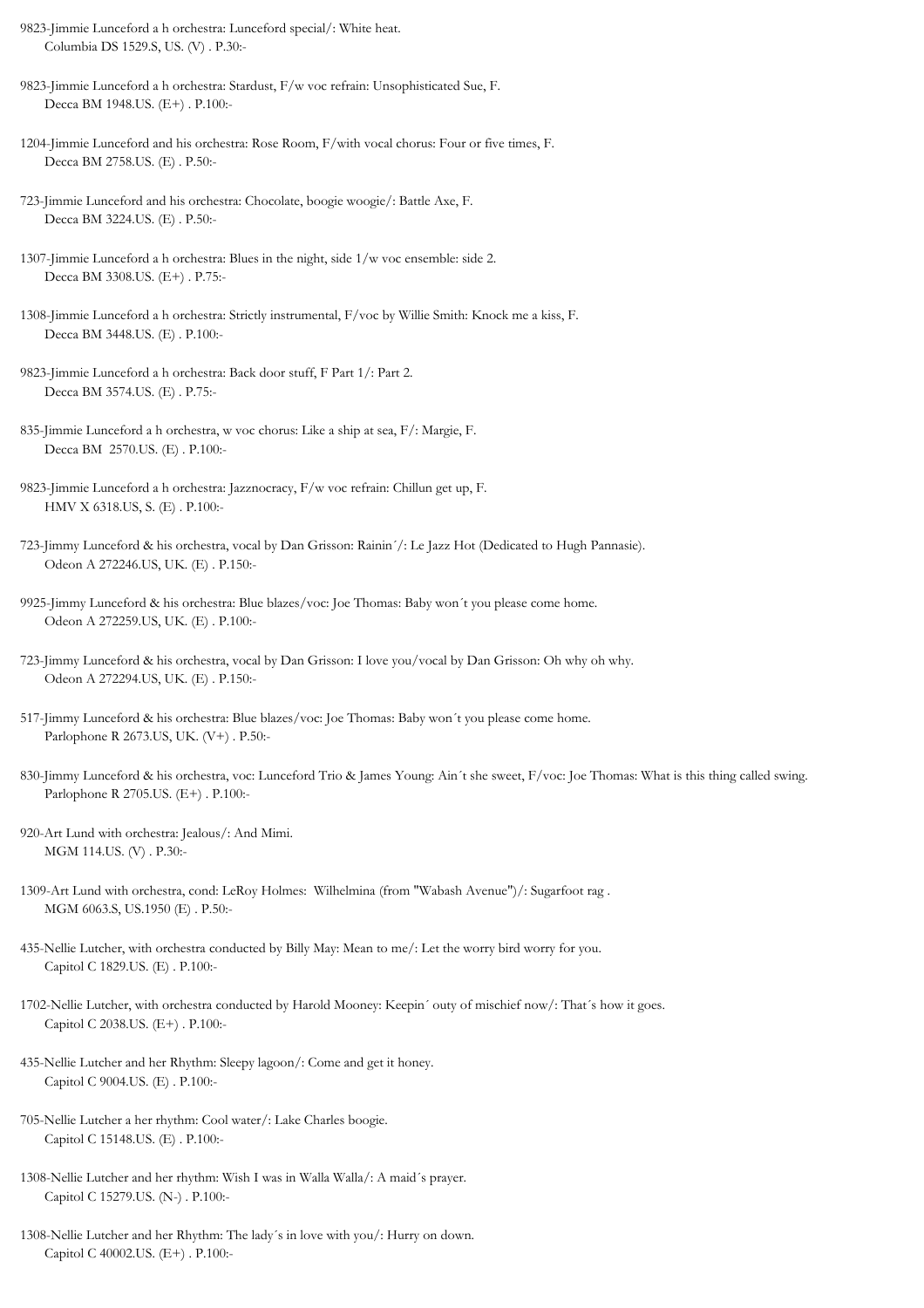9823-Jimmie Lunceford a h orchestra: Lunceford special/: White heat.
Columbia DS 1529.S, US. (V) . P.30:-

9823-Jimmie Lunceford a h orchestra: Stardust, F/w voc refrain: Unsophisticated Sue, F.
Decca BM 1948.US. (E+) . P.100:-

1204-Jimmie Lunceford and his orchestra: Rose Room, F/with vocal chorus: Four or five times, F.
Decca BM 2758.US. (E) . P.50:-

723-Jimmie Lunceford and his orchestra: Chocolate, boogie woogie/: Battle Axe, F.
Decca BM 3224.US. (E) . P.50:-

1307-Jimmie Lunceford a h orchestra: Blues in the night, side 1/w voc ensemble: side 2.
Decca BM 3308.US. (E+) . P.75:-

1308-Jimmie Lunceford a h orchestra: Strictly instrumental, F/voc by Willie Smith: Knock me a kiss, F.
Decca BM 3448.US. (E) . P.100:-

9823-Jimmie Lunceford a h orchestra: Back door stuff, F Part 1/: Part 2.
Decca BM 3574.US. (E) . P.75:-

835-Jimmie Lunceford a h orchestra, w voc chorus: Like a ship at sea, F/: Margie, F.
Decca BM 2570.US. (E) . P.100:-

9823-Jimmie Lunceford a h orchestra: Jazznocracy, F/w voc refrain: Chillun get up, F.
HMV X 6318.US, S. (E) . P.100:-

723-Jimmy Lunceford & his orchestra, vocal by Dan Grisson: Rainin´/: Le Jazz Hot (Dedicated to Hugh Pannasie).
Odeon A 272246.US, UK. (E) . P.150:-

9925-Jimmy Lunceford & his orchestra: Blue blazes/voc: Joe Thomas: Baby won´t you please come home.
Odeon A 272259.US, UK. (E) . P.100:-

723-Jimmy Lunceford & his orchestra, vocal by Dan Grisson: I love you/vocal by Dan Grisson: Oh why oh why.
Odeon A 272294.US, UK. (E) . P.150:-

517-Jimmy Lunceford & his orchestra: Blue blazes/voc: Joe Thomas: Baby won´t you please come home.
Parlophone R 2673.US, UK. (V+) . P.50:-

830-Jimmy Lunceford & his orchestra, voc: Lunceford Trio & James Young: Ain´t she sweet, F/voc: Joe Thomas: What is this thing called swing.
Parlophone R 2705.US. (E+) . P.100:-

920-Art Lund with orchestra: Jealous/: And Mimi.
MGM 114.US. (V) . P.30:-

1309-Art Lund with orchestra, cond: LeRoy Holmes: Wilhelmina (from "Wabash Avenue")/: Sugarfoot rag .
MGM 6063.S, US.1950 (E) . P.50:-

435-Nellie Lutcher, with orchestra conducted by Billy May: Mean to me/: Let the worry bird worry for you.
Capitol C 1829.US. (E) . P.100:-

1702-Nellie Lutcher, with orchestra conducted by Harold Mooney: Keepin´ outy of mischief now/: That´s how it goes.
Capitol C 2038.US. (E+) . P.100:-

435-Nellie Lutcher and her Rhythm: Sleepy lagoon/: Come and get it honey.
Capitol C 9004.US. (E) . P.100:-

705-Nellie Lutcher a her rhythm: Cool water/: Lake Charles boogie.
Capitol C 15148.US. (E) . P.100:-

1308-Nellie Lutcher and her rhythm: Wish I was in Walla Walla/: A maid´s prayer.
Capitol C 15279.US. (N-) . P.100:-

1308-Nellie Lutcher and her Rhythm: The lady´s in love with you/: Hurry on down.
Capitol C 40002.US. (E+) . P.100:-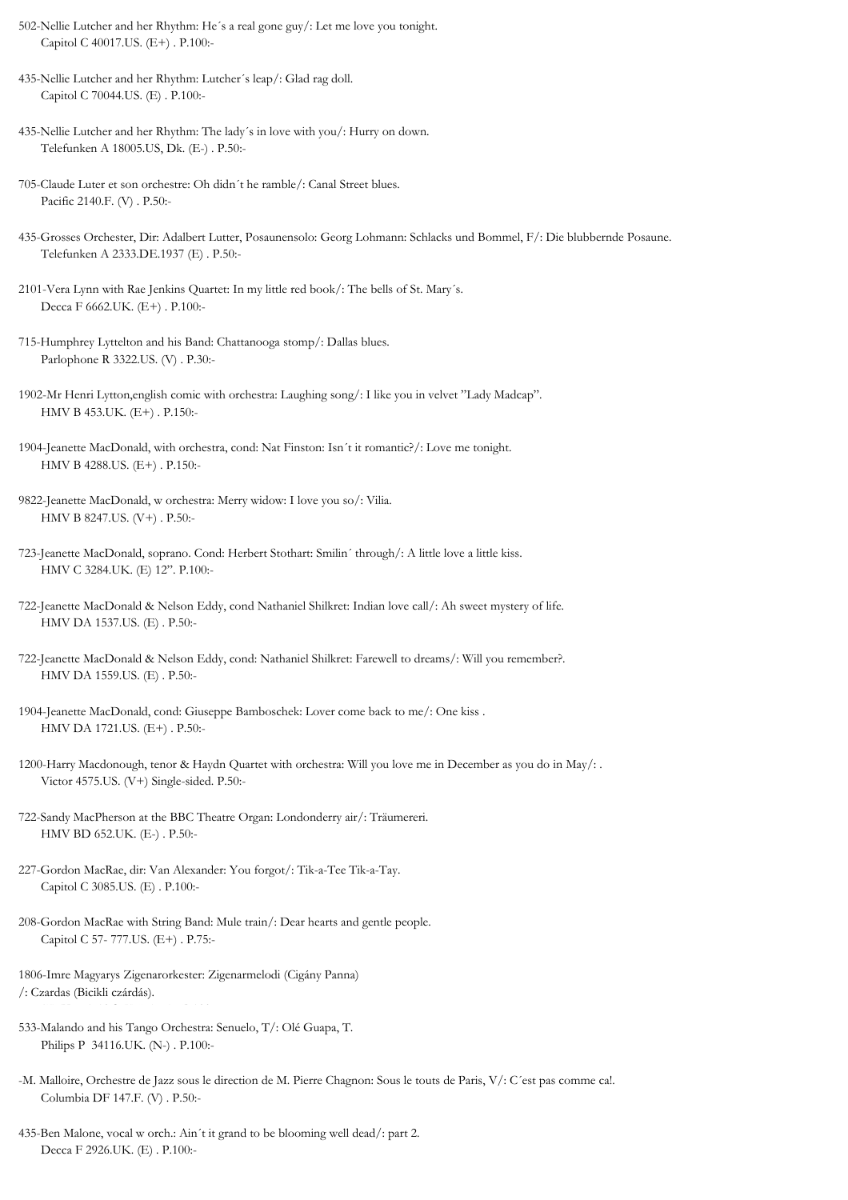502-Nellie Lutcher and her Rhythm: He´s a real gone guy/: Let me love you tonight.
Capitol C 40017.US. (E+) . P.100:-

435-Nellie Lutcher and her Rhythm: Lutcher´s leap/: Glad rag doll.
Capitol C 70044.US. (E) . P.100:-

435-Nellie Lutcher and her Rhythm: The lady´s in love with you/: Hurry on down.
Telefunken A 18005.US, Dk. (E-) . P.50:-

705-Claude Luter et son orchestre: Oh didn´t he ramble/: Canal Street blues.
Pacific 2140.F. (V) . P.50:-

435-Grosses Orchester, Dir: Adalbert Lutter, Posaunensolo: Georg Lohmann: Schlacks und Bommel, F/: Die blubbernde Posaune.
Telefunken A 2333.DE.1937 (E) . P.50:-

2101-Vera Lynn with Rae Jenkins Quartet: In my little red book/: The bells of St. Mary´s.
Decca F 6662.UK. (E+) . P.100:-

715-Humphrey Lyttelton and his Band: Chattanooga stomp/: Dallas blues.
Parlophone R 3322.US. (V) . P.30:-

1902-Mr Henri Lytton,english comic with orchestra: Laughing song/: I like you in velvet "Lady Madcap".
HMV B 453.UK. (E+) . P.150:-

1904-Jeanette MacDonald, with orchestra, cond: Nat Finston: Isn´t it romantic?/: Love me tonight.
HMV B 4288.US. (E+) . P.150:-

9822-Jeanette MacDonald, w orchestra: Merry widow: I love you so/: Vilia.
HMV B 8247.US. (V+) . P.50:-

723-Jeanette MacDonald, soprano. Cond: Herbert Stothart: Smilin´ through/: A little love a little kiss.
HMV C 3284.UK. (E) 12". P.100:-

722-Jeanette MacDonald & Nelson Eddy, cond Nathaniel Shilkret: Indian love call/: Ah sweet mystery of life.
HMV DA 1537.US. (E) . P.50:-

722-Jeanette MacDonald & Nelson Eddy, cond: Nathaniel Shilkret: Farewell to dreams/: Will you remember?.
HMV DA 1559.US. (E) . P.50:-

1904-Jeanette MacDonald, cond: Giuseppe Bamboschek: Lover come back to me/: One kiss .
HMV DA 1721.US. (E+) . P.50:-

1200-Harry Macdonough, tenor & Haydn Quartet with orchestra: Will you love me in December as you do in May/: .
Victor 4575.US. (V+) Single-sided. P.50:-

722-Sandy MacPherson at the BBC Theatre Organ: Londonderry air/: Träumereri.
HMV BD 652.UK. (E-) . P.50:-

227-Gordon MacRae, dir: Van Alexander: You forgot/: Tik-a-Tee Tik-a-Tay.
Capitol C 3085.US. (E) . P.100:-

208-Gordon MacRae with String Band: Mule train/: Dear hearts and gentle people.
Capitol C 57- 777.US. (E+) . P.75:-

1806-Imre Magyarys Zigenarorkester: Zigenarmelodi (Cigány Panna)
/: Czardas (Bicikli czárdás).

533-Malando and his Tango Orchestra: Senuelo, T/: Olé Guapa, T.
Philips P 34116.UK. (N-) . P.100:-

-M. Malloire, Orchestre de Jazz sous le direction de M. Pierre Chagnon: Sous le touts de Paris, V/: C´est pas comme ca!.
Columbia DF 147.F. (V) . P.50:-

435-Ben Malone, vocal w orch.: Ain´t it grand to be blooming well dead/: part 2.
Decca F 2926.UK. (E) . P.100:-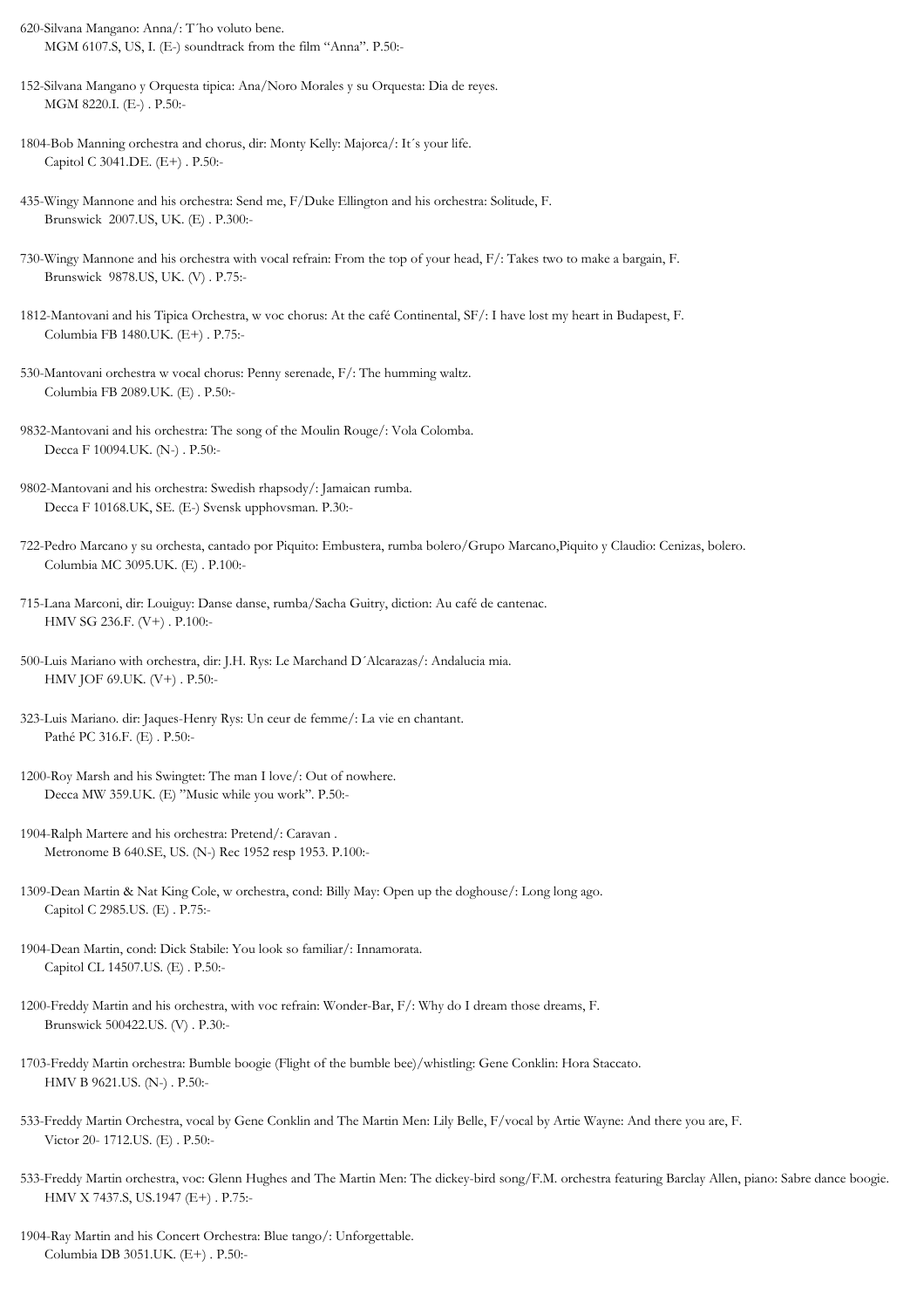620-Silvana Mangano: Anna/: T´ho voluto bene.
MGM 6107.S, US, I. (E-) soundtrack from the film "Anna". P.50:-

152-Silvana Mangano y Orquesta tipica: Ana/Noro Morales y su Orquesta: Dia de reyes.
MGM 8220.I. (E-) . P.50:-

1804-Bob Manning orchestra and chorus, dir: Monty Kelly: Majorca/: It´s your life.
Capitol C 3041.DE. (E+) . P.50:-

435-Wingy Mannone and his orchestra: Send me, F/Duke Ellington and his orchestra: Solitude, F.
Brunswick 2007.US, UK. (E) . P.300:-

730-Wingy Mannone and his orchestra with vocal refrain: From the top of your head, F/: Takes two to make a bargain, F.
Brunswick 9878.US, UK. (V) . P.75:-

1812-Mantovani and his Tipica Orchestra, w voc chorus: At the café Continental, SF/: I have lost my heart in Budapest, F.
Columbia FB 1480.UK. (E+) . P.75:-

530-Mantovani orchestra w vocal chorus: Penny serenade, F/: The humming waltz.
Columbia FB 2089.UK. (E) . P.50:-

9832-Mantovani and his orchestra: The song of the Moulin Rouge/: Vola Colomba.
Decca F 10094.UK. (N-) . P.50:-

9802-Mantovani and his orchestra: Swedish rhapsody/: Jamaican rumba.
Decca F 10168.UK, SE. (E-) Svensk upphovsman. P.30:-

722-Pedro Marcano y su orchesta, cantado por Piquito: Embustera, rumba bolero/Grupo Marcano,Piquito y Claudio: Cenizas, bolero.
Columbia MC 3095.UK. (E) . P.100:-

715-Lana Marconi, dir: Louiguy: Danse danse, rumba/Sacha Guitry, diction: Au café de cantenac.
HMV SG 236.F. (V+) . P.100:-

500-Luis Mariano with orchestra, dir: J.H. Rys: Le Marchand D´Alcarazas/: Andalucia mia.
HMV JOF 69.UK. (V+) . P.50:-

323-Luis Mariano. dir: Jaques-Henry Rys: Un ceur de femme/: La vie en chantant.
Pathé PC 316.F. (E) . P.50:-

1200-Roy Marsh and his Swingtet: The man I love/: Out of nowhere.
Decca MW 359.UK. (E) "Music while you work". P.50:-

1904-Ralph Martere and his orchestra: Pretend/: Caravan .
Metronome B 640.SE, US. (N-) Rec 1952 resp 1953. P.100:-

1309-Dean Martin & Nat King Cole, w orchestra, cond: Billy May: Open up the doghouse/: Long long ago.
Capitol C 2985.US. (E) . P.75:-

1904-Dean Martin, cond: Dick Stabile: You look so familiar/: Innamorata.
Capitol CL 14507.US. (E) . P.50:-

1200-Freddy Martin and his orchestra, with voc refrain: Wonder-Bar, F/: Why do I dream those dreams, F.
Brunswick 500422.US. (V) . P.30:-

1703-Freddy Martin orchestra: Bumble boogie (Flight of the bumble bee)/whistling: Gene Conklin: Hora Staccato.
HMV B 9621.US. (N-) . P.50:-

533-Freddy Martin Orchestra, vocal by Gene Conklin and The Martin Men: Lily Belle, F/vocal by Artie Wayne: And there you are, F.
Victor 20- 1712.US. (E) . P.50:-

533-Freddy Martin orchestra, voc: Glenn Hughes and The Martin Men: The dickey-bird song/F.M. orchestra featuring Barclay Allen, piano: Sabre dance boogie.
HMV X 7437.S, US.1947 (E+) . P.75:-

1904-Ray Martin and his Concert Orchestra: Blue tango/: Unforgettable.
Columbia DB 3051.UK. (E+) . P.50:-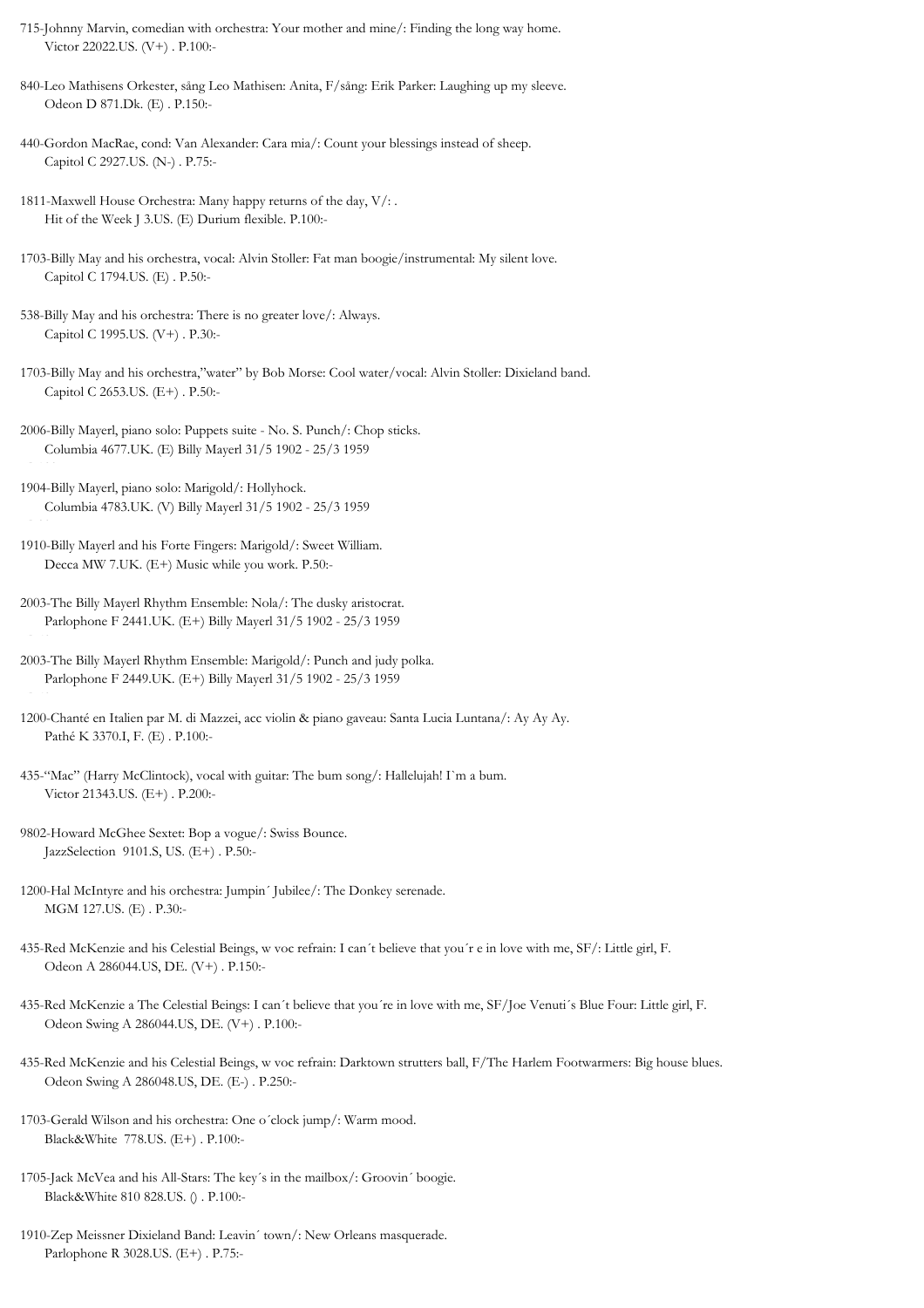715-Johnny Marvin, comedian with orchestra: Your mother and mine/: Finding the long way home.
Victor 22022.US. (V+) . P.100:-

840-Leo Mathisens Orkester, sång Leo Mathisen: Anita, F/sång: Erik Parker: Laughing up my sleeve.
Odeon D 871.Dk. (E) . P.150:-

440-Gordon MacRae, cond: Van Alexander: Cara mia/: Count your blessings instead of sheep.
Capitol C 2927.US. (N-) . P.75:-

1811-Maxwell House Orchestra: Many happy returns of the day, V/: .
Hit of the Week J 3.US. (E) Durium flexible. P.100:-

1703-Billy May and his orchestra, vocal: Alvin Stoller: Fat man boogie/instrumental: My silent love.
Capitol C 1794.US. (E) . P.50:-

538-Billy May and his orchestra: There is no greater love/: Always.
Capitol C 1995.US. (V+) . P.30:-

1703-Billy May and his orchestra,"water" by Bob Morse: Cool water/vocal: Alvin Stoller: Dixieland band.
Capitol C 2653.US. (E+) . P.50:-

2006-Billy Mayerl, piano solo: Puppets suite - No. S. Punch/: Chop sticks.
Columbia 4677.UK. (E) Billy Mayerl 31/5 1902 - 25/3 1959

1904-Billy Mayerl, piano solo: Marigold/: Hollyhock.
Columbia 4783.UK. (V) Billy Mayerl 31/5 1902 - 25/3 1959

1910-Billy Mayerl and his Forte Fingers: Marigold/: Sweet William.
Decca MW 7.UK. (E+) Music while you work. P.50:-

2003-The Billy Mayerl Rhythm Ensemble: Nola/: The dusky aristocrat.
Parlophone F 2441.UK. (E+) Billy Mayerl 31/5 1902 - 25/3 1959

2003-The Billy Mayerl Rhythm Ensemble: Marigold/: Punch and judy polka.
Parlophone F 2449.UK. (E+) Billy Mayerl 31/5 1902 - 25/3 1959

1200-Chanté en Italien par M. di Mazzei, acc violin & piano gaveau: Santa Lucia Luntana/: Ay Ay Ay.
Pathé K 3370.I, F. (E) . P.100:-

435-"Mac" (Harry McClintock), vocal with guitar: The bum song/: Hallelujah! I`m a bum.
Victor 21343.US. (E+) . P.200:-

9802-Howard McGhee Sextet: Bop a vogue/: Swiss Bounce.
JazzSelection 9101.S, US. (E+) . P.50:-

1200-Hal McIntyre and his orchestra: Jumpin´ Jubilee/: The Donkey serenade.
MGM 127.US. (E) . P.30:-

435-Red McKenzie and his Celestial Beings, w voc refrain: I can´t believe that you´r e in love with me, SF/: Little girl, F.
Odeon A 286044.US, DE. (V+) . P.150:-

435-Red McKenzie a The Celestial Beings: I can´t believe that you´re in love with me, SF/Joe Venuti´s Blue Four: Little girl, F.
Odeon Swing A 286044.US, DE. (V+) . P.100:-

435-Red McKenzie and his Celestial Beings, w voc refrain: Darktown strutters ball, F/The Harlem Footwarmers: Big house blues.
Odeon Swing A 286048.US, DE. (E-) . P.250:-

1703-Gerald Wilson and his orchestra: One o´clock jump/: Warm mood.
Black&White 778.US. (E+) . P.100:-

1705-Jack McVea and his All-Stars: The key´s in the mailbox/: Groovin´ boogie.
Black&White 810 828.US. () . P.100:-

1910-Zep Meissner Dixieland Band: Leavin´ town/: New Orleans masquerade.
Parlophone R 3028.US. (E+) . P.75:-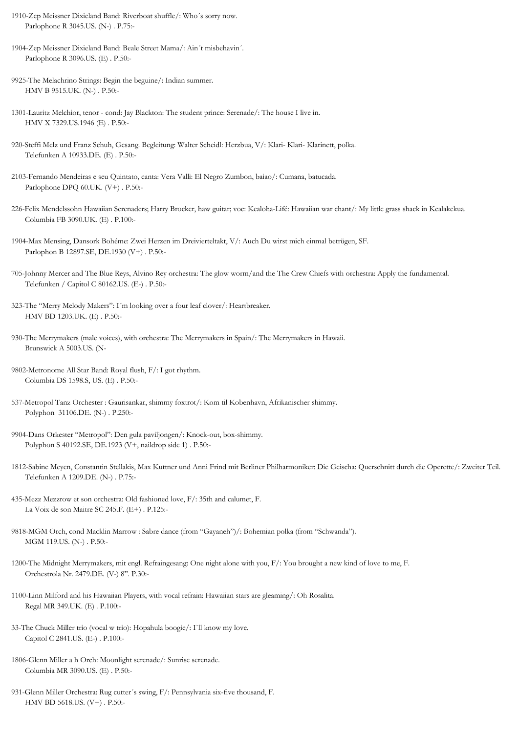1910-Zep Meissner Dixieland Band: Riverboat shuffle/: Who´s sorry now.
Parlophone R 3045.US. (N-) . P.75:-

1904-Zep Meissner Dixieland Band: Beale Street Mama/: Ain´t misbehavin´.
Parlophone R 3096.US. (E) . P.50:-

9925-The Melachrino Strings: Begin the beguine/: Indian summer.
HMV B 9515.UK. (N-) . P.50:-

1301-Lauritz Melchior, tenor - cond: Jay Blackton: The student prince: Serenade/: The house I live in.
HMV X 7329.US.1946 (E) . P.50:-

920-Steffi Melz und Franz Schuh, Gesang. Begleitung: Walter Scheidl: Herzbua, V/: Klari- Klari- Klarinett, polka.
Telefunken A 10933.DE. (E) . P.50:-

2103-Fernando Mendeiras e seu Quintato, canta: Vera Valli: El Negro Zumbon, baiao/: Cumana, batucada.
Parlophone DPQ 60.UK. (V+) . P.50:-

226-Felix Mendelssohn Hawaiian Serenaders; Harry Brocker, haw guitar; voc: Kealoha-Lifé: Hawaiian war chant/: My little grass shack in Kealakekua.
Columbia FB 3090.UK. (E) . P.100:-

1904-Max Mensing, Dansork Bohéme: Zwei Herzen im Dreivierteltakt, V/: Auch Du wirst mich einmal betrügen, SF.
Parlophon B 12897.SE, DE.1930 (V+) . P.50:-

705-Johnny Mercer and The Blue Reys, Alvino Rey orchestra: The glow worm/and the The Crew Chiefs with orchestra: Apply the fundamental.
Telefunken / Capitol C 80162.US. (E-) . P.50:-

323-The "Merry Melody Makers": I´m looking over a four leaf clover/: Heartbreaker.
HMV BD 1203.UK. (E) . P.50:-

930-The Merrymakers (male voices), with orchestra: The Merrymakers in Spain/: The Merrymakers in Hawaii.
Brunswick A 5003.US. (N-

9802-Metronome All Star Band: Royal flush, F/: I got rhythm.
Columbia DS 1598.S, US. (E) . P.50:-

537-Metropol Tanz Orchester : Gaurisankar, shimmy foxtrot/: Kom til Kobenhavn, Afrikanischer shimmy.
Polyphon 31106.DE. (N-) . P.250:-

9904-Dans Orkester "Metropol": Den gula paviljongen/: Knock-out, box-shimmy.
Polyphon S 40192.SE, DE.1923 (V+, naildrop side 1) . P.50:-

1812-Sabine Meyen, Constantin Stellakis, Max Kuttner und Anni Frind mit Berliner Philharmoniker: Die Geischa: Querschnitt durch die Operette/: Zweiter Teil.
Telefunken A 1209.DE. (N-) . P.75:-

435-Mezz Mezzrow et son orchestra: Old fashioned love, F/: 35th and calumet, F.
La Voix de son Maitre SC 245.F. (E+) . P.125:-

9818-MGM Orch, cond Macklin Marrow : Sabre dance (from "Gayaneh")/: Bohemian polka (from "Schwanda").
MGM 119.US. (N-) . P.50:-

1200-The Midnight Merrymakers, mit engl. Refraingesang: One night alone with you, F/: You brought a new kind of love to me, F.
Orchestrola Nr. 2479.DE. (V-) 8". P.30:-

1100-Linn Milford and his Hawaiian Players, with vocal refrain: Hawaiian stars are gleaming/: Oh Rosalita.
Regal MR 349.UK. (E) . P.100:-

33-The Chuck Miller trio (vocal w trio): Hopahula boogie/: I`ll know my love.
Capitol C 2841.US. (E-) . P.100:-

1806-Glenn Miller a h Orch: Moonlight serenade/: Sunrise serenade.
Columbia MR 3090.US. (E) . P.50:-

931-Glenn Miller Orchestra: Rug cutter´s swing, F/: Pennsylvania six-five thousand, F.
HMV BD 5618.US. (V+) . P.50:-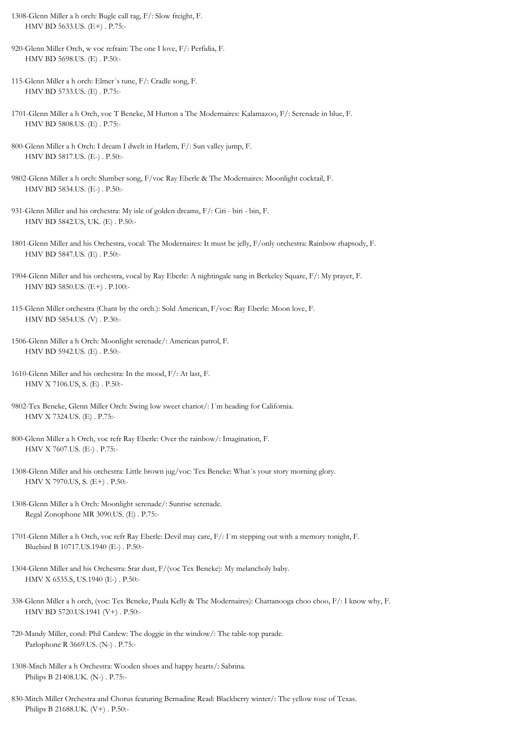1308-Glenn Miller a h orch: Bugle call rag, F/: Slow freight, F.
HMV BD 5633.US. (E+) . P.75:-

920-Glenn Miller Orch, w voc refrain: The one I love, F/: Perfidia, F.
HMV BD 5698.US. (E) . P.50:-

115-Glenn Miller a h orch: Elmer´s tune, F/: Cradle song, F.
HMV BD 5733.US. (E) . P.75:-

1701-Glenn Miller a h Orch, voc T Beneke, M Hutton a The Modernaires: Kalamazoo, F/: Serenade in blue, F.
HMV BD 5808.US. (E) . P.75:-

800-Glenn Miller a h Orch: I dream I dwelt in Harlem, F/: Sun valley jump, F.
HMV BD 5817.US. (E-) . P.50:-

9802-Glenn Miller a h orch: Slumber song, F/voc Ray Eberle & The Modernaires: Moonlight cocktail, F.
HMV BD 5834.US. (E-) . P.50:-

931-Glenn Miller and his orchestra: My isle of golden dreams, F/: Ciri - biri - bin, F.
HMV BD 5842.US, UK. (E) . P.50:-

1801-Glenn Miller and his Orchestra, vocal: The Modernaires: It must be jelly, F/only orchestra: Rainbow rhapsody, F.
HMV BD 5847.US. (E) . P.50:-

1904-Glenn Miller and his orchestra, vocal by Ray Eberle: A nightingale sang in Berkeley Square, F/: My prayer, F.
HMV BD 5850.US. (E+) . P.100:-

115-Glenn Miller orchestra (Chant by the orch.): Sold American, F/voc: Ray Eberle: Moon love, F.
HMV BD 5854.US. (V) . P.30:-

1506-Glenn Miller a h Orch: Moonlight serenade/: American patrol, F.
HMV BD 5942.US. (E) . P.50:-

1610-Glenn Miller and his orchestra: In the mood, F/: At last, F.
HMV X 7106.US, S. (E) . P.50:-

9802-Tex Beneke, Glenn Miller Orch: Swing low sweet chariot/: I´m heading for California.
HMV X 7324.US. (E) . P.75:-

800-Glenn Miller a h Orch, voc refr Ray Eberle: Over the rainbow/: Imagination, F.
HMV X 7607.US. (E-) . P.75:-

1308-Glenn Miller and his orchestra: Little brown jug/voc: Tex Beneke: What´s your story morning glory.
HMV X 7970.US, S. (E+) . P.50:-

1308-Glenn Miller a h Orch: Moonlight serenade/: Sunrise serenade.
Regal Zonophone MR 3090.US. (E) . P.75:-

1701-Glenn Miller a h Orch, voc refr Ray Eberle: Devil may care, F/: I´m stepping out with a memory tonight, F.
Bluebird B 10717.US.1940 (E-) . P.50:-

1304-Glenn Miller and his Orchestra: Star dust, F/(voc Tex Beneke): My melancholy baby.
HMV X 6535.S, US.1940 (E-) . P.50:-

338-Glenn Miller a h orch, (voc: Tex Beneke, Paula Kelly & The Modernaires): Chattanooga choo choo, F/: I know why, F.
HMV BD 5720.US.1941 (V+) . P.50:-

720-Mandy Miller, cond: Phil Cardew: The doggie in the window/: The table-top parade.
Parlophone R 3669.US. (N-) . P.75:-

1308-Mitch Miller a h Orchestra: Wooden shoes and happy hearts/: Sabrina.
Philips B 21408.UK. (N-) . P.75:-

830-Mitch Miller Orchestra and Chorus featuring Bernadine Read: Blackberry winter/: The yellow rose of Texas.
Philips B 21688.UK. (V+) . P.50:-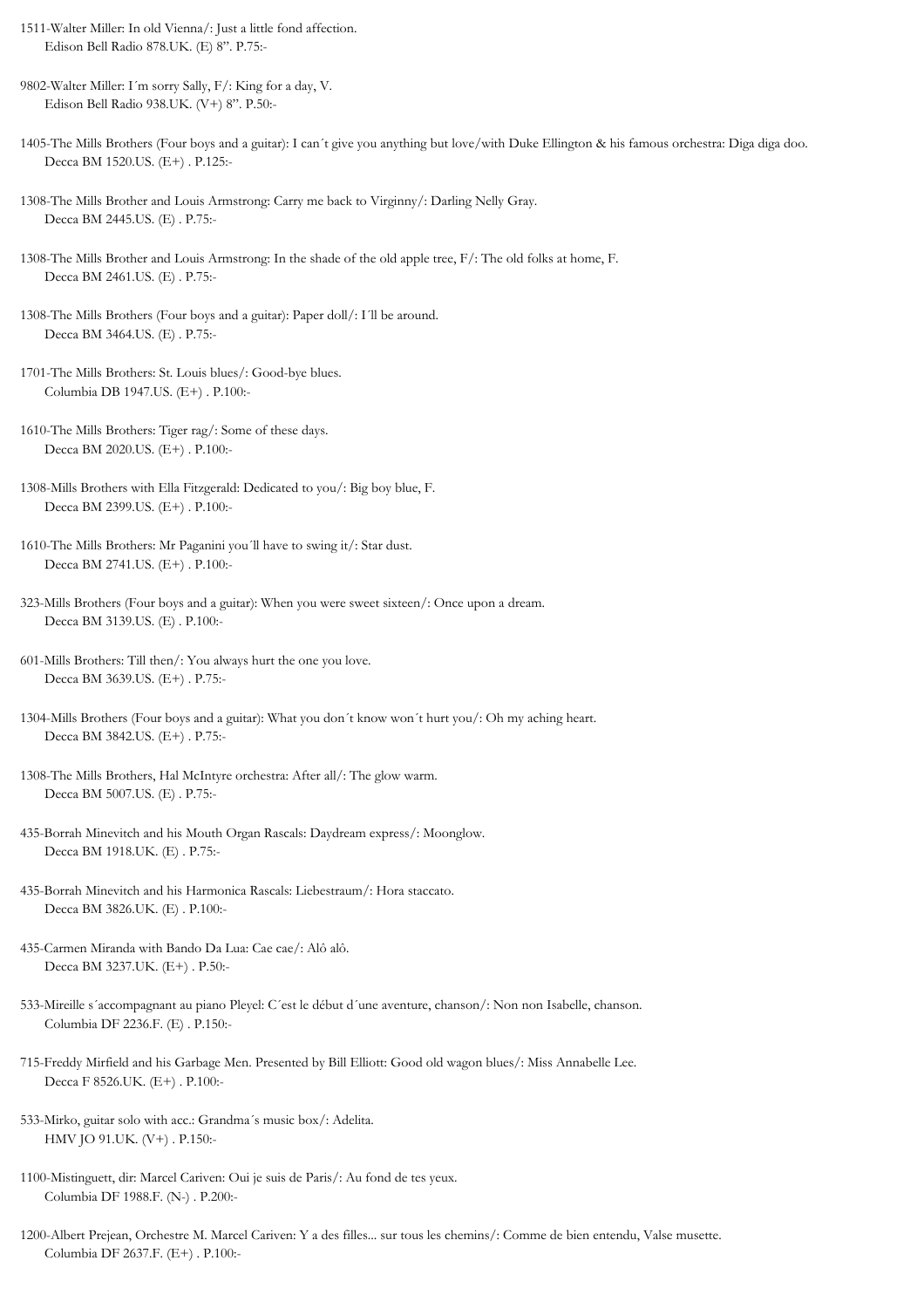1511-Walter Miller: In old Vienna/: Just a little fond affection.
Edison Bell Radio 878.UK. (E) 8". P.75:-

9802-Walter Miller: I´m sorry Sally, F/: King for a day, V.
Edison Bell Radio 938.UK. (V+) 8". P.50:-

1405-The Mills Brothers (Four boys and a guitar): I can´t give you anything but love/with Duke Ellington & his famous orchestra: Diga diga doo.
Decca BM 1520.US. (E+) . P.125:-

1308-The Mills Brother and Louis Armstrong: Carry me back to Virginny/: Darling Nelly Gray.
Decca BM 2445.US. (E) . P.75:-

1308-The Mills Brother and Louis Armstrong: In the shade of the old apple tree, F/: The old folks at home, F.
Decca BM 2461.US. (E) . P.75:-

1308-The Mills Brothers (Four boys and a guitar): Paper doll/: I´ll be around.
Decca BM 3464.US. (E) . P.75:-

1701-The Mills Brothers: St. Louis blues/: Good-bye blues.
Columbia DB 1947.US. (E+) . P.100:-

1610-The Mills Brothers: Tiger rag/: Some of these days.
Decca BM 2020.US. (E+) . P.100:-

1308-Mills Brothers with Ella Fitzgerald: Dedicated to you/: Big boy blue, F.
Decca BM 2399.US. (E+) . P.100:-

1610-The Mills Brothers: Mr Paganini you´ll have to swing it/: Star dust.
Decca BM 2741.US. (E+) . P.100:-

323-Mills Brothers (Four boys and a guitar): When you were sweet sixteen/: Once upon a dream.
Decca BM 3139.US. (E) . P.100:-

601-Mills Brothers: Till then/: You always hurt the one you love.
Decca BM 3639.US. (E+) . P.75:-

1304-Mills Brothers (Four boys and a guitar): What you don´t know won´t hurt you/: Oh my aching heart.
Decca BM 3842.US. (E+) . P.75:-

1308-The Mills Brothers, Hal McIntyre orchestra: After all/: The glow warm.
Decca BM 5007.US. (E) . P.75:-

435-Borrah Minevitch and his Mouth Organ Rascals: Daydream express/: Moonglow.
Decca BM 1918.UK. (E) . P.75:-

435-Borrah Minevitch and his Harmonica Rascals: Liebestraum/: Hora staccato.
Decca BM 3826.UK. (E) . P.100:-

435-Carmen Miranda with Bando Da Lua: Cae cae/: Alô alô.
Decca BM 3237.UK. (E+) . P.50:-

533-Mireille s´accompagnant au piano Pleyel: C´est le début d´une aventure, chanson/: Non non Isabelle, chanson.
Columbia DF 2236.F. (E) . P.150:-

715-Freddy Mirfield and his Garbage Men. Presented by Bill Elliott: Good old wagon blues/: Miss Annabelle Lee.
Decca F 8526.UK. (E+) . P.100:-

533-Mirko, guitar solo with acc.: Grandma´s music box/: Adelita.
HMV JO 91.UK. (V+) . P.150:-

1100-Mistinguett, dir: Marcel Cariven: Oui je suis de Paris/: Au fond de tes yeux.
Columbia DF 1988.F. (N-) . P.200:-

1200-Albert Prejean, Orchestre M. Marcel Cariven: Y a des filles... sur tous les chemins/: Comme de bien entendu, Valse musette.
Columbia DF 2637.F. (E+) . P.100:-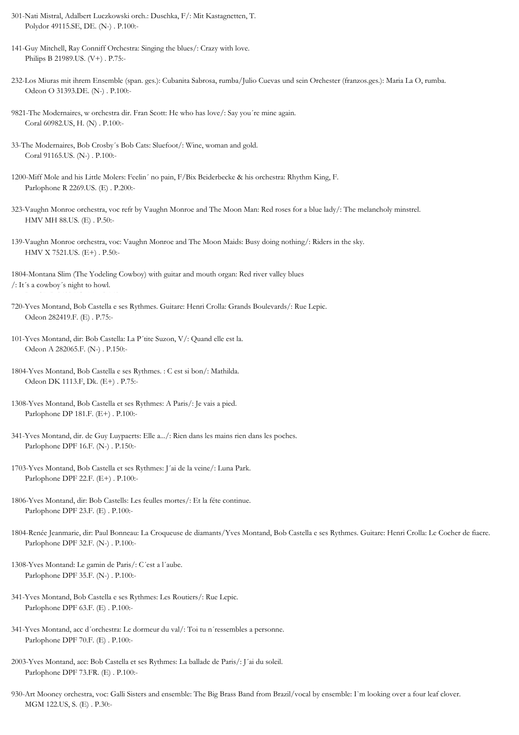301-Nati Mistral, Adalbert Luczkowski orch.: Duschka, F/: Mit Kastagnetten, T.
Polydor 49115.SE, DE. (N-) . P.100:-

141-Guy Mitchell, Ray Conniff Orchestra: Singing the blues/: Crazy with love.
Philips B 21989.US. (V+) . P.75:-

232-Los Miuras mit ihrem Ensemble (span. ges.): Cubanita Sabrosa, rumba/Julio Cuevas und sein Orchester (franzos.ges.): Maria La O, rumba.
Odeon O 31393.DE. (N-) . P.100:-

9821-The Modernaires, w orchestra dir. Fran Scott: He who has love/: Say you´re mine again.
Coral 60982.US, H. (N) . P.100:-

33-The Modernaires, Bob Crosby´s Bob Cats: Sluefoot/: Wine, woman and gold.
Coral 91165.US. (N-) . P.100:-

1200-Miff Mole and his Little Molers: Feelin´ no pain, F/Bix Beiderbecke & his orchestra: Rhythm King, F.
Parlophone R 2269.US. (E) . P.200:-

323-Vaughn Monroe orchestra, voc refr by Vaughn Monroe and The Moon Man: Red roses for a blue lady/: The melancholy minstrel.
HMV MH 88.US. (E) . P.50:-

139-Vaughn Monroe orchestra, voc: Vaughn Monroe and The Moon Maids: Busy doing nothing/: Riders in the sky.
HMV X 7521.US. (E+) . P.50:-

1804-Montana Slim (The Yodeling Cowboy) with guitar and mouth organ: Red river valley blues
/: It´s a cowboy´s night to howl.

720-Yves Montand, Bob Castella e ses Rythmes. Guitare: Henri Crolla: Grands Boulevards/: Rue Lepic.
Odeon 282419.F. (E) . P.75:-

101-Yves Montand, dir: Bob Castella: La P´tite Suzon, V/: Quand elle est la.
Odeon A 282065.F. (N-) . P.150:-

1804-Yves Montand, Bob Castella e ses Rythmes. : C est si bon/: Mathilda.
Odeon DK 1113.F, Dk. (E+) . P.75:-

1308-Yves Montand, Bob Castella et ses Rythmes: A Paris/: Je vais a pied.
Parlophone DP 181.F. (E+) . P.100:-

341-Yves Montand, dir. de Guy Luypaerts: Elle a.../: Rien dans les mains rien dans les poches.
Parlophone DPF 16.F. (N-) . P.150:-

1703-Yves Montand, Bob Castella et ses Rythmes: J´ai de la veine/: Luna Park.
Parlophone DPF 22.F. (E+) . P.100:-

1806-Yves Montand, dir: Bob Castells: Les feulles mortes/: Et la féte continue.
Parlophone DPF 23.F. (E) . P.100:-

1804-Renée Jeanmarie, dir: Paul Bonneau: La Croqueuse de diamants/Yves Montand, Bob Castella e ses Rythmes. Guitare: Henri Crolla: Le Cocher de fiacre.
Parlophone DPF 32.F. (N-) . P.100:-

1308-Yves Montand: Le gamin de Paris/: C´est a l´aube.
Parlophone DPF 35.F. (N-) . P.100:-

341-Yves Montand, Bob Castella e ses Rythmes: Les Routiers/: Rue Lepic.
Parlophone DPF 63.F. (E) . P.100:-

341-Yves Montand, acc d´orchestra: Le dormeur du val/: Toi tu n´ressembles a personne.
Parlophone DPF 70.F. (E) . P.100:-

2003-Yves Montand, acc: Bob Castella et ses Rythmes: La ballade de Paris/: J´ai du soleil.
Parlophone DPF 73.FR. (E) . P.100:-

930-Art Mooney orchestra, voc: Galli Sisters and ensemble: The Big Brass Band from Brazil/vocal by ensemble: I`m looking over a four leaf clover.
MGM 122.US, S. (E) . P.30:-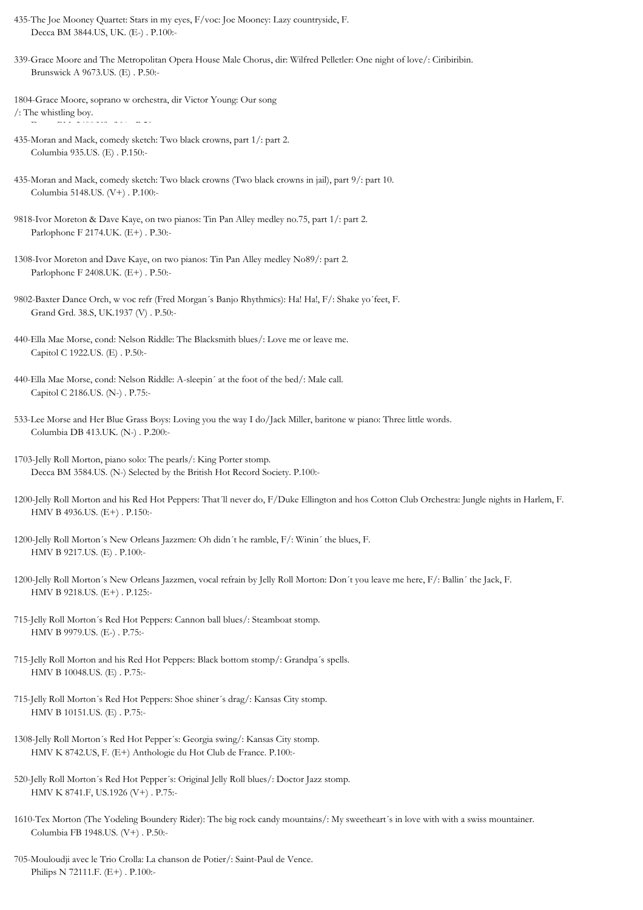435-The Joe Mooney Quartet: Stars in my eyes, F/voc: Joe Mooney: Lazy countryside, F.
Decca BM 3844.US, UK. (E-) . P.100:-

339-Grace Moore and The Metropolitan Opera House Male Chorus, dir: Wilfred Pelletler: One night of love/: Ciribiribin.
Brunswick A 9673.US. (E) . P.50:-

1804-Grace Moore, soprano w orchestra, dir Victor Young: Our song
/: The whistling boy.

435-Moran and Mack, comedy sketch: Two black crowns, part 1/: part 2.
Columbia 935.US. (E) . P.150:-

435-Moran and Mack, comedy sketch: Two black crowns (Two black crowns in jail), part 9/: part 10.
Columbia 5148.US. (V+) . P.100:-

9818-Ivor Moreton & Dave Kaye, on two pianos: Tin Pan Alley medley no.75, part 1/: part 2.
Parlophone F 2174.UK. (E+) . P.30:-

1308-Ivor Moreton and Dave Kaye, on two pianos: Tin Pan Alley medley No89/: part 2.
Parlophone F 2408.UK. (E+) . P.50:-

9802-Baxter Dance Orch, w voc refr (Fred Morgan´s Banjo Rhythmics): Ha! Ha!, F/: Shake yo´feet, F.
Grand Grd. 38.S, UK.1937 (V) . P.50:-

440-Ella Mae Morse, cond: Nelson Riddle: The Blacksmith blues/: Love me or leave me.
Capitol C 1922.US. (E) . P.50:-

440-Ella Mae Morse, cond: Nelson Riddle: A-sleepin´ at the foot of the bed/: Male call.
Capitol C 2186.US. (N-) . P.75:-

533-Lee Morse and Her Blue Grass Boys: Loving you the way I do/Jack Miller, baritone w piano: Three little words.
Columbia DB 413.UK. (N-) . P.200:-

1703-Jelly Roll Morton, piano solo: The pearls/: King Porter stomp.
Decca BM 3584.US. (N-) Selected by the British Hot Record Society. P.100:-

1200-Jelly Roll Morton and his Red Hot Peppers: That´ll never do, F/Duke Ellington and hos Cotton Club Orchestra: Jungle nights in Harlem, F.
HMV B 4936.US. (E+) . P.150:-

1200-Jelly Roll Morton´s New Orleans Jazzmen: Oh didn´t he ramble, F/: Winin´ the blues, F.
HMV B 9217.US. (E) . P.100:-

1200-Jelly Roll Morton´s New Orleans Jazzmen, vocal refrain by Jelly Roll Morton: Don´t you leave me here, F/: Ballin´ the Jack, F.
HMV B 9218.US. (E+) . P.125:-

715-Jelly Roll Morton´s Red Hot Peppers: Cannon ball blues/: Steamboat stomp.
HMV B 9979.US. (E-) . P.75:-

715-Jelly Roll Morton and his Red Hot Peppers: Black bottom stomp/: Grandpa´s spells.
HMV B 10048.US. (E) . P.75:-

715-Jelly Roll Morton´s Red Hot Peppers: Shoe shiner´s drag/: Kansas City stomp.
HMV B 10151.US. (E) . P.75:-

1308-Jelly Roll Morton´s Red Hot Pepper´s: Georgia swing/: Kansas City stomp.
HMV K 8742.US, F. (E+) Anthologie du Hot Club de France. P.100:-

520-Jelly Roll Morton´s Red Hot Pepper´s: Original Jelly Roll blues/: Doctor Jazz stomp.
HMV K 8741.F, US.1926 (V+) . P.75:-

1610-Tex Morton (The Yodeling Boundery Rider): The big rock candy mountains/: My sweetheart´s in love with with a swiss mountainer.
Columbia FB 1948.US. (V+) . P.50:-

705-Mouloudji avec le Trio Crolla: La chanson de Potier/: Saint-Paul de Vence.
Philips N 72111.F. (E+) . P.100:-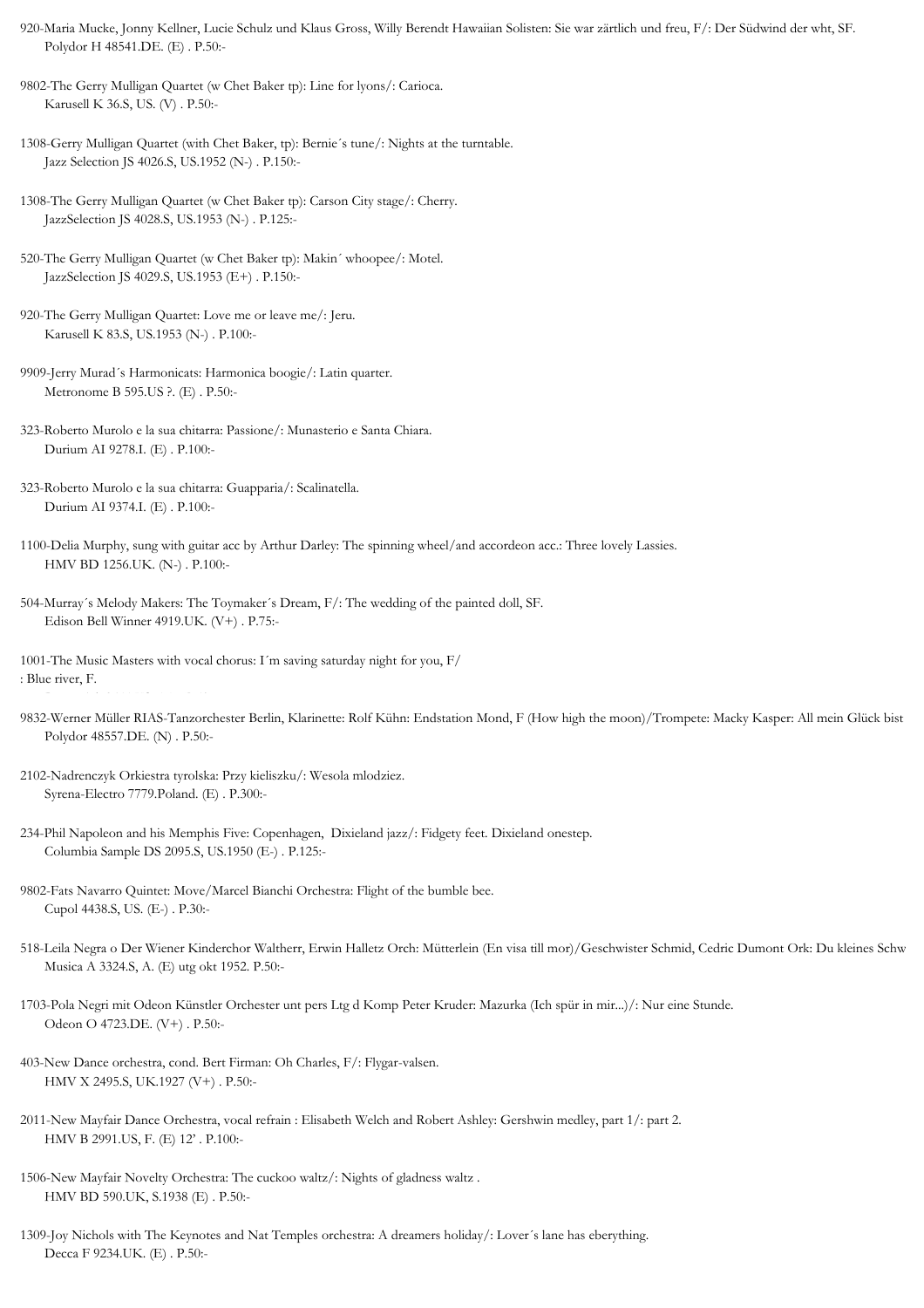920-Maria Mucke, Jonny Kellner, Lucie Schulz und Klaus Gross, Willy Berendt Hawaiian Solisten: Sie war zärtlich und freu, F/: Der Südwind der wht, SF.
Polydor H 48541.DE. (E) . P.50:-

9802-The Gerry Mulligan Quartet (w Chet Baker tp): Line for lyons/: Carioca.
Karusell K 36.S, US. (V) . P.50:-

1308-Gerry Mulligan Quartet (with Chet Baker, tp): Bernie´s tune/: Nights at the turntable.
Jazz Selection JS 4026.S, US.1952 (N-) . P.150:-

1308-The Gerry Mulligan Quartet (w Chet Baker tp): Carson City stage/: Cherry.
JazzSelection JS 4028.S, US.1953 (N-) . P.125:-

520-The Gerry Mulligan Quartet (w Chet Baker tp): Makin´ whoopee/: Motel.
JazzSelection JS 4029.S, US.1953 (E+) . P.150:-

920-The Gerry Mulligan Quartet: Love me or leave me/: Jeru.
Karusell K 83.S, US.1953 (N-) . P.100:-

9909-Jerry Murad´s Harmonicats: Harmonica boogie/: Latin quarter.
Metronome B 595.US ?. (E) . P.50:-

323-Roberto Murolo e la sua chitarra: Passione/: Munasterio e Santa Chiara.
Durium AI 9278.I. (E) . P.100:-

323-Roberto Murolo e la sua chitarra: Guapparia/: Scalinatella.
Durium AI 9374.I. (E) . P.100:-

1100-Delia Murphy, sung with guitar acc by Arthur Darley: The spinning wheel/and accordeon acc.: Three lovely Lassies.
HMV BD 1256.UK. (N-) . P.100:-

504-Murray´s Melody Makers: The Toymaker´s Dream, F/: The wedding of the painted doll, SF.
Edison Bell Winner 4919.UK. (V+) . P.75:-

1001-The Music Masters with vocal chorus: I´m saving saturday night for you, F/
: Blue river, F.

9832-Werner Müller RIAS-Tanzorchester Berlin, Klarinette: Rolf Kühn: Endstation Mond, F (How high the moon)/Trompete: Macky Kasper: All mein Glück bist
Polydor 48557.DE. (N) . P.50:-

2102-Nadrenczyk Orkiestra tyrolska: Przy kieliszku/: Wesola mlodziez.
Syrena-Electro 7779.Poland. (E) . P.300:-

234-Phil Napoleon and his Memphis Five: Copenhagen, Dixieland jazz/: Fidgety feet. Dixieland onestep.
Columbia Sample DS 2095.S, US.1950 (E-) . P.125:-

9802-Fats Navarro Quintet: Move/Marcel Bianchi Orchestra: Flight of the bumble bee.
Cupol 4438.S, US. (E-) . P.30:-

518-Leila Negra o Der Wiener Kinderchor Waltherr, Erwin Halletz Orch: Mütterlein (En visa till mor)/Geschwister Schmid, Cedric Dumont Ork: Du kleines Schw
Musica A 3324.S, A. (E) utg okt 1952. P.50:-

1703-Pola Negri mit Odeon Künstler Orchester unt pers Ltg d Komp Peter Kruder: Mazurka (Ich spür in mir...)/: Nur eine Stunde.
Odeon O 4723.DE. (V+) . P.50:-

403-New Dance orchestra, cond. Bert Firman: Oh Charles, F/: Flygar-valsen.
HMV X 2495.S, UK.1927 (V+) . P.50:-

2011-New Mayfair Dance Orchestra, vocal refrain : Elisabeth Welch and Robert Ashley: Gershwin medley, part 1/: part 2.
HMV B 2991.US, F. (E) 12' . P.100:-

1506-New Mayfair Novelty Orchestra: The cuckoo waltz/: Nights of gladness waltz .
HMV BD 590.UK, S.1938 (E) . P.50:-

1309-Joy Nichols with The Keynotes and Nat Temples orchestra: A dreamers holiday/: Lover´s lane has eberything.
Decca F 9234.UK. (E) . P.50:-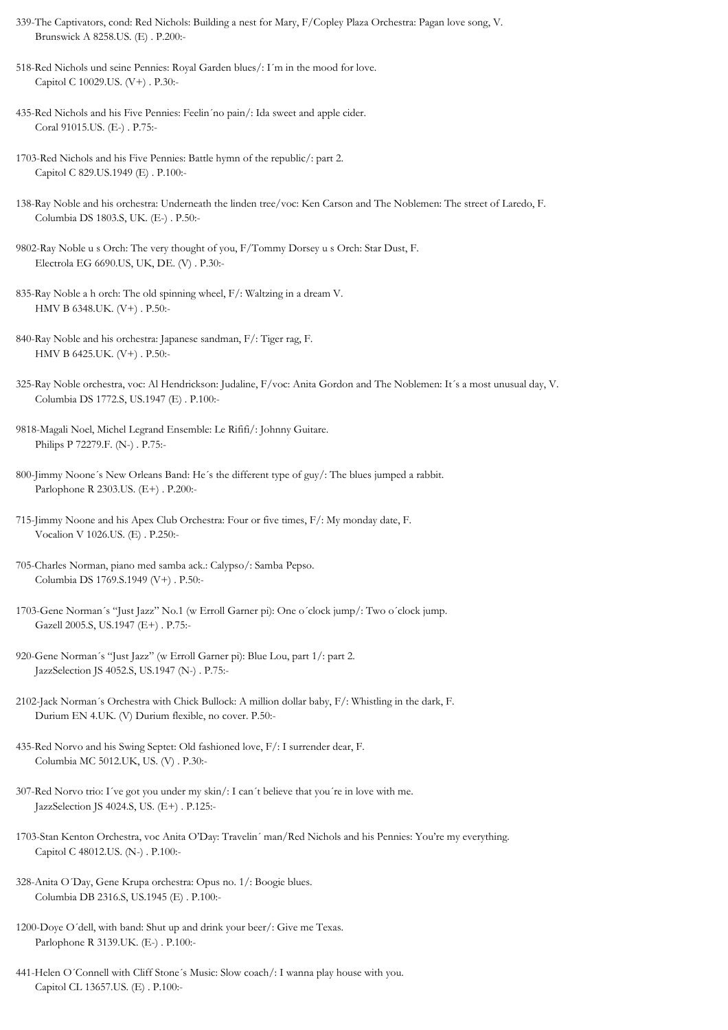339-The Captivators, cond: Red Nichols: Building a nest for Mary, F/Copley Plaza Orchestra: Pagan love song, V.
Brunswick A 8258.US. (E) . P.200:-

518-Red Nichols und seine Pennies: Royal Garden blues/: I´m in the mood for love.
Capitol C 10029.US. (V+) . P.30:-

435-Red Nichols and his Five Pennies: Feelin´no pain/: Ida sweet and apple cider.
Coral 91015.US. (E-) . P.75:-

1703-Red Nichols and his Five Pennies: Battle hymn of the republic/: part 2.
Capitol C 829.US.1949 (E) . P.100:-

138-Ray Noble and his orchestra: Underneath the linden tree/voc: Ken Carson and The Noblemen: The street of Laredo, F.
Columbia DS 1803.S, UK. (E-) . P.50:-

9802-Ray Noble u s Orch: The very thought of you, F/Tommy Dorsey u s Orch: Star Dust, F.
Electrola EG 6690.US, UK, DE. (V) . P.30:-

835-Ray Noble a h orch: The old spinning wheel, F/: Waltzing in a dream V.
HMV B 6348.UK. (V+) . P.50:-

840-Ray Noble and his orchestra: Japanese sandman, F/: Tiger rag, F.
HMV B 6425.UK. (V+) . P.50:-

325-Ray Noble orchestra, voc: Al Hendrickson: Judaline, F/voc: Anita Gordon and The Noblemen: It´s a most unusual day, V.
Columbia DS 1772.S, US.1947 (E) . P.100:-

9818-Magali Noel, Michel Legrand Ensemble: Le Rififi/: Johnny Guitare.
Philips P 72279.F. (N-) . P.75:-

800-Jimmy Noone´s New Orleans Band: He´s the different type of guy/: The blues jumped a rabbit.
Parlophone R 2303.US. (E+) . P.200:-

715-Jimmy Noone and his Apex Club Orchestra: Four or five times, F/: My monday date, F.
Vocalion V 1026.US. (E) . P.250:-

705-Charles Norman, piano med samba ack.: Calypso/: Samba Pepso.
Columbia DS 1769.S.1949 (V+) . P.50:-

1703-Gene Norman´s "Just Jazz" No.1 (w Erroll Garner pi): One o´clock jump/: Two o´clock jump.
Gazell 2005.S, US.1947 (E+) . P.75:-

920-Gene Norman´s "Just Jazz" (w Erroll Garner pi): Blue Lou, part 1/: part 2.
JazzSelection JS 4052.S, US.1947 (N-) . P.75:-

2102-Jack Norman´s Orchestra with Chick Bullock: A million dollar baby, F/: Whistling in the dark, F.
Durium EN 4.UK. (V) Durium flexible, no cover. P.50:-

435-Red Norvo and his Swing Septet: Old fashioned love, F/: I surrender dear, F.
Columbia MC 5012.UK, US. (V) . P.30:-

307-Red Norvo trio: I´ve got you under my skin/: I can´t believe that you´re in love with me.
JazzSelection JS 4024.S, US. (E+) . P.125:-

1703-Stan Kenton Orchestra, voc Anita O'Day: Travelin´ man/Red Nichols and his Pennies: You're my everything.
Capitol C 48012.US. (N-) . P.100:-

328-Anita O´Day, Gene Krupa orchestra: Opus no. 1/: Boogie blues.
Columbia DB 2316.S, US.1945 (E) . P.100:-

1200-Doye O´dell, with band: Shut up and drink your beer/: Give me Texas.
Parlophone R 3139.UK. (E-) . P.100:-

441-Helen O´Connell with Cliff Stone´s Music: Slow coach/: I wanna play house with you.
Capitol CL 13657.US. (E) . P.100:-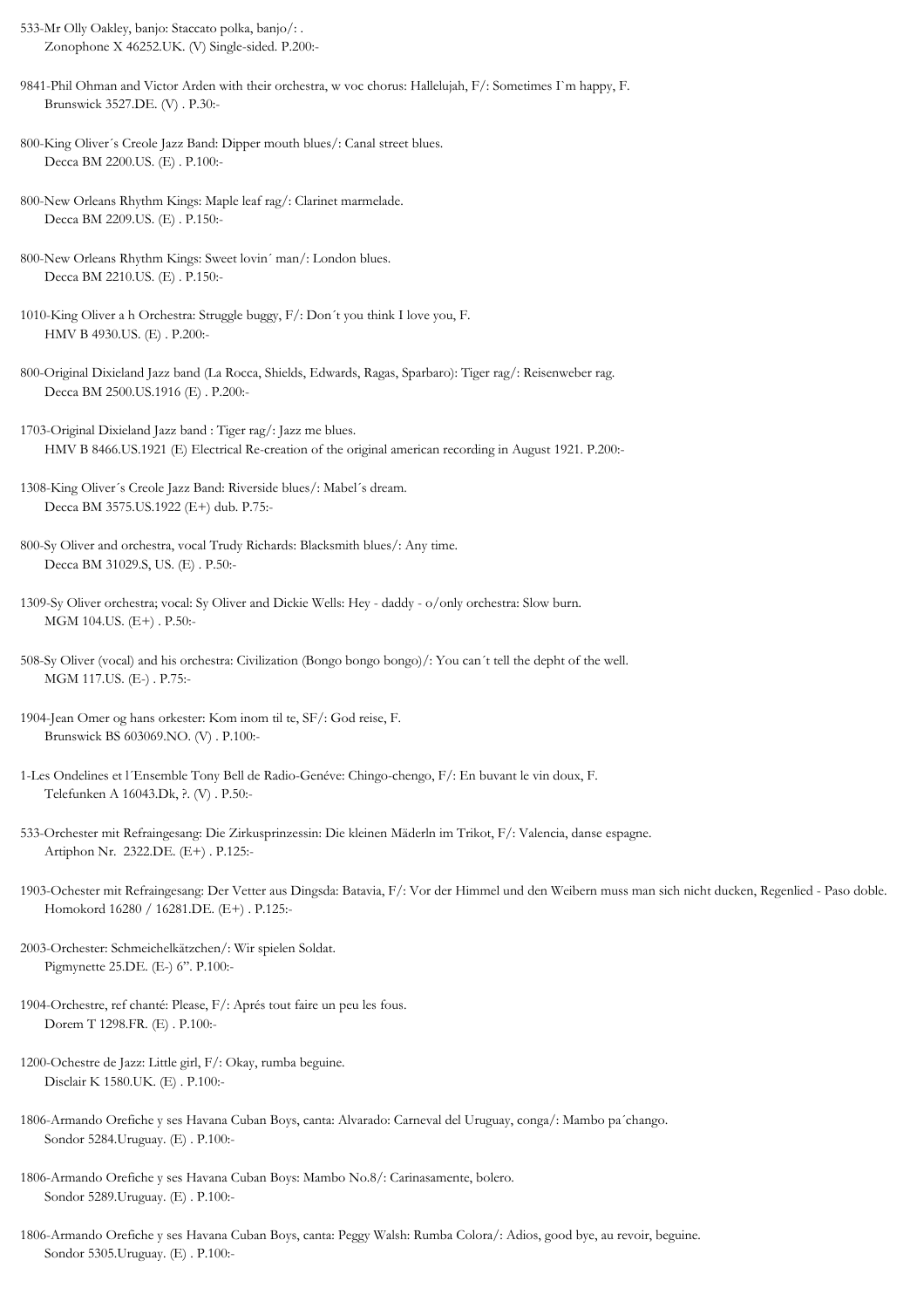533-Mr Olly Oakley, banjo: Staccato polka, banjo/: .
Zonophone X 46252.UK. (V) Single-sided. P.200:-

9841-Phil Ohman and Victor Arden with their orchestra, w voc chorus: Hallelujah, F/: Sometimes I`m happy, F.
Brunswick 3527.DE. (V) . P.30:-

800-King Oliver´s Creole Jazz Band: Dipper mouth blues/: Canal street blues.
Decca BM 2200.US. (E) . P.100:-

800-New Orleans Rhythm Kings: Maple leaf rag/: Clarinet marmelade.
Decca BM 2209.US. (E) . P.150:-

800-New Orleans Rhythm Kings: Sweet lovin´ man/: London blues.
Decca BM 2210.US. (E) . P.150:-

1010-King Oliver a h Orchestra: Struggle buggy, F/: Don´t you think I love you, F.
HMV B 4930.US. (E) . P.200:-

800-Original Dixieland Jazz band (La Rocca, Shields, Edwards, Ragas, Sparbaro): Tiger rag/: Reisenweber rag.
Decca BM 2500.US.1916 (E) . P.200:-

1703-Original Dixieland Jazz band : Tiger rag/: Jazz me blues.
HMV B 8466.US.1921 (E) Electrical Re-creation of the original american recording in August 1921. P.200:-

1308-King Oliver´s Creole Jazz Band: Riverside blues/: Mabel´s dream.
Decca BM 3575.US.1922 (E+) dub. P.75:-

800-Sy Oliver and orchestra, vocal Trudy Richards: Blacksmith blues/: Any time.
Decca BM 31029.S, US. (E) . P.50:-

1309-Sy Oliver orchestra; vocal: Sy Oliver and Dickie Wells: Hey - daddy - o/only orchestra: Slow burn.
MGM 104.US. (E+) . P.50:-

508-Sy Oliver (vocal) and his orchestra: Civilization (Bongo bongo bongo)/: You can´t tell the depht of the well.
MGM 117.US. (E-) . P.75:-

1904-Jean Omer og hans orkester: Kom inom til te, SF/: God reise, F.
Brunswick BS 603069.NO. (V) . P.100:-

1-Les Ondelines et l´Ensemble Tony Bell de Radio-Genéve: Chingo-chengo, F/: En buvant le vin doux, F.
Telefunken A 16043.Dk, ?. (V) . P.50:-

533-Orchester mit Refraingesang: Die Zirkusprinzessin: Die kleinen Mäderln im Trikot, F/: Valencia, danse espagne.
Artiphon Nr. 2322.DE. (E+) . P.125:-

1903-Ochester mit Refraingesang: Der Vetter aus Dingsda: Batavia, F/: Vor der Himmel und den Weibern muss man sich nicht ducken, Regenlied - Paso doble.
Homokord 16280 / 16281.DE. (E+) . P.125:-

2003-Orchester: Schmeichelkätzchen/: Wir spielen Soldat.
Pigmynette 25.DE. (E-) 6". P.100:-

1904-Orchestre, ref chanté: Please, F/: Aprés tout faire un peu les fous.
Dorem T 1298.FR. (E) . P.100:-

1200-Ochestre de Jazz: Little girl, F/: Okay, rumba beguine.
Disclair K 1580.UK. (E) . P.100:-

1806-Armando Orefiche y ses Havana Cuban Boys, canta: Alvarado: Carneval del Uruguay, conga/: Mambo pa´chango.
Sondor 5284.Uruguay. (E) . P.100:-

1806-Armando Orefiche y ses Havana Cuban Boys: Mambo No.8/: Carinasamente, bolero.
Sondor 5289.Uruguay. (E) . P.100:-

1806-Armando Orefiche y ses Havana Cuban Boys, canta: Peggy Walsh: Rumba Colora/: Adios, good bye, au revoir, beguine.
Sondor 5305.Uruguay. (E) . P.100:-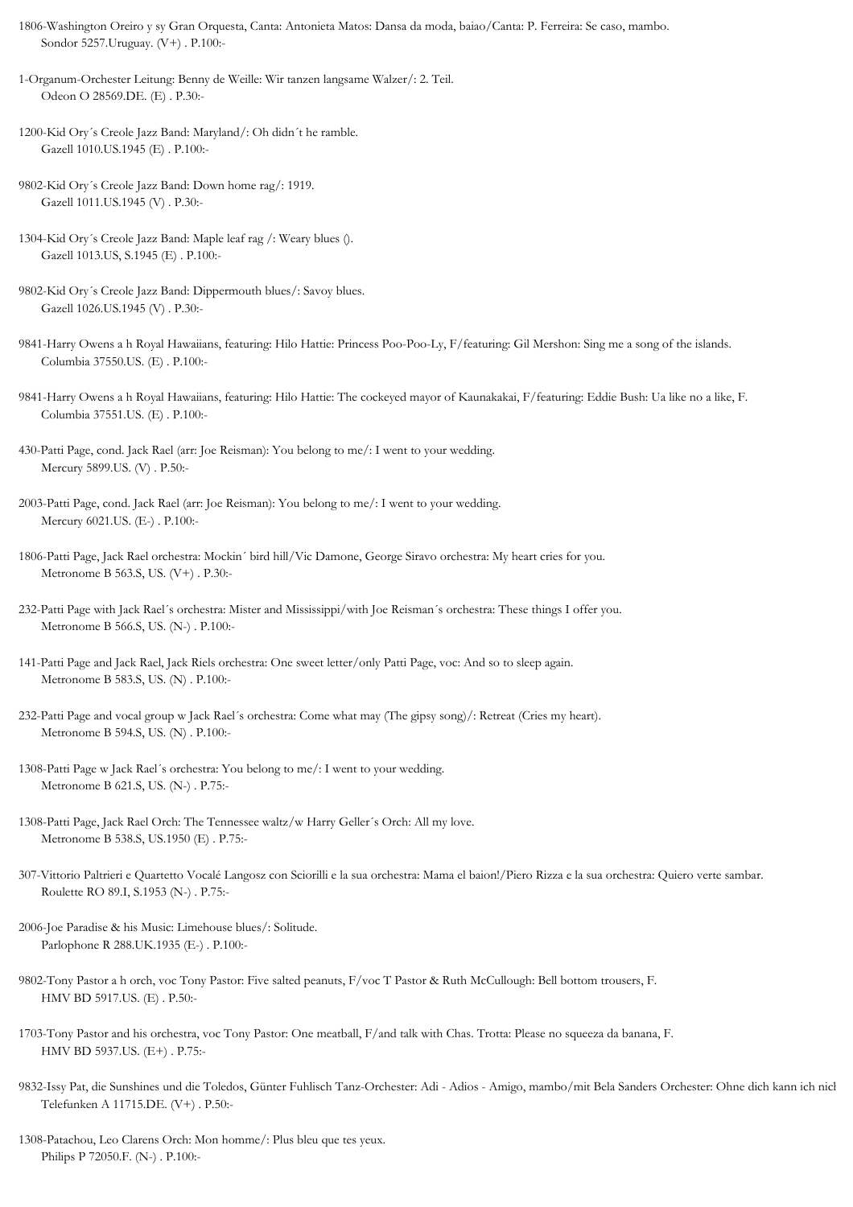1806-Washington Oreiro y sy Gran Orquesta, Canta: Antonieta Matos: Dansa da moda, baiao/Canta: P. Ferreira: Se caso, mambo.
Sondor 5257.Uruguay. (V+) . P.100:-

1-Organum-Orchester Leitung: Benny de Weille: Wir tanzen langsame Walzer/: 2. Teil.
Odeon O 28569.DE. (E) . P.30:-

1200-Kid Ory´s Creole Jazz Band: Maryland/: Oh didn´t he ramble.
Gazell 1010.US.1945 (E) . P.100:-

9802-Kid Ory´s Creole Jazz Band: Down home rag/: 1919.
Gazell 1011.US.1945 (V) . P.30:-

1304-Kid Ory´s Creole Jazz Band: Maple leaf rag /: Weary blues ().
Gazell 1013.US, S.1945 (E) . P.100:-

9802-Kid Ory´s Creole Jazz Band: Dippermouth blues/: Savoy blues.
Gazell 1026.US.1945 (V) . P.30:-

9841-Harry Owens a h Royal Hawaiians, featuring: Hilo Hattie: Princess Poo-Poo-Ly, F/featuring: Gil Mershon: Sing me a song of the islands.
Columbia 37550.US. (E) . P.100:-

9841-Harry Owens a h Royal Hawaiians, featuring: Hilo Hattie: The cockeyed mayor of Kaunakakai, F/featuring: Eddie Bush: Ua like no a like, F.
Columbia 37551.US. (E) . P.100:-

430-Patti Page, cond. Jack Rael (arr: Joe Reisman): You belong to me/: I went to your wedding.
Mercury 5899.US. (V) . P.50:-

2003-Patti Page, cond. Jack Rael (arr: Joe Reisman): You belong to me/: I went to your wedding.
Mercury 6021.US. (E-) . P.100:-

1806-Patti Page, Jack Rael orchestra: Mockin´ bird hill/Vic Damone, George Siravo orchestra: My heart cries for you.
Metronome B 563.S, US. (V+) . P.30:-

232-Patti Page with Jack Rael´s orchestra: Mister and Mississippi/with Joe Reisman´s orchestra: These things I offer you.
Metronome B 566.S, US. (N-) . P.100:-

141-Patti Page and Jack Rael, Jack Riels orchestra: One sweet letter/only Patti Page, voc: And so to sleep again.
Metronome B 583.S, US. (N) . P.100:-

232-Patti Page and vocal group w Jack Rael´s orchestra: Come what may (The gipsy song)/: Retreat (Cries my heart).
Metronome B 594.S, US. (N) . P.100:-

1308-Patti Page w Jack Rael´s orchestra: You belong to me/: I went to your wedding.
Metronome B 621.S, US. (N-) . P.75:-

1308-Patti Page, Jack Rael Orch: The Tennessee waltz/w Harry Geller´s Orch: All my love.
Metronome B 538.S, US.1950 (E) . P.75:-

307-Vittorio Paltrieri e Quartetto Vocalé Langosz con Sciorilli e la sua orchestra: Mama el baion!/Piero Rizza e la sua orchestra: Quiero verte sambar.
Roulette RO 89.I, S.1953 (N-) . P.75:-

2006-Joe Paradise & his Music: Limehouse blues/: Solitude.
Parlophone R 288.UK.1935 (E-) . P.100:-

9802-Tony Pastor a h orch, voc Tony Pastor: Five salted peanuts, F/voc T Pastor & Ruth McCullough: Bell bottom trousers, F.
HMV BD 5917.US. (E) . P.50:-

1703-Tony Pastor and his orchestra, voc Tony Pastor: One meatball, F/and talk with Chas. Trotta: Please no squeeza da banana, F.
HMV BD 5937.US. (E+) . P.75:-

9832-Issy Pat, die Sunshines und die Toledos, Günter Fuhlisch Tanz-Orchester: Adi - Adios - Amigo, mambo/mit Bela Sanders Orchester: Ohne dich kann ich nicl
Telefunken A 11715.DE. (V+) . P.50:-

1308-Patachou, Leo Clarens Orch: Mon homme/: Plus bleu que tes yeux.
Philips P 72050.F. (N-) . P.100:-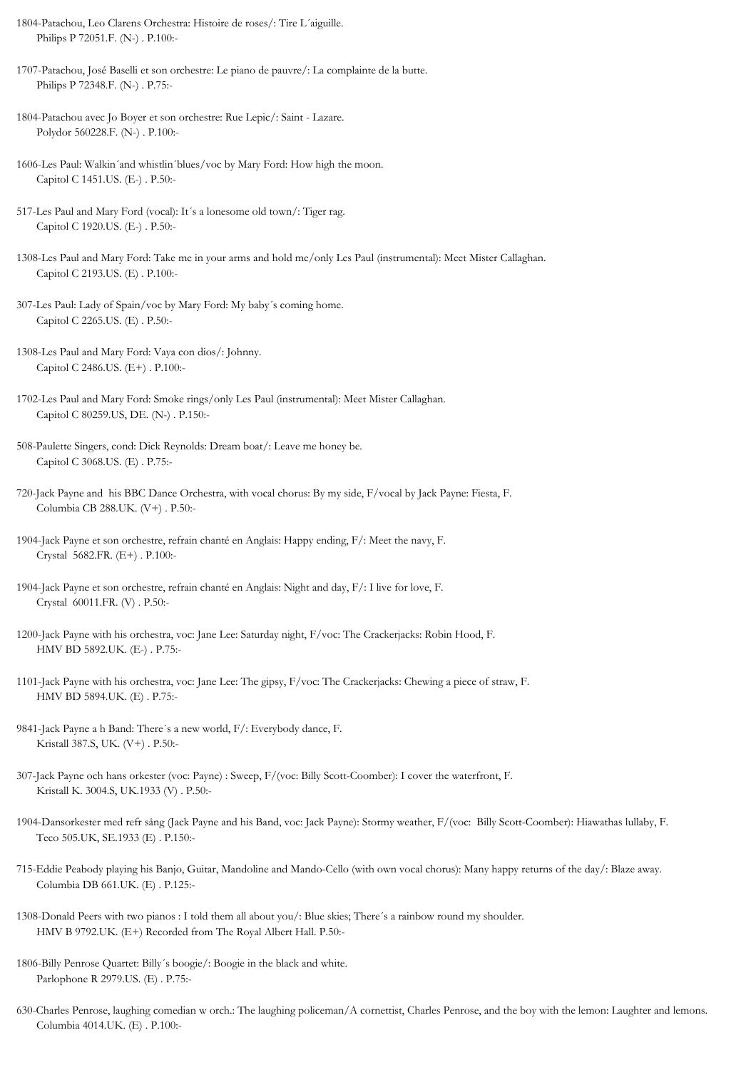1804-Patachou, Leo Clarens Orchestra: Histoire de roses/: Tire L´aiguille.
Philips P 72051.F. (N-) . P.100:-

1707-Patachou, José Baselli et son orchestre: Le piano de pauvre/: La complainte de la butte.
Philips P 72348.F. (N-) . P.75:-

1804-Patachou avec Jo Boyer et son orchestre: Rue Lepic/: Saint - Lazare.
Polydor 560228.F. (N-) . P.100:-

1606-Les Paul: Walkin´and whistlin´blues/voc by Mary Ford: How high the moon.
Capitol C 1451.US. (E-) . P.50:-

517-Les Paul and Mary Ford (vocal): It´s a lonesome old town/: Tiger rag.
Capitol C 1920.US. (E-) . P.50:-

1308-Les Paul and Mary Ford: Take me in your arms and hold me/only Les Paul (instrumental): Meet Mister Callaghan.
Capitol C 2193.US. (E) . P.100:-

307-Les Paul: Lady of Spain/voc by Mary Ford: My baby´s coming home.
Capitol C 2265.US. (E) . P.50:-

1308-Les Paul and Mary Ford: Vaya con dios/: Johnny.
Capitol C 2486.US. (E+) . P.100:-

1702-Les Paul and Mary Ford: Smoke rings/only Les Paul (instrumental): Meet Mister Callaghan.
Capitol C 80259.US, DE. (N-) . P.150:-

508-Paulette Singers, cond: Dick Reynolds: Dream boat/: Leave me honey be.
Capitol C 3068.US. (E) . P.75:-

720-Jack Payne and his BBC Dance Orchestra, with vocal chorus: By my side, F/vocal by Jack Payne: Fiesta, F.
Columbia CB 288.UK. (V+) . P.50:-

1904-Jack Payne et son orchestre, refrain chanté en Anglais: Happy ending, F/: Meet the navy, F.
Crystal 5682.FR. (E+) . P.100:-

1904-Jack Payne et son orchestre, refrain chanté en Anglais: Night and day, F/: I live for love, F.
Crystal 60011.FR. (V) . P.50:-

1200-Jack Payne with his orchestra, voc: Jane Lee: Saturday night, F/voc: The Crackerjacks: Robin Hood, F.
HMV BD 5892.UK. (E-) . P.75:-

1101-Jack Payne with his orchestra, voc: Jane Lee: The gipsy, F/voc: The Crackerjacks: Chewing a piece of straw, F.
HMV BD 5894.UK. (E) . P.75:-

9841-Jack Payne a h Band: There´s a new world, F/: Everybody dance, F.
Kristall 387.S, UK. (V+) . P.50:-

307-Jack Payne och hans orkester (voc: Payne) : Sweep, F/(voc: Billy Scott-Coomber): I cover the waterfront, F.
Kristall K. 3004.S, UK.1933 (V) . P.50:-

1904-Dansorkester med refr sång (Jack Payne and his Band, voc: Jack Payne): Stormy weather, F/(voc: Billy Scott-Coomber): Hiawathas lullaby, F.
Teco 505.UK, SE.1933 (E) . P.150:-

715-Eddie Peabody playing his Banjo, Guitar, Mandoline and Mando-Cello (with own vocal chorus): Many happy returns of the day/: Blaze away.
Columbia DB 661.UK. (E) . P.125:-

1308-Donald Peers with two pianos : I told them all about you/: Blue skies; There´s a rainbow round my shoulder.
HMV B 9792.UK. (E+) Recorded from The Royal Albert Hall. P.50:-

1806-Billy Penrose Quartet: Billy´s boogie/: Boogie in the black and white.
Parlophone R 2979.US. (E) . P.75:-

630-Charles Penrose, laughing comedian w orch.: The laughing policeman/A cornettist, Charles Penrose, and the boy with the lemon: Laughter and lemons.
Columbia 4014.UK. (E) . P.100:-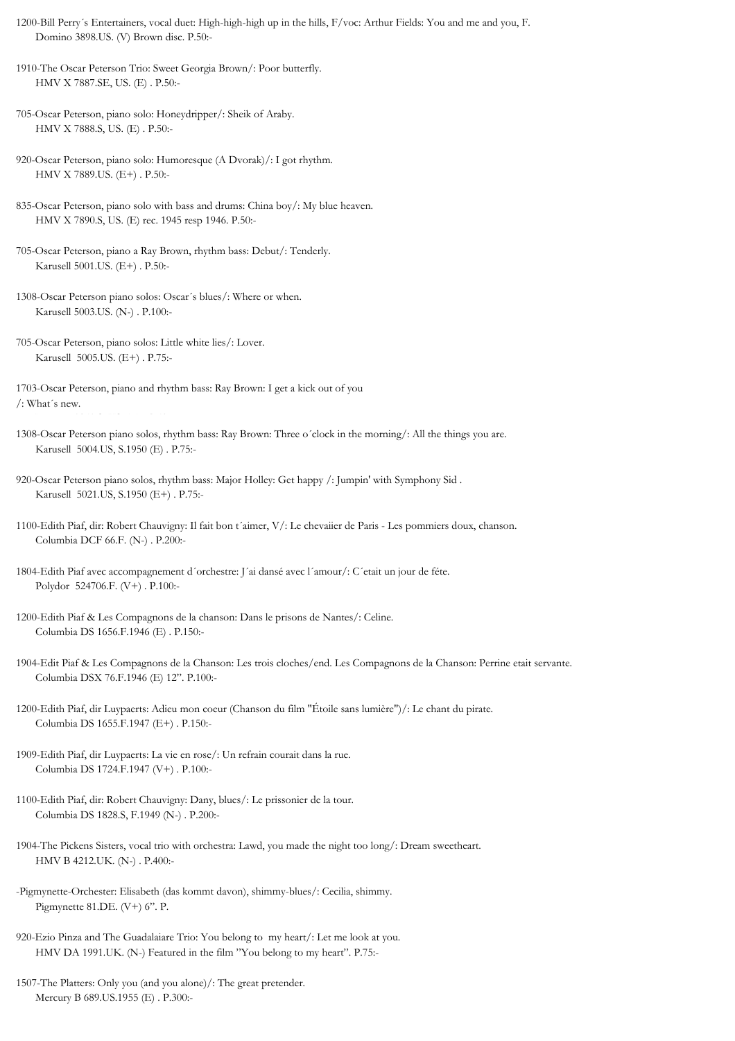1200-Bill Perry´s Entertainers, vocal duet: High-high-high up in the hills, F/voc: Arthur Fields: You and me and you, F.
Domino 3898.US. (V) Brown disc. P.50:-

1910-The Oscar Peterson Trio: Sweet Georgia Brown/: Poor butterfly.
HMV X 7887.SE, US. (E) . P.50:-

705-Oscar Peterson, piano solo: Honeydripper/: Sheik of Araby.
HMV X 7888.S, US. (E) . P.50:-

920-Oscar Peterson, piano solo: Humoresque (A Dvorak)/: I got rhythm.
HMV X 7889.US. (E+) . P.50:-

835-Oscar Peterson, piano solo with bass and drums: China boy/: My blue heaven.
HMV X 7890.S, US. (E) rec. 1945 resp 1946. P.50:-

705-Oscar Peterson, piano a Ray Brown, rhythm bass: Debut/: Tenderly.
Karusell 5001.US. (E+) . P.50:-

1308-Oscar Peterson piano solos: Oscar´s blues/: Where or when.
Karusell 5003.US. (N-) . P.100:-

705-Oscar Peterson, piano solos: Little white lies/: Lover.
Karusell 5005.US. (E+) . P.75:-

1703-Oscar Peterson, piano and rhythm bass: Ray Brown: I get a kick out of you
/: What´s new.

1308-Oscar Peterson piano solos, rhythm bass: Ray Brown: Three o´clock in the morning/: All the things you are.
Karusell 5004.US, S.1950 (E) . P.75:-

920-Oscar Peterson piano solos, rhythm bass: Major Holley: Get happy /: Jumpin' with Symphony Sid .
Karusell 5021.US, S.1950 (E+) . P.75:-

1100-Edith Piaf, dir: Robert Chauvigny: Il fait bon t´aimer, V/: Le chevaiier de Paris - Les pommiers doux, chanson.
Columbia DCF 66.F. (N-) . P.200:-

1804-Edith Piaf avec accompagnement d´orchestre: J´ai dansé avec l´amour/: C´etait un jour de féte.
Polydor 524706.F. (V+) . P.100:-

1200-Edith Piaf & Les Compagnons de la chanson: Dans le prisons de Nantes/: Celine.
Columbia DS 1656.F.1946 (E) . P.150:-

1904-Edit Piaf & Les Compagnons de la Chanson: Les trois cloches/end. Les Compagnons de la Chanson: Perrine etait servante.
Columbia DSX 76.F.1946 (E) 12". P.100:-

1200-Edith Piaf, dir Luypaerts: Adieu mon coeur (Chanson du film "Étoile sans lumière")/: Le chant du pirate.
Columbia DS 1655.F.1947 (E+) . P.150:-

1909-Edith Piaf, dir Luypaerts: La vie en rose/: Un refrain courait dans la rue.
Columbia DS 1724.F.1947 (V+) . P.100:-

1100-Edith Piaf, dir: Robert Chauvigny: Dany, blues/: Le prissonier de la tour.
Columbia DS 1828.S, F.1949 (N-) . P.200:-

1904-The Pickens Sisters, vocal trio with orchestra: Lawd, you made the night too long/: Dream sweetheart.
HMV B 4212.UK. (N-) . P.400:-

-Pigmynette-Orchester: Elisabeth (das kommt davon), shimmy-blues/: Cecilia, shimmy.
Pigmynette 81.DE. (V+) 6". P.

920-Ezio Pinza and The Guadalaiare Trio: You belong to my heart/: Let me look at you.
HMV DA 1991.UK. (N-) Featured in the film "You belong to my heart". P.75:-

1507-The Platters: Only you (and you alone)/: The great pretender.
Mercury B 689.US.1955 (E) . P.300:-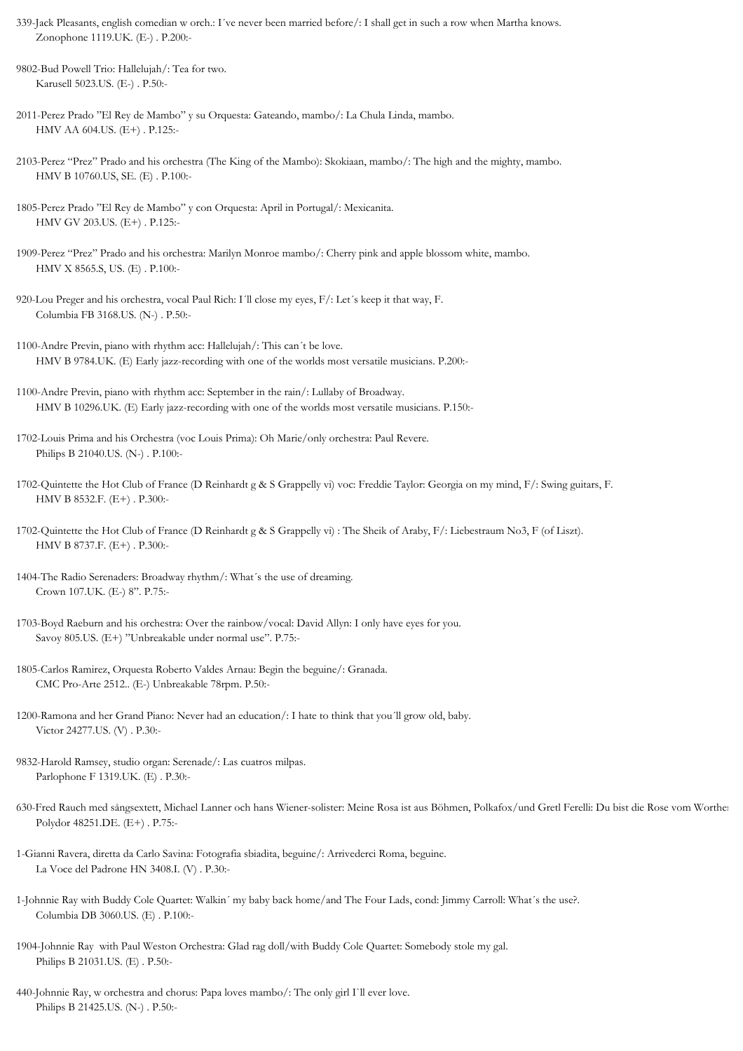339-Jack Pleasants, english comedian w orch.: I´ve never been married before/: I shall get in such a row when Martha knows.
Zonophone 1119.UK. (E-) . P.200:-

9802-Bud Powell Trio: Hallelujah/: Tea for two.
Karusell 5023.US. (E-) . P.50:-

2011-Perez Prado "El Rey de Mambo" y su Orquesta: Gateando, mambo/: La Chula Linda, mambo.
HMV AA 604.US. (E+) . P.125:-

2103-Perez "Prez" Prado and his orchestra (The King of the Mambo): Skokiaan, mambo/: The high and the mighty, mambo.
HMV B 10760.US, SE. (E) . P.100:-

1805-Perez Prado "El Rey de Mambo" y con Orquesta: April in Portugal/: Mexicanita.
HMV GV 203.US. (E+) . P.125:-

1909-Perez "Prez" Prado and his orchestra: Marilyn Monroe mambo/: Cherry pink and apple blossom white, mambo.
HMV X 8565.S, US. (E) . P.100:-

920-Lou Preger and his orchestra, vocal Paul Rich: I´ll close my eyes, F/: Let´s keep it that way, F.
Columbia FB 3168.US. (N-) . P.50:-

1100-Andre Previn, piano with rhythm acc: Hallelujah/: This can´t be love.
HMV B 9784.UK. (E) Early jazz-recording with one of the worlds most versatile musicians. P.200:-

1100-Andre Previn, piano with rhythm acc: September in the rain/: Lullaby of Broadway.
HMV B 10296.UK. (E) Early jazz-recording with one of the worlds most versatile musicians. P.150:-

1702-Louis Prima and his Orchestra (voc Louis Prima): Oh Marie/only orchestra: Paul Revere.
Philips B 21040.US. (N-) . P.100:-

1702-Quintette the Hot Club of France (D Reinhardt g & S Grappelly vi) voc: Freddie Taylor: Georgia on my mind, F/: Swing guitars, F.
HMV B 8532.F. (E+) . P.300:-

1702-Quintette the Hot Club of France (D Reinhardt g & S Grappelly vi) : The Sheik of Araby, F/: Liebestraum No3, F (of Liszt).
HMV B 8737.F. (E+) . P.300:-

1404-The Radio Serenaders: Broadway rhythm/: What´s the use of dreaming.
Crown 107.UK. (E-) 8". P.75:-

1703-Boyd Raeburn and his orchestra: Over the rainbow/vocal: David Allyn: I only have eyes for you.
Savoy 805.US. (E+) "Unbreakable under normal use". P.75:-

1805-Carlos Ramirez, Orquesta Roberto Valdes Arnau: Begin the beguine/: Granada.
CMC Pro-Arte 2512.. (E-) Unbreakable 78rpm. P.50:-

1200-Ramona and her Grand Piano: Never had an education/: I hate to think that you´ll grow old, baby.
Victor 24277.US. (V) . P.30:-

9832-Harold Ramsey, studio organ: Serenade/: Las cuatros milpas.
Parlophone F 1319.UK. (E) . P.30:-

630-Fred Rauch med sångsextett, Michael Lanner och hans Wiener-solister: Meine Rosa ist aus Böhmen, Polkafox/und Gretl Ferelli: Du bist die Rose vom Worther
Polydor 48251.DE. (E+) . P.75:-

1-Gianni Ravera, diretta da Carlo Savina: Fotografia sbiadita, beguine/: Arrivederci Roma, beguine.
La Voce del Padrone HN 3408.I. (V) . P.30:-

1-Johnnie Ray with Buddy Cole Quartet: Walkin´ my baby back home/and The Four Lads, cond: Jimmy Carroll: What´s the use?.
Columbia DB 3060.US. (E) . P.100:-

1904-Johnnie Ray with Paul Weston Orchestra: Glad rag doll/with Buddy Cole Quartet: Somebody stole my gal.
Philips B 21031.US. (E) . P.50:-

440-Johnnie Ray, w orchestra and chorus: Papa loves mambo/: The only girl I`ll ever love.
Philips B 21425.US. (N-) . P.50:-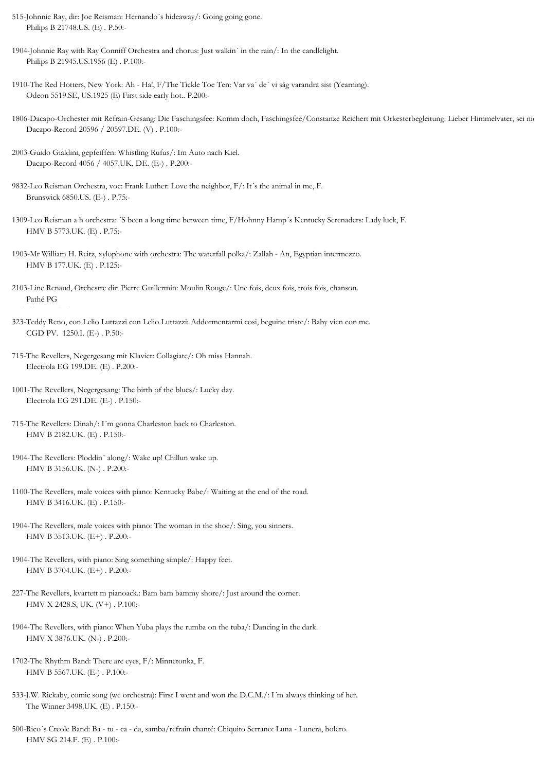515-Johnnie Ray, dir: Joe Reisman: Hernando´s hideaway/: Going going gone.
Philips B 21748.US. (E) . P.50:-

1904-Johnnie Ray with Ray Conniff Orchestra and chorus: Just walkin´ in the rain/: In the candlelight.
Philips B 21945.US.1956 (E) . P.100:-

1910-The Red Hotters, New York: Ah - Ha!, F/The Tickle Toe Ten: Var va´ de´ vi såg varandra sist (Yearning).
Odeon 5519.SE, US.1925 (E) First side early hot.. P.200:-

1806-Dacapo-Orchester mit Refrain-Gesang: Die Faschingsfee: Komm doch, Faschingsfee/Constanze Reichert mit Orkesterbegleitung: Lieber Himmelvater, sei nic
Dacapo-Record 20596 / 20597.DE. (V) . P.100:-

2003-Guido Gialdini, gepfeiffen: Whistling Rufus/: Im Auto nach Kiel.
Dacapo-Record 4056 / 4057.UK, DE. (E-) . P.200:-

9832-Leo Reisman Orchestra, voc: Frank Luther: Love the neighbor, F/: It´s the animal in me, F.
Brunswick 6850.US. (E-) . P.75:-

1309-Leo Reisman a h orchestra: ´S been a long time between time, F/Hohnny Hamp´s Kentucky Serenaders: Lady luck, F.
HMV B 5773.UK. (E) . P.75:-

1903-Mr William H. Reitz, xylophone with orchestra: The waterfall polka/: Zallah - An, Egyptian intermezzo.
HMV B 177.UK. (E) . P.125:-

2103-Line Renaud, Orchestre dir: Pierre Guillermin: Moulin Rouge/: Une fois, deux fois, trois fois, chanson.
Pathé PG

323-Teddy Reno, con Lelio Luttazzi con Lelio Luttazzi: Addormentarmi cosi, beguine triste/: Baby vien con me.
CGD PV. 1250.I. (E-) . P.50:-

715-The Revellers, Negergesang mit Klavier: Collagiate/: Oh miss Hannah.
Electrola EG 199.DE. (E) . P.200:-

1001-The Revellers, Negergesang: The birth of the blues/: Lucky day.
Electrola EG 291.DE. (E-) . P.150:-

715-The Revellers: Dinah/: I´m gonna Charleston back to Charleston.
HMV B 2182.UK. (E) . P.150:-

1904-The Revellers: Ploddin´ along/: Wake up! Chillun wake up.
HMV B 3156.UK. (N-) . P.200:-

1100-The Revellers, male voices with piano: Kentucky Babe/: Waiting at the end of the road.
HMV B 3416.UK. (E) . P.150:-

1904-The Revellers, male voices with piano: The woman in the shoe/: Sing, you sinners.
HMV B 3513.UK. (E+) . P.200:-

1904-The Revellers, with piano: Sing something simple/: Happy feet.
HMV B 3704.UK. (E+) . P.200:-

227-The Revellers, kvartett m pianoack.: Bam bam bammy shore/: Just around the corner.
HMV X 2428.S, UK. (V+) . P.100:-

1904-The Revellers, with piano: When Yuba plays the rumba on the tuba/: Dancing in the dark.
HMV X 3876.UK. (N-) . P.200:-

1702-The Rhythm Band: There are eyes, F/: Minnetonka, F.
HMV B 5567.UK. (E-) . P.100:-

533-J.W. Rickaby, comic song (we orchestra): First I went and won the D.C.M./: I´m always thinking of her.
The Winner 3498.UK. (E) . P.150:-

500-Rico´s Creole Band: Ba - tu - ca - da, samba/refrain chanté: Chiquito Serrano: Luna - Lunera, bolero.
HMV SG 214.F. (E) . P.100:-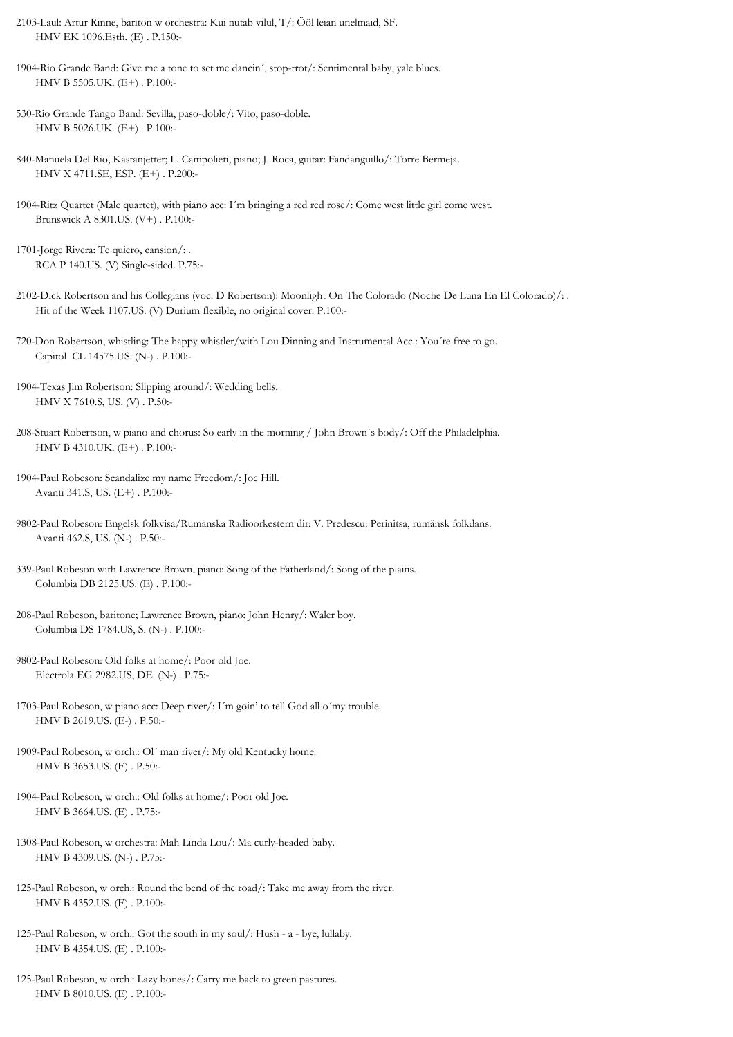2103-Laul: Artur Rinne, bariton w orchestra: Kui nutab vilul, T/: Ööl leian unelmaid, SF.
HMV EK 1096.Esth. (E) . P.150:-

1904-Rio Grande Band: Give me a tone to set me dancin´, stop-trot/: Sentimental baby, yale blues.
HMV B 5505.UK. (E+) . P.100:-

530-Rio Grande Tango Band: Sevilla, paso-doble/: Vito, paso-doble.
HMV B 5026.UK. (E+) . P.100:-

840-Manuela Del Rio, Kastanjetter; L. Campolieti, piano; J. Roca, guitar: Fandanguillo/: Torre Bermeja.
HMV X 4711.SE, ESP. (E+) . P.200:-

1904-Ritz Quartet (Male quartet), with piano acc: I´m bringing a red red rose/: Come west little girl come west.
Brunswick A 8301.US. (V+) . P.100:-

1701-Jorge Rivera: Te quiero, cansion/: .
RCA P 140.US. (V) Single-sided. P.75:-

2102-Dick Robertson and his Collegians (voc: D Robertson): Moonlight On The Colorado (Noche De Luna En El Colorado)/: .
Hit of the Week 1107.US. (V) Durium flexible, no original cover. P.100:-

720-Don Robertson, whistling: The happy whistler/with Lou Dinning and Instrumental Acc.: You´re free to go.
Capitol CL 14575.US. (N-) . P.100:-

1904-Texas Jim Robertson: Slipping around/: Wedding bells.
HMV X 7610.S, US. (V) . P.50:-

208-Stuart Robertson, w piano and chorus: So early in the morning / John Brown´s body/: Off the Philadelphia.
HMV B 4310.UK. (E+) . P.100:-

1904-Paul Robeson: Scandalize my name Freedom/: Joe Hill.
Avanti 341.S, US. (E+) . P.100:-

9802-Paul Robeson: Engelsk folkvisa/Rumänska Radioorkestern dir: V. Predescu: Perinitsa, rumänsk folkdans.
Avanti 462.S, US. (N-) . P.50:-

339-Paul Robeson with Lawrence Brown, piano: Song of the Fatherland/: Song of the plains.
Columbia DB 2125.US. (E) . P.100:-

208-Paul Robeson, baritone; Lawrence Brown, piano: John Henry/: Waler boy.
Columbia DS 1784.US, S. (N-) . P.100:-

9802-Paul Robeson: Old folks at home/: Poor old Joe.
Electrola EG 2982.US, DE. (N-) . P.75:-

1703-Paul Robeson, w piano acc: Deep river/: I´m goin' to tell God all o´my trouble.
HMV B 2619.US. (E-) . P.50:-

1909-Paul Robeson, w orch.: Ol´ man river/: My old Kentucky home.
HMV B 3653.US. (E) . P.50:-

1904-Paul Robeson, w orch.: Old folks at home/: Poor old Joe.
HMV B 3664.US. (E) . P.75:-

1308-Paul Robeson, w orchestra: Mah Linda Lou/: Ma curly-headed baby.
HMV B 4309.US. (N-) . P.75:-

125-Paul Robeson, w orch.: Round the bend of the road/: Take me away from the river.
HMV B 4352.US. (E) . P.100:-

125-Paul Robeson, w orch.: Got the south in my soul/: Hush - a - bye, lullaby.
HMV B 4354.US. (E) . P.100:-

125-Paul Robeson, w orch.: Lazy bones/: Carry me back to green pastures.
HMV B 8010.US. (E) . P.100:-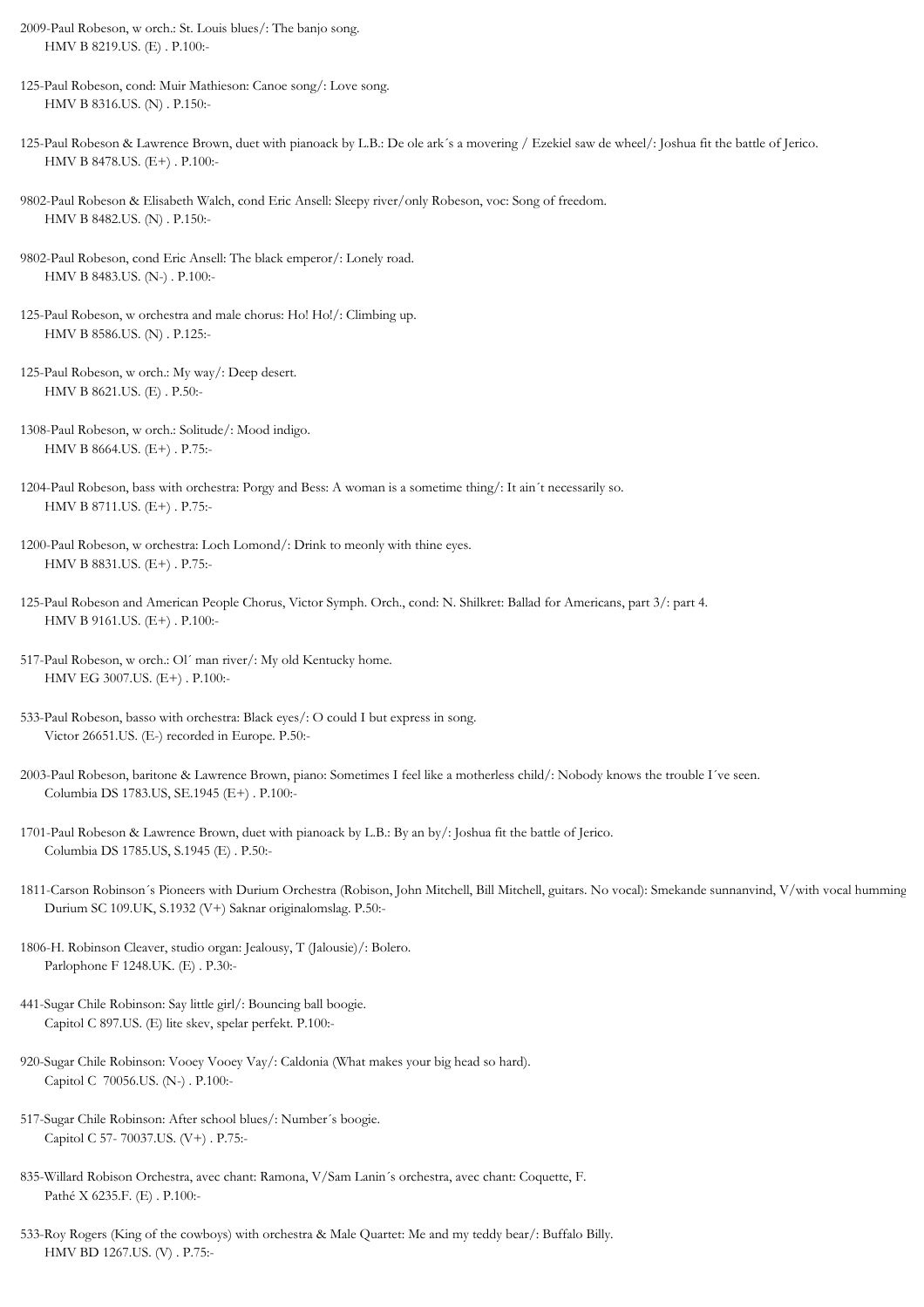2009-Paul Robeson, w orch.: St. Louis blues/: The banjo song.
HMV B 8219.US. (E) . P.100:-

125-Paul Robeson, cond: Muir Mathieson: Canoe song/: Love song.
HMV B 8316.US. (N) . P.150:-

125-Paul Robeson & Lawrence Brown, duet with pianoack by L.B.: De ole ark´s a movering / Ezekiel saw de wheel/: Joshua fit the battle of Jerico.
HMV B 8478.US. (E+) . P.100:-

9802-Paul Robeson & Elisabeth Walch, cond Eric Ansell: Sleepy river/only Robeson, voc: Song of freedom.
HMV B 8482.US. (N) . P.150:-

9802-Paul Robeson, cond Eric Ansell: The black emperor/: Lonely road.
HMV B 8483.US. (N-) . P.100:-

125-Paul Robeson, w orchestra and male chorus: Ho! Ho!/: Climbing up.
HMV B 8586.US. (N) . P.125:-

125-Paul Robeson, w orch.: My way/: Deep desert.
HMV B 8621.US. (E) . P.50:-

1308-Paul Robeson, w orch.: Solitude/: Mood indigo.
HMV B 8664.US. (E+) . P.75:-

1204-Paul Robeson, bass with orchestra: Porgy and Bess: A woman is a sometime thing/: It ain´t necessarily so.
HMV B 8711.US. (E+) . P.75:-

1200-Paul Robeson, w orchestra: Loch Lomond/: Drink to meonly with thine eyes.
HMV B 8831.US. (E+) . P.75:-

125-Paul Robeson and American People Chorus, Victor Symph. Orch., cond: N. Shilkret: Ballad for Americans, part 3/: part 4.
HMV B 9161.US. (E+) . P.100:-

517-Paul Robeson, w orch.: Ol´ man river/: My old Kentucky home.
HMV EG 3007.US. (E+) . P.100:-

533-Paul Robeson, basso with orchestra: Black eyes/: O could I but express in song.
Victor 26651.US. (E-) recorded in Europe. P.50:-

2003-Paul Robeson, baritone & Lawrence Brown, piano: Sometimes I feel like a motherless child/: Nobody knows the trouble I´ve seen.
Columbia DS 1783.US, SE.1945 (E+) . P.100:-

1701-Paul Robeson & Lawrence Brown, duet with pianoack by L.B.: By an by/: Joshua fit the battle of Jerico.
Columbia DS 1785.US, S.1945 (E) . P.50:-

1811-Carson Robinson´s Pioneers with Durium Orchestra (Robison, John Mitchell, Bill Mitchell, guitars. No vocal): Smekande sunnanvind, V/with vocal humming
Durium SC 109.UK, S.1932 (V+) Saknar originalomslag. P.50:-

1806-H. Robinson Cleaver, studio organ: Jealousy, T (Jalousie)/: Bolero.
Parlophone F 1248.UK. (E) . P.30:-

441-Sugar Chile Robinson: Say little girl/: Bouncing ball boogie.
Capitol C 897.US. (E) lite skev, spelar perfekt. P.100:-

920-Sugar Chile Robinson: Vooey Vooey Vay/: Caldonia (What makes your big head so hard).
Capitol C 70056.US. (N-) . P.100:-

517-Sugar Chile Robinson: After school blues/: Number´s boogie.
Capitol C 57- 70037.US. (V+) . P.75:-

835-Willard Robison Orchestra, avec chant: Ramona, V/Sam Lanin´s orchestra, avec chant: Coquette, F.
Pathé X 6235.F. (E) . P.100:-

533-Roy Rogers (King of the cowboys) with orchestra & Male Quartet: Me and my teddy bear/: Buffalo Billy.
HMV BD 1267.US. (V) . P.75:-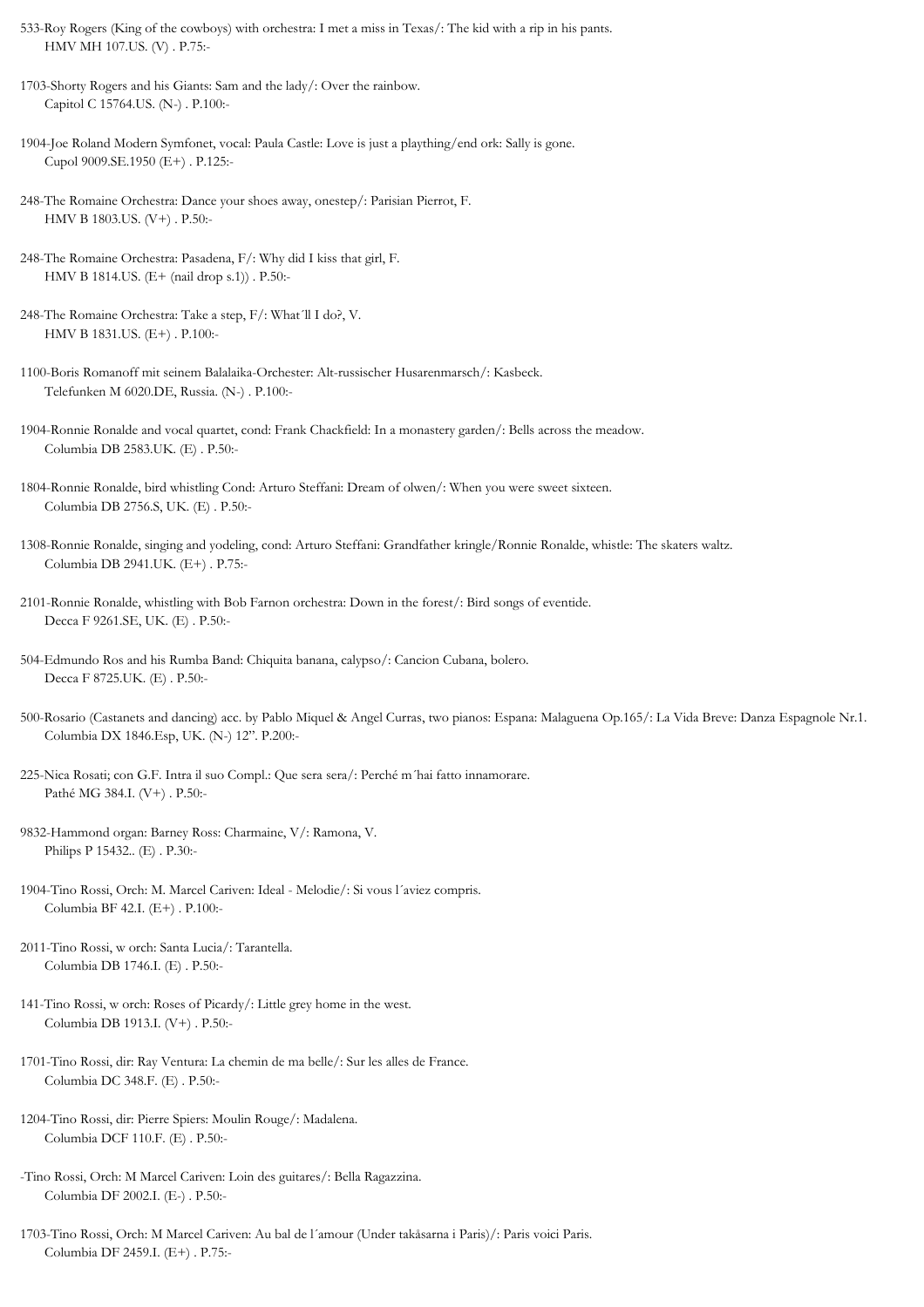533-Roy Rogers (King of the cowboys) with orchestra: I met a miss in Texas/: The kid with a rip in his pants.
HMV MH 107.US. (V) . P.75:-

1703-Shorty Rogers and his Giants: Sam and the lady/: Over the rainbow.
Capitol C 15764.US. (N-) . P.100:-

1904-Joe Roland Modern Symfonet, vocal: Paula Castle: Love is just a plaything/end ork: Sally is gone.
Cupol 9009.SE.1950 (E+) . P.125:-

248-The Romaine Orchestra: Dance your shoes away, onestep/: Parisian Pierrot, F.
HMV B 1803.US. (V+) . P.50:-

248-The Romaine Orchestra: Pasadena, F/: Why did I kiss that girl, F.
HMV B 1814.US. (E+ (nail drop s.1)) . P.50:-

248-The Romaine Orchestra: Take a step, F/: What´ll I do?, V.
HMV B 1831.US. (E+) . P.100:-

1100-Boris Romanoff mit seinem Balalaika-Orchester: Alt-russischer Husarenmarsch/: Kasbeck.
Telefunken M 6020.DE, Russia. (N-) . P.100:-

1904-Ronnie Ronalde and vocal quartet, cond: Frank Chackfield: In a monastery garden/: Bells across the meadow.
Columbia DB 2583.UK. (E) . P.50:-

1804-Ronnie Ronalde, bird whistling Cond: Arturo Steffani: Dream of olwen/: When you were sweet sixteen.
Columbia DB 2756.S, UK. (E) . P.50:-

1308-Ronnie Ronalde, singing and yodeling, cond: Arturo Steffani: Grandfather kringle/Ronnie Ronalde, whistle: The skaters waltz.
Columbia DB 2941.UK. (E+) . P.75:-

2101-Ronnie Ronalde, whistling with Bob Farnon orchestra: Down in the forest/: Bird songs of eventide.
Decca F 9261.SE, UK. (E) . P.50:-

504-Edmundo Ros and his Rumba Band: Chiquita banana, calypso/: Cancion Cubana, bolero.
Decca F 8725.UK. (E) . P.50:-

500-Rosario (Castanets and dancing) acc. by Pablo Miquel & Angel Curras, two pianos: Espana: Malaguena Op.165/: La Vida Breve: Danza Espagnole Nr.1.
Columbia DX 1846.Esp, UK. (N-) 12". P.200:-

225-Nica Rosati; con G.F. Intra il suo Compl.: Que sera sera/: Perché m´hai fatto innamorare.
Pathé MG 384.I. (V+) . P.50:-

9832-Hammond organ: Barney Ross: Charmaine, V/: Ramona, V.
Philips P 15432.. (E) . P.30:-

1904-Tino Rossi, Orch: M. Marcel Cariven: Ideal - Melodie/: Si vous l´aviez compris.
Columbia BF 42.I. (E+) . P.100:-

2011-Tino Rossi, w orch: Santa Lucia/: Tarantella.
Columbia DB 1746.I. (E) . P.50:-

141-Tino Rossi, w orch: Roses of Picardy/: Little grey home in the west.
Columbia DB 1913.I. (V+) . P.50:-

1701-Tino Rossi, dir: Ray Ventura: La chemin de ma belle/: Sur les alles de France.
Columbia DC 348.F. (E) . P.50:-

1204-Tino Rossi, dir: Pierre Spiers: Moulin Rouge/: Madalena.
Columbia DCF 110.F. (E) . P.50:-

-Tino Rossi, Orch: M Marcel Cariven: Loin des guitares/: Bella Ragazzina.
Columbia DF 2002.I. (E-) . P.50:-

1703-Tino Rossi, Orch: M Marcel Cariven: Au bal de l´amour (Under takåsarna i Paris)/: Paris voici Paris.
Columbia DF 2459.I. (E+) . P.75:-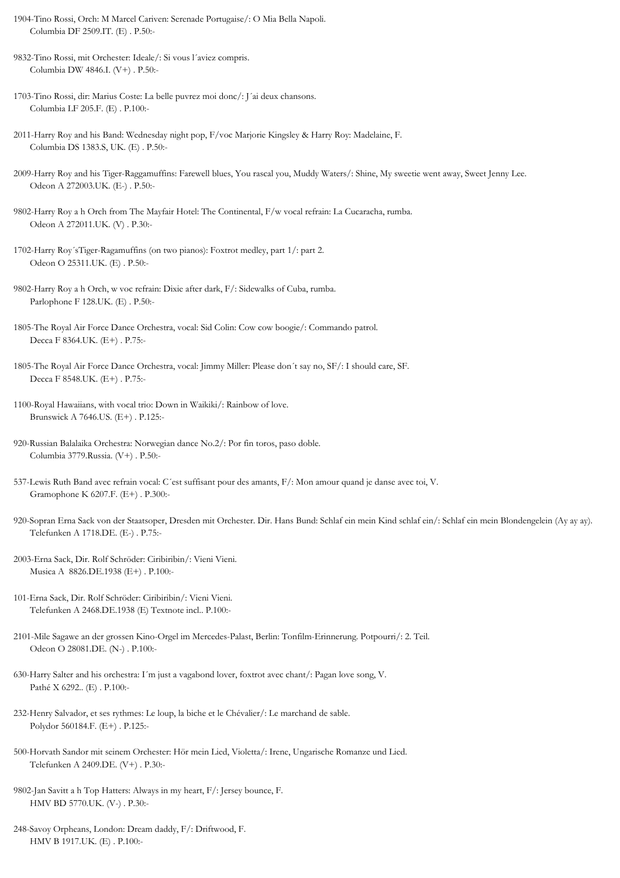1904-Tino Rossi, Orch: M Marcel Cariven: Serenade Portugaise/: O Mia Bella Napoli.
Columbia DF 2509.IT. (E) . P.50:-

9832-Tino Rossi, mit Orchester: Ideale/: Si vous l´aviez compris.
Columbia DW 4846.I. (V+) . P.50:-

1703-Tino Rossi, dir: Marius Coste: La belle puvrez moi donc/: J´ai deux chansons.
Columbia LF 205.F. (E) . P.100:-

2011-Harry Roy and his Band: Wednesday night pop, F/voc Marjorie Kingsley & Harry Roy: Madelaine, F.
Columbia DS 1383.S, UK. (E) . P.50:-

2009-Harry Roy and his Tiger-Raggamuffins: Farewell blues, You rascal you, Muddy Waters/: Shine, My sweetie went away, Sweet Jenny Lee.
Odeon A 272003.UK. (E-) . P.50:-

9802-Harry Roy a h Orch from The Mayfair Hotel: The Continental, F/w vocal refrain: La Cucaracha, rumba.
Odeon A 272011.UK. (V) . P.30:-

1702-Harry Roy´sTiger-Ragamuffins (on two pianos): Foxtrot medley, part 1/: part 2.
Odeon O 25311.UK. (E) . P.50:-

9802-Harry Roy a h Orch, w voc refrain: Dixie after dark, F/: Sidewalks of Cuba, rumba.
Parlophone F 128.UK. (E) . P.50:-

1805-The Royal Air Force Dance Orchestra, vocal: Sid Colin: Cow cow boogie/: Commando patrol.
Decca F 8364.UK. (E+) . P.75:-

1805-The Royal Air Force Dance Orchestra, vocal: Jimmy Miller: Please don´t say no, SF/: I should care, SF.
Decca F 8548.UK. (E+) . P.75:-

1100-Royal Hawaiians, with vocal trio: Down in Waikiki/: Rainbow of love.
Brunswick A 7646.US. (E+) . P.125:-

920-Russian Balalaika Orchestra: Norwegian dance No.2/: Por fin toros, paso doble.
Columbia 3779.Russia. (V+) . P.50:-

537-Lewis Ruth Band avec refrain vocal: C´est suffisant pour des amants, F/: Mon amour quand je danse avec toi, V.
Gramophone K 6207.F. (E+) . P.300:-

920-Sopran Erna Sack von der Staatsoper, Dresden mit Orchester. Dir. Hans Bund: Schlaf ein mein Kind schlaf ein/: Schlaf ein mein Blondengelein (Ay ay ay).
Telefunken A 1718.DE. (E-) . P.75:-

2003-Erna Sack, Dir. Rolf Schröder: Ciribiribin/: Vieni Vieni.
Musica A 8826.DE.1938 (E+) . P.100:-

101-Erna Sack, Dir. Rolf Schröder: Ciribiribin/: Vieni Vieni.
Telefunken A 2468.DE.1938 (E) Textnote incl.. P.100:-

2101-Mile Sagawe an der grossen Kino-Orgel im Mercedes-Palast, Berlin: Tonfilm-Erinnerung. Potpourri/: 2. Teil.
Odeon O 28081.DE. (N-) . P.100:-

630-Harry Salter and his orchestra: I´m just a vagabond lover, foxtrot avec chant/: Pagan love song, V.
Pathé X 6292.. (E) . P.100:-

232-Henry Salvador, et ses rythmes: Le loup, la biche et le Chévalier/: Le marchand de sable.
Polydor 560184.F. (E+) . P.125:-

500-Horvath Sandor mit seinem Orchester: Hör mein Lied, Violetta/: Irene, Ungarische Romanze und Lied.
Telefunken A 2409.DE. (V+) . P.30:-

9802-Jan Savitt a h Top Hatters: Always in my heart, F/: Jersey bounce, F.
HMV BD 5770.UK. (V-) . P.30:-

248-Savoy Orpheans, London: Dream daddy, F/: Driftwood, F.
HMV B 1917.UK. (E) . P.100:-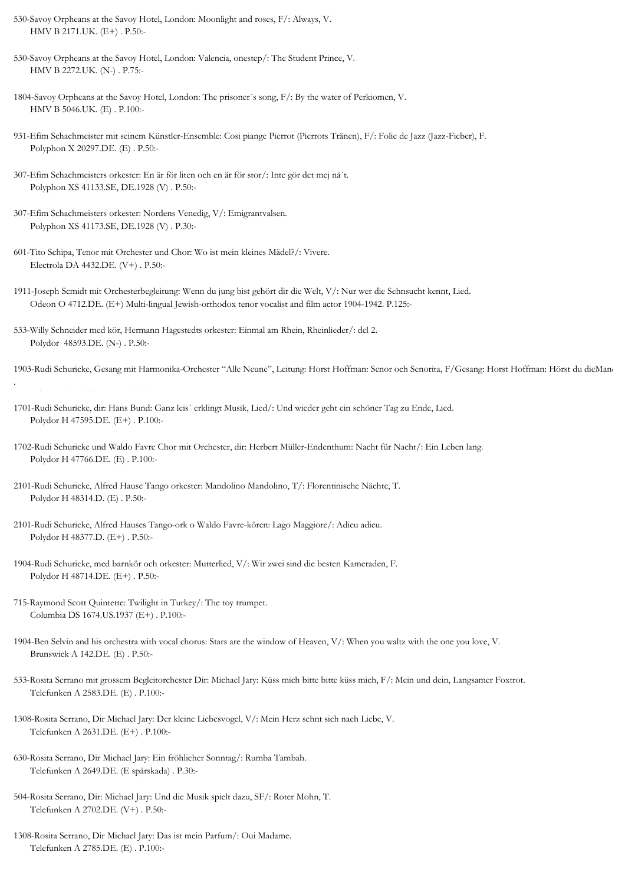530-Savoy Orpheans at the Savoy Hotel, London: Moonlight and roses, F/: Always, V.
HMV B 2171.UK. (E+) . P.50:-

530-Savoy Orpheans at the Savoy Hotel, London: Valencia, onestep/: The Student Prince, V.
HMV B 2272.UK. (N-) . P.75:-

1804-Savoy Orpheans at the Savoy Hotel, London: The prisoner´s song, F/: By the water of Perkiomen, V.
HMV B 5046.UK. (E) . P.100:-

931-Efim Schachmeister mit seinem Künstler-Ensemble: Cosi piange Pierrot (Pierrots Tränen), F/: Folie de Jazz (Jazz-Fieber), F.
Polyphon X 20297.DE. (E) . P.50:-

307-Efim Schachmeisters orkester: En är för liten och en är för stor/: Inte gör det mej nå´t.
Polyphon XS 41133.SE, DE.1928 (V) . P.50:-

307-Efim Schachmeisters orkester: Nordens Venedig, V/: Emigrantvalsen.
Polyphon XS 41173.SE, DE.1928 (V) . P.30:-

601-Tito Schipa, Tenor mit Orchester und Chor: Wo ist mein kleines Mädel?/: Vivere.
Electrola DA 4432.DE. (V+) . P.50:-

1911-Joseph Scmidt mit Orchesterbegleitung: Wenn du jung bist gehört dir die Welt, V/: Nur wer die Sehnsucht kennt, Lied.
Odeon O 4712.DE. (E+) Multi-lingual Jewish-orthodox tenor vocalist and film actor 1904-1942. P.125:-

533-Willy Schneider med kör, Hermann Hagestedts orkester: Einmal am Rhein, Rheinlieder/: del 2.
Polydor 48593.DE. (N-) . P.50:-

1903-Rudi Schuricke, Gesang mit Harmonika-Orchester "Alle Neune", Leitung: Horst Hoffman: Senor och Senorita, F/Gesang: Horst Hoffman: Hörst du dieMan

1701-Rudi Schuricke, dir: Hans Bund: Ganz leis´ erklingt Musik, Lied/: Und wieder geht ein schöner Tag zu Ende, Lied.
Polydor H 47595.DE. (E+) . P.100:-

1702-Rudi Schuricke und Waldo Favre Chor mit Orchester, dir: Herbert Müller-Endenthum: Nacht für Nacht/: Ein Leben lang.
Polydor H 47766.DE. (E) . P.100:-

2101-Rudi Schuricke, Alfred Hause Tango orkester: Mandolino Mandolino, T/: Florentinische Nächte, T.
Polydor H 48314.D. (E) . P.50:-

2101-Rudi Schuricke, Alfred Hauses Tango-ork o Waldo Favre-kören: Lago Maggiore/: Adieu adieu.
Polydor H 48377.D. (E+) . P.50:-

1904-Rudi Schuricke, med barnkör och orkester: Mutterlied, V/: Wir zwei sind die besten Kameraden, F.
Polydor H 48714.DE. (E+) . P.50:-

715-Raymond Scott Quintette: Twilight in Turkey/: The toy trumpet.
Columbia DS 1674.US.1937 (E+) . P.100:-

1904-Ben Selvin and his orchestra with vocal chorus: Stars are the window of Heaven, V/: When you waltz with the one you love, V.
Brunswick A 142.DE. (E) . P.50:-

533-Rosita Serrano mit grossem Begleitorchester Dir: Michael Jary: Küss mich bitte bitte küss mich, F/: Mein und dein, Langsamer Foxtrot.
Telefunken A 2583.DE. (E) . P.100:-

1308-Rosita Serrano, Dir Michael Jary: Der kleine Liebesvogel, V/: Mein Herz sehnt sich nach Liebe, V.
Telefunken A 2631.DE. (E+) . P.100:-

630-Rosita Serrano, Dir Michael Jary: Ein fröhlicher Sonntag/: Rumba Tambah.
Telefunken A 2649.DE. (E spårskada) . P.30:-

504-Rosita Serrano, Dir: Michael Jary: Und die Musik spielt dazu, SF/: Roter Mohn, T.
Telefunken A 2702.DE. (V+) . P.50:-

1308-Rosita Serrano, Dir Michael Jary: Das ist mein Parfum/: Oui Madame.
Telefunken A 2785.DE. (E) . P.100:-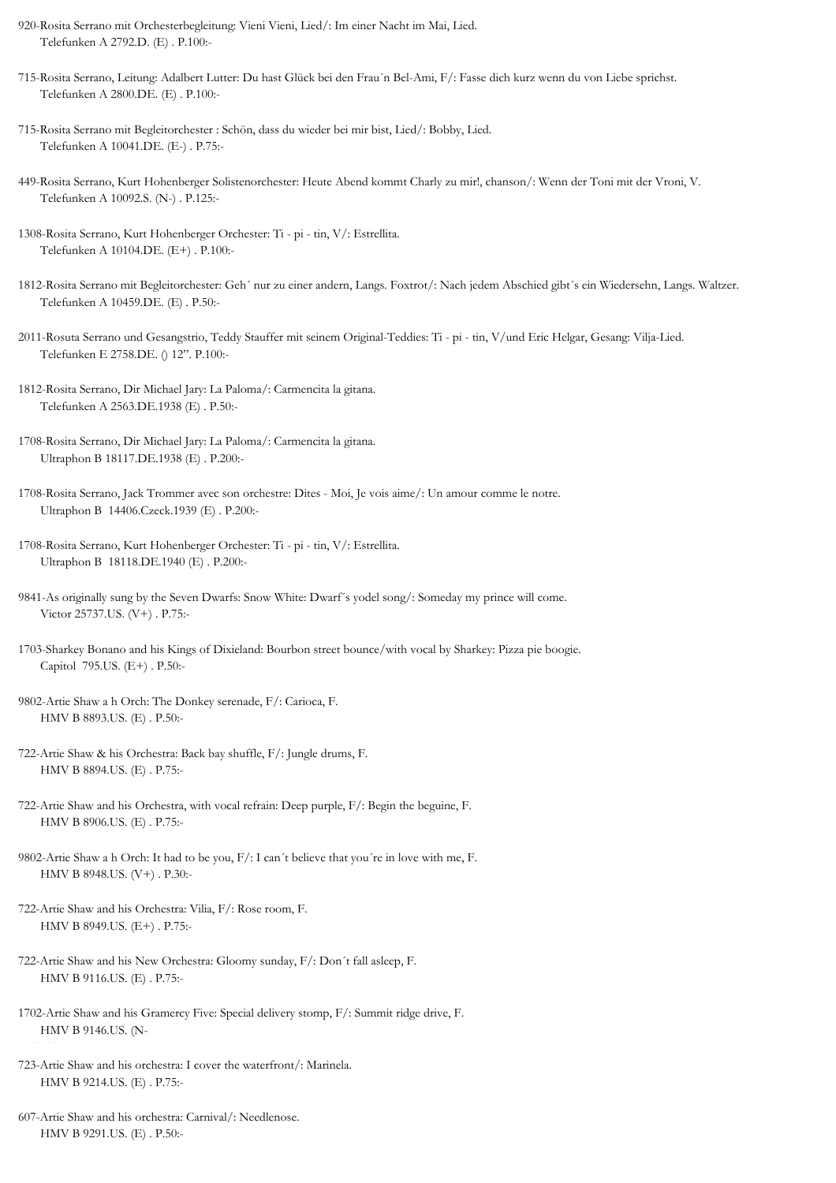920-Rosita Serrano mit Orchesterbegleitung: Vieni Vieni, Lied/: Im einer Nacht im Mai, Lied.
Telefunken A 2792.D. (E) . P.100:-

715-Rosita Serrano, Leitung: Adalbert Lutter: Du hast Glück bei den Frau´n Bel-Ami, F/: Fasse dich kurz wenn du von Liebe sprichst.
Telefunken A 2800.DE. (E) . P.100:-

715-Rosita Serrano mit Begleitorchester : Schön, dass du wieder bei mir bist, Lied/: Bobby, Lied.
Telefunken A 10041.DE. (E-) . P.75:-

449-Rosita Serrano, Kurt Hohenberger Solistenorchester: Heute Abend kommt Charly zu mir!, chanson/: Wenn der Toni mit der Vroni, V.
Telefunken A 10092.S. (N-) . P.125:-

1308-Rosita Serrano, Kurt Hohenberger Orchester: Ti - pi - tin, V/: Estrellita.
Telefunken A 10104.DE. (E+) . P.100:-

1812-Rosita Serrano mit Begleitorchester: Geh´ nur zu einer andern, Langs. Foxtrot/: Nach jedem Abschied gibt´s ein Wiedersehn, Langs. Waltzer.
Telefunken A 10459.DE. (E) . P.50:-

2011-Rosuta Serrano und Gesangstrio, Teddy Stauffer mit seinem Original-Teddies: Ti - pi - tin, V/und Eric Helgar, Gesang: Vilja-Lied.
Telefunken E 2758.DE. () 12". P.100:-

1812-Rosita Serrano, Dir Michael Jary: La Paloma/: Carmencita la gitana.
Telefunken A 2563.DE.1938 (E) . P.50:-

1708-Rosita Serrano, Dir Michael Jary: La Paloma/: Carmencita la gitana.
Ultraphon B 18117.DE.1938 (E) . P.200:-

1708-Rosita Serrano, Jack Trommer avec son orchestre: Dites - Moi, Je vois aime/: Un amour comme le notre.
Ultraphon B 14406.Czeck.1939 (E) . P.200:-

1708-Rosita Serrano, Kurt Hohenberger Orchester: Ti - pi - tin, V/: Estrellita.
Ultraphon B 18118.DE.1940 (E) . P.200:-

9841-As originally sung by the Seven Dwarfs: Snow White: Dwarf´s yodel song/: Someday my prince will come.
Victor 25737.US. (V+) . P.75:-

1703-Sharkey Bonano and his Kings of Dixieland: Bourbon street bounce/with vocal by Sharkey: Pizza pie boogie.
Capitol 795.US. (E+) . P.50:-

9802-Artie Shaw a h Orch: The Donkey serenade, F/: Carioca, F.
HMV B 8893.US. (E) . P.50:-

722-Artie Shaw & his Orchestra: Back bay shuffle, F/: Jungle drums, F.
HMV B 8894.US. (E) . P.75:-

722-Artie Shaw and his Orchestra, with vocal refrain: Deep purple, F/: Begin the beguine, F.
HMV B 8906.US. (E) . P.75:-

9802-Artie Shaw a h Orch: It had to be you, F/: I can´t believe that you´re in love with me, F.
HMV B 8948.US. (V+) . P.30:-

722-Artie Shaw and his Orchestra: Vilia, F/: Rose room, F.
HMV B 8949.US. (E+) . P.75:-

722-Artie Shaw and his New Orchestra: Gloomy sunday, F/: Don´t fall asleep, F.
HMV B 9116.US. (E) . P.75:-

1702-Artie Shaw and his Gramercy Five: Special delivery stomp, F/: Summit ridge drive, F.
HMV B 9146.US. (N-

723-Artie Shaw and his orchestra: I cover the waterfront/: Marinela.
HMV B 9214.US. (E) . P.75:-

607-Artie Shaw and his orchestra: Carnival/: Needlenose.
HMV B 9291.US. (E) . P.50:-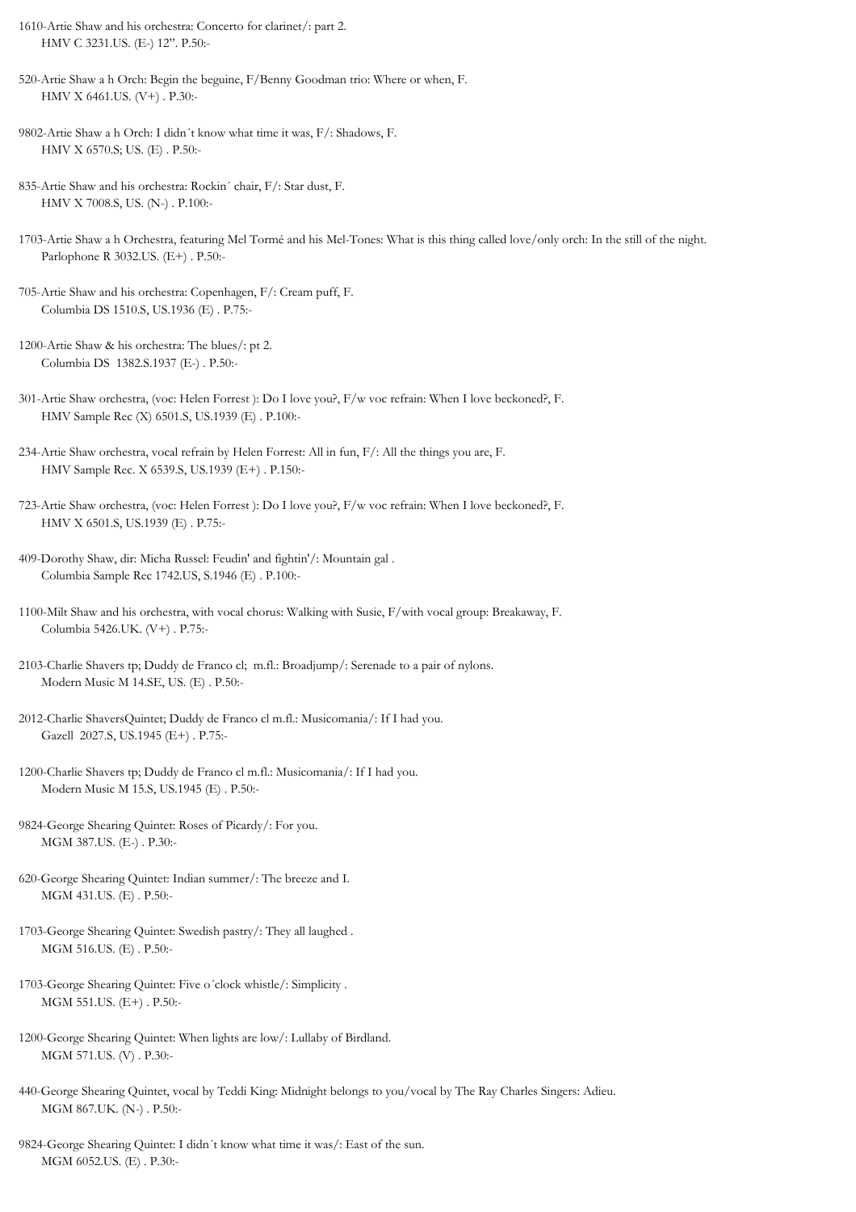1610-Artie Shaw and his orchestra: Concerto for clarinet/: part 2.
HMV C 3231.US. (E-) 12". P.50:-

520-Artie Shaw a h Orch: Begin the beguine, F/Benny Goodman trio: Where or when, F.
HMV X 6461.US. (V+) . P.30:-

9802-Artie Shaw a h Orch: I didn´t know what time it was, F/: Shadows, F.
HMV X 6570.S; US. (E) . P.50:-

835-Artie Shaw and his orchestra: Rockin´ chair, F/: Star dust, F.
HMV X 7008.S, US. (N-) . P.100:-

1703-Artie Shaw a h Orchestra, featuring Mel Tormé and his Mel-Tones: What is this thing called love/only orch: In the still of the night.
Parlophone R 3032.US. (E+) . P.50:-

705-Artie Shaw and his orchestra: Copenhagen, F/: Cream puff, F.
Columbia DS 1510.S, US.1936 (E) . P.75:-

1200-Artie Shaw & his orchestra: The blues/: pt 2.
Columbia DS 1382.S.1937 (E-) . P.50:-

301-Artie Shaw orchestra, (voc: Helen Forrest ): Do I love you?, F/w voc refrain: When I love beckoned?, F.
HMV Sample Rec (X) 6501.S, US.1939 (E) . P.100:-

234-Artie Shaw orchestra, vocal refrain by Helen Forrest: All in fun, F/: All the things you are, F.
HMV Sample Rec. X 6539.S, US.1939 (E+) . P.150:-

723-Artie Shaw orchestra, (voc: Helen Forrest ): Do I love you?, F/w voc refrain: When I love beckoned?, F.
HMV X 6501.S, US.1939 (E) . P.75:-

409-Dorothy Shaw, dir: Micha Russel: Feudin' and fightin'/: Mountain gal .
Columbia Sample Rec 1742.US, S.1946 (E) . P.100:-

1100-Milt Shaw and his orchestra, with vocal chorus: Walking with Susie, F/with vocal group: Breakaway, F.
Columbia 5426.UK. (V+) . P.75:-

2103-Charlie Shavers tp; Duddy de Franco cl; m.fl.: Broadjump/: Serenade to a pair of nylons.
Modern Music M 14.SE, US. (E) . P.50:-

2012-Charlie ShaversQuintet; Duddy de Franco cl m.fl.: Musicomania/: If I had you.
Gazell 2027.S, US.1945 (E+) . P.75:-

1200-Charlie Shavers tp; Duddy de Franco cl m.fl.: Musicomania/: If I had you.
Modern Music M 15.S, US.1945 (E) . P.50:-

9824-George Shearing Quintet: Roses of Picardy/: For you.
MGM 387.US. (E-) . P.30:-

620-George Shearing Quintet: Indian summer/: The breeze and I.
MGM 431.US. (E) . P.50:-

1703-George Shearing Quintet: Swedish pastry/: They all laughed .
MGM 516.US. (E) . P.50:-

1703-George Shearing Quintet: Five o´clock whistle/: Simplicity .
MGM 551.US. (E+) . P.50:-

1200-George Shearing Quintet: When lights are low/: Lullaby of Birdland.
MGM 571.US. (V) . P.30:-

440-George Shearing Quintet, vocal by Teddi King: Midnight belongs to you/vocal by The Ray Charles Singers: Adieu.
MGM 867.UK. (N-) . P.50:-

9824-George Shearing Quintet: I didn´t know what time it was/: East of the sun.
MGM 6052.US. (E) . P.30:-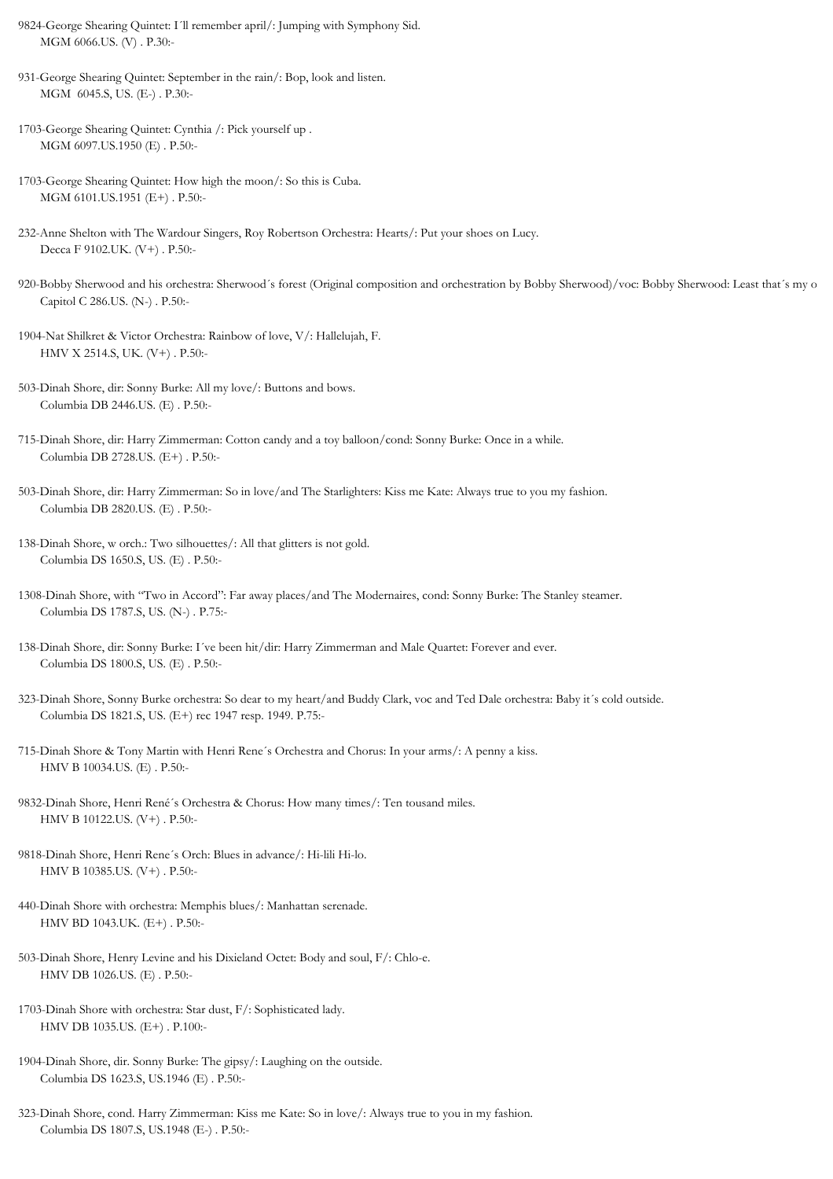9824-George Shearing Quintet: I´ll remember april/: Jumping with Symphony Sid.
MGM 6066.US. (V) . P.30:-

931-George Shearing Quintet: September in the rain/: Bop, look and listen.
MGM 6045.S, US. (E-) . P.30:-

1703-George Shearing Quintet: Cynthia /: Pick yourself up .
MGM 6097.US.1950 (E) . P.50:-

1703-George Shearing Quintet: How high the moon/: So this is Cuba.
MGM 6101.US.1951 (E+) . P.50:-

232-Anne Shelton with The Wardour Singers, Roy Robertson Orchestra: Hearts/: Put your shoes on Lucy.
Decca F 9102.UK. (V+) . P.50:-

920-Bobby Sherwood and his orchestra: Sherwood´s forest (Original composition and orchestration by Bobby Sherwood)/voc: Bobby Sherwood: Least that´s my o
Capitol C 286.US. (N-) . P.50:-

1904-Nat Shilkret & Victor Orchestra: Rainbow of love, V/: Hallelujah, F.
HMV X 2514.S, UK. (V+) . P.50:-

503-Dinah Shore, dir: Sonny Burke: All my love/: Buttons and bows.
Columbia DB 2446.US. (E) . P.50:-

715-Dinah Shore, dir: Harry Zimmerman: Cotton candy and a toy balloon/cond: Sonny Burke: Once in a while.
Columbia DB 2728.US. (E+) . P.50:-

503-Dinah Shore, dir: Harry Zimmerman: So in love/and The Starlighters: Kiss me Kate: Always true to you my fashion.
Columbia DB 2820.US. (E) . P.50:-

138-Dinah Shore, w orch.: Two silhouettes/: All that glitters is not gold.
Columbia DS 1650.S, US. (E) . P.50:-

1308-Dinah Shore, with "Two in Accord": Far away places/and The Modernaires, cond: Sonny Burke: The Stanley steamer.
Columbia DS 1787.S, US. (N-) . P.75:-

138-Dinah Shore, dir: Sonny Burke: I´ve been hit/dir: Harry Zimmerman and Male Quartet: Forever and ever.
Columbia DS 1800.S, US. (E) . P.50:-

323-Dinah Shore, Sonny Burke orchestra: So dear to my heart/and Buddy Clark, voc and Ted Dale orchestra: Baby it´s cold outside.
Columbia DS 1821.S, US. (E+) rec 1947 resp. 1949. P.75:-

715-Dinah Shore & Tony Martin with Henri Rene´s Orchestra and Chorus: In your arms/: A penny a kiss.
HMV B 10034.US. (E) . P.50:-

9832-Dinah Shore, Henri René´s Orchestra & Chorus: How many times/: Ten tousand miles.
HMV B 10122.US. (V+) . P.50:-

9818-Dinah Shore, Henri Rene´s Orch: Blues in advance/: Hi-lili Hi-lo.
HMV B 10385.US. (V+) . P.50:-

440-Dinah Shore with orchestra: Memphis blues/: Manhattan serenade.
HMV BD 1043.UK. (E+) . P.50:-

503-Dinah Shore, Henry Levine and his Dixieland Octet: Body and soul, F/: Chlo-e.
HMV DB 1026.US. (E) . P.50:-

1703-Dinah Shore with orchestra: Star dust, F/: Sophisticated lady.
HMV DB 1035.US. (E+) . P.100:-

1904-Dinah Shore, dir. Sonny Burke: The gipsy/: Laughing on the outside.
Columbia DS 1623.S, US.1946 (E) . P.50:-

323-Dinah Shore, cond. Harry Zimmerman: Kiss me Kate: So in love/: Always true to you in my fashion.
Columbia DS 1807.S, US.1948 (E-) . P.50:-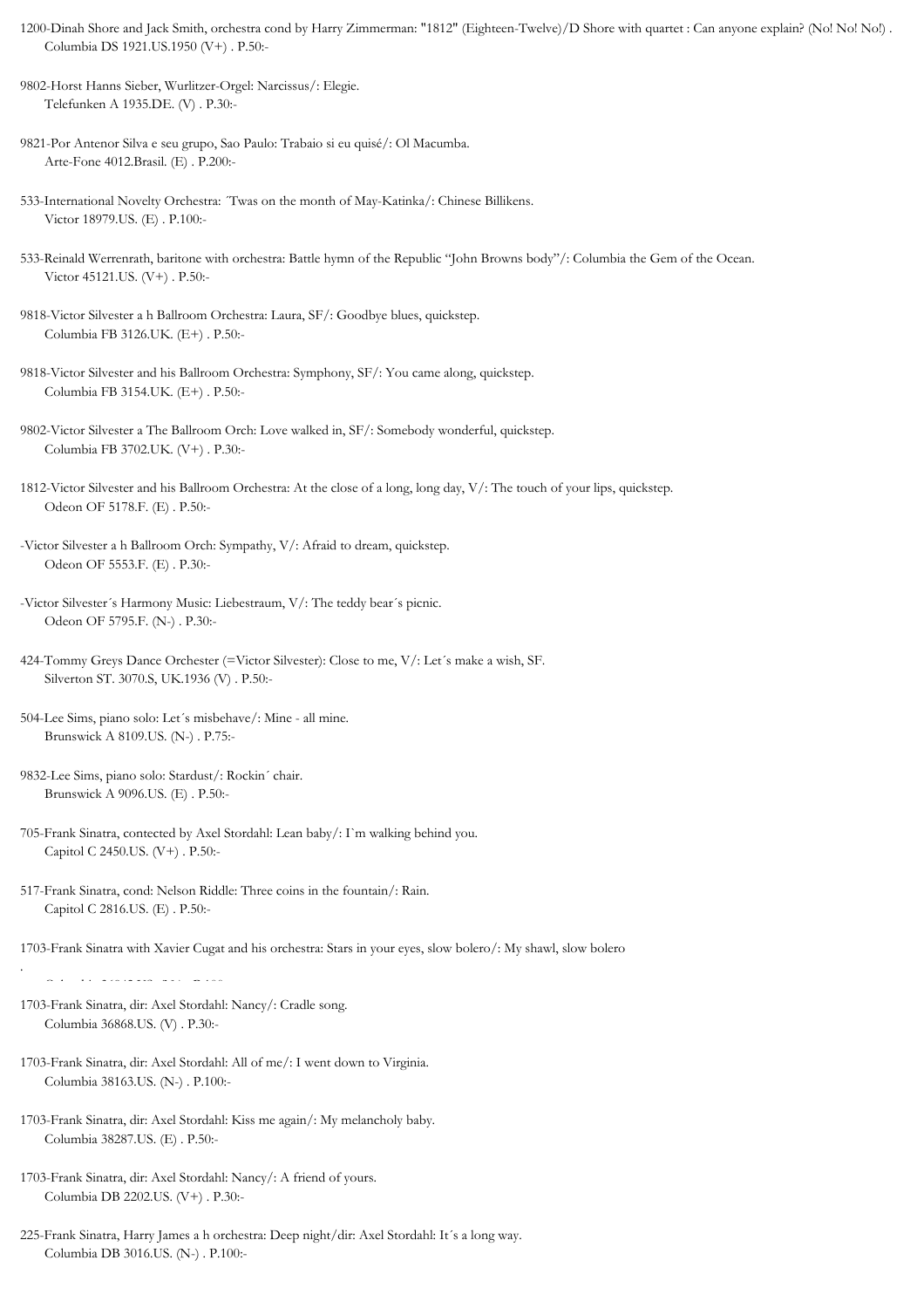1200-Dinah Shore and Jack Smith, orchestra cond by Harry Zimmerman: "1812" (Eighteen-Twelve)/D Shore with quartet : Can anyone explain? (No! No! No!) .
Columbia DS 1921.US.1950 (V+) . P.50:-

9802-Horst Hanns Sieber, Wurlitzer-Orgel: Narcissus/: Elegie.
Telefunken A 1935.DE. (V) . P.30:-

9821-Por Antenor Silva e seu grupo, Sao Paulo: Trabaio si eu quisé/: Ol Macumba.
Arte-Fone 4012.Brasil. (E) . P.200:-

533-International Novelty Orchestra: ´Twas on the month of May-Katinka/: Chinese Billikens.
Victor 18979.US. (E) . P.100:-

533-Reinald Werrenrath, baritone with orchestra: Battle hymn of the Republic "John Browns body"/: Columbia the Gem of the Ocean.
Victor 45121.US. (V+) . P.50:-

9818-Victor Silvester a h Ballroom Orchestra: Laura, SF/: Goodbye blues, quickstep.
Columbia FB 3126.UK. (E+) . P.50:-

9818-Victor Silvester and his Ballroom Orchestra: Symphony, SF/: You came along, quickstep.
Columbia FB 3154.UK. (E+) . P.50:-

9802-Victor Silvester a The Ballroom Orch: Love walked in, SF/: Somebody wonderful, quickstep.
Columbia FB 3702.UK. (V+) . P.30:-

1812-Victor Silvester and his Ballroom Orchestra: At the close of a long, long day, V/: The touch of your lips, quickstep.
Odeon OF 5178.F. (E) . P.50:-

-Victor Silvester a h Ballroom Orch: Sympathy, V/: Afraid to dream, quickstep.
Odeon OF 5553.F. (E) . P.30:-

-Victor Silvester´s Harmony Music: Liebestraum, V/: The teddy bear´s picnic.
Odeon OF 5795.F. (N-) . P.30:-

424-Tommy Greys Dance Orchester (=Victor Silvester): Close to me, V/: Let´s make a wish, SF.
Silverton ST. 3070.S, UK.1936 (V) . P.50:-

504-Lee Sims, piano solo: Let´s misbehave/: Mine - all mine.
Brunswick A 8109.US. (N-) . P.75:-

9832-Lee Sims, piano solo: Stardust/: Rockin´ chair.
Brunswick A 9096.US. (E) . P.50:-

705-Frank Sinatra, contected by Axel Stordahl: Lean baby/: I`m walking behind you.
Capitol C 2450.US. (V+) . P.50:-

517-Frank Sinatra, cond: Nelson Riddle: Three coins in the fountain/: Rain.
Capitol C 2816.US. (E) . P.50:-

1703-Frank Sinatra with Xavier Cugat and his orchestra: Stars in your eyes, slow bolero/: My shawl, slow bolero
.

1703-Frank Sinatra, dir: Axel Stordahl: Nancy/: Cradle song.
Columbia 36868.US. (V) . P.30:-

1703-Frank Sinatra, dir: Axel Stordahl: All of me/: I went down to Virginia.
Columbia 38163.US. (N-) . P.100:-

1703-Frank Sinatra, dir: Axel Stordahl: Kiss me again/: My melancholy baby.
Columbia 38287.US. (E) . P.50:-

1703-Frank Sinatra, dir: Axel Stordahl: Nancy/: A friend of yours.
Columbia DB 2202.US. (V+) . P.30:-

225-Frank Sinatra, Harry James a h orchestra: Deep night/dir: Axel Stordahl: It´s a long way.
Columbia DB 3016.US. (N-) . P.100:-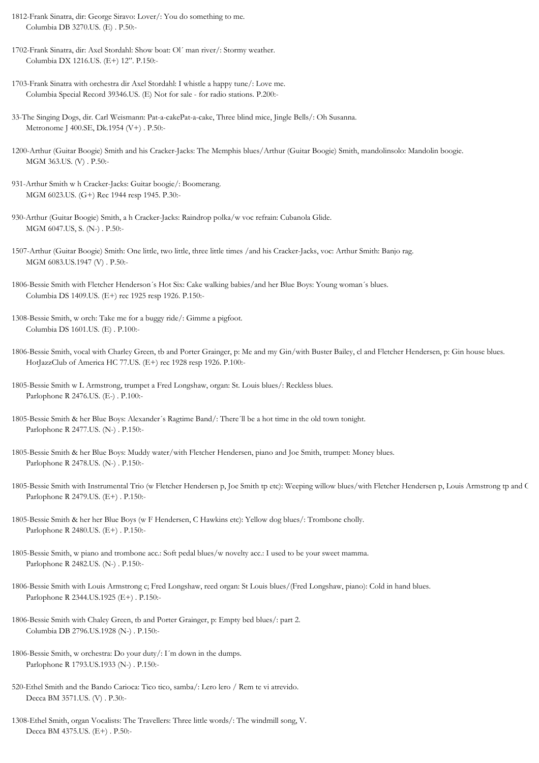1812-Frank Sinatra, dir: George Siravo: Lover/: You do something to me.
Columbia DB 3270.US. (E) . P.50:-

1702-Frank Sinatra, dir: Axel Stordahl: Show boat: Ol´ man river/: Stormy weather.
Columbia DX 1216.US. (E+) 12". P.150:-

1703-Frank Sinatra with orchestra dir Axel Stordahl: I whistle a happy tune/: Love me.
Columbia Special Record 39346.US. (E) Not for sale - for radio stations. P.200:-

33-The Singing Dogs, dir. Carl Weismann: Pat-a-cakePat-a-cake, Three blind mice, Jingle Bells/: Oh Susanna.
Metronome J 400.SE, Dk.1954 (V+) . P.50:-

1200-Arthur (Guitar Boogie) Smith and his Cracker-Jacks: The Memphis blues/Arthur (Guitar Boogie) Smith, mandolinsolo: Mandolin boogie.
MGM 363.US. (V) . P.50:-

931-Arthur Smith w h Cracker-Jacks: Guitar boogie/: Boomerang.
MGM 6023.US. (G+) Rec 1944 resp 1945. P.30:-

930-Arthur (Guitar Boogie) Smith, a h Cracker-Jacks: Raindrop polka/w voc refrain: Cubanola Glide.
MGM 6047.US, S. (N-) . P.50:-

1507-Arthur (Guitar Boogie) Smith: One little, two little, three little times /and his Cracker-Jacks, voc: Arthur Smith: Banjo rag.
MGM 6083.US.1947 (V) . P.50:-

1806-Bessie Smith with Fletcher Henderson´s Hot Six: Cake walking babies/and her Blue Boys: Young woman´s blues.
Columbia DS 1409.US. (E+) rec 1925 resp 1926. P.150:-

1308-Bessie Smith, w orch: Take me for a buggy ride/: Gimme a pigfoot.
Columbia DS 1601.US. (E) . P.100:-

1806-Bessie Smith, vocal with Charley Green, tb and Porter Grainger, p: Me and my Gin/with Buster Bailey, cl and Fletcher Hendersen, p: Gin house blues.
HotJazzClub of America HC 77.US. (E+) rec 1928 resp 1926. P.100:-

1805-Bessie Smith w L Armstrong, trumpet a Fred Longshaw, organ: St. Louis blues/: Reckless blues.
Parlophone R 2476.US. (E-) . P.100:-

1805-Bessie Smith & her Blue Boys: Alexander´s Ragtime Band/: There´ll be a hot time in the old town tonight.
Parlophone R 2477.US. (N-) . P.150:-

1805-Bessie Smith & her Blue Boys: Muddy water/with Fletcher Hendersen, piano and Joe Smith, trumpet: Money blues.
Parlophone R 2478.US. (N-) . P.150:-

1805-Bessie Smith with Instrumental Trio (w Fletcher Hendersen p, Joe Smith tp etc): Weeping willow blues/with Fletcher Hendersen p, Louis Armstrong tp and C
Parlophone R 2479.US. (E+) . P.150:-

1805-Bessie Smith & her her Blue Boys (w F Hendersen, C Hawkins etc): Yellow dog blues/: Trombone cholly.
Parlophone R 2480.US. (E+) . P.150:-

1805-Bessie Smith, w piano and trombone acc.: Soft pedal blues/w novelty acc.: I used to be your sweet mamma.
Parlophone R 2482.US. (N-) . P.150:-

1806-Bessie Smith with Louis Armstrong c; Fred Longshaw, reed organ: St Louis blues/(Fred Longshaw, piano): Cold in hand blues.
Parlophone R 2344.US.1925 (E+) . P.150:-

1806-Bessie Smith with Chaley Green, tb and Porter Grainger, p: Empty bed blues/: part 2.
Columbia DB 2796.US.1928 (N-) . P.150:-

1806-Bessie Smith, w orchestra: Do your duty/: I´m down in the dumps.
Parlophone R 1793.US.1933 (N-) . P.150:-

520-Ethel Smith and the Bando Carioca: Tico tico, samba/: Lero lero / Rem te vi atrevido.
Decca BM 3571.US. (V) . P.30:-

1308-Ethel Smith, organ Vocalists: The Travellers: Three little words/: The windmill song, V.
Decca BM 4375.US. (E+) . P.50:-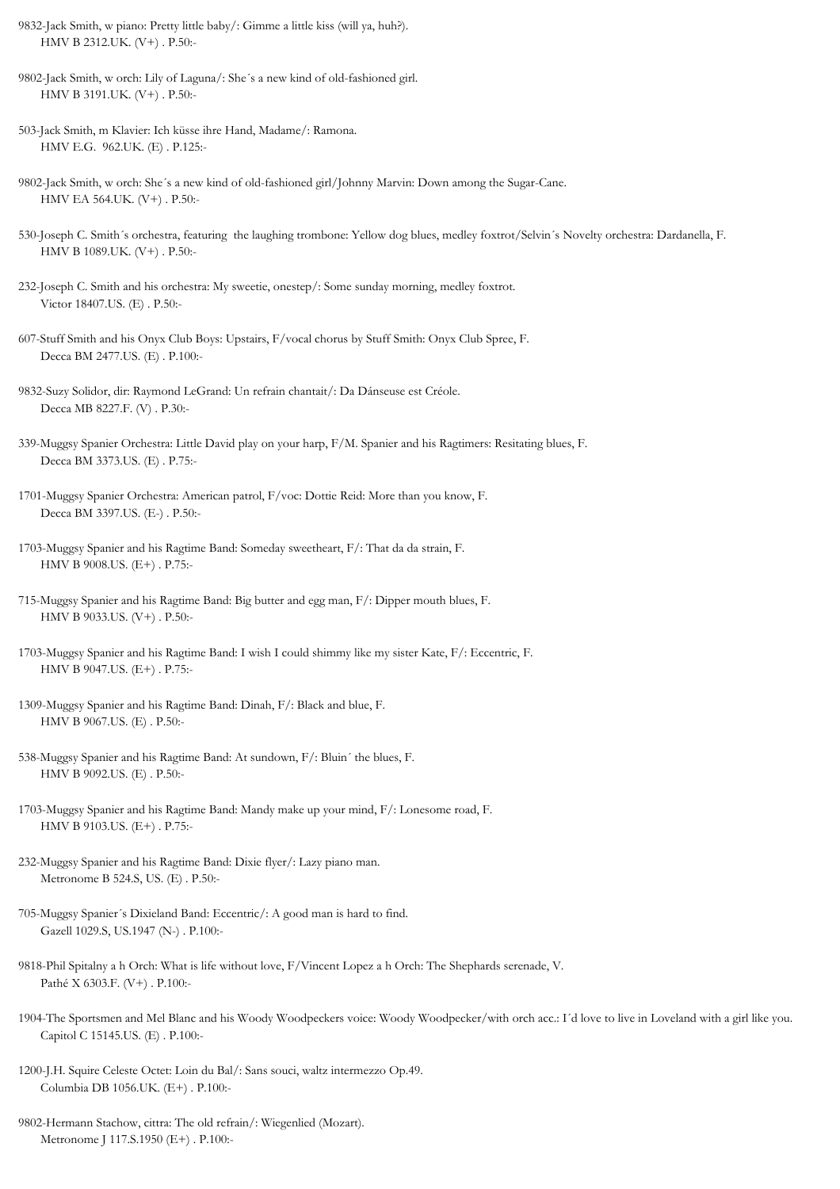9832-Jack Smith, w piano: Pretty little baby/: Gimme a little kiss (will ya, huh?).
HMV B 2312.UK. (V+) . P.50:-

9802-Jack Smith, w orch: Lily of Laguna/: She´s a new kind of old-fashioned girl.
HMV B 3191.UK. (V+) . P.50:-

503-Jack Smith, m Klavier: Ich küsse ihre Hand, Madame/: Ramona.
HMV E.G. 962.UK. (E) . P.125:-

9802-Jack Smith, w orch: She´s a new kind of old-fashioned girl/Johnny Marvin: Down among the Sugar-Cane.
HMV EA 564.UK. (V+) . P.50:-

530-Joseph C. Smith´s orchestra, featuring the laughing trombone: Yellow dog blues, medley foxtrot/Selvin´s Novelty orchestra: Dardanella, F.
HMV B 1089.UK. (V+) . P.50:-

232-Joseph C. Smith and his orchestra: My sweetie, onestep/: Some sunday morning, medley foxtrot.
Victor 18407.US. (E) . P.50:-

607-Stuff Smith and his Onyx Club Boys: Upstairs, F/vocal chorus by Stuff Smith: Onyx Club Spree, F.
Decca BM 2477.US. (E) . P.100:-

9832-Suzy Solidor, dir: Raymond LeGrand: Un refrain chantait/: Da Dánseuse est Créole.
Decca MB 8227.F. (V) . P.30:-

339-Muggsy Spanier Orchestra: Little David play on your harp, F/M. Spanier and his Ragtimers: Resitating blues, F.
Decca BM 3373.US. (E) . P.75:-

1701-Muggsy Spanier Orchestra: American patrol, F/voc: Dottie Reid: More than you know, F.
Decca BM 3397.US. (E-) . P.50:-

1703-Muggsy Spanier and his Ragtime Band: Someday sweetheart, F/: That da da strain, F.
HMV B 9008.US. (E+) . P.75:-

715-Muggsy Spanier and his Ragtime Band: Big butter and egg man, F/: Dipper mouth blues, F.
HMV B 9033.US. (V+) . P.50:-

1703-Muggsy Spanier and his Ragtime Band: I wish I could shimmy like my sister Kate, F/: Eccentric, F.
HMV B 9047.US. (E+) . P.75:-

1309-Muggsy Spanier and his Ragtime Band: Dinah, F/: Black and blue, F.
HMV B 9067.US. (E) . P.50:-

538-Muggsy Spanier and his Ragtime Band: At sundown, F/: Bluin´ the blues, F.
HMV B 9092.US. (E) . P.50:-

1703-Muggsy Spanier and his Ragtime Band: Mandy make up your mind, F/: Lonesome road, F.
HMV B 9103.US. (E+) . P.75:-

232-Muggsy Spanier and his Ragtime Band: Dixie flyer/: Lazy piano man.
Metronome B 524.S, US. (E) . P.50:-

705-Muggsy Spanier´s Dixieland Band: Eccentric/: A good man is hard to find.
Gazell 1029.S, US.1947 (N-) . P.100:-

9818-Phil Spitalny a h Orch: What is life without love, F/Vincent Lopez a h Orch: The Shephards serenade, V.
Pathé X 6303.F. (V+) . P.100:-

1904-The Sportsmen and Mel Blanc and his Woody Woodpeckers voice: Woody Woodpecker/with orch acc.: I´d love to live in Loveland with a girl like you.
Capitol C 15145.US. (E) . P.100:-

1200-J.H. Squire Celeste Octet: Loin du Bal/: Sans souci, waltz intermezzo Op.49.
Columbia DB 1056.UK. (E+) . P.100:-

9802-Hermann Stachow, cittra: The old refrain/: Wiegenlied (Mozart).
Metronome J 117.S.1950 (E+) . P.100:-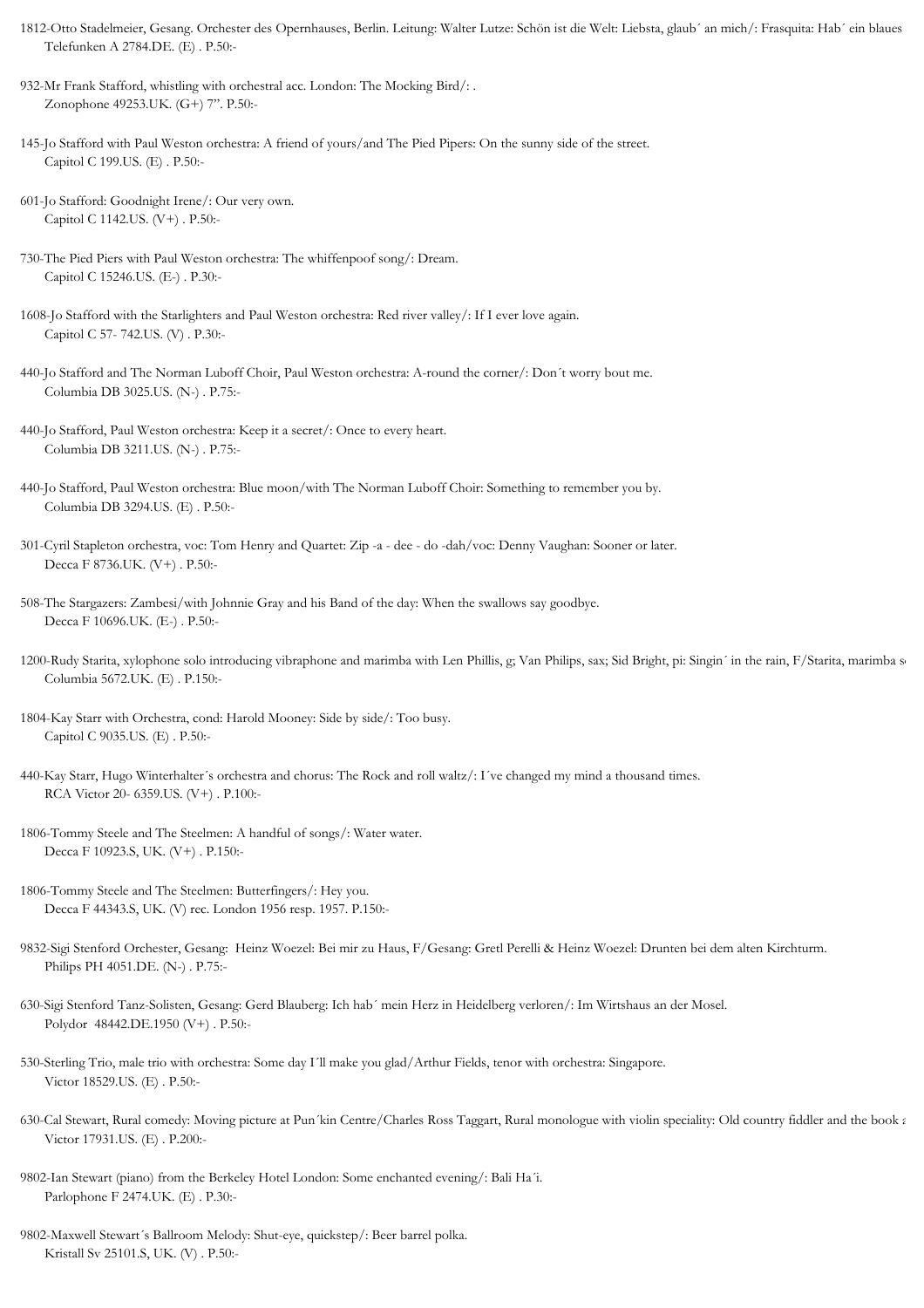1812-Otto Stadelmeier, Gesang. Orchester des Opernhauses, Berlin. Leitung: Walter Lutze: Schön ist die Welt: Liebsta, glaub´ an mich/: Frasquita: Hab´ ein blaues
Telefunken A 2784.DE. (E) . P.50:-

932-Mr Frank Stafford, whistling with orchestral acc. London: The Mocking Bird/: .
Zonophone 49253.UK. (G+) 7". P.50:-

145-Jo Stafford with Paul Weston orchestra: A friend of yours/and The Pied Pipers: On the sunny side of the street.
Capitol C 199.US. (E) . P.50:-

601-Jo Stafford: Goodnight Irene/: Our very own.
Capitol C 1142.US. (V+) . P.50:-

730-The Pied Piers with Paul Weston orchestra: The whiffenpoof song/: Dream.
Capitol C 15246.US. (E-) . P.30:-

1608-Jo Stafford with the Starlighters and Paul Weston orchestra: Red river valley/: If I ever love again.
Capitol C 57- 742.US. (V) . P.30:-

440-Jo Stafford and The Norman Luboff Choir, Paul Weston orchestra: A-round the corner/: Don´t worry bout me.
Columbia DB 3025.US. (N-) . P.75:-

440-Jo Stafford, Paul Weston orchestra: Keep it a secret/: Once to every heart.
Columbia DB 3211.US. (N-) . P.75:-

440-Jo Stafford, Paul Weston orchestra: Blue moon/with The Norman Luboff Choir: Something to remember you by.
Columbia DB 3294.US. (E) . P.50:-

301-Cyril Stapleton orchestra, voc: Tom Henry and Quartet: Zip -a - dee - do -dah/voc: Denny Vaughan: Sooner or later.
Decca F 8736.UK. (V+) . P.50:-

508-The Stargazers: Zambesi/with Johnnie Gray and his Band of the day: When the swallows say goodbye.
Decca F 10696.UK. (E-) . P.50:-

1200-Rudy Starita, xylophone solo introducing vibraphone and marimba with Len Phillis, g; Van Philips, sax; Sid Bright, pi: Singin´ in the rain, F/Starita, marimba s
Columbia 5672.UK. (E) . P.150:-

1804-Kay Starr with Orchestra, cond: Harold Mooney: Side by side/: Too busy.
Capitol C 9035.US. (E) . P.50:-

440-Kay Starr, Hugo Winterhalter´s orchestra and chorus: The Rock and roll waltz/: I´ve changed my mind a thousand times.
RCA Victor 20- 6359.US. (V+) . P.100:-

1806-Tommy Steele and The Steelmen: A handful of songs/: Water water.
Decca F 10923.S, UK. (V+) . P.150:-

1806-Tommy Steele and The Steelmen: Butterfingers/: Hey you.
Decca F 44343.S, UK. (V) rec. London 1956 resp. 1957. P.150:-

9832-Sigi Stenford Orchester, Gesang: Heinz Woezel: Bei mir zu Haus, F/Gesang: Gretl Perelli & Heinz Woezel: Drunten bei dem alten Kirchturm.
Philips PH 4051.DE. (N-) . P.75:-

630-Sigi Stenford Tanz-Solisten, Gesang: Gerd Blauberg: Ich hab´ mein Herz in Heidelberg verloren/: Im Wirtshaus an der Mosel.
Polydor 48442.DE.1950 (V+) . P.50:-

530-Sterling Trio, male trio with orchestra: Some day I´ll make you glad/Arthur Fields, tenor with orchestra: Singapore.
Victor 18529.US. (E) . P.50:-

630-Cal Stewart, Rural comedy: Moving picture at Pun´kin Centre/Charles Ross Taggart, Rural monologue with violin speciality: Old country fiddler and the book a
Victor 17931.US. (E) . P.200:-

9802-Ian Stewart (piano) from the Berkeley Hotel London: Some enchanted evening/: Bali Ha´i.
Parlophone F 2474.UK. (E) . P.30:-

9802-Maxwell Stewart´s Ballroom Melody: Shut-eye, quickstep/: Beer barrel polka.
Kristall Sv 25101.S, UK. (V) . P.50:-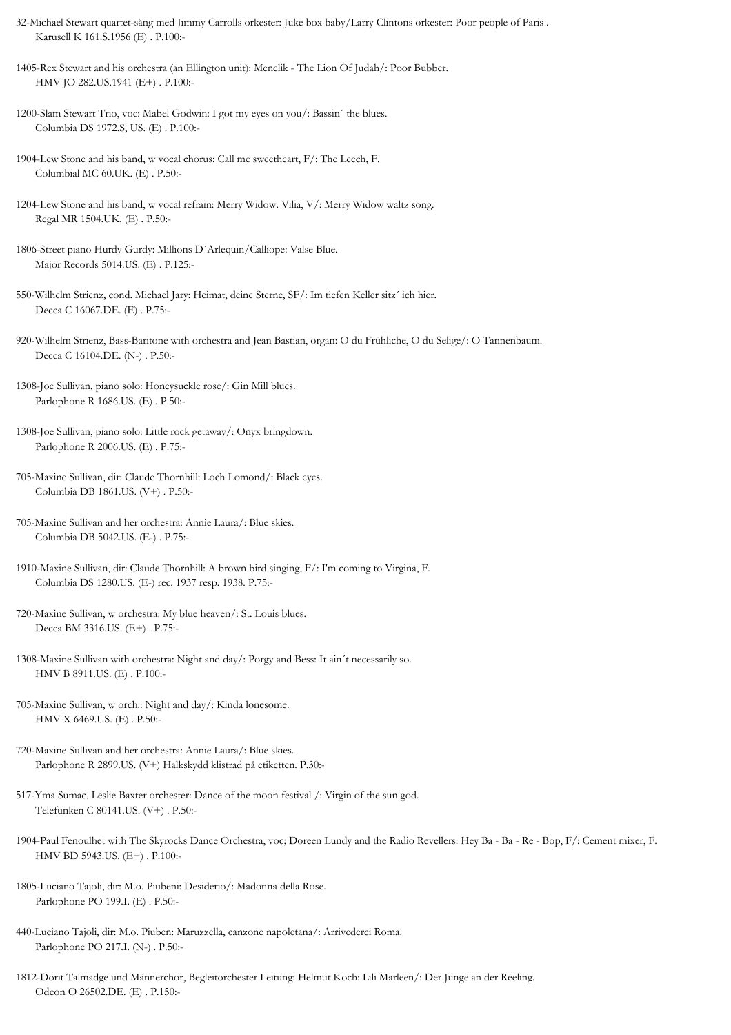32-Michael Stewart quartet-sång med Jimmy Carrolls orkester: Juke box baby/Larry Clintons orkester: Poor people of Paris .
Karusell K 161.S.1956 (E) . P.100:-

1405-Rex Stewart and his orchestra (an Ellington unit): Menelik - The Lion Of Judah/: Poor Bubber.
HMV JO 282.US.1941 (E+) . P.100:-

1200-Slam Stewart Trio, voc: Mabel Godwin: I got my eyes on you/: Bassin´ the blues.
Columbia DS 1972.S, US. (E) . P.100:-

1904-Lew Stone and his band, w vocal chorus: Call me sweetheart, F/: The Leech, F.
Columbial MC 60.UK. (E) . P.50:-

1204-Lew Stone and his band, w vocal refrain: Merry Widow. Vilia, V/: Merry Widow waltz song.
Regal MR 1504.UK. (E) . P.50:-

1806-Street piano Hurdy Gurdy: Millions D´Arlequin/Calliope: Valse Blue.
Major Records 5014.US. (E) . P.125:-

550-Wilhelm Strienz, cond. Michael Jary: Heimat, deine Sterne, SF/: Im tiefen Keller sitz´ ich hier.
Decca C 16067.DE. (E) . P.75:-

920-Wilhelm Strienz, Bass-Baritone with orchestra and Jean Bastian, organ: O du Frühliche, O du Selige/: O Tannenbaum.
Decca C 16104.DE. (N-) . P.50:-

1308-Joe Sullivan, piano solo: Honeysuckle rose/: Gin Mill blues.
Parlophone R 1686.US. (E) . P.50:-

1308-Joe Sullivan, piano solo: Little rock getaway/: Onyx bringdown.
Parlophone R 2006.US. (E) . P.75:-

705-Maxine Sullivan, dir: Claude Thornhill: Loch Lomond/: Black eyes.
Columbia DB 1861.US. (V+) . P.50:-

705-Maxine Sullivan and her orchestra: Annie Laura/: Blue skies.
Columbia DB 5042.US. (E-) . P.75:-

1910-Maxine Sullivan, dir: Claude Thornhill: A brown bird singing, F/: I'm coming to Virgina, F.
Columbia DS 1280.US. (E-) rec. 1937 resp. 1938. P.75:-

720-Maxine Sullivan, w orchestra: My blue heaven/: St. Louis blues.
Decca BM 3316.US. (E+) . P.75:-

1308-Maxine Sullivan with orchestra: Night and day/: Porgy and Bess: It ain´t necessarily so.
HMV B 8911.US. (E) . P.100:-

705-Maxine Sullivan, w orch.: Night and day/: Kinda lonesome.
HMV X 6469.US. (E) . P.50:-

720-Maxine Sullivan and her orchestra: Annie Laura/: Blue skies.
Parlophone R 2899.US. (V+) Halkskydd klistrad på etiketten. P.30:-

517-Yma Sumac, Leslie Baxter orchester: Dance of the moon festival /: Virgin of the sun god.
Telefunken C 80141.US. (V+) . P.50:-

1904-Paul Fenoulhet with The Skyrocks Dance Orchestra, voc; Doreen Lundy and the Radio Revellers: Hey Ba - Ba - Re - Bop, F/: Cement mixer, F.
HMV BD 5943.US. (E+) . P.100:-

1805-Luciano Tajoli, dir: M.o. Piubeni: Desiderio/: Madonna della Rose.
Parlophone PO 199.I. (E) . P.50:-

440-Luciano Tajoli, dir: M.o. Piuben: Maruzzella, canzone napoletana/: Arrivederci Roma.
Parlophone PO 217.I. (N-) . P.50:-

1812-Dorit Talmadge und Männerchor, Begleitorchester Leitung: Helmut Koch: Lili Marleen/: Der Junge an der Reeling.
Odeon O 26502.DE. (E) . P.150:-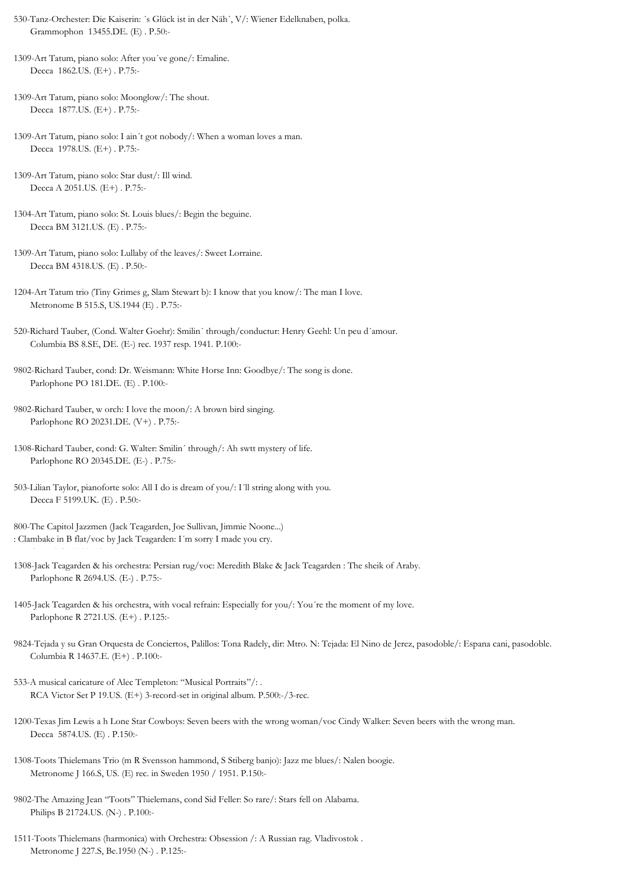530-Tanz-Orchester: Die Kaiserin: ´s Glück ist in der Näh´, V/: Wiener Edelknaben, polka.
Grammophon 13455.DE. (E) . P.50:-

1309-Art Tatum, piano solo: After you´ve gone/: Emaline.
Decca 1862.US. (E+) . P.75:-

1309-Art Tatum, piano solo: Moonglow/: The shout.
Decca 1877.US. (E+) . P.75:-

1309-Art Tatum, piano solo: I ain´t got nobody/: When a woman loves a man.
Decca 1978.US. (E+) . P.75:-

1309-Art Tatum, piano solo: Star dust/: Ill wind.
Decca A 2051.US. (E+) . P.75:-

1304-Art Tatum, piano solo: St. Louis blues/: Begin the beguine.
Decca BM 3121.US. (E) . P.75:-

1309-Art Tatum, piano solo: Lullaby of the leaves/: Sweet Lorraine.
Decca BM 4318.US. (E) . P.50:-

1204-Art Tatum trio (Tiny Grimes g, Slam Stewart b): I know that you know/: The man I love.
Metronome B 515.S, US.1944 (E) . P.75:-

520-Richard Tauber, (Cond. Walter Goehr): Smilin´ through/conductur: Henry Geehl: Un peu d´amour.
Columbia BS 8.SE, DE. (E-) rec. 1937 resp. 1941. P.100:-

9802-Richard Tauber, cond: Dr. Weismann: White Horse Inn: Goodbye/: The song is done.
Parlophone PO 181.DE. (E) . P.100:-

9802-Richard Tauber, w orch: I love the moon/: A brown bird singing.
Parlophone RO 20231.DE. (V+) . P.75:-

1308-Richard Tauber, cond: G. Walter: Smilin´ through/: Ah swtt mystery of life.
Parlophone RO 20345.DE. (E-) . P.75:-

503-Lilian Taylor, pianoforte solo: All I do is dream of you/: I´ll string along with you.
Decca F 5199.UK. (E) . P.50:-

800-The Capitol Jazzmen (Jack Teagarden, Joe Sullivan, Jimmie Noone...)
: Clambake in B flat/voc by Jack Teagarden: I´m sorry I made you cry.

1308-Jack Teagarden & his orchestra: Persian rug/voc: Meredith Blake & Jack Teagarden : The sheik of Araby.
Parlophone R 2694.US. (E-) . P.75:-

1405-Jack Teagarden & his orchestra, with vocal refrain: Especially for you/: You´re the moment of my love.
Parlophone R 2721.US. (E+) . P.125:-

9824-Tejada y su Gran Orquesta de Conciertos, Palillos: Tona Radely, dir: Mtro. N: Tejada: El Nino de Jerez, pasodoble/: Espana cani, pasodoble.
Columbia R 14637.E. (E+) . P.100:-

533-A musical caricature of Alec Templeton: "Musical Portraits"/: .
RCA Victor Set P 19.US. (E+) 3-record-set in original album. P.500:-/3-rec.

1200-Texas Jim Lewis a h Lone Star Cowboys: Seven beers with the wrong woman/voc Cindy Walker: Seven beers with the wrong man.
Decca 5874.US. (E) . P.150:-

1308-Toots Thielemans Trio (m R Svensson hammond, S Stiberg banjo): Jazz me blues/: Nalen boogie.
Metronome J 166.S, US. (E) rec. in Sweden 1950 / 1951. P.150:-

9802-The Amazing Jean "Toots" Thielemans, cond Sid Feller: So rare/: Stars fell on Alabama.
Philips B 21724.US. (N-) . P.100:-

1511-Toots Thielemans (harmonica) with Orchestra: Obsession /: A Russian rag. Vladivostok .
Metronome J 227.S, Be.1950 (N-) . P.125:-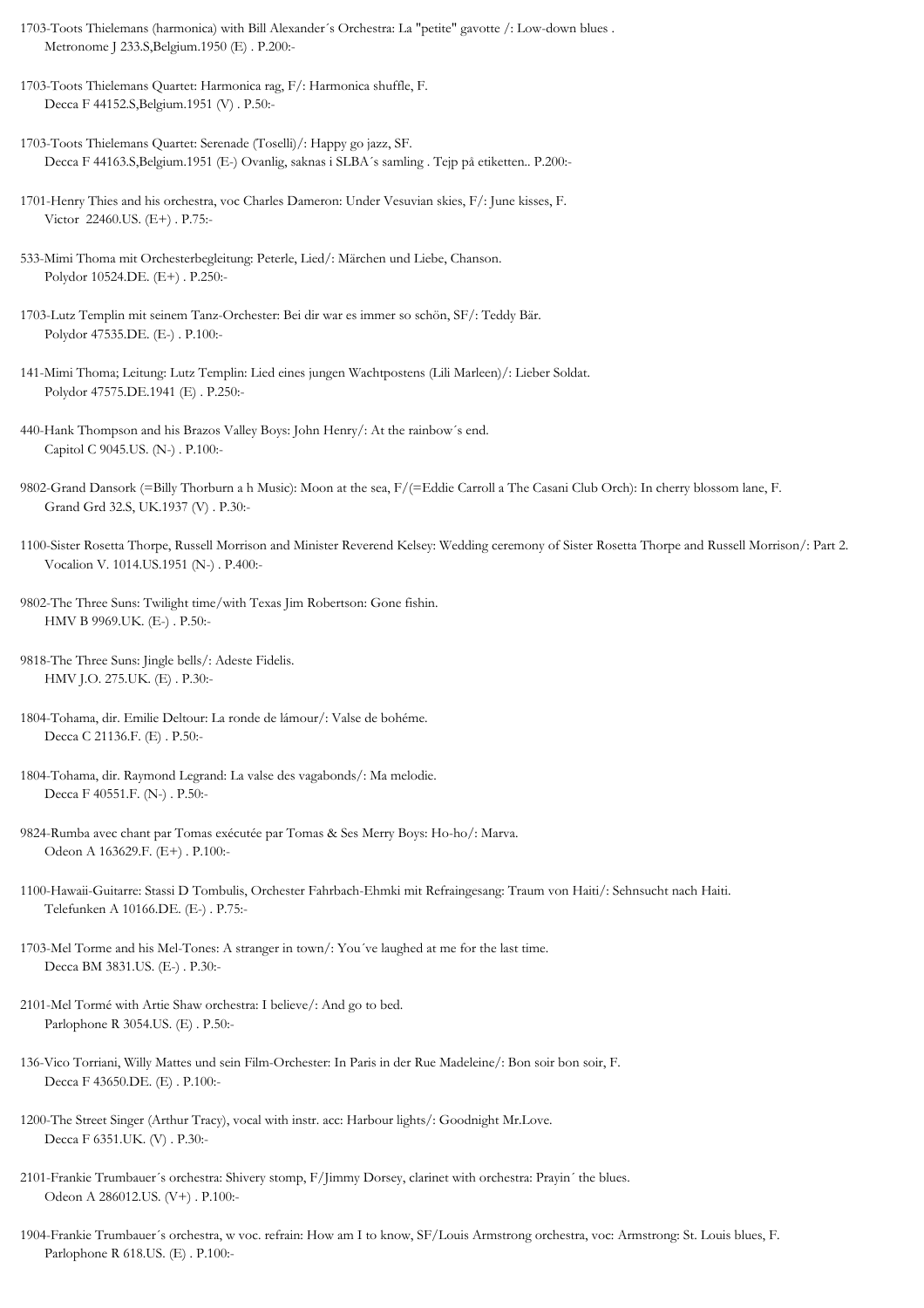1703-Toots Thielemans (harmonica) with Bill Alexander´s Orchestra: La "petite" gavotte /: Low-down blues .
Metronome J 233.S,Belgium.1950 (E) . P.200:-

1703-Toots Thielemans Quartet: Harmonica rag, F/: Harmonica shuffle, F.
Decca F 44152.S,Belgium.1951 (V) . P.50:-

1703-Toots Thielemans Quartet: Serenade (Toselli)/: Happy go jazz, SF.
Decca F 44163.S,Belgium.1951 (E-) Ovanlig, saknas i SLBA´s samling . Tejp på etiketten.. P.200:-

1701-Henry Thies and his orchestra, voc Charles Dameron: Under Vesuvian skies, F/: June kisses, F.
Victor 22460.US. (E+) . P.75:-

533-Mimi Thoma mit Orchesterbegleitung: Peterle, Lied/: Märchen und Liebe, Chanson.
Polydor 10524.DE. (E+) . P.250:-

1703-Lutz Templin mit seinem Tanz-Orchester: Bei dir war es immer so schön, SF/: Teddy Bär.
Polydor 47535.DE. (E-) . P.100:-

141-Mimi Thoma; Leitung: Lutz Templin: Lied eines jungen Wachtpostens (Lili Marleen)/: Lieber Soldat.
Polydor 47575.DE.1941 (E) . P.250:-

440-Hank Thompson and his Brazos Valley Boys: John Henry/: At the rainbow´s end.
Capitol C 9045.US. (N-) . P.100:-

9802-Grand Dansork (=Billy Thorburn a h Music): Moon at the sea, F/(=Eddie Carroll a The Casani Club Orch): In cherry blossom lane, F.
Grand Grd 32.S, UK.1937 (V) . P.30:-

1100-Sister Rosetta Thorpe, Russell Morrison and Minister Reverend Kelsey: Wedding ceremony of Sister Rosetta Thorpe and Russell Morrison/: Part 2.
Vocalion V. 1014.US.1951 (N-) . P.400:-

9802-The Three Suns: Twilight time/with Texas Jim Robertson: Gone fishin.
HMV B 9969.UK. (E-) . P.50:-

9818-The Three Suns: Jingle bells/: Adeste Fidelis.
HMV J.O. 275.UK. (E) . P.30:-

1804-Tohama, dir. Emilie Deltour: La ronde de lámour/: Valse de bohéme.
Decca C 21136.F. (E) . P.50:-

1804-Tohama, dir. Raymond Legrand: La valse des vagabonds/: Ma melodie.
Decca F 40551.F. (N-) . P.50:-

9824-Rumba avec chant par Tomas exécutée par Tomas & Ses Merry Boys: Ho-ho/: Marva.
Odeon A 163629.F. (E+) . P.100:-

1100-Hawaii-Guitarre: Stassi D Tombulis, Orchester Fahrbach-Ehmki mit Refraingesang: Traum von Haiti/: Sehnsucht nach Haiti.
Telefunken A 10166.DE. (E-) . P.75:-

1703-Mel Torme and his Mel-Tones: A stranger in town/: You´ve laughed at me for the last time.
Decca BM 3831.US. (E-) . P.30:-

2101-Mel Tormé with Artie Shaw orchestra: I believe/: And go to bed.
Parlophone R 3054.US. (E) . P.50:-

136-Vico Torriani, Willy Mattes und sein Film-Orchester: In Paris in der Rue Madeleine/: Bon soir bon soir, F.
Decca F 43650.DE. (E) . P.100:-

1200-The Street Singer (Arthur Tracy), vocal with instr. acc: Harbour lights/: Goodnight Mr.Love.
Decca F 6351.UK. (V) . P.30:-

2101-Frankie Trumbauer´s orchestra: Shivery stomp, F/Jimmy Dorsey, clarinet with orchestra: Prayin´ the blues.
Odeon A 286012.US. (V+) . P.100:-

1904-Frankie Trumbauer´s orchestra, w voc. refrain: How am I to know, SF/Louis Armstrong orchestra, voc: Armstrong: St. Louis blues, F.
Parlophone R 618.US. (E) . P.100:-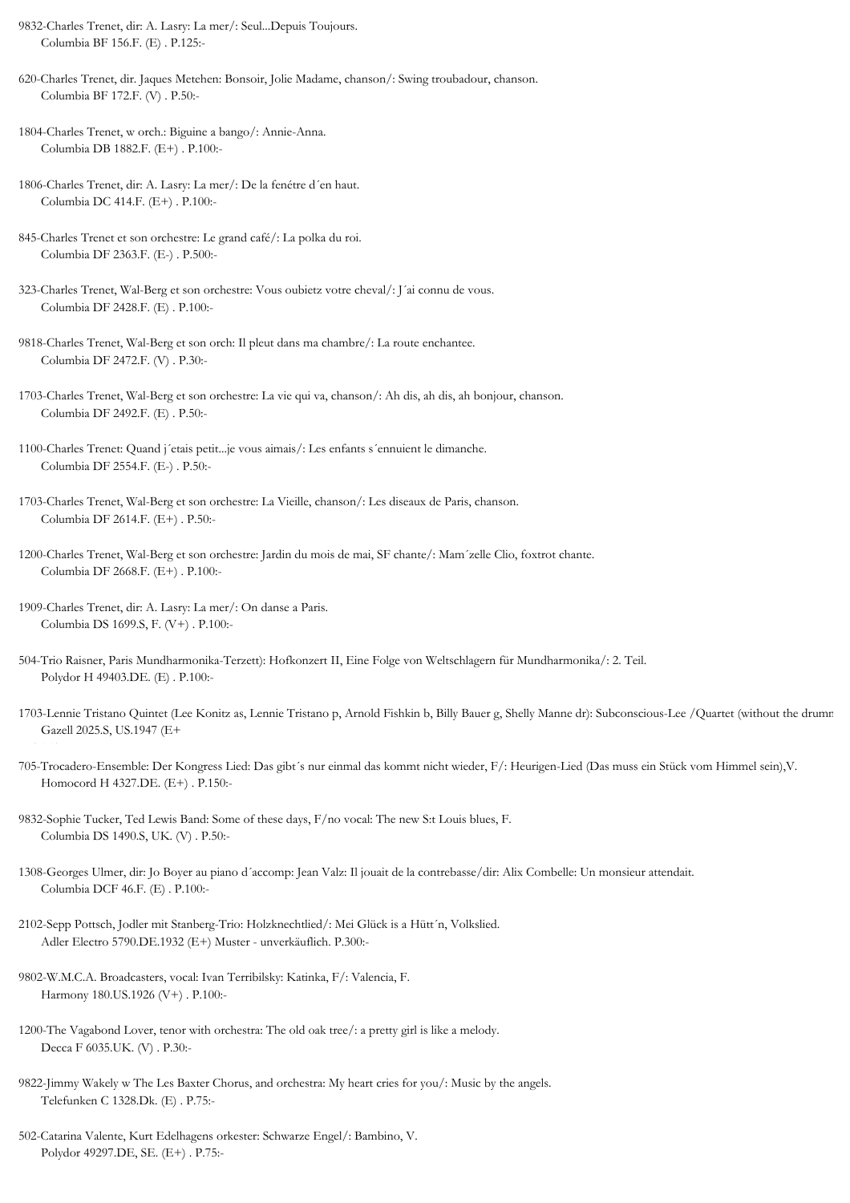9832-Charles Trenet, dir: A. Lasry: La mer/: Seul...Depuis Toujours.
Columbia BF 156.F. (E) . P.125:-

620-Charles Trenet, dir. Jaques Metehen: Bonsoir, Jolie Madame, chanson/: Swing troubadour, chanson.
Columbia BF 172.F. (V) . P.50:-

1804-Charles Trenet, w orch.: Biguine a bango/: Annie-Anna.
Columbia DB 1882.F. (E+) . P.100:-

1806-Charles Trenet, dir: A. Lasry: La mer/: De la fenétre d´en haut.
Columbia DC 414.F. (E+) . P.100:-

845-Charles Trenet et son orchestre: Le grand café/: La polka du roi.
Columbia DF 2363.F. (E-) . P.500:-

323-Charles Trenet, Wal-Berg et son orchestre: Vous oubietz votre cheval/: J´ai connu de vous.
Columbia DF 2428.F. (E) . P.100:-

9818-Charles Trenet, Wal-Berg et son orch: Il pleut dans ma chambre/: La route enchantee.
Columbia DF 2472.F. (V) . P.30:-

1703-Charles Trenet, Wal-Berg et son orchestre: La vie qui va, chanson/: Ah dis, ah dis, ah bonjour, chanson.
Columbia DF 2492.F. (E) . P.50:-

1100-Charles Trenet: Quand j´etais petit...je vous aimais/: Les enfants s´ennuient le dimanche.
Columbia DF 2554.F. (E-) . P.50:-

1703-Charles Trenet, Wal-Berg et son orchestre: La Vieille, chanson/: Les diseaux de Paris, chanson.
Columbia DF 2614.F. (E+) . P.50:-

1200-Charles Trenet, Wal-Berg et son orchestre: Jardin du mois de mai, SF chante/: Mam´zelle Clio, foxtrot chante.
Columbia DF 2668.F. (E+) . P.100:-

1909-Charles Trenet, dir: A. Lasry: La mer/: On danse a Paris.
Columbia DS 1699.S, F. (V+) . P.100:-

504-Trio Raisner, Paris Mundharmonika-Terzett): Hofkonzert II, Eine Folge von Weltschlagern für Mundharmonika/: 2. Teil.
Polydor H 49403.DE. (E) . P.100:-

1703-Lennie Tristano Quintet (Lee Konitz as, Lennie Tristano p, Arnold Fishkin b, Billy Bauer g, Shelly Manne dr): Subconscious-Lee /Quartet (without the drumm
Gazell 2025.S, US.1947 (E+

705-Trocadero-Ensemble: Der Kongress Lied: Das gibt´s nur einmal das kommt nicht wieder, F/: Heurigen-Lied (Das muss ein Stück vom Himmel sein),V.
Homocord H 4327.DE. (E+) . P.150:-

9832-Sophie Tucker, Ted Lewis Band: Some of these days, F/no vocal: The new S:t Louis blues, F.
Columbia DS 1490.S, UK. (V) . P.50:-

1308-Georges Ulmer, dir: Jo Boyer au piano d´accomp: Jean Valz: Il jouait de la contrebasse/dir: Alix Combelle: Un monsieur attendait.
Columbia DCF 46.F. (E) . P.100:-

2102-Sepp Pottsch, Jodler mit Stanberg-Trio: Holzknechtlied/: Mei Glück is a Hütt´n, Volkslied.
Adler Electro 5790.DE.1932 (E+) Muster - unverkäuflich. P.300:-

9802-W.M.C.A. Broadcasters, vocal: Ivan Terribilsky: Katinka, F/: Valencia, F.
Harmony 180.US.1926 (V+) . P.100:-

1200-The Vagabond Lover, tenor with orchestra: The old oak tree/: a pretty girl is like a melody.
Decca F 6035.UK. (V) . P.30:-

9822-Jimmy Wakely w The Les Baxter Chorus, and orchestra: My heart cries for you/: Music by the angels.
Telefunken C 1328.Dk. (E) . P.75:-

502-Catarina Valente, Kurt Edelhagens orkester: Schwarze Engel/: Bambino, V.
Polydor 49297.DE, SE. (E+) . P.75:-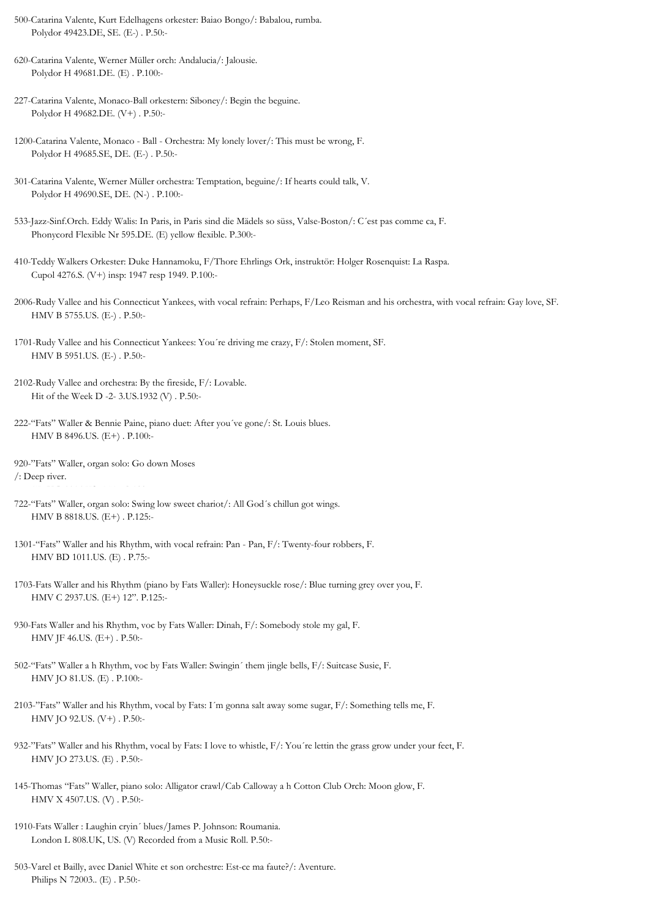500-Catarina Valente, Kurt Edelhagens orkester: Baiao Bongo/: Babalou, rumba.
Polydor 49423.DE, SE. (E-) . P.50:-

620-Catarina Valente, Werner Müller orch: Andalucia/: Jalousie.
Polydor H 49681.DE. (E) . P.100:-

227-Catarina Valente, Monaco-Ball orkestern: Siboney/: Begin the beguine.
Polydor H 49682.DE. (V+) . P.50:-

1200-Catarina Valente, Monaco - Ball - Orchestra: My lonely lover/: This must be wrong, F.
Polydor H 49685.SE, DE. (E-) . P.50:-

301-Catarina Valente, Werner Müller orchestra: Temptation, beguine/: If hearts could talk, V.
Polydor H 49690.SE, DE. (N-) . P.100:-

533-Jazz-Sinf.Orch. Eddy Walis: In Paris, in Paris sind die Mädels so süss, Valse-Boston/: C´est pas comme ca, F.
Phonycord Flexible Nr 595.DE. (E) yellow flexible. P.300:-

410-Teddy Walkers Orkester: Duke Hannamoku, F/Thore Ehrlings Ork, instruktör: Holger Rosenquist: La Raspa.
Cupol 4276.S. (V+) insp: 1947 resp 1949. P.100:-

2006-Rudy Vallee and his Connecticut Yankees, with vocal refrain: Perhaps, F/Leo Reisman and his orchestra, with vocal refrain: Gay love, SF.
HMV B 5755.US. (E-) . P.50:-

1701-Rudy Vallee and his Connecticut Yankees: You´re driving me crazy, F/: Stolen moment, SF.
HMV B 5951.US. (E-) . P.50:-

2102-Rudy Vallee and orchestra: By the fireside, F/: Lovable.
Hit of the Week D -2- 3.US.1932 (V) . P.50:-

222-"Fats" Waller & Bennie Paine, piano duet: After you´ve gone/: St. Louis blues.
HMV B 8496.US. (E+) . P.100:-

920-"Fats" Waller, organ solo: Go down Moses
/: Deep river.

722-"Fats" Waller, organ solo: Swing low sweet chariot/: All God´s chillun got wings.
HMV B 8818.US. (E+) . P.125:-

1301-"Fats" Waller and his Rhythm, with vocal refrain: Pan - Pan, F/: Twenty-four robbers, F.
HMV BD 1011.US. (E) . P.75:-

1703-Fats Waller and his Rhythm (piano by Fats Waller): Honeysuckle rose/: Blue turning grey over you, F.
HMV C 2937.US. (E+) 12". P.125:-

930-Fats Waller and his Rhythm, voc by Fats Waller: Dinah, F/: Somebody stole my gal, F.
HMV JF 46.US. (E+) . P.50:-

502-"Fats" Waller a h Rhythm, voc by Fats Waller: Swingin´ them jingle bells, F/: Suitcase Susie, F.
HMV JO 81.US. (E) . P.100:-

2103-"Fats" Waller and his Rhythm, vocal by Fats: I´m gonna salt away some sugar, F/: Something tells me, F.
HMV JO 92.US. (V+) . P.50:-

932-"Fats" Waller and his Rhythm, vocal by Fats: I love to whistle, F/: You´re lettin the grass grow under your feet, F.
HMV JO 273.US. (E) . P.50:-

145-Thomas "Fats" Waller, piano solo: Alligator crawl/Cab Calloway a h Cotton Club Orch: Moon glow, F.
HMV X 4507.US. (V) . P.50:-

1910-Fats Waller : Laughin cryin´ blues/James P. Johnson: Roumania.
London L 808.UK, US. (V) Recorded from a Music Roll. P.50:-

503-Varel et Bailly, avec Daniel White et son orchestre: Est-ce ma faute?/: Aventure.
Philips N 72003.. (E) . P.50:-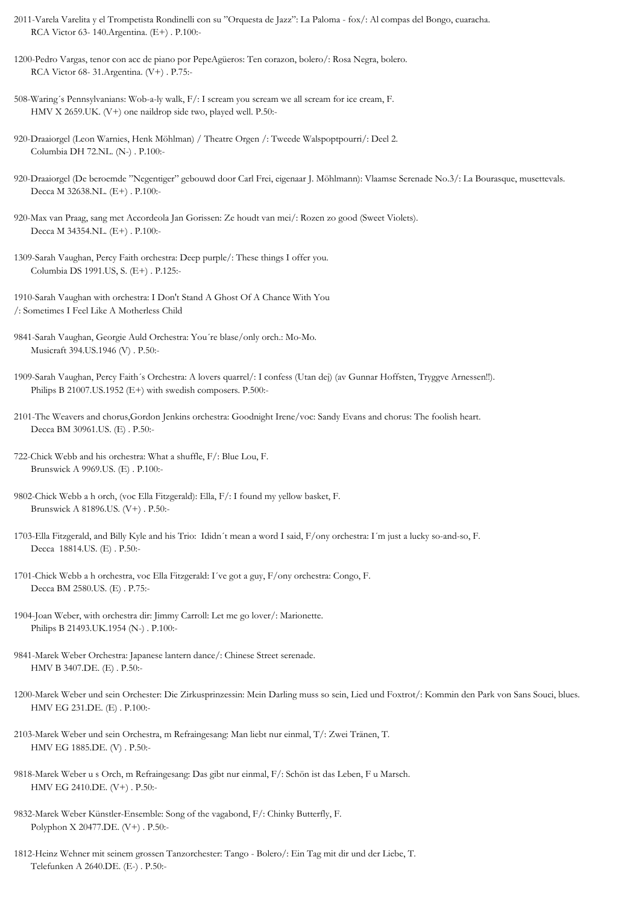2011-Varela Varelita y el Trompetista Rondinelli con su "Orquesta de Jazz": La Paloma - fox/: Al compas del Bongo, cuaracha.
RCA Victor 63- 140.Argentina. (E+) . P.100:-

1200-Pedro Vargas, tenor con acc de piano por PepeAgüeros: Ten corazon, bolero/: Rosa Negra, bolero.
RCA Victor 68- 31.Argentina. (V+) . P.75:-

508-Waring´s Pennsylvanians: Wob-a-ly walk, F/: I scream you scream we all scream for ice cream, F.
HMV X 2659.UK. (V+) one naildrop side two, played well. P.50:-

920-Draaiorgel (Leon Warnies, Henk Möhlman) / Theatre Orgen /: Tweede Walspoptpourri/: Deel 2.
Columbia DH 72.NL. (N-) . P.100:-

920-Draaiorgel (De beroemde "Negentiger" gebouwd door Carl Frei, eigenaar J. Möhlmann): Vlaamse Serenade No.3/: La Bourasque, musettevals.
Decca M 32638.NL. (E+) . P.100:-

920-Max van Praag, sang met Accordeola Jan Gorissen: Ze houdt van mei/: Rozen zo good (Sweet Violets).
Decca M 34354.NL. (E+) . P.100:-

1309-Sarah Vaughan, Percy Faith orchestra: Deep purple/: These things I offer you.
Columbia DS 1991.US, S. (E+) . P.125:-

1910-Sarah Vaughan with orchestra: I Don't Stand A Ghost Of A Chance With You
/: Sometimes I Feel Like A Motherless Child

9841-Sarah Vaughan, Georgie Auld Orchestra: You´re blase/only orch.: Mo-Mo.
Musicraft 394.US.1946 (V) . P.50:-

1909-Sarah Vaughan, Percy Faith´s Orchestra: A lovers quarrel/: I confess (Utan dej) (av Gunnar Hoffsten, Tryggve Arnessen!!).
Philips B 21007.US.1952 (E+) with swedish composers. P.500:-

2101-The Weavers and chorus,Gordon Jenkins orchestra: Goodnight Irene/voc: Sandy Evans and chorus: The foolish heart.
Decca BM 30961.US. (E) . P.50:-

722-Chick Webb and his orchestra: What a shuffle, F/: Blue Lou, F.
Brunswick A 9969.US. (E) . P.100:-

9802-Chick Webb a h orch, (voc Ella Fitzgerald): Ella, F/: I found my yellow basket, F.
Brunswick A 81896.US. (V+) . P.50:-

1703-Ella Fitzgerald, and Billy Kyle and his Trio: Ididn´t mean a word I said, F/ony orchestra: I´m just a lucky so-and-so, F.
Decca 18814.US. (E) . P.50:-

1701-Chick Webb a h orchestra, voc Ella Fitzgerald: I´ve got a guy, F/ony orchestra: Congo, F.
Decca BM 2580.US. (E) . P.75:-

1904-Joan Weber, with orchestra dir: Jimmy Carroll: Let me go lover/: Marionette.
Philips B 21493.UK.1954 (N-) . P.100:-

9841-Marek Weber Orchestra: Japanese lantern dance/: Chinese Street serenade.
HMV B 3407.DE. (E) . P.50:-

1200-Marek Weber und sein Orchester: Die Zirkusprinzessin: Mein Darling muss so sein, Lied und Foxtrot/: Kommin den Park von Sans Souci, blues.
HMV EG 231.DE. (E) . P.100:-

2103-Marek Weber und sein Orchestra, m Refraingesang: Man liebt nur einmal, T/: Zwei Tränen, T.
HMV EG 1885.DE. (V) . P.50:-

9818-Marek Weber u s Orch, m Refraingesang: Das gibt nur einmal, F/: Schön ist das Leben, F u Marsch.
HMV EG 2410.DE. (V+) . P.50:-

9832-Marek Weber Künstler-Ensemble: Song of the vagabond, F/: Chinky Butterfly, F.
Polyphon X 20477.DE. (V+) . P.50:-

1812-Heinz Wehner mit seinem grossen Tanzorchester: Tango - Bolero/: Ein Tag mit dir und der Liebe, T.
Telefunken A 2640.DE. (E-) . P.50:-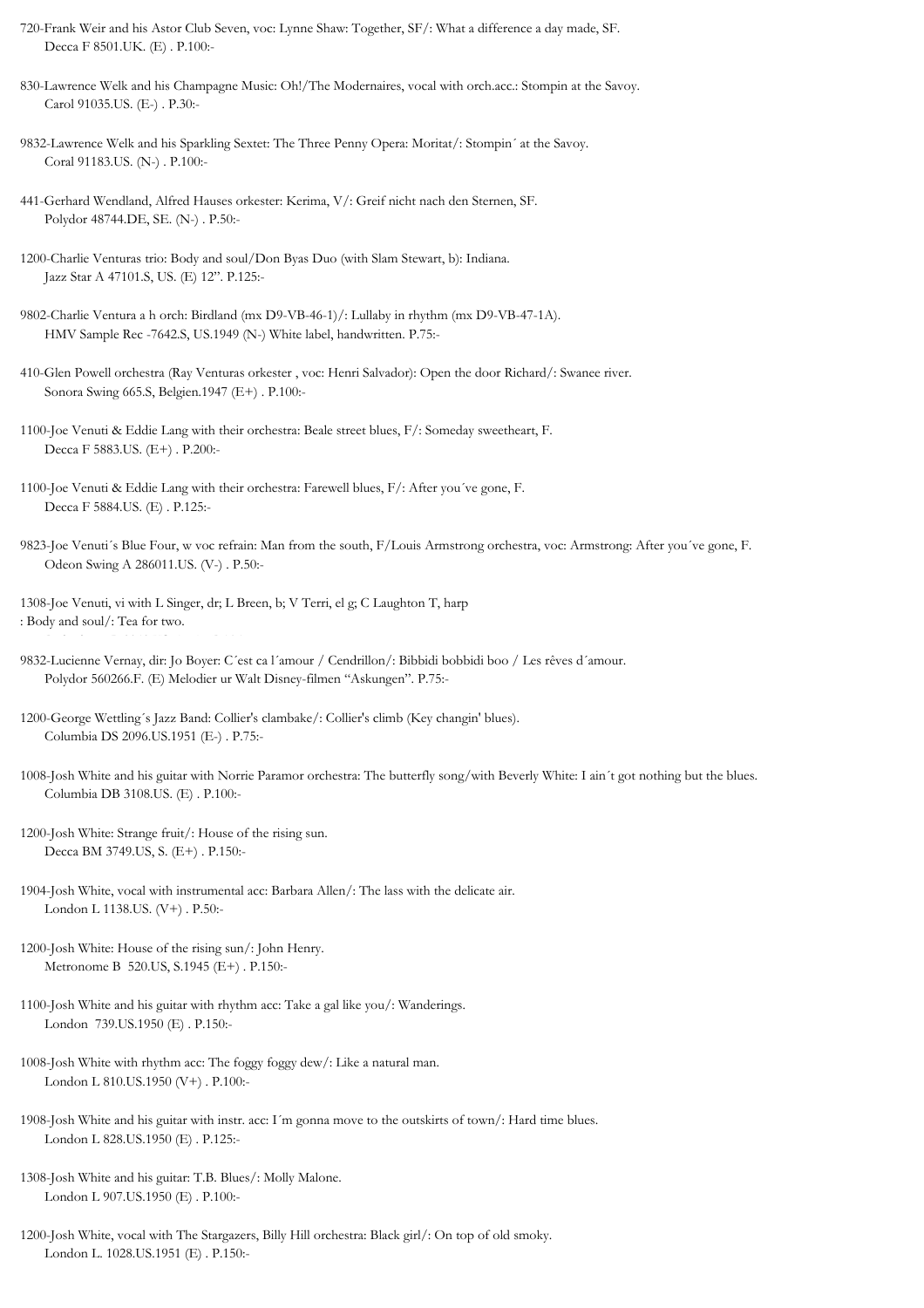720-Frank Weir and his Astor Club Seven, voc: Lynne Shaw: Together, SF/: What a difference a day made, SF.
Decca F 8501.UK. (E) . P.100:-

830-Lawrence Welk and his Champagne Music: Oh!/The Modernaires, vocal with orch.acc.: Stompin at the Savoy.
Carol 91035.US. (E-) . P.30:-

9832-Lawrence Welk and his Sparkling Sextet: The Three Penny Opera: Moritat/: Stompin´ at the Savoy.
Coral 91183.US. (N-) . P.100:-

441-Gerhard Wendland, Alfred Hauses orkester: Kerima, V/: Greif nicht nach den Sternen, SF.
Polydor 48744.DE, SE. (N-) . P.50:-

1200-Charlie Venturas trio: Body and soul/Don Byas Duo (with Slam Stewart, b): Indiana.
Jazz Star A 47101.S, US. (E) 12". P.125:-

9802-Charlie Ventura a h orch: Birdland (mx D9-VB-46-1)/: Lullaby in rhythm (mx D9-VB-47-1A).
HMV Sample Rec -7642.S, US.1949 (N-) White label, handwritten. P.75:-

410-Glen Powell orchestra (Ray Venturas orkester , voc: Henri Salvador): Open the door Richard/: Swanee river.
Sonora Swing 665.S, Belgien.1947 (E+) . P.100:-

1100-Joe Venuti & Eddie Lang with their orchestra: Beale street blues, F/: Someday sweetheart, F.
Decca F 5883.US. (E+) . P.200:-

1100-Joe Venuti & Eddie Lang with their orchestra: Farewell blues, F/: After you´ve gone, F.
Decca F 5884.US. (E) . P.125:-

9823-Joe Venuti´s Blue Four, w voc refrain: Man from the south, F/Louis Armstrong orchestra, voc: Armstrong: After you´ve gone, F.
Odeon Swing A 286011.US. (V-) . P.50:-

1308-Joe Venuti, vi with L Singer, dr; L Breen, b; V Terri, el g; C Laughton T, harp
: Body and soul/: Tea for two.

9832-Lucienne Vernay, dir: Jo Boyer: C´est ca l´amour / Cendrillon/: Bibbidi bobbidi boo / Les rêves d´amour.
Polydor 560266.F. (E) Melodier ur Walt Disney-filmen "Askungen". P.75:-

1200-George Wettling´s Jazz Band: Collier's clambake/: Collier's climb (Key changin' blues).
Columbia DS 2096.US.1951 (E-) . P.75:-

1008-Josh White and his guitar with Norrie Paramor orchestra: The butterfly song/with Beverly White: I ain´t got nothing but the blues.
Columbia DB 3108.US. (E) . P.100:-

1200-Josh White: Strange fruit/: House of the rising sun.
Decca BM 3749.US, S. (E+) . P.150:-

1904-Josh White, vocal with instrumental acc: Barbara Allen/: The lass with the delicate air.
London L 1138.US. (V+) . P.50:-

1200-Josh White: House of the rising sun/: John Henry.
Metronome B 520.US, S.1945 (E+) . P.150:-

1100-Josh White and his guitar with rhythm acc: Take a gal like you/: Wanderings.
London 739.US.1950 (E) . P.150:-

1008-Josh White with rhythm acc: The foggy foggy dew/: Like a natural man.
London L 810.US.1950 (V+) . P.100:-

1908-Josh White and his guitar with instr. acc: I´m gonna move to the outskirts of town/: Hard time blues.
London L 828.US.1950 (E) . P.125:-

1308-Josh White and his guitar: T.B. Blues/: Molly Malone.
London L 907.US.1950 (E) . P.100:-

1200-Josh White, vocal with The Stargazers, Billy Hill orchestra: Black girl/: On top of old smoky.
London L. 1028.US.1951 (E) . P.150:-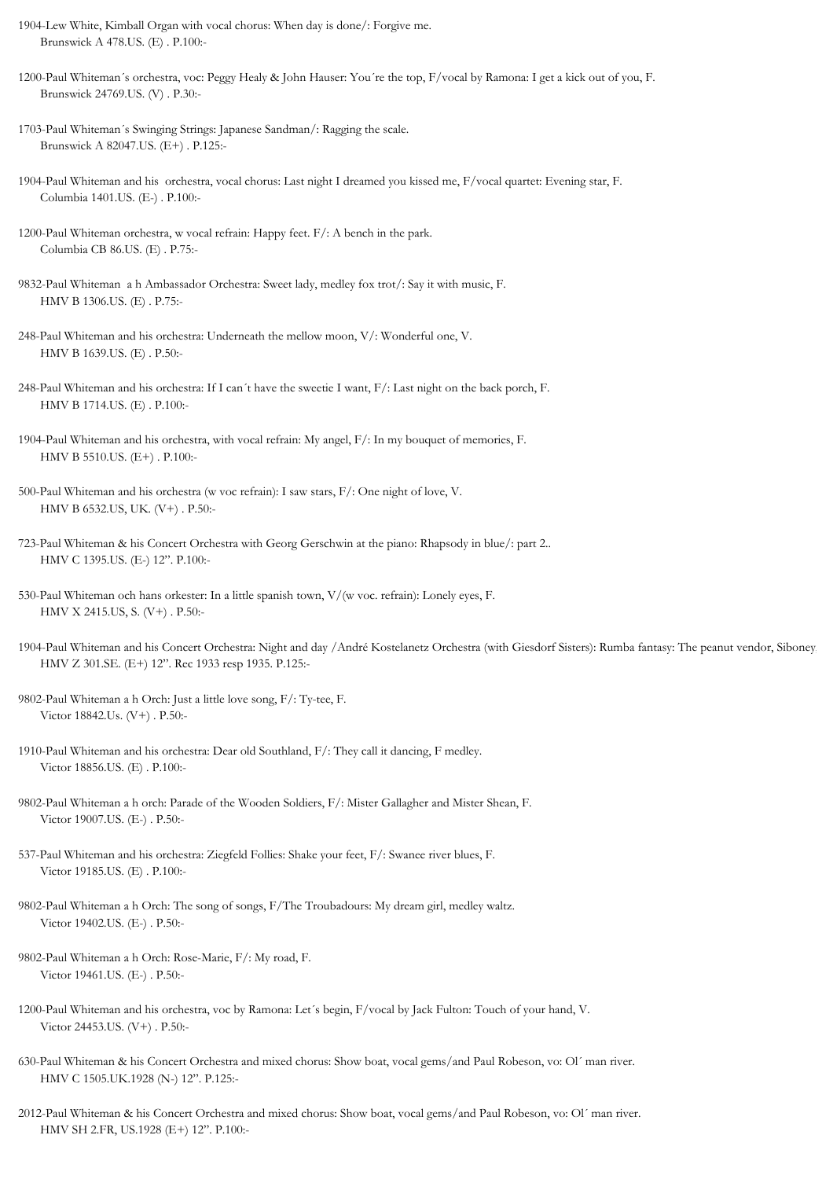1904-Lew White, Kimball Organ with vocal chorus: When day is done/: Forgive me.
Brunswick A 478.US. (E) . P.100:-

1200-Paul Whiteman´s orchestra, voc: Peggy Healy & John Hauser: You´re the top, F/vocal by Ramona: I get a kick out of you, F.
Brunswick 24769.US. (V) . P.30:-

1703-Paul Whiteman´s Swinging Strings: Japanese Sandman/: Ragging the scale.
Brunswick A 82047.US. (E+) . P.125:-

1904-Paul Whiteman and his orchestra, vocal chorus: Last night I dreamed you kissed me, F/vocal quartet: Evening star, F.
Columbia 1401.US. (E-) . P.100:-

1200-Paul Whiteman orchestra, w vocal refrain: Happy feet. F/: A bench in the park.
Columbia CB 86.US. (E) . P.75:-

9832-Paul Whiteman a h Ambassador Orchestra: Sweet lady, medley fox trot/: Say it with music, F.
HMV B 1306.US. (E) . P.75:-

248-Paul Whiteman and his orchestra: Underneath the mellow moon, V/: Wonderful one, V.
HMV B 1639.US. (E) . P.50:-

248-Paul Whiteman and his orchestra: If I can´t have the sweetie I want, F/: Last night on the back porch, F.
HMV B 1714.US. (E) . P.100:-

1904-Paul Whiteman and his orchestra, with vocal refrain: My angel, F/: In my bouquet of memories, F.
HMV B 5510.US. (E+) . P.100:-

500-Paul Whiteman and his orchestra (w voc refrain): I saw stars, F/: One night of love, V.
HMV B 6532.US, UK. (V+) . P.50:-

723-Paul Whiteman & his Concert Orchestra with Georg Gerschwin at the piano: Rhapsody in blue/: part 2..
HMV C 1395.US. (E-) 12". P.100:-

530-Paul Whiteman och hans orkester: In a little spanish town, V/(w voc. refrain): Lonely eyes, F.
HMV X 2415.US, S. (V+) . P.50:-

1904-Paul Whiteman and his Concert Orchestra: Night and day /André Kostelanetz Orchestra (with Giesdorf Sisters): Rumba fantasy: The peanut vendor, Siboney
HMV Z 301.SE. (E+) 12". Rec 1933 resp 1935. P.125:-

9802-Paul Whiteman a h Orch: Just a little love song, F/: Ty-tee, F.
Victor 18842.Us. (V+) . P.50:-

1910-Paul Whiteman and his orchestra: Dear old Southland, F/: They call it dancing, F medley.
Victor 18856.US. (E) . P.100:-

9802-Paul Whiteman a h orch: Parade of the Wooden Soldiers, F/: Mister Gallagher and Mister Shean, F.
Victor 19007.US. (E-) . P.50:-

537-Paul Whiteman and his orchestra: Ziegfeld Follies: Shake your feet, F/: Swanee river blues, F.
Victor 19185.US. (E) . P.100:-

9802-Paul Whiteman a h Orch: The song of songs, F/The Troubadours: My dream girl, medley waltz.
Victor 19402.US. (E-) . P.50:-

9802-Paul Whiteman a h Orch: Rose-Marie, F/: My road, F.
Victor 19461.US. (E-) . P.50:-

1200-Paul Whiteman and his orchestra, voc by Ramona: Let´s begin, F/vocal by Jack Fulton: Touch of your hand, V.
Victor 24453.US. (V+) . P.50:-

630-Paul Whiteman & his Concert Orchestra and mixed chorus: Show boat, vocal gems/and Paul Robeson, vo: Ol´ man river.
HMV C 1505.UK.1928 (N-) 12". P.125:-

2012-Paul Whiteman & his Concert Orchestra and mixed chorus: Show boat, vocal gems/and Paul Robeson, vo: Ol´ man river.
HMV SH 2.FR, US.1928 (E+) 12". P.100:-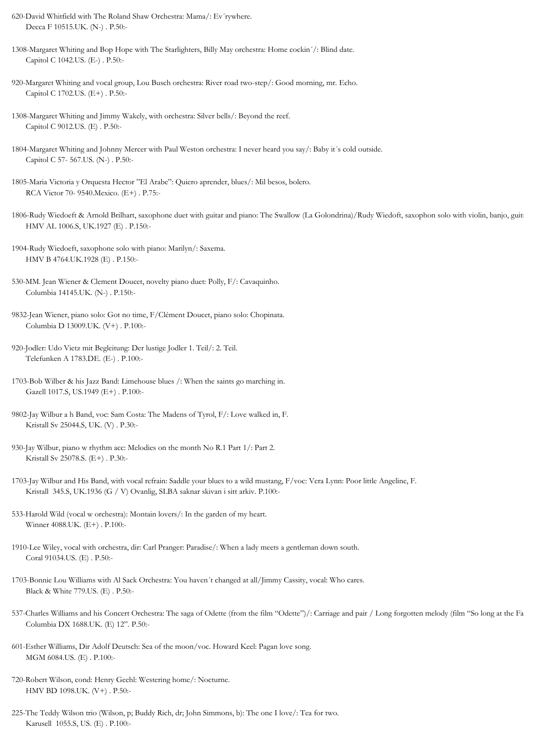620-David Whitfield with The Roland Shaw Orchestra: Mama/: Ev´rywhere.
Decca F 10515.UK. (N-) . P.50:-

1308-Margaret Whiting and Bop Hope with The Starlighters, Billy May orchestra: Home cockin´/: Blind date.
Capitol C 1042.US. (E-) . P.50:-

920-Margaret Whiting and vocal group, Lou Busch orchestra: River road two-step/: Good morning, mr. Echo.
Capitol C 1702.US. (E+) . P.50:-

1308-Margaret Whiting and Jimmy Wakely, with orchestra: Silver bells/: Beyond the reef.
Capitol C 9012.US. (E) . P.50:-

1804-Margaret Whiting and Johnny Mercer with Paul Weston orchestra: I never heard you say/: Baby it´s cold outside.
Capitol C 57- 567.US. (N-) . P.50:-

1805-Maria Victoria y Orquesta Hector "El Arabe": Quiero aprender, blues/: Mil besos, bolero.
RCA Victor 70- 9540.Mexico. (E+) . P.75:-

1806-Rudy Wiedoeft & Arnold Brilhart, saxophone duet with guitar and piano: The Swallow (La Golondrina)/Rudy Wiedoft, saxophon solo with violin, banjo, guit
HMV AL 1006.S, UK.1927 (E) . P.150:-

1904-Rudy Wiedoeft, saxophone solo with piano: Marilyn/: Saxema.
HMV B 4764.UK.1928 (E) . P.150:-

530-MM. Jean Wiener & Clement Doucet, novelty piano duet: Polly, F/: Cavaquinho.
Columbia 14145.UK. (N-) . P.150:-

9832-Jean Wiener, piano solo: Got no time, F/Clément Doucet, piano solo: Chopinata.
Columbia D 13009.UK. (V+) . P.100:-

920-Jodler: Udo Vietz mit Begleitung: Der lustige Jodler 1. Teil/: 2. Teil.
Telefunken A 1783.DE. (E-) . P.100:-

1703-Bob Wilber & his Jazz Band: Limehouse blues /: When the saints go marching in.
Gazell 1017.S, US.1949 (E+) . P.100:-

9802-Jay Wilbur a h Band, voc: Sam Costa: The Madens of Tyrol, F/: Love walked in, F.
Kristall Sv 25044.S, UK. (V) . P.30:-

930-Jay Wilbur, piano w rhythm acc: Melodies on the month No R.1 Part 1/: Part 2.
Kristall Sv 25078.S. (E+) . P.30:-

1703-Jay Wilbur and His Band, with vocal refrain: Saddle your blues to a wild mustang, F/voc: Vera Lynn: Poor little Angeline, F.
Kristall 345.S, UK.1936 (G / V) Ovanlig, SLBA saknar skivan i sitt arkiv. P.100:-

533-Harold Wild (vocal w orchestra): Montain lovers/: In the garden of my heart.
Winner 4088.UK. (E+) . P.100:-

1910-Lee Wiley, vocal with orchestra, dir: Carl Pranger: Paradise/: When a lady meets a gentleman down south.
Coral 91034.US. (E) . P.50:-

1703-Bonnie Lou Williams with Al Sack Orchestra: You haven´t changed at all/Jimmy Cassity, vocal: Who cares.
Black & White 779.US. (E) . P.50:-

537-Charles Williams and his Concert Orchestra: The saga of Odette (from the film "Odette")/: Carriage and pair / Long forgotten melody (film "So long at the Fa
Columbia DX 1688.UK. (E) 12". P.50:-

601-Esther Williams, Dir Adolf Deutsch: Sea of the moon/voc. Howard Keel: Pagan love song.
MGM 6084.US. (E) . P.100:-

720-Robert Wilson, cond: Henry Geehl: Westering home/: Nocturne.
HMV BD 1098.UK. (V+) . P.50:-

225-The Teddy Wilson trio (Wilson, p; Buddy Rich, dr; John Simmons, b): The one I love/: Tea for two.
Karusell 1055.S, US. (E) . P.100:-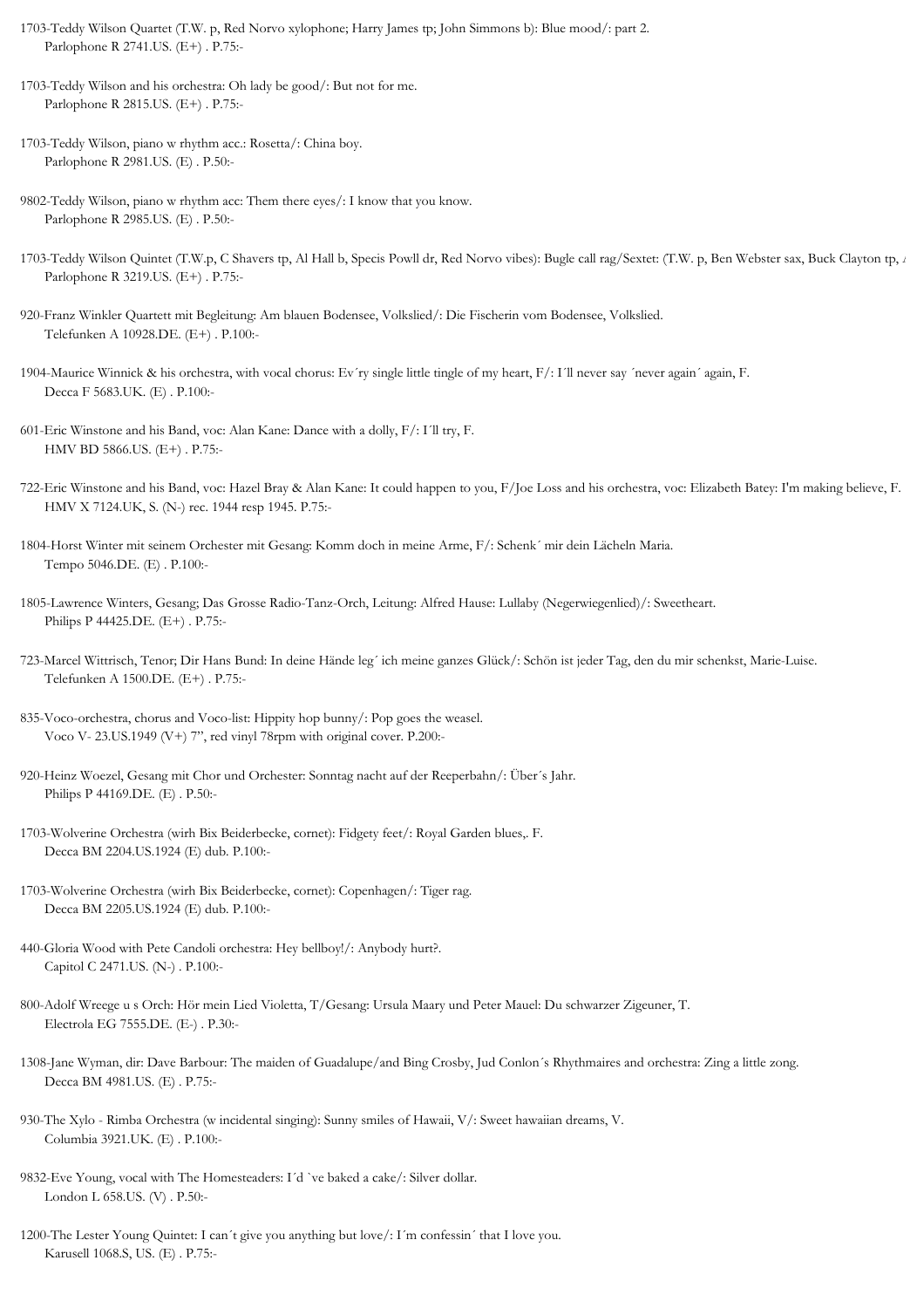1703-Teddy Wilson Quartet (T.W. p, Red Norvo xylophone; Harry James tp; John Simmons b): Blue mood/: part 2.
Parlophone R 2741.US. (E+) . P.75:-

1703-Teddy Wilson and his orchestra: Oh lady be good/: But not for me.
Parlophone R 2815.US. (E+) . P.75:-

1703-Teddy Wilson, piano w rhythm acc.: Rosetta/: China boy.
Parlophone R 2981.US. (E) . P.50:-

9802-Teddy Wilson, piano w rhythm acc: Them there eyes/: I know that you know.
Parlophone R 2985.US. (E) . P.50:-

1703-Teddy Wilson Quintet (T.W.p, C Shavers tp, Al Hall b, Specis Powll dr, Red Norvo vibes): Bugle call rag/Sextet: (T.W. p, Ben Webster sax, Buck Clayton tp, A
Parlophone R 3219.US. (E+) . P.75:-

920-Franz Winkler Quartett mit Begleitung: Am blauen Bodensee, Volkslied/: Die Fischerin vom Bodensee, Volkslied.
Telefunken A 10928.DE. (E+) . P.100:-

1904-Maurice Winnick & his orchestra, with vocal chorus: Ev´ry single little tingle of my heart, F/: I´ll never say ´never again´ again, F.
Decca F 5683.UK. (E) . P.100:-

601-Eric Winstone and his Band, voc: Alan Kane: Dance with a dolly, F/: I´ll try, F.
HMV BD 5866.US. (E+) . P.75:-

722-Eric Winstone and his Band, voc: Hazel Bray & Alan Kane: It could happen to you, F/Joe Loss and his orchestra, voc: Elizabeth Batey: I'm making believe, F.
HMV X 7124.UK, S. (N-) rec. 1944 resp 1945. P.75:-

1804-Horst Winter mit seinem Orchester mit Gesang: Komm doch in meine Arme, F/: Schenk´ mir dein Lächeln Maria.
Tempo 5046.DE. (E) . P.100:-

1805-Lawrence Winters, Gesang; Das Grosse Radio-Tanz-Orch, Leitung: Alfred Hause: Lullaby (Negerwiegenlied)/: Sweetheart.
Philips P 44425.DE. (E+) . P.75:-

723-Marcel Wittrisch, Tenor; Dir Hans Bund: In deine Hände leg´ ich meine ganzes Glück/: Schön ist jeder Tag, den du mir schenkst, Marie-Luise.
Telefunken A 1500.DE. (E+) . P.75:-

835-Voco-orchestra, chorus and Voco-list: Hippity hop bunny/: Pop goes the weasel.
Voco V- 23.US.1949 (V+) 7", red vinyl 78rpm with original cover. P.200:-

920-Heinz Woezel, Gesang mit Chor und Orchester: Sonntag nacht auf der Reeperbahn/: Über´s Jahr.
Philips P 44169.DE. (E) . P.50:-

1703-Wolverine Orchestra (wirh Bix Beiderbecke, cornet): Fidgety feet/: Royal Garden blues,. F.
Decca BM 2204.US.1924 (E) dub. P.100:-

1703-Wolverine Orchestra (wirh Bix Beiderbecke, cornet): Copenhagen/: Tiger rag.
Decca BM 2205.US.1924 (E) dub. P.100:-

440-Gloria Wood with Pete Candoli orchestra: Hey bellboy!/: Anybody hurt?.
Capitol C 2471.US. (N-) . P.100:-

800-Adolf Wreege u s Orch: Hör mein Lied Violetta, T/Gesang: Ursula Maary und Peter Mauel: Du schwarzer Zigeuner, T.
Electrola EG 7555.DE. (E-) . P.30:-

1308-Jane Wyman, dir: Dave Barbour: The maiden of Guadalupe/and Bing Crosby, Jud Conlon´s Rhythmaires and orchestra: Zing a little zong.
Decca BM 4981.US. (E) . P.75:-

930-The Xylo - Rimba Orchestra (w incidental singing): Sunny smiles of Hawaii, V/: Sweet hawaiian dreams, V.
Columbia 3921.UK. (E) . P.100:-

9832-Eve Young, vocal with The Homesteaders: I´d `ve baked a cake/: Silver dollar.
London L 658.US. (V) . P.50:-

1200-The Lester Young Quintet: I can´t give you anything but love/: I´m confessin´ that I love you.
Karusell 1068.S, US. (E) . P.75:-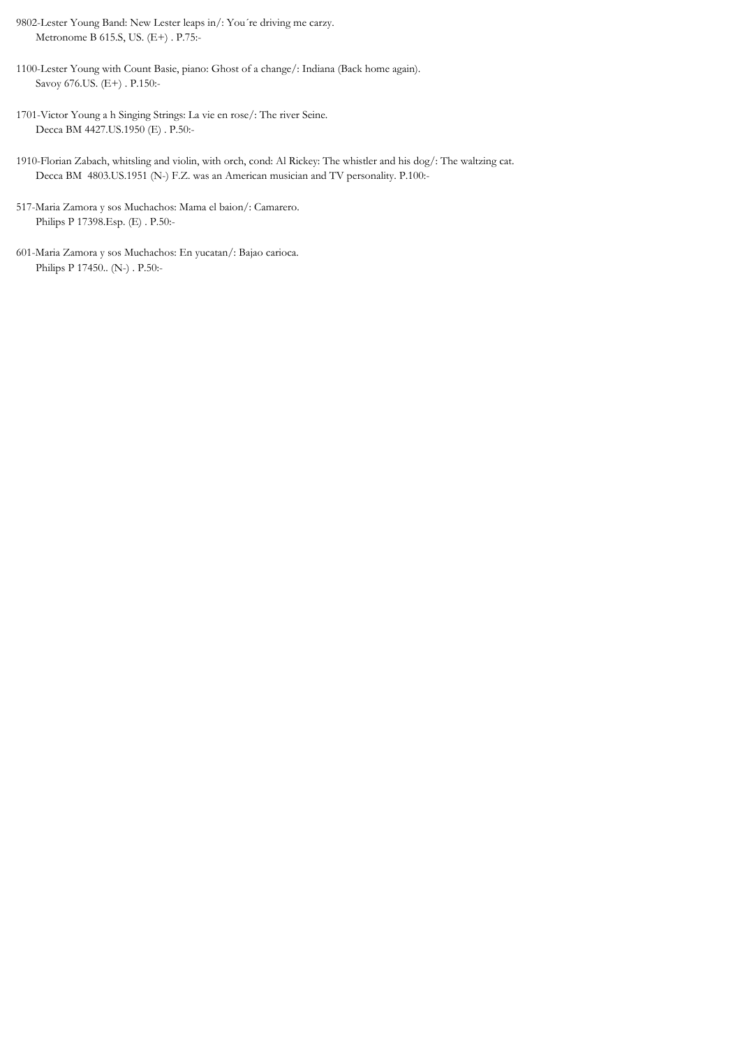9802-Lester Young Band: New Lester leaps in/: You´re driving me carzy.
Metronome B 615.S, US. (E+) . P.75:-

1100-Lester Young with Count Basie, piano: Ghost of a change/: Indiana (Back home again).
Savoy 676.US. (E+) . P.150:-

1701-Victor Young a h Singing Strings: La vie en rose/: The river Seine.
Decca BM 4427.US.1950 (E) . P.50:-

1910-Florian Zabach, whitsling and violin, with orch, cond: Al Rickey: The whistler and his dog/: The waltzing cat.
Decca BM 4803.US.1951 (N-) F.Z. was an American musician and TV personality. P.100:-

517-Maria Zamora y sos Muchachos: Mama el baion/: Camarero.
Philips P 17398.Esp. (E) . P.50:-

601-Maria Zamora y sos Muchachos: En yucatan/: Bajao carioca.
Philips P 17450.. (N-) . P.50:-